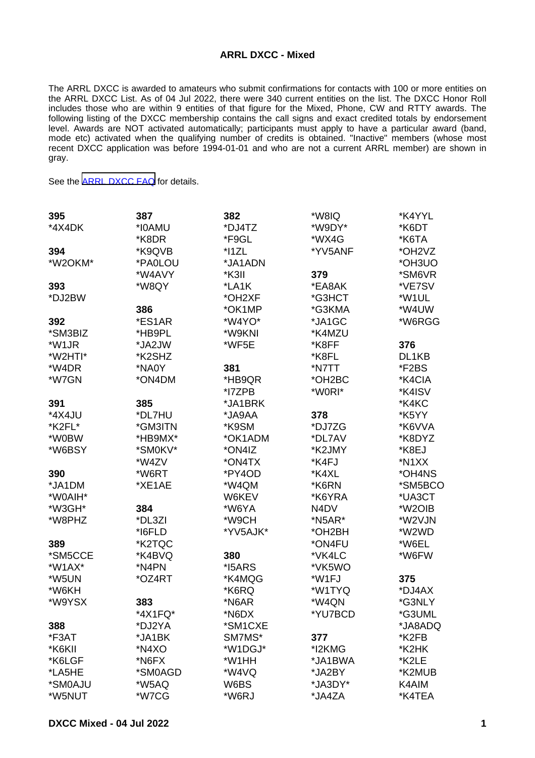**ARRL DXCC - Mixed**

The ARRL DXCC is awarded to amateurs who submit confirmations for contacts with 100 or more entities on the ARRL DXCC List. As of 04 Jul 2022, there were 340 current entities on the list. The DXCC Honor Roll includes those who are within 9 entities of that figure for the Mixed, Phone, CW and RTTY awards. The following listing of the DXCC membership contains the call signs and exact credited totals by endorsement level. Awards are NOT activated automatically; participants must apply to have a particular award (band, mode etc) activated when the qualifying number of credits is obtained. "Inactive" members (whose most recent DXCC application was before 1994-01-01 and who are not a current ARRL member) are shown in gray.

See the [ARRL DXCC FAQ] for details.

**395**
*4X4DK

**394**
*W2OKM*

**393**
*DJ2BW

**392**
*SM3BIZ
*W1JR
*W2HTI*
*W4DR
*W7GN

**391**
*4X4JU
*K2FL*
*W0BW
*W6BSY

**390**
*JA1DM
*W0AIH*
*W3GH*
*W8PHZ

**389**
*SM5CCE
*W1AX*
*W5UN
*W6KH
*W9YSX

**388**
*F3AT
*K6KII
*K6LGF
*LA5HE
*SM0AJU
*W5NUT

**387**
*I0AMU
*K8DR
*K9QVB
*PA0LOU
*W4AVY
*W8QY

**386**
*ES1AR
*HB9PL
*JA2JW
*K2SHZ
*NA0Y
*ON4DM

**385**
*DL7HU
*GM3ITN
*HB9MX*
*SM0KV*
*W4ZV
*W6RT
*XE1AE

**384**
*DL3ZI
*I6FLD
*K2TQC
*K4BVQ
*N4PN
*OZ4RT

**383**
*4X1FQ*
*DJ2YA
*JA1BK
*N4XO
*N6FX
*SM0AGD
*W5AQ
*W7CG

**382**
*DJ4TZ
*F9GL
*I1ZL
*JA1ADN
*K3II
*LA1K
*OH2XF
*OK1MP
*W4YO*
*W9KNI
*WF5E

**381**
*HB9QR
*I7ZPB
*JA1BRK
*JA9AA
*K9SM
*OK1ADM
*ON4IZ
*ON4TX
*PY4OD
*W4QM
W6KEV
*W6YA
*W9CH
*YV5AJK*

**380**
*I5ARS
*K4MQG
*K6RQ
*N6AR
*N6DX
*SM1CXE
SM7MS*
*W1DGJ*
*W1HH
*W4VQ
W6BS
*W6RJ

*W8IQ
*W9DY*
*WX4G
*YV5ANF

**379**
*EA8AK
*G3HCT
*G3KMA
*JA1GC
*K4MZU
*K8FF
*K8FL
*N7TT
*OH2BC
*W0RI*

**378**
*DJ7ZG
*DL7AV
*K2JMY
*K4FJ
*K4XL
*K6RN
*K6YRA
N4DV
*N5AR*
*OH2BH
*ON4FU
*VK4LC
*VK5WO
*W1FJ
*W1TYQ
*W4QN
*YU7BCD

**377**
*I2KMG
*JA1BWA
*JA2BY
*JA3DY*
*JA4ZA

*K4YYL
*K6DT
*K6TA
*OH2VZ
*OH3UO
*SM6VR
*VE7SV
*W1UL
*W4UW
*W6RGG

**376**
DL1KB
*F2BS
*K4CIA
*K4ISV
*K4KC
*K5YY
*K6VVA
*K8DYZ
*K8EJ
*N1XX
*OH4NS
*SM5BCO
*UA3CT
*W2OIB
*W2VJN
*W2WD
*W6EL
*W6FW

**375**
*DJ4AX
*G3NLY
*G3UML
*JA8ADQ
*K2FB
*K2HK
*K2LE
*K2MUB
K4AIM
*K4TEA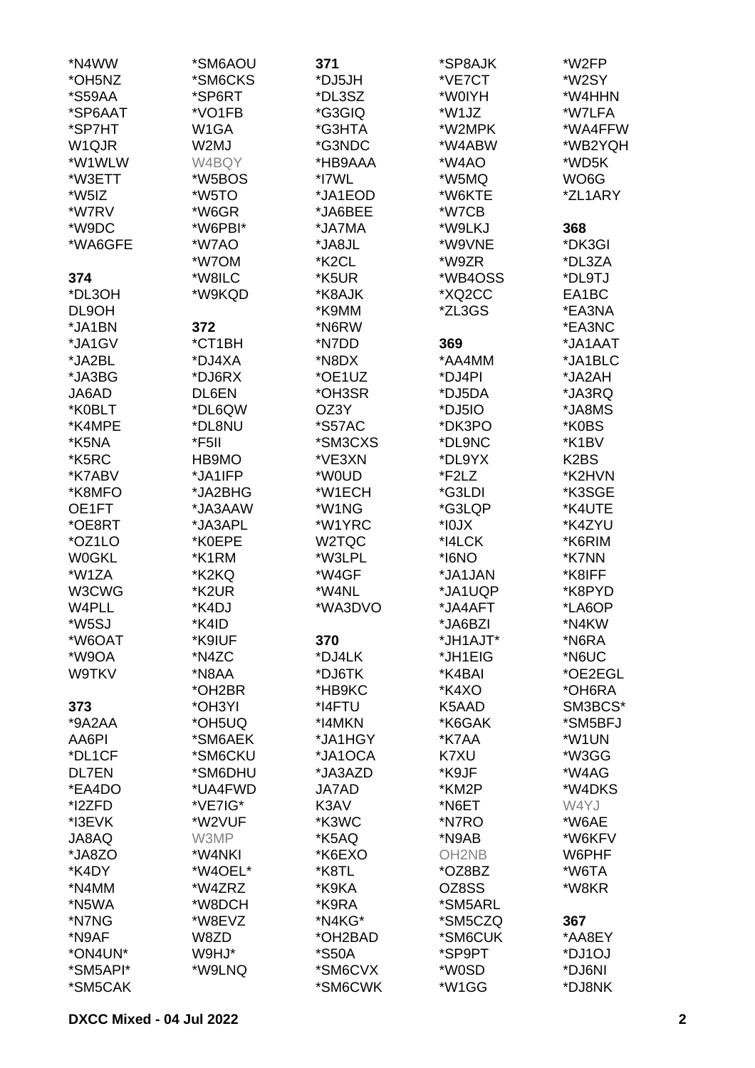*N4WW
*OH5NZ
*S59AA
*SP6AAT
*SP7HT
W1QJR
*W1WLW
*W3ETT
*W5IZ
*W7RV
*W9DC
*WA6GFE

**374**

*DL3OH
DL9OH
*JA1BN
*JA1GV
*JA2BL
*JA3BG
JA6AD
*K0BLT
*K4MPE
*K5NA
*K5RC
*K7ABV
*K8MFO
OE1FT
*OE8RT
*OZ1LO
W0GKL
*W1ZA
W3CWG
W4PLL
*W5SJ
*W6OAT
*W9OA
W9TKV

**373**

*9A2AA
AA6PI
*DL1CF
DL7EN
*EA4DO
*I2ZFD
*I3EVK
JA8AQ
*JA8ZO
*K4DY
*N4MM
*N5WA
*N7NG
*N9AF
*ON4UN*
*SM5API*
*SM5CAK
*SM6AOU
*SM6CKS
*SP6RT
*VO1FB
W1GA
W2MJ
W4BQY
*W5BOS
*W5TO
*W6GR
*W6PBI*
*W7AO
*W7OM
*W8ILC
*W9KQD

**372**

*CT1BH
*DJ4XA
*DJ6RX
DL6EN
*DL6QW
*DL8NU
*F5II
HB9MO
*JA1IFP
*JA2BHG
*JA3AAW
*JA3APL
*K0EPE
*K1RM
*K2KQ
*K2UR
*K4DJ
*K4ID
*K9IUF
*N4ZC
*N8AA
*OH2BR
*OH3YI
*OH5UQ
*SM6AEK
*SM6CKU
*SM6DHU
*UA4FWD
*VE7IG*
*W2VUF
W3MP
*W4NKI
*W4OEL*
*W4ZRZ
*W8DCH
*W8EVZ
W8ZD
W9HJ*
*W9LNQ

**371**

*DJ5JH
*DL3SZ
*G3GIQ
*G3HTA
*G3NDC
*HB9AAA
*I7WL
*JA1EOD
*JA6BEE
*JA7MA
*JA8JL
*K2CL
*K5UR
*K8AJK
*K9MM
*N6RW
*N7DD
*N8DX
*OE1UZ
*OH3SR
OZ3Y
*S57AC
*SM3CXS
*VE3XN
*W0UD
*W1ECH
*W1NG
*W1YRC
W2TQC
*W3LPL
*W4GF
*W4NL
*WA3DVO

**370**

*DJ4LK
*DJ6TK
*HB9KC
*I4FTU
*I4MKN
*JA1HGY
*JA1OCA
*JA3AZD
JA7AD
K3AV
*K3WC
*K5AQ
*K6EXO
*K8TL
*K9KA
*K9RA
*N4KG*
*OH2BAD
*S50A
*SM6CVX
*SM6CWK
*SP8AJK
*VE7CT
*W0IYH
*W1JZ
*W2MPK
*W4ABW
*W4AO
*W5MQ
*W6KTE
*W7CB
*W9LKJ
*W9VNE
*W9ZR
*WB4OSS
*XQ2CC
*ZL3GS

**369**

*AA4MM
*DJ4PI
*DJ5DA
*DJ5IO
*DK3PO
*DL9NC
*DL9YX
*F2LZ
*G3LDI
*G3LQP
*I0JX
*I4LCK
*I6NO
*JA1JAN
*JA1UQP
*JA4AFT
*JA6BZI
*JH1AJT*
*JH1EIG
*K4BAI
*K4XO
K5AAD
*K6GAK
*K7AA
K7XU
*K9JF
*KM2P
*N6ET
*N7RO
*N9AB
OH2NB
*OZ8BZ
OZ8SS
*SM5ARL
*SM5CZQ
*SM6CUK
*SP9PT
*W0SD
*W1GG
*W2FP
*W2SY
*W4HHN
*W7LFA
*WA4FFW
*WB2YQH
*WD5K
WO6G
*ZL1ARY

**368**

*DK3GI
*DL3ZA
*DL9TJ
EA1BC
*EA3NA
*EA3NC
*JA1AAT
*JA1BLC
*JA2AH
*JA3RQ
*JA8MS
*K0BS
*K1BV
K2BS
*K2HVN
*K3SGE
*K4UTE
*K4ZYU
*K6RIM
*K7NN
*K8IFF
*K8PYD
*LA6OP
*N4KW
*N6RA
*N6UC
*OE2EGL
*OH6RA
SM3BCS*
*SM5BFJ
*W1UN
*W3GG
*W4AG
*W4DKS
W4YJ
*W6AE
*W6KFV
W6PHF
*W6TA
*W8KR

**367**

*AA8EY
*DJ1OJ
*DJ6NI
*DJ8NK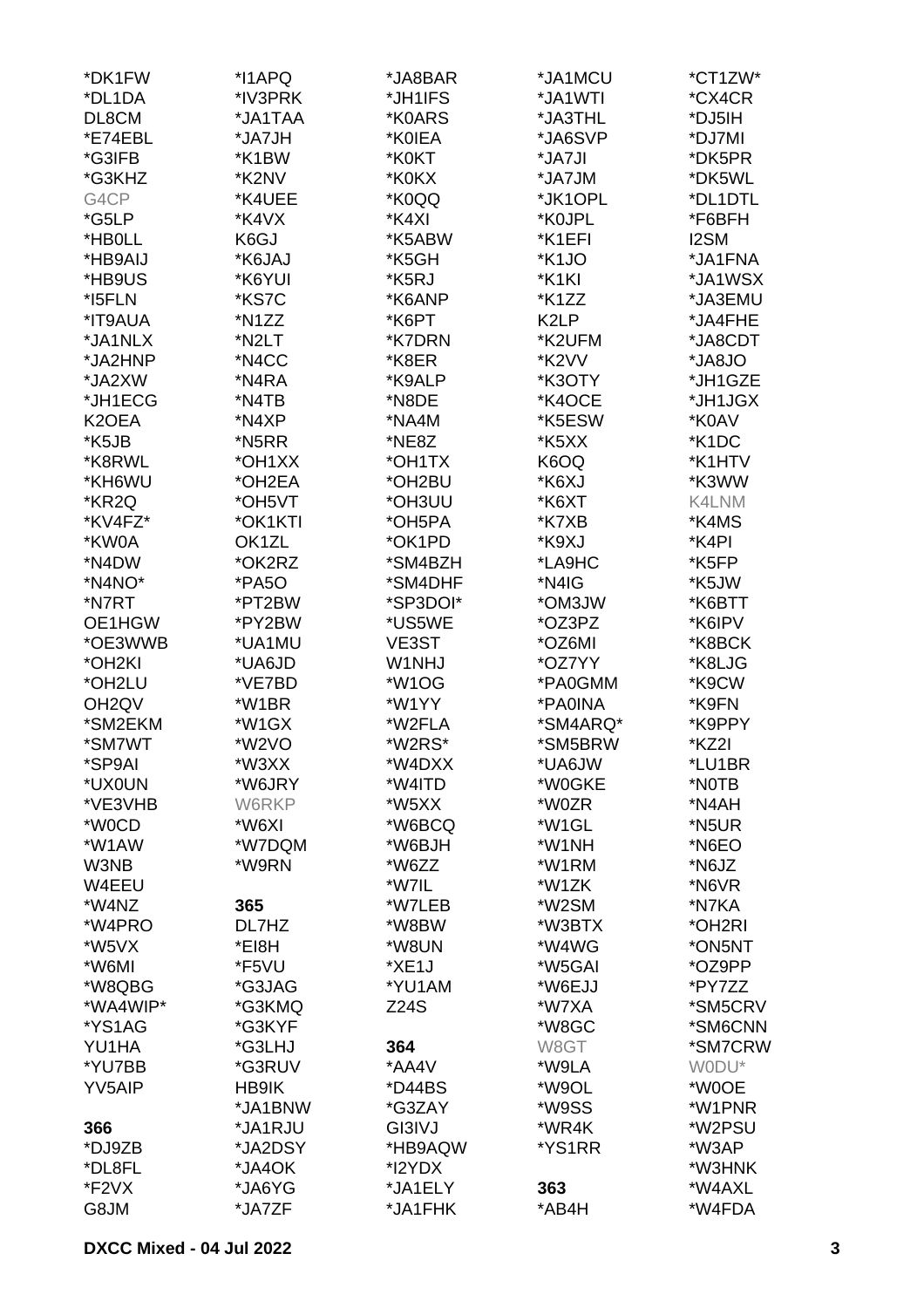*DK1FW
*DL1DA
DL8CM
*E74EBL
*G3IFB
*G3KHZ
G4CP
*G5LP
*HB0LL
*HB9AIJ
*HB9US
*I5FLN
*IT9AUA
*JA1NLX
*JA2HNP
*JA2XW
*JH1ECG
K2OEA
*K5JB
*K8RWL
*KH6WU
*KR2Q
*KV4FZ*
*KW0A
*N4DW
*N4NO*
*N7RT
OE1HGW
*OE3WWB
*OH2KI
*OH2LU
OH2QV
*SM2EKM
*SM7WT
*SP9AI
*UX0UN
*VE3VHB
*W0CD
*W1AW
W3NB
W4EEU
*W4NZ
*W4PRO
*W5VX
*W6MI
*W8QBG
*WA4WIP*
*YS1AG
YU1HA
*YU7BB
YV5AIP

**366**
*DJ9ZB
*DL8FL
*F2VX
G8JM

*I1APQ
*IV3PRK
*JA1TAA
*JA7JH
*K1BW
*K2NV
*K4UEE
*K4VX
K6GJ
*K6JAJ
*K6YUI
*KS7C
*N1ZZ
*N2LT
*N4CC
*N4RA
*N4TB
*N4XP
*N5RR
*OH1XX
*OH2EA
*OH5VT
*OK1KTI
OK1ZL
*OK2RZ
*PA5O
*PT2BW
*PY2BW
*UA1MU
*UA6JD
*VE7BD
*W1BR
*W1GX
*W2VO
*W3XX
*W6JRY
W6RKP
*W6XI
*W7DQM
*W9RN

**365**
DL7HZ
*EI8H
*F5VU
*G3JAG
*G3KMQ
*G3KYF
*G3LHJ
*G3RUV
HB9IK
*JA1BNW
*JA1RJU
*JA2DSY
*JA4OK
*JA6YG
*JA7ZF

*JA8BAR
*JH1IFS
*K0ARS
*K0IEA
*K0KT
*K0KX
*K0QQ
*K4XI
*K5ABW
*K5GH
*K5RJ
*K6ANP
*K6PT
*K7DRN
*K8ER
*K9ALP
*N8DE
*NA4M
*NE8Z
*OH1TX
*OH2BU
*OH3UU
*OH5PA
*OK1PD
*SM4BZH
*SM4DHF
*SP3DOI*
*US5WE
VE3ST
W1NHJ
*W1OG
*W1YY
*W2FLA
*W2RS*
*W4DXX
*W4ITD
*W5XX
*W6BCQ
*W6BJH
*W6ZZ
*W7IL
*W7LEB
*W8BW
*W8UN
*XE1J
*YU1AM
Z24S

**364**
*AA4V
*D44BS
*G3ZAY
GI3IVJ
*HB9AQW
*I2YDX
*JA1ELY
*JA1FHK

*JA1MCU
*JA1WTI
*JA3THL
*JA6SVP
*JA7JI
*JA7JM
*JK1OPL
*K0JPL
*K1EFI
*K1JO
*K1KI
*K1ZZ
K2LP
*K2UFM
*K2VV
*K3OTY
*K4OCE
*K5ESW
*K5XX
K6OQ
*K6XJ
*K6XT
*K7XB
*K9XJ
*LA9HC
*N4IG
*OM3JW
*OZ3PZ
*OZ6MI
*OZ7YY
*PA0GMM
*PA0INA
*SM4ARQ*
*SM5BRW
*UA6JW
*W0GKE
*W0ZR
*W1GL
*W1NH
*W1RM
*W1ZK
*W2SM
*W3BTX
*W4WG
*W5GAI
*W6EJJ
*W7XA
*W8GC
W8GT
*W9LA
*W9OL
*W9SS
*WR4K
*YS1RR

**363**
*AB4H

*CT1ZW*
*CX4CR
*DJ5IH
*DJ7MI
*DK5PR
*DK5WL
*DL1DTL
*F6BFH
I2SM
*JA1FNA
*JA1WSX
*JA3EMU
*JA4FHE
*JA8CDT
*JA8JO
*JH1GZE
*JH1JGX
*K0AV
*K1DC
*K1HTV
*K3WW
K4LNM
*K4MS
*K4PI
*K5FP
*K5JW
*K6BTT
*K6IPV
*K8BCK
*K8LJG
*K9CW
*K9FN
*K9PPY
*KZ2I
*LU1BR
*N0TB
*N4AH
*N5UR
*N6EO
*N6JZ
*N6VR
*N7KA
*OH2RI
*ON5NT
*OZ9PP
*PY7ZZ
*SM5CRV
*SM6CNN
*SM7CRW
W0DU*
*W0OE
*W1PNR
*W2PSU
*W3AP
*W3HNK
*W4AXL
*W4FDA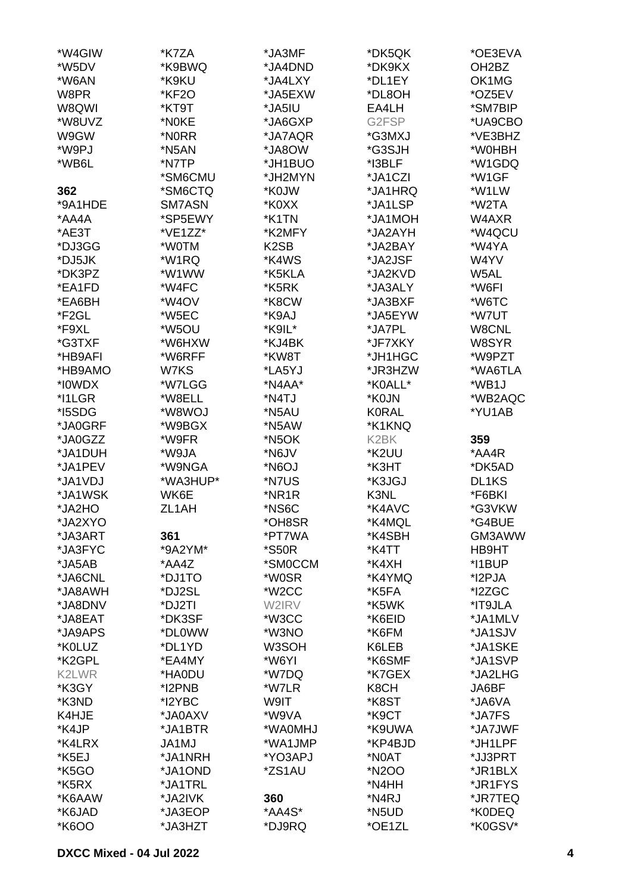*W4GIW
*W5DV
*W6AN
W8PR
W8QWI
*W8UVZ
W9GW
*W9PJ
*WB6L

**362**
*9A1HDE
*AA4A
*AE3T
*DJ3GG
*DJ5JK
*DK3PZ
*EA1FD
*EA6BH
*F2GL
*F9XL
*G3TXF
*HB9AFI
*HB9AMO
*I0WDX
*I1LGR
*I5SDG
*JA0GRF
*JA0GZZ
*JA1DUH
*JA1PEV
*JA1VDJ
*JA1WSK
*JA2HO
*JA2XYO
*JA3ART
*JA3FYC
*JA5AB
*JA6CNL
*JA8AWH
*JA8DNV
*JA8EAT
*JA9APS
*K0LUZ
*K2GPL
K2LWR
*K3GY
*K3ND
K4HJE
*K4JP
*K4LRX
*K5EJ
*K5GO
*K5RX
*K6AAW
*K6JAD
*K6OO
*K7ZA
*K9BWQ
*K9KU
*KF2O
*KT9T
*N0KE
*N0RR
*N5AN
*N7TP
*SM6CMU
*SM6CTQ
SM7ASN
*SP5EWY
*VE1ZZ*
*W0TM
*W1RQ
*W1WW
*W4FC
*W4OV
*W5EC
*W5OU
*W6HXW
*W6RFF
W7KS
*W7LGG
*W8ELL
*W8WOJ
*W9BGX
*W9FR
*W9JA
*W9NGA
*WA3HUP*
WK6E
ZL1AH

**361**
*9A2YM*
*AA4Z
*DJ1TO
*DJ2SL
*DJ2TI
*DK3SF
*DL0WW
*DL1YD
*EA4MY
*HA0DU
*I2PNB
*I2YBC
*JA0AXV
*JA1BTR
JA1MJ
*JA1NRH
*JA1OND
*JA1TRL
*JA2IVK
*JA3EOP
*JA3HZT
*JA3MF
*JA4DND
*JA4LXY
*JA5EXW
*JA5IU
*JA6GXP
*JA7AQR
*JA8OW
*JH1BUO
*JH2MYN
*K0JW
*K0XX
*K1TN
*K2MFY
K2SB
*K4WS
*K5KLA
*K5RK
*K8CW
*K9AJ
*K9IL*
*KJ4BK
*KW8T
*LA5YJ
*N4AA*
*N4TJ
*N5AU
*N5AW
*N5OK
*N6JV
*N6OJ
*N7US
*NR1R
*NS6C
*OH8SR
*PT7WA
*S50R
*SM0CCM
*W0SR
*W2CC
W2IRV
*W3CC
*W3NO
W3SOH
*W6YI
*W7DQ
*W7LR
W9IT
*W9VA
*WA0MHJ
*WA1JMP
*YO3APJ
*ZS1AU

**360**
*AA4S*
*DJ9RQ
*DK5QK
*DK9KX
*DL1EY
*DL8OH
EA4LH
G2FSP
*G3MXJ
*G3SJH
*I3BLF
*JA1CZI
*JA1HRQ
*JA1LSP
*JA1MOH
*JA2AYH
*JA2BAY
*JA2JSF
*JA2KVD
*JA3ALY
*JA3BXF
*JA5EYW
*JA7PL
*JF7XKY
*JH1HGC
*JR3HZW
*K0ALL*
*K0JN
K0RAL
*K1KNQ
K2BK
*K2UU
*K3HT
*K3JGJ
K3NL
*K4AVC
*K4MQL
*K4SBH
*K4TT
*K4XH
*K4YMQ
*K5FA
*K5WK
*K6EID
*K6FM
K6LEB
*K6SMF
*K7GEX
K8CH
*K8ST
*K9CT
*K9UWA
*KP4BJD
*N0AT
*N2OO
*N4HH
*N4RJ
*N5UD
*OE1ZL
*OE3EVA
OH2BZ
OK1MG
*OZ5EV
*SM7BIP
*UA9CBO
*VE3BHZ
*W0HBH
*W1GDQ
*W1GF
*W1LW
*W2TA
W4AXR
*W4QCU
*W4YA
W4YV
W5AL
*W6FI
*W6TC
*W7UT
W8CNL
W8SYR
*W9PZT
*WA6TLA
*WB1J
*WB2AQC
*YU1AB

**359**
*AA4R
*DK5AD
DL1KS
*F6BKI
*G3VKW
*G4BUE
GM3AWW
HB9HT
*I1BUP
*I2PJA
*I2ZGC
*IT9JLA
*JA1MLV
*JA1SJV
*JA1SKE
*JA1SVP
*JA2LHG
JA6BF
*JA6VA
*JA7FS
*JA7JWF
*JH1LPF
*JJ3PRT
*JR1BLX
*JR1FYS
*JR7TEQ
*K0DEQ
*K0GSV*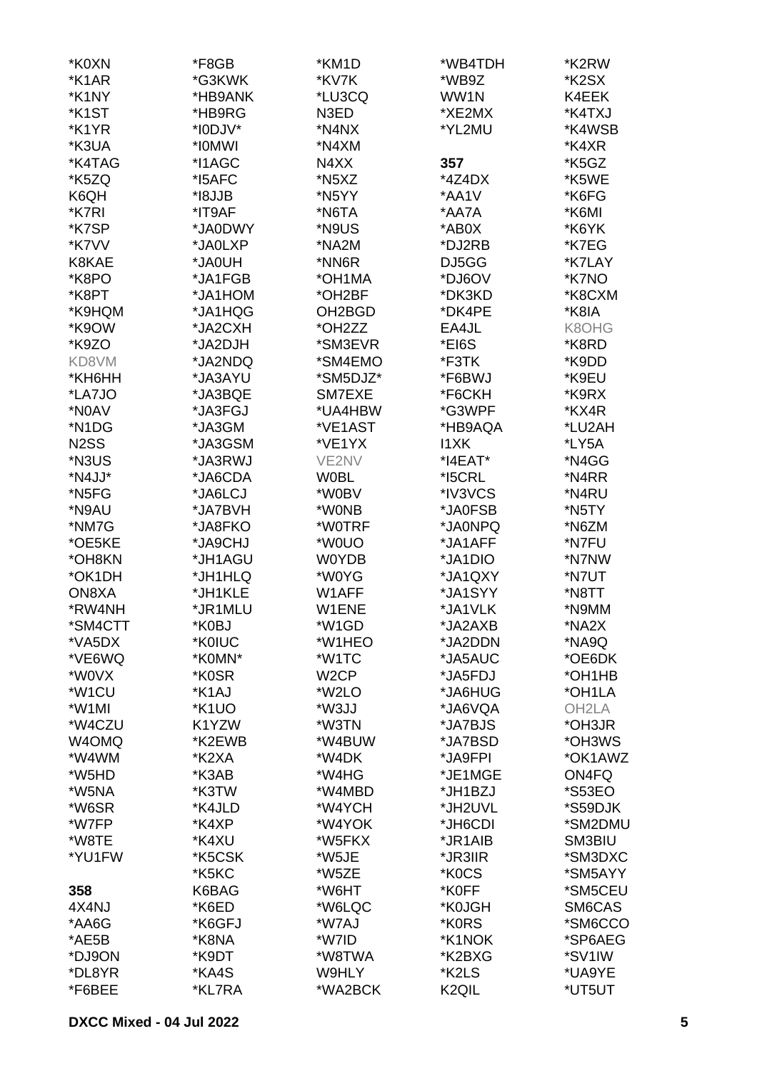*K0XN
*K1AR
*K1NY
*K1ST
*K1YR
*K3UA
*K4TAG
*K5ZQ
K6QH
*K7RI
*K7SP
*K7VV
K8KAE
*K8PO
*K8PT
*K9HQM
*K9OW
*K9ZO
KD8VM
*KH6HH
*LA7JO
*N0AV
*N1DG
N2SS
*N3US
*N4JJ*
*N5FG
*N9AU
*NM7G
*OE5KE
*OH8KN
*OK1DH
ON8XA
*RW4NH
*SM4CTT
*VA5DX
*VE6WQ
*W0VX
*W1CU
*W1MI
*W4CZU
W4OMQ
*W4WM
*W5HD
*W5NA
*W6SR
*W7FP
*W8TE
*YU1FW

**358**

4X4NJ
*AA6G
*AE5B
*DJ9ON
*DL8YR
*F6BEE
*F8GB
*G3KWK
*HB9ANK
*HB9RG
*I0DJV*
*I0MWI
*I1AGC
*I5AFC
*I8JJB
*IT9AF
*JA0DWY
*JA0LXP
*JA0UH
*JA1FGB
*JA1HOM
*JA1HQG
*JA2CXH
*JA2DJH
*JA2NDQ
*JA3AYU
*JA3BQE
*JA3FGJ
*JA3GM
*JA3GSM
*JA3RWJ
*JA6CDA
*JA6LCJ
*JA7BVH
*JA8FKO
*JA9CHJ
*JH1AGU
*JH1HLQ
*JH1KLE
*JR1MLU
*K0BJ
*K0IUC
*K0MN*
*K0SR
*K1AJ
*K1UO
K1YZW
*K2EWB
*K2XA
*K3AB
*K3TW
*K4JLD
*K4XP
*K4XU
*K5CSK
*K5KC
K6BAG
*K6ED
*K6GFJ
*K8NA
*K9DT
*KA4S
*KL7RA
*KM1D
*KV7K
*LU3CQ
N3ED
*N4NX
*N4XM
N4XX
*N5XZ
*N5YY
*N6TA
*N9US
*NA2M
*NN6R
*OH1MA
*OH2BF
OH2BGD
*OH2ZZ
*SM3EVR
*SM4EMO
*SM5DJZ*
SM7EXE
*UA4HBW
*VE1AST
*VE1YX
VE2NV
W0BL
*W0BV
*W0NB
*W0TRF
*W0UO
W0YDB
*W0YG
W1AFF
W1ENE
*W1GD
*W1HEO
*W1TC
W2CP
*W2LO
*W3JJ
*W3TN
*W4BUW
*W4DK
*W4HG
*W4MBD
*W4YCH
*W4YOK
*W5FKX
*W5JE
*W5ZE
*W6HT
*W6LQC
*W7AJ
*W7ID
*W8TWA
W9HLY
*WA2BCK
*WB4TDH
*WB9Z
WW1N
*XE2MX
*YL2MU

**357**

*4Z4DX
*AA1V
*AA7A
*AB0X
*DJ2RB
DJ5GG
*DJ6OV
*DK3KD
*DK4PE
EA4JL
*EI6S
*F3TK
*F6BWJ
*F6CKH
*G3WPF
*HB9AQA
I1XK
*I4EAT*
*I5CRL
*IV3VCS
*JA0FSB
*JA0NPQ
*JA1AFF
*JA1DIO
*JA1QXY
*JA1SYY
*JA1VLK
*JA2AXB
*JA2DDN
*JA5AUC
*JA5FDJ
*JA6HUG
*JA6VQA
*JA7BJS
*JA7BSD
*JA9FPI
*JE1MGE
*JH1BZJ
*JH2UVL
*JH6CDI
*JR1AIB
*JR3IIR
*K0CS
*K0FF
*K0JGH
*K0RS
*K1NOK
*K2BXG
*K2LS
K2QIL
*K2RW
*K2SX
K4EEK
*K4TXJ
*K4WSB
*K4XR
*K5GZ
*K5WE
*K6FG
*K6MI
*K6YK
*K7EG
*K7LAY
*K7NO
*K8CXM
*K8IA
K8OHG
*K8RD
*K9DD
*K9EU
*K9RX
*KX4R
*LU2AH
*LY5A
*N4GG
*N4RR
*N4RU
*N5TY
*N6ZM
*N7FU
*N7NW
*N7UT
*N8TT
*N9MM
*NA2X
*NA9Q
*OE6DK
*OH1HB
*OH1LA
OH2LA
*OH3JR
*OH3WS
*OK1AWZ
ON4FQ
*S53EO
*S59DJK
*SM2DMU
SM3BIU
*SM3DXC
*SM5AYY
*SM5CEU
SM6CAS
*SM6CCO
*SP6AEG
*SV1IW
*UA9YE
*UT5UT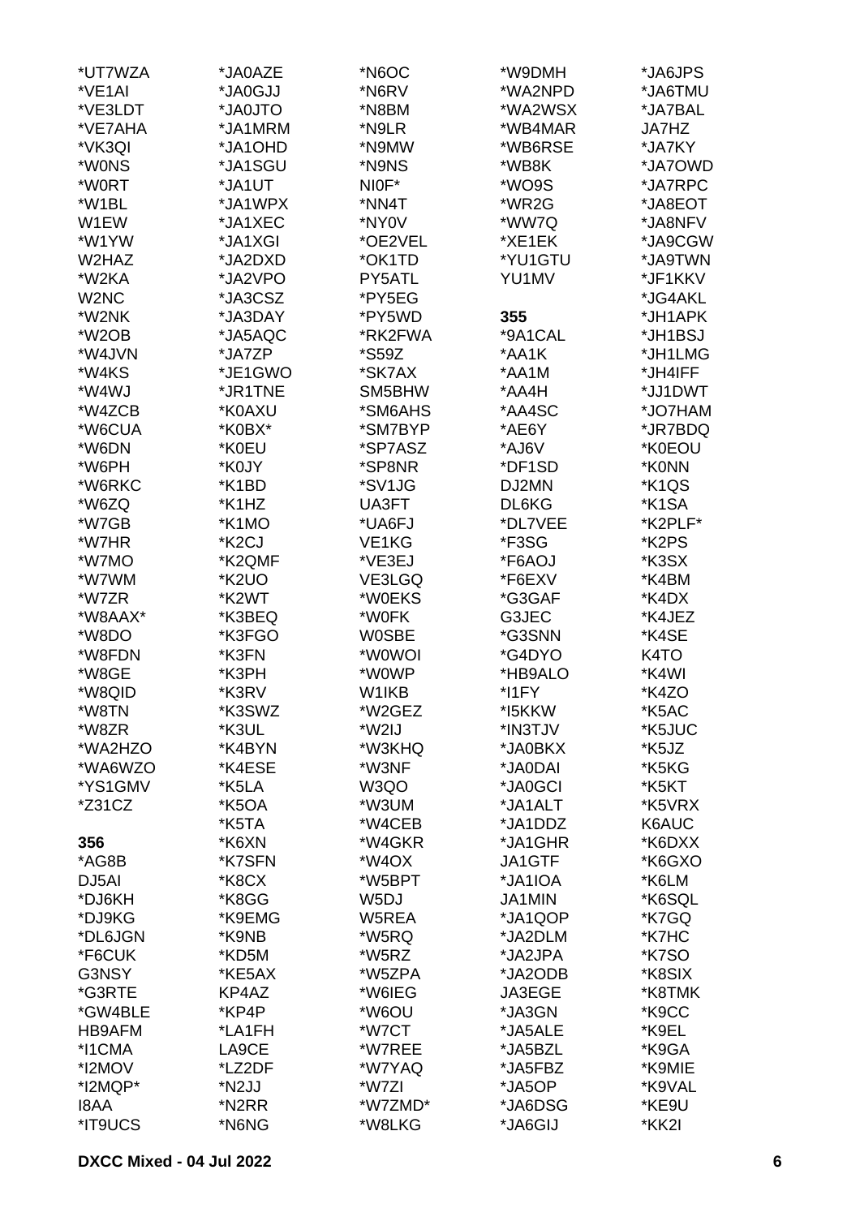*UT7WZA
*VE1AI
*VE3LDT
*VE7AHA
*VK3QI
*W0NS
*W0RT
*W1BL
W1EW
*W1YW
W2HAZ
*W2KA
W2NC
*W2NK
*W2OB
*W4JVN
*W4KS
*W4WJ
*W4ZCB
*W6CUA
*W6DN
*W6PH
*W6RKC
*W6ZQ
*W7GB
*W7HR
*W7MO
*W7WM
*W7ZR
*W8AAX*
*W8DO
*W8FDN
*W8GE
*W8QID
*W8TN
*W8ZR
*WA2HZO
*WA6WZO
*YS1GMV
*Z31CZ

**356**

*AG8B
DJ5AI
*DJ6KH
*DJ9KG
*DL6JGN
*F6CUK
G3NSY
*G3RTE
*GW4BLE
HB9AFM
*I1CMA
*I2MOV
*I2MQP*
I8AA
*IT9UCS
*JA0AZE
*JA0GJJ
*JA0JTO
*JA1MRM
*JA1OHD
*JA1SGU
*JA1UT
*JA1WPX
*JA1XEC
*JA1XGI
*JA2DXD
*JA2VPO
*JA3CSZ
*JA3DAY
*JA5AQC
*JA7ZP
*JE1GWO
*JR1TNE
*K0AXU
*K0BX*
*K0EU
*K0JY
*K1BD
*K1HZ
*K1MO
*K2CJ
*K2QMF
*K2UO
*K2WT
*K3BEQ
*K3FGO
*K3FN
*K3PH
*K3RV
*K3SWZ
*K3UL
*K4BYN
*K4ESE
*K5LA
*K5OA
*K5TA
*K6XN
*K7SFN
*K8CX
*K8GG
*K9EMG
*K9NB
*KD5M
*KE5AX
KP4AZ
*KP4P
*LA1FH
LA9CE
*LZ2DF
*N2JJ
*N2RR
*N6NG
*N6OC
*N6RV
*N8BM
*N9LR
*N9MW
*N9NS
NI0F*
*NN4T
*NY0V
*OE2VEL
*OK1TD
PY5ATL
*PY5EG
*PY5WD
*RK2FWA
*S59Z
*SK7AX
SM5BHW
*SM6AHS
*SM7BYP
*SP7ASZ
*SP8NR
*SV1JG
UA3FT
*UA6FJ
VE1KG
*VE3EJ
VE3LGQ
*W0EKS
*W0FK
W0SBE
*W0WOI
*W0WP
W1IKB
*W2GEZ
*W2IJ
*W3KHQ
*W3NF
W3QO
*W3UM
*W4CEB
*W4GKR
*W4OX
*W5BPT
W5DJ
W5REA
*W5RQ
*W5RZ
*W5ZPA
*W6IEG
*W6OU
*W7CT
*W7REE
*W7YAQ
*W7ZI
*W7ZMD*
*W8LKG
*W9DMH
*WA2NPD
*WA2WSX
*WB4MAR
*WB6RSE
*WB8K
*WO9S
*WR2G
*WW7Q
*XE1EK
*YU1GTU
YU1MV

**355**

*9A1CAL
*AA1K
*AA1M
*AA4H
*AA4SC
*AE6Y
*AJ6V
*DF1SD
DJ2MN
DL6KG
*DL7VEE
*F3SG
*F6AOJ
*F6EXV
*G3GAF
G3JEC
*G3SNN
*G4DYO
*HB9ALO
*I1FY
*I5KKW
*IN3TJV
*JA0BKX
*JA0DAI
*JA0GCI
*JA1ALT
*JA1DDZ
*JA1GHR
JA1GTF
*JA1IOA
JA1MIN
*JA1QOP
*JA2DLM
*JA2JPA
*JA2ODB
JA3EGE
*JA3GN
*JA5ALE
*JA5BZL
*JA5FBZ
*JA5OP
*JA6DSG
*JA6GIJ
*JA6JPS
*JA6TMU
*JA7BAL
JA7HZ
*JA7KY
*JA7OWD
*JA7RPC
*JA8EOT
*JA8NFV
*JA9CGW
*JA9TWN
*JF1KKV
*JG4AKL
*JH1APK
*JH1BSJ
*JH1LMG
*JH4IFF
*JJ1DWT
*JO7HAM
*JR7BDQ
*K0EOU
*K0NN
*K1QS
*K1SA
*K2PLF*
*K2PS
*K3SX
*K4BM
*K4DX
*K4JEZ
*K4SE
K4TO
*K4WI
*K4ZO
*K5AC
*K5JUC
*K5JZ
*K5KG
*K5KT
*K5VRX
K6AUC
*K6DXX
*K6GXO
*K6LM
*K6SQL
*K7GQ
*K7HC
*K7SO
*K8SIX
*K8TMK
*K9CC
*K9EL
*K9GA
*K9MIE
*K9VAL
*KE9U
*KK2I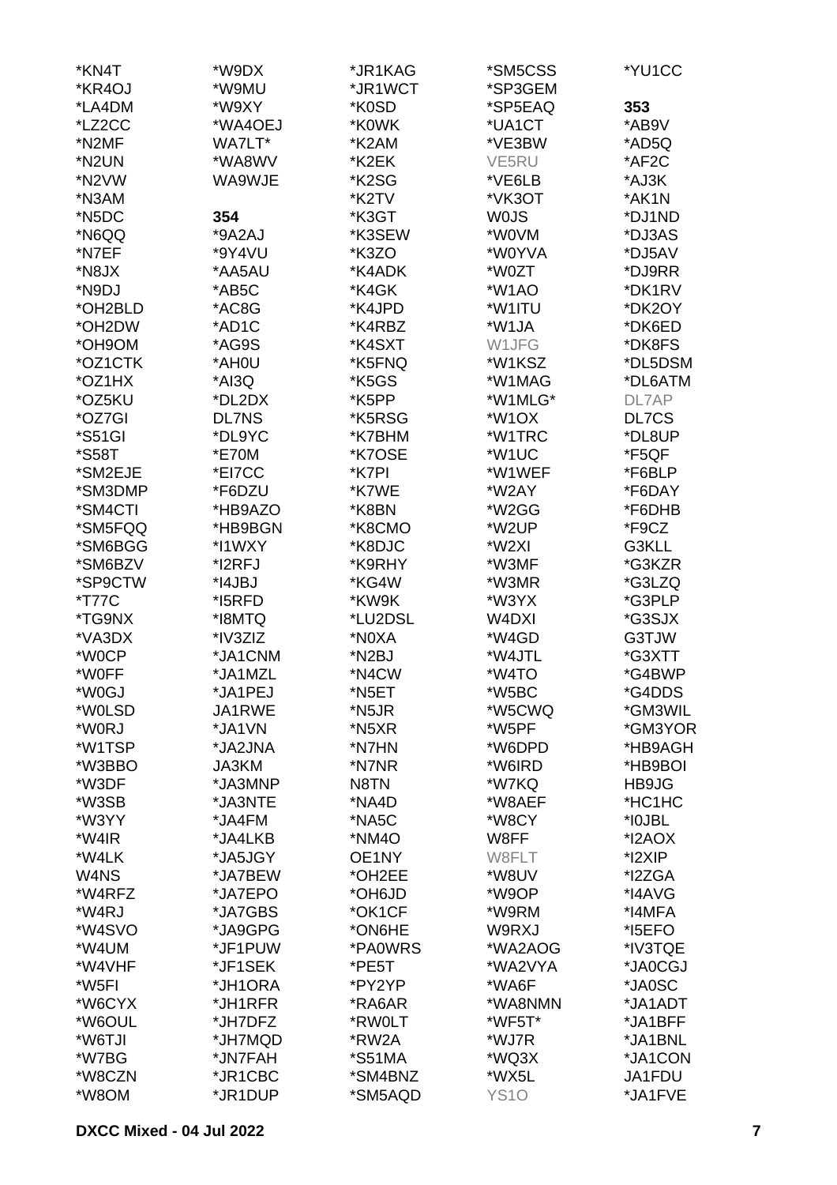*KN4T
*KR4OJ
*LA4DM
*LZ2CC
*N2MF
*N2UN
*N2VW
*N3AM
*N5DC
*N6QQ
*N7EF
*N8JX
*N9DJ
*OH2BLD
*OH2DW
*OH9OM
*OZ1CTK
*OZ1HX
*OZ5KU
*OZ7GI
*S51GI
*S58T
*SM2EJE
*SM3DMP
*SM4CTI
*SM5FQQ
*SM6BGG
*SM6BZV
*SP9CTW
*T77C
*TG9NX
*VA3DX
*W0CP
*W0FF
*W0GJ
*W0LSD
*W0RJ
*W1TSP
*W3BBO
*W3DF
*W3SB
*W3YY
*W4IR
*W4LK
W4NS
*W4RFZ
*W4RJ
*W4SVO
*W4UM
*W4VHF
*W5FI
*W6CYX
*W6OUL
*W6TJI
*W7BG
*W8CZN
*W8OM
*W9DX
*W9MU
*W9XY
*WA4OEJ
WA7LT*
*WA8WV
WA9WJE

**354**

*9A2AJ
*9Y4VU
*AA5AU
*AB5C
*AC8G
*AD1C
*AG9S
*AH0U
*AI3Q
*DL2DX
DL7NS
*DL9YC
*E70M
*EI7CC
*F6DZU
*HB9AZO
*HB9BGN
*I1WXY
*I2RFJ
*I4JBJ
*I5RFD
*I8MTQ
*IV3ZIZ
*JA1CNM
*JA1MZL
*JA1PEJ
JA1RWE
*JA1VN
*JA2JNA
JA3KM
*JA3MNP
*JA3NTE
*JA4FM
*JA4LKB
*JA5JGY
*JA7BEW
*JA7EPO
*JA7GBS
*JA9GPG
*JF1PUW
*JF1SEK
*JH1ORA
*JH1RFR
*JH7DFZ
*JH7MQD
*JN7FAH
*JR1CBC
*JR1DUP
*JR1KAG
*JR1WCT
*K0SD
*K0WK
*K2AM
*K2EK
*K2SG
*K2TV
*K3GT
*K3SEW
*K3ZO
*K4ADK
*K4GK
*K4JPD
*K4RBZ
*K4SXT
*K5FNQ
*K5GS
*K5PP
*K5RSG
*K7BHM
*K7OSE
*K7PI
*K7WE
*K8BN
*K8CMO
*K8DJC
*K9RHY
*KG4W
*KW9K
*LU2DSL
*N0XA
*N2BJ
*N4CW
*N5ET
*N5JR
*N5XR
*N7HN
*N7NR
N8TN
*NA4D
*NA5C
*NM4O
OE1NY
*OH2EE
*OH6JD
*OK1CF
*ON6HE
*PA0WRS
*PE5T
*PY2YP
*RA6AR
*RW0LT
*RW2A
*S51MA
*SM4BNZ
*SM5AQD
*SM5CSS
*SP3GEM
*SP5EAQ
*UA1CT
*VE3BW
VE5RU
*VE6LB
*VK3OT
W0JS
*W0VM
*W0YVA
*W0ZT
*W1AO
*W1ITU
*W1JA
W1JFG
*W1KSZ
*W1MAG
*W1MLG*
*W1OX
*W1TRC
*W1UC
*W1WEF
*W2AY
*W2GG
*W2UP
*W2XI
*W3MF
*W3MR
*W3YX
W4DXI
*W4GD
*W4JTL
*W4TO
*W5BC
*W5CWQ
*W5PF
*W6DPD
*W6IRD
*W7KQ
*W8AEF
*W8CY
W8FF
W8FLT
*W8UV
*W9OP
*W9RM
W9RXJ
*WA2AOG
*WA2VYA
*WA6F
*WA8NMN
*WF5T*
*WJ7R
*WQ3X
*WX5L
YS1O
*YU1CC

**353**

*AB9V
*AD5Q
*AF2C
*AJ3K
*AK1N
*DJ1ND
*DJ3AS
*DJ5AV
*DJ9RR
*DK1RV
*DK2OY
*DK6ED
*DK8FS
*DL5DSM
*DL6ATM
DL7AP
DL7CS
*DL8UP
*F5QF
*F6BLP
*F6DAY
*F6DHB
*F9CZ
G3KLL
*G3KZR
*G3LZQ
*G3PLP
*G3SJX
G3TJW
*G3XTT
*G4BWP
*G4DDS
*GM3WIL
*GM3YOR
*HB9AGH
*HB9BOI
HB9JG
*HC1HC
*I0JBL
*I2AOX
*I2XIP
*I2ZGA
*I4AVG
*I4MFA
*I5EFO
*IV3TQE
*JA0CGJ
*JA0SC
*JA1ADT
*JA1BFF
*JA1BNL
*JA1CON
JA1FDU
*JA1FVE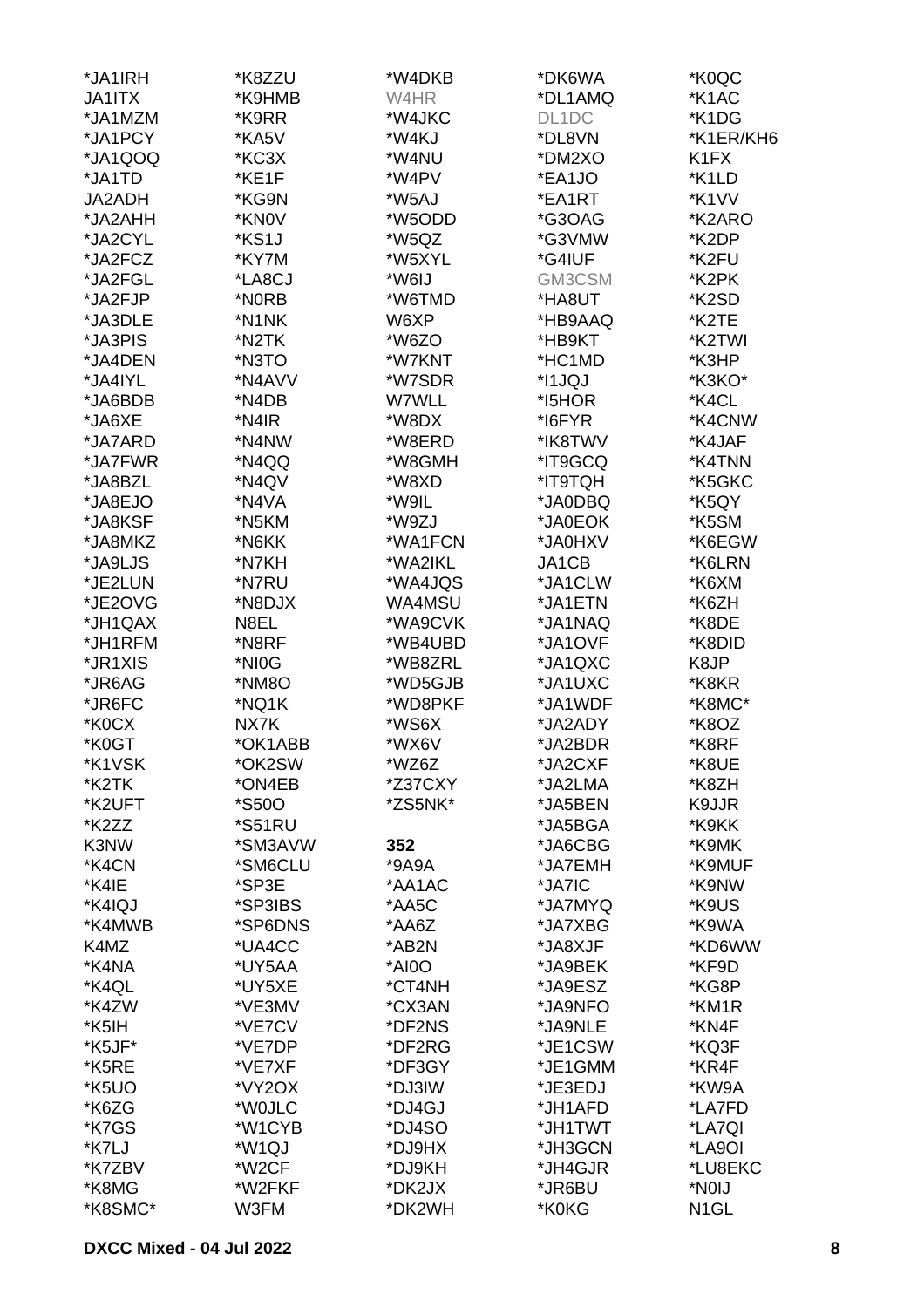*JA1IRH
JA1ITX
*JA1MZM
*JA1PCY
*JA1QOQ
*JA1TD
JA2ADH
*JA2AHH
*JA2CYL
*JA2FCZ
*JA2FGL
*JA2FJP
*JA3DLE
*JA3PIS
*JA4DEN
*JA4IYL
*JA6BDB
*JA6XE
*JA7ARD
*JA7FWR
*JA8BZL
*JA8EJO
*JA8KSF
*JA8MKZ
*JA9LJS
*JE2LUN
*JE2OVG
*JH1QAX
*JH1RFM
*JR1XIS
*JR6AG
*JR6FC
*K0CX
*K0GT
*K1VSK
*K2TK
*K2UFT
*K2ZZ
K3NW
*K4CN
*K4IE
*K4IQJ
*K4MWB
K4MZ
*K4NA
*K4QL
*K4ZW
*K5IH
*K5JF*
*K5RE
*K5UO
*K6ZG
*K7GS
*K7LJ
*K7ZBV
*K8MG
*K8SMC*

*K8ZZU
*K9HMB
*K9RR
*KA5V
*KC3X
*KE1F
*KG9N
*KN0V
*KS1J
*KY7M
*LA8CJ
*N0RB
*N1NK
*N2TK
*N3TO
*N4AVV
*N4DB
*N4IR
*N4NW
*N4QQ
*N4QV
*N4VA
*N5KM
*N6KK
*N7KH
*N7RU
*N8DJX
N8EL
*N8RF
*NI0G
*NM8O
*NQ1K
NX7K
*OK1ABB
*OK2SW
*ON4EB
*S50O
*S51RU
*SM3AVW
*SM6CLU
*SP3E
*SP3IBS
*SP6DNS
*UA4CC
*UY5AA
*UY5XE
*VE3MV
*VE7CV
*VE7DP
*VE7XF
*VY2OX
*W0JLC
*W1CYB
*W1QJ
*W2CF
*W2FKF
W3FM

*W4DKB
W4HR
*W4JKC
*W4KJ
*W4NU
*W4PV
*W5AJ
*W5ODD
*W5QZ
*W5XYL
*W6IJ
*W6TMD
W6XP
*W6ZO
*W7KNT
*W7SDR
W7WLL
*W8DX
*W8ERD
*W8GMH
*W8XD
*W9IL
*W9ZJ
*WA1FCN
*WA2IKL
*WA4JQS
WA4MSU
*WA9CVK
*WB4UBD
*WB8ZRL
*WD5GJB
*WD8PKF
*WS6X
*WX6V
*WZ6Z
*Z37CXY
*ZS5NK*

**352**
*9A9A
*AA1AC
*AA5C
*AA6Z
*AB2N
*AI0O
*CT4NH
*CX3AN
*DF2NS
*DF2RG
*DF3GY
*DJ3IW
*DJ4GJ
*DJ4SO
*DJ9HX
*DJ9KH
*DK2JX
*DK2WH

*DK6WA
*DL1AMQ
DL1DC
*DL8VN
*DM2XO
*EA1JO
*EA1RT
*G3OAG
*G3VMW
*G4IUF
GM3CSM
*HA8UT
*HB9AAQ
*HB9KT
*HC1MD
*I1JQJ
*I5HOR
*I6FYR
*IK8TWV
*IT9GCQ
*IT9TQH
*JA0DBQ
*JA0EOK
*JA0HXV
JA1CB
*JA1CLW
*JA1ETN
*JA1NAQ
*JA1OVF
*JA1QXC
*JA1UXC
*JA1WDF
*JA2ADY
*JA2BDR
*JA2CXF
*JA2LMA
*JA5BEN
*JA5BGA
*JA6CBG
*JA7EMH
*JA7IC
*JA7MYQ
*JA7XBG
*JA8XJF
*JA9BEK
*JA9ESZ
*JA9NFO
*JA9NLE
*JE1CSW
*JE1GMM
*JE3EDJ
*JH1AFD
*JH1TWT
*JH3GCN
*JH4GJR
*JR6BU
*K0KG

*K0QC
*K1AC
*K1DG
*K1ER/KH6
K1FX
*K1LD
*K1VV
*K2ARO
*K2DP
*K2FU
*K2PK
*K2SD
*K2TE
*K2TWI
*K3HP
*K3KO*
*K4CL
*K4CNW
*K4JAF
*K4TNN
*K5GKC
*K5QY
*K5SM
*K6EGW
*K6LRN
*K6XM
*K6ZH
*K8DE
*K8DID
K8JP
*K8KR
*K8MC*
*K8OZ
*K8RF
*K8UE
*K8ZH
K9JJR
*K9KK
*K9MK
*K9MUF
*K9NW
*K9US
*K9WA
*KD6WW
*KF9D
*KG8P
*KM1R
*KN4F
*KQ3F
*KR4F
*KW9A
*LA7FD
*LA7QI
*LA9OI
*LU8EKC
*N0IJ
N1GL

**DXCC Mixed - 04 Jul 2022**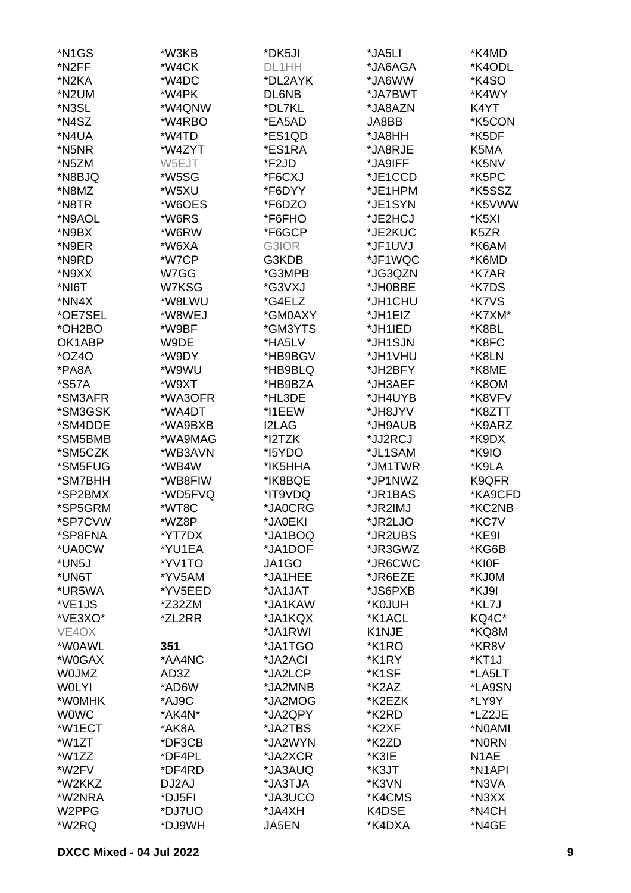*N1GS
*N2FF
*N2KA
*N2UM
*N3SL
*N4SZ
*N4UA
*N5NR
*N5ZM
*N8BJQ
*N8MZ
*N8TR
*N9AOL
*N9BX
*N9ER
*N9RD
*N9XX
*NI6T
*NN4X
*OE7SEL
*OH2BO
OK1ABP
*OZ4O
*PA8A
*S57A
*SM3AFR
*SM3GSK
*SM4DDE
*SM5BMB
*SM5CZK
*SM5FUG
*SM7BHH
*SP2BMX
*SP5GRM
*SP7CVW
*SP8FNA
*UA0CW
*UN5J
*UN6T
*UR5WA
*VE1JS
*VE3XO*
VE4OX
*W0AWL
*W0GAX
W0JMZ
W0LYI
*W0MHK
W0WC
*W1ECT
*W1ZT
*W1ZZ
*W2FV
*W2KKZ
*W2NRA
W2PPG
*W2RQ

*W3KB
*W4CK
*W4DC
*W4PK
*W4QNW
*W4RBO
*W4TD
*W4ZYT
W5EJT
*W5SG
*W5XU
*W6OES
*W6RS
*W6RW
*W6XA
*W7CP
W7GG
W7KSG
*W8LWU
*W8WEJ
*W9BF
W9DE
*W9DY
*W9WU
*W9XT
*WA3OFR
*WA4DT
*WA9BXB
*WA9MAG
*WB3AVN
*WB4W
*WB8FIW
*WD5FVQ
*WT8C
*WZ8P
*YT7DX
*YU1EA
*YV1TO
*YV5AM
*YV5EED
*Z32ZM
*ZL2RR

**351**
*AA4NC
AD3Z
*AD6W
*AJ9C
*AK4N*
*AK8A
*DF3CB
*DF4PL
*DF4RD
DJ2AJ
*DJ5FI
*DJ7UO
*DJ9WH

*DK5JI
DL1HH
*DL2AYK
DL6NB
*DL7KL
*EA5AD
*ES1QD
*ES1RA
*F2JD
*F6CXJ
*F6DYY
*F6DZO
*F6FHO
*F6GCP
G3IOR
G3KDB
*G3MPB
*G3VXJ
*G4ELZ
*GM0AXY
*GM3YTS
*HA5LV
*HB9BGV
*HB9BLQ
*HB9BZA
*HL3DE
*I1EEW
I2LAG
*I2TZK
*I5YDO
*IK5HHA
*IK8BQE
*IT9VDQ
*JA0CRG
*JA0EKI
*JA1BOQ
*JA1DOF
JA1GO
*JA1HEE
*JA1JAT
*JA1KAW
*JA1KQX
*JA1RWI
*JA1TGO
*JA2ACI
*JA2LCP
*JA2MNB
*JA2MOG
*JA2QPY
*JA2TBS
*JA2WYN
*JA2XCR
*JA3AUQ
*JA3TJA
*JA3UCO
*JA4XH
JA5EN

*JA5LI
*JA6AGA
*JA6WW
*JA7BWT
*JA8AZN
JA8BB
*JA8HH
*JA8RJE
*JA9IFF
*JE1CCD
*JE1HPM
*JE1SYN
*JE2HCJ
*JE2KUC
*JF1UVJ
*JF1WQC
*JG3QZN
*JH0BBE
*JH1CHU
*JH1EIZ
*JH1IED
*JH1SJN
*JH1VHU
*JH2BFY
*JH3AEF
*JH4UYB
*JH8JYV
*JH9AUB
*JJ2RCJ
*JL1SAM
*JM1TWR
*JP1NWZ
*JR1BAS
*JR2IMJ
*JR2LJO
*JR2UBS
*JR3GWZ
*JR6CWC
*JR6EZE
*JS6PXB
*K0JUH
*K1ACL
K1NJE
*K1RO
*K1RY
*K1SF
*K2AZ
*K2EZK
*K2RD
*K2XF
*K2ZD
*K3IE
*K3JT
*K3VN
*K4CMS
K4DSE
*K4DXA

*K4MD
*K4ODL
*K4SO
*K4WY
K4YT
*K5CON
*K5DF
K5MA
*K5NV
*K5PC
*K5SSZ
*K5VWW
*K5XI
K5ZR
*K6AM
*K6MD
*K7AR
*K7DS
*K7VS
*K7XM*
*K8BL
*K8FC
*K8LN
*K8ME
*K8OM
*K8VFV
*K8ZTT
*K9ARZ
*K9DX
*K9IO
*K9LA
K9QFR
*KA9CFD
*KC2NB
*KC7V
*KE9I
*KG6B
*KI0F
*KJ0M
*KJ9I
*KL7J
KQ4C*
*KQ8M
*KR8V
*KT1J
*LA5LT
*LA9SN
*LY9Y
*LZ2JE
*N0AMI
*N0RN
N1AE
*N1API
*N3VA
*N3XX
*N4CH
*N4GE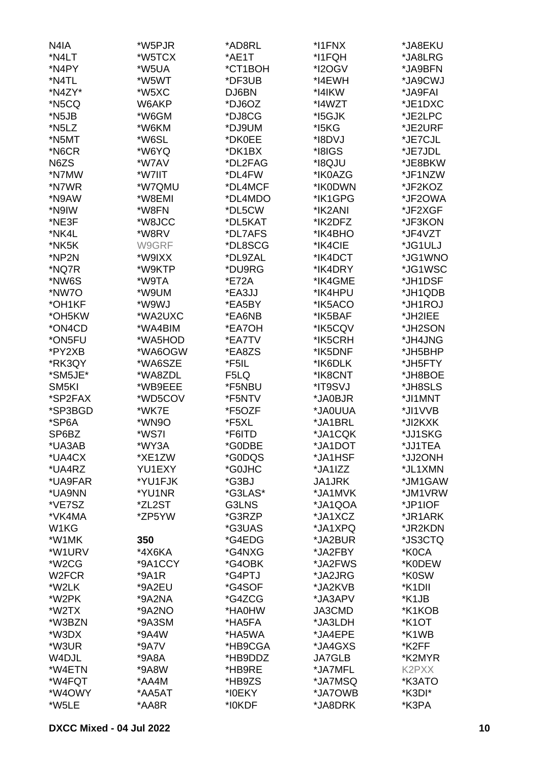N4IA
*N4LT
*N4PY
*N4TL
*N4ZY*
*N5CQ
*N5JB
*N5LZ
*N5MT
*N6CR
N6ZS
*N7MW
*N7WR
*N9AW
*N9IW
*NE3F
*NK4L
*NK5K
*NP2N
*NQ7R
*NW6S
*NW7O
*OH1KF
*OH5KW
*ON4CD
*ON5FU
*PY2XB
*RK3QY
*SM5JE*
SM5KI
*SP2FAX
*SP3BGD
*SP6A
SP6BZ
*UA3AB
*UA4CX
*UA4RZ
*UA9FAR
*UA9NN
*VE7SZ
*VK4MA
W1KG
*W1MK
*W1URV
*W2CG
W2FCR
*W2LK
*W2PK
*W2TX
*W3BZN
*W3DX
*W3UR
W4DJL
*W4ETN
*W4FQT
*W4OWY
*W5LE

*W5PJR
*W5TCX
*W5UA
*W5WT
*W5XC
W6AKP
*W6GM
*W6KM
*W6SL
*W6YQ
*W7AV
*W7IIT
*W7QMU
*W8EMI
*W8FN
*W8JCC
*W8RV
W9GRF
*W9IXX
*W9KTP
*W9TA
*W9UM
*W9WJ
*WA2UXC
*WA4BIM
*WA5HOD
*WA6OGW
*WA6SZE
*WA8ZDL
*WB9EEE
*WD5COV
*WK7E
*WN9O
*WS7I
*WY3A
*XE1ZW
YU1EXY
*YU1FJK
*YU1NR
*ZL2ST
*ZP5YW

**350**
*4X6KA
*9A1CCY
*9A1R
*9A2EU
*9A2NA
*9A2NO
*9A3SM
*9A4W
*9A7V
*9A8A
*9A8W
*AA4M
*AA5AT
*AA8R

*AD8RL
*AE1T
*CT1BOH
*DF3UB
DJ6BN
*DJ6OZ
*DJ8CG
*DJ9UM
*DK0EE
*DK1BX
*DL2FAG
*DL4FW
*DL4MCF
*DL4MDO
*DL5CW
*DL5KAT
*DL7AFS
*DL8SCG
*DL9ZAL
*DU9RG
*E72A
*EA3JJ
*EA5BY
*EA6NB
*EA7OH
*EA7TV
*EA8ZS
*F5IL
F5LQ
*F5NBU
*F5NTV
*F5OZF
*F5XL
*F6ITD
*G0DBE
*G0DQS
*G0JHC
*G3BJ
*G3LAS*
G3LNS
*G3RZP
*G3UAS
*G4EDG
*G4NXG
*G4OBK
*G4PTJ
*G4SOF
*G4ZCG
*HA0HW
*HA5FA
*HA5WA
*HB9CGA
*HB9DDZ
*HB9RE
*HB9ZS
*I0EKY
*I0KDF

*I1FNX
*I1FQH
*I2OGV
*I4EWH
*I4IKW
*I4WZT
*I5GJK
*I5KG
*I8DVJ
*I8IGS
*I8QJU
*IK0AZG
*IK0DWN
*IK1GPG
*IK2ANI
*IK2DFZ
*IK4BHO
*IK4CIE
*IK4DCT
*IK4DRY
*IK4GME
*IK4HPU
*IK5ACO
*IK5BAF
*IK5CQV
*IK5CRH
*IK5DNF
*IK6DLK
*IK8CNT
*IT9SVJ
*JA0BJR
*JA0UUA
*JA1BRL
*JA1CQK
*JA1DOT
*JA1HSF
*JA1IZZ
JA1JRK
*JA1MVK
*JA1QOA
*JA1XCZ
*JA1XPQ
*JA2BUR
*JA2FBY
*JA2FWS
*JA2JRG
*JA2KVB
*JA3APV
JA3CMD
*JA3LDH
*JA4EPE
*JA4GXS
JA7GLB
*JA7MFL
*JA7MSQ
*JA7OWB
*JA8DRK

*JA8EKU
*JA8LRG
*JA9BFN
*JA9CWJ
*JA9FAI
*JE1DXC
*JE2LPC
*JE2URF
*JE7CJL
*JE7JDL
*JE8BKW
*JF1NZW
*JF2KOZ
*JF2OWA
*JF2XGF
*JF3KON
*JF4VZT
*JG1ULJ
*JG1WNO
*JG1WSC
*JH1DSF
*JH1QDB
*JH1ROJ
*JH2IEE
*JH2SON
*JH4JNG
*JH5BHP
*JH5FTY
*JH8BOE
*JH8SLS
*JI1MNT
*JI1VVB
*JI2KXK
*JJ1SKG
*JJ1TEA
*JJ2ONH
*JL1XMN
*JM1GAW
*JM1VRW
*JP1IOF
*JR1ARK
*JR2KDN
*JS3CTQ
*K0CA
*K0DEW
*K0SW
*K1DII
*K1JB
*K1KOB
*K1OT
*K1WB
*K2FF
*K2MYR
K2PXX
*K3ATO
*K3DI*
*K3PA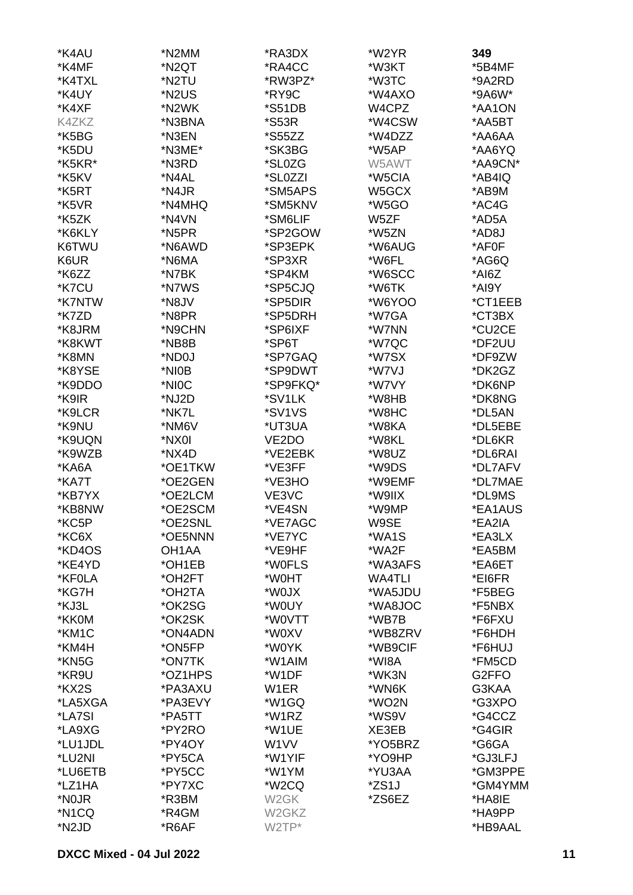*K4AU
*K4MF
*K4TXL
*K4UY
*K4XF
K4ZKZ
*K5BG
*K5DU
*K5KR*
*K5KV
*K5RT
*K5VR
*K5ZK
*K6KLY
K6TWU
K6UR
*K6ZZ
*K7CU
*K7NTW
*K7ZD
*K8JRM
*K8KWT
*K8MN
*K8YSE
*K9DDO
*K9IR
*K9LCR
*K9NU
*K9UQN
*K9WZB
*KA6A
*KA7T
*KB7YX
*KB8NW
*KC5P
*KC6X
*KD4OS
*KE4YD
*KF0LA
*KG7H
*KJ3L
*KK0M
*KM1C
*KM4H
*KN5G
*KR9U
*KX2S
*LA5XGA
*LA7SI
*LA9XG
*LU1JDL
*LU2NI
*LU6ETB
*LZ1HA
*N0JR
*N1CQ
*N2JD
*N2MM
*N2QT
*N2TU
*N2US
*N2WK
*N3BNA
*N3EN
*N3ME*
*N3RD
*N4AL
*N4JR
*N4MHQ
*N4VN
*N5PR
*N6AWD
*N6MA
*N7BK
*N7WS
*N8JV
*N8PR
*N9CHN
*NB8B
*ND0J
*NI0B
*NI0C
*NJ2D
*NK7L
*NM6V
*NX0I
*NX4D
*OE1TKW
*OE2GEN
*OE2LCM
*OE2SCM
*OE2SNL
*OE5NNN
OH1AA
*OH1EB
*OH2FT
*OH2TA
*OK2SG
*OK2SK
*ON4ADN
*ON5FP
*ON7TK
*OZ1HPS
*PA3AXU
*PA3EVY
*PA5TT
*PY2RO
*PY4OY
*PY5CA
*PY5CC
*PY7XC
*R3BM
*R4GM
*R6AF
*RA3DX
*RA4CC
*RW3PZ*
*RY9C
*S51DB
*S53R
*S55ZZ
*SK3BG
*SL0ZG
*SL0ZZI
*SM5APS
*SM5KNV
*SM6LIF
*SP2GOW
*SP3EPK
*SP3XR
*SP4KM
*SP5CJQ
*SP5DIR
*SP5DRH
*SP6IXF
*SP6T
*SP7GAQ
*SP9DWT
*SP9FKQ*
*SV1LK
*SV1VS
*UT3UA
VE2DO
*VE2EBK
*VE3FF
*VE3HO
VE3VC
*VE4SN
*VE7AGC
*VE7YC
*VE9HF
*W0FLS
*W0HT
*W0JX
*W0UY
*W0VTT
*W0XV
*W0YK
*W1AIM
*W1DF
W1ER
*W1GQ
*W1RZ
*W1UE
W1VV
*W1YIF
*W1YM
*W2CQ
W2GK
W2GKZ
W2TP*
*W2YR
*W3KT
*W3TC
*W4AXO
W4CPZ
*W4CSW
*W4DZZ
*W5AP
W5AWT
*W5CIA
W5GCX
*W5GO
W5ZF
*W5ZN
*W6AUG
*W6FL
*W6SCC
*W6TK
*W6YOO
*W7GA
*W7NN
*W7QC
*W7SX
*W7VJ
*W7VY
*W8HB
*W8HC
*W8KA
*W8KL
*W8UZ
*W9DS
*W9EMF
*W9IIX
*W9MP
W9SE
*WA1S
*WA2F
*WA3AFS
WA4TLI
*WA5JDU
*WA8JOC
*WB7B
*WB8ZRV
*WB9CIF
*WI8A
*WK3N
*WN6K
*WO2N
*WS9V
XE3EB
*YO5BRZ
*YO9HP
*YU3AA
*ZS1J
*ZS6EZ

**349**

*5B4MF
*9A2RD
*9A6W*
*AA1ON
*AA5BT
*AA6AA
*AA6YQ
*AA9CN*
*AB4IQ
*AB9M
*AC4G
*AD5A
*AD8J
*AF0F
*AG6Q
*AI6Z
*AI9Y
*CT1EEB
*CT3BX
*CU2CE
*DF2UU
*DF9ZW
*DK2GZ
*DK6NP
*DK8NG
*DL5AN
*DL5EBE
*DL6KR
*DL6RAI
*DL7AFV
*DL7MAE
*DL9MS
*EA1AUS
*EA2IA
*EA3LX
*EA5BM
*EA6ET
*EI6FR
*F5BEG
*F5NBX
*F6FXU
*F6HDH
*F6HUJ
*FM5CD
G2FFO
G3KAA
*G3XPO
*G4CCZ
*G4GIR
*G6GA
*GJ3LFJ
*GM3PPE
*GM4YMM
*HA8IE
*HA9PP
*HB9AAL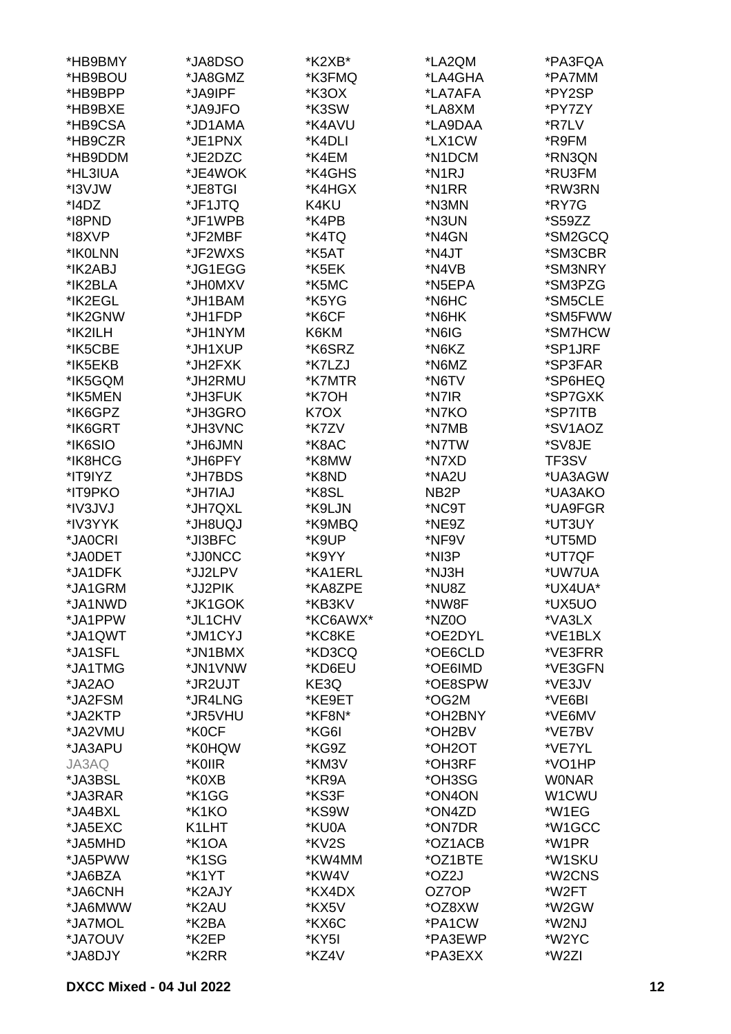| | | | | |
|---|---|---|---|---|
| *HB9BMY | *JA8DSO | *K2XB* | *LA2QM | *PA3FQA |
| *HB9BOU | *JA8GMZ | *K3FMQ | *LA4GHA | *PA7MM |
| *HB9BPP | *JA9IPF | *K3OX | *LA7AFA | *PY2SP |
| *HB9BXE | *JA9JFO | *K3SW | *LA8XM | *PY7ZY |
| *HB9CSA | *JD1AMA | *K4AVU | *LA9DAA | *R7LV |
| *HB9CZR | *JE1PNX | *K4DLI | *LX1CW | *R9FM |
| *HB9DDM | *JE2DZC | *K4EM | *N1DCM | *RN3QN |
| *HL3IUA | *JE4WOK | *K4GHS | *N1RJ | *RU3FM |
| *I3VJW | *JE8TGI | *K4HGX | *N1RR | *RW3RN |
| *I4DZ | *JF1JTQ | K4KU | *N3MN | *RY7G |
| *I8PND | *JF1WPB | *K4PB | *N3UN | *S59ZZ |
| *I8XVP | *JF2MBF | *K4TQ | *N4GN | *SM2GCQ |
| *IK0LNN | *JF2WXS | *K5AT | *N4JT | *SM3CBR |
| *IK2ABJ | *JG1EGG | *K5EK | *N4VB | *SM3NRY |
| *IK2BLA | *JH0MXV | *K5MC | *N5EPA | *SM3PZG |
| *IK2EGL | *JH1BAM | *K5YG | *N6HC | *SM5CLE |
| *IK2GNW | *JH1FDP | *K6CF | *N6HK | *SM5FWW |
| *IK2ILH | *JH1NYM | K6KM | *N6IG | *SM7HCW |
| *IK5CBE | *JH1XUP | *K6SRZ | *N6KZ | *SP1JRF |
| *IK5EKB | *JH2FXK | *K7LZJ | *N6MZ | *SP3FAR |
| *IK5GQM | *JH2RMU | *K7MTR | *N6TV | *SP6HEQ |
| *IK5MEN | *JH3FUK | *K7OH | *N7IR | *SP7GXK |
| *IK6GPZ | *JH3GRO | K7OX | *N7KO | *SP7ITB |
| *IK6GRT | *JH3VNC | *K7ZV | *N7MB | *SV1AOZ |
| *IK6SIO | *JH6JMN | *K8AC | *N7TW | *SV8JE |
| *IK8HCG | *JH6PFY | *K8MW | *N7XD | TF3SV |
| *IT9IYZ | *JH7BDS | *K8ND | *NA2U | *UA3AGW |
| *IT9PKO | *JH7IAJ | *K8SL | NB2P | *UA3AKO |
| *IV3JVJ | *JH7QXL | *K9LJN | *NC9T | *UA9FGR |
| *IV3YYK | *JH8UQJ | *K9MBQ | *NE9Z | *UT3UY |
| *JA0CRI | *JI3BFC | *K9UP | *NF9V | *UT5MD |
| *JA0DET | *JJ0NCC | *K9YY | *NI3P | *UT7QF |
| *JA1DFK | *JJ2LPV | *KA1ERL | *NJ3H | *UW7UA |
| *JA1GRM | *JJ2PIK | *KA8ZPE | *NU8Z | *UX4UA* |
| *JA1NWD | *JK1GOK | *KB3KV | *NW8F | *UX5UO |
| *JA1PPW | *JL1CHV | *KC6AWX* | *NZ0O | *VA3LX |
| *JA1QWT | *JM1CYJ | *KC8KE | *OE2DYL | *VE1BLX |
| *JA1SFL | *JN1BMX | *KD3CQ | *OE6CLD | *VE3FRR |
| *JA1TMG | *JN1VNW | *KD6EU | *OE6IMD | *VE3GFN |
| *JA2AO | *JR2UJT | KE3Q | *OE8SPW | *VE3JV |
| *JA2FSM | *JR4LNG | *KE9ET | *OG2M | *VE6BI |
| *JA2KTP | *JR5VHU | *KF8N* | *OH2BNY | *VE6MV |
| *JA2VMU | *K0CF | *KG6I | *OH2BV | *VE7BV |
| *JA3APU | *K0HQW | *KG9Z | *OH2OT | *VE7YL |
| JA3AQ | *K0IIR | *KM3V | *OH3RF | *VO1HP |
| *JA3BSL | *K0XB | *KR9A | *OH3SG | W0NAR |
| *JA3RAR | *K1GG | *KS3F | *ON4ON | W1CWU |
| *JA4BXL | *K1KO | *KS9W | *ON4ZD | *W1EG |
| *JA5EXC | K1LHT | *KU0A | *ON7DR | *W1GCC |
| *JA5MHD | *K1OA | *KV2S | *OZ1ACB | *W1PR |
| *JA5PWW | *K1SG | *KW4MM | *OZ1BTE | *W1SKU |
| *JA6BZA | *K1YT | *KW4V | *OZ2J | *W2CNS |
| *JA6CNH | *K2AJY | *KX4DX | OZ7OP | *W2FT |
| *JA6MWW | *K2AU | *KX5V | *OZ8XW | *W2GW |
| *JA7MOL | *K2BA | *KX6C | *PA1CW | *W2NJ |
| *JA7OUV | *K2EP | *KY5I | *PA3EWP | *W2YC |
| *JA8DJY | *K2RR | *KZ4V | *PA3EXX | *W2ZI |

DXCC Mixed - 04 Jul 2022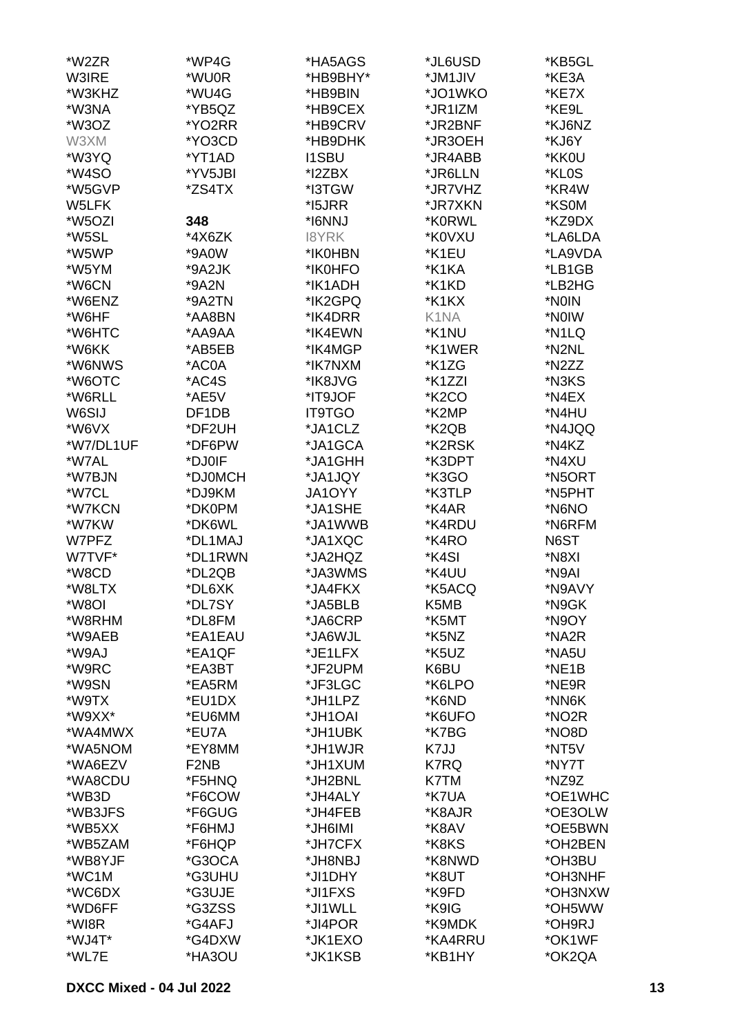*W2ZR
W3IRE
*W3KHZ
*W3NA
*W3OZ
W3XM
*W3YQ
*W4SO
*W5GVP
W5LFK
*W5OZI
*W5SL
*W5WP
*W5YM
*W6CN
*W6ENZ
*W6HF
*W6HTC
*W6KK
*W6NWS
*W6OTC
*W6RLL
W6SIJ
*W6VX
*W7/DL1UF
*W7AL
*W7BJN
*W7CL
*W7KCN
*W7KW
W7PFZ
W7TVF*
*W8CD
*W8LTX
*W8OI
*W8RHM
*W9AEB
*W9AJ
*W9RC
*W9SN
*W9TX
*W9XX*
*WA4MWX
*WA5NOM
*WA6EZV
*WA8CDU
*WB3D
*WB3JFS
*WB5XX
*WB5ZAM
*WB8YJF
*WC1M
*WC6DX
*WD6FF
*WI8R
*WJ4T*
*WL7E

*WP4G
*WU0R
*WU4G
*YB5QZ
*YO2RR
*YO3CD
*YT1AD
*YV5JBI
*ZS4TX

**348**

*4X6ZK
*9A0W
*9A2JK
*9A2N
*9A2TN
*AA8BN
*AA9AA
*AB5EB
*AC0A
*AC4S
*AE5V
DF1DB
*DF2UH
*DF6PW
*DJ0IF
*DJ0MCH
*DJ9KM
*DK0PM
*DK6WL
*DL1MAJ
*DL1RWN
*DL2QB
*DL6XK
*DL7SY
*DL8FM
*EA1EAU
*EA1QF
*EA3BT
*EA5RM
*EU1DX
*EU6MM
*EU7A
*EY8MM
F2NB
*F5HNQ
*F6COW
*F6GUG
*F6HMJ
*F6HQP
*G3OCA
*G3UHU
*G3UJE
*G3ZSS
*G4AFJ
*G4DXW
*HA3OU

*HA5AGS
*HB9BHY*
*HB9BIN
*HB9CEX
*HB9CRV
*HB9DHK
I1SBU
*I2ZBX
*I3TGW
*I5JRR
*I6NNJ
I8YRK
*IK0HBN
*IK0HFO
*IK1ADH
*IK2GPQ
*IK4DRR
*IK4EWN
*IK4MGP
*IK7NXM
*IK8JVG
*IT9JOF
IT9TGO
*JA1CLZ
*JA1GCA
*JA1GHH
*JA1JQY
JA1OYY
*JA1SHE
*JA1WWB
*JA1XQC
*JA2HQZ
*JA3WMS
*JA4FKX
*JA5BLB
*JA6CRP
*JA6WJL
*JE1LFX
*JF2UPM
*JF3LGC
*JH1LPZ
*JH1OAI
*JH1UBK
*JH1WJR
*JH1XUM
*JH2BNL
*JH4ALY
*JH4FEB
*JH6IMI
*JH7CFX
*JH8NBJ
*JI1DHY
*JI1FXS
*JI1WLL
*JI4POR
*JK1EXO
*JK1KSB

*JL6USD
*JM1JIV
*JO1WKO
*JR1IZM
*JR2BNF
*JR3OEH
*JR4ABB
*JR6LLN
*JR7VHZ
*JR7XKN
*K0RWL
*K0VXU
*K1EU
*K1KA
*K1KD
*K1KX
K1NA
*K1NU
*K1WER
*K1ZG
*K1ZZI
*K2CO
*K2MP
*K2QB
*K2RSK
*K3DPT
*K3GO
*K3TLP
*K4AR
*K4RDU
*K4RO
*K4SI
*K4UU
*K5ACQ
K5MB
*K5MT
*K5NZ
*K5UZ
K6BU
*K6LPO
*K6ND
*K6UFO
*K7BG
K7JJ
K7RQ
K7TM
*K7UA
*K8AJR
*K8AV
*K8KS
*K8NWD
*K8UT
*K9FD
*K9IG
*K9MDK
*KA4RRU
*KB1HY

*KB5GL
*KE3A
*KE7X
*KE9L
*KJ6NZ
*KJ6Y
*KK0U
*KL0S
*KR4W
*KS0M
*KZ9DX
*LA6LDA
*LA9VDA
*LB1GB
*LB2HG
*N0IN
*N0IW
*N1LQ
*N2NL
*N2ZZ
*N3KS
*N4EX
*N4HU
*N4JQQ
*N4KZ
*N4XU
*N5ORT
*N5PHT
*N6NO
*N6RFM
N6ST
*N8XI
*N9AI
*N9AVY
*N9GK
*N9OY
*NA2R
*NA5U
*NE1B
*NE9R
*NN6K
*NO2R
*NO8D
*NT5V
*NY7T
*NZ9Z
*OE1WHC
*OE3OLW
*OE5BWN
*OH2BEN
*OH3BU
*OH3NHF
*OH3NXW
*OH5WW
*OH9RJ
*OK1WF
*OK2QA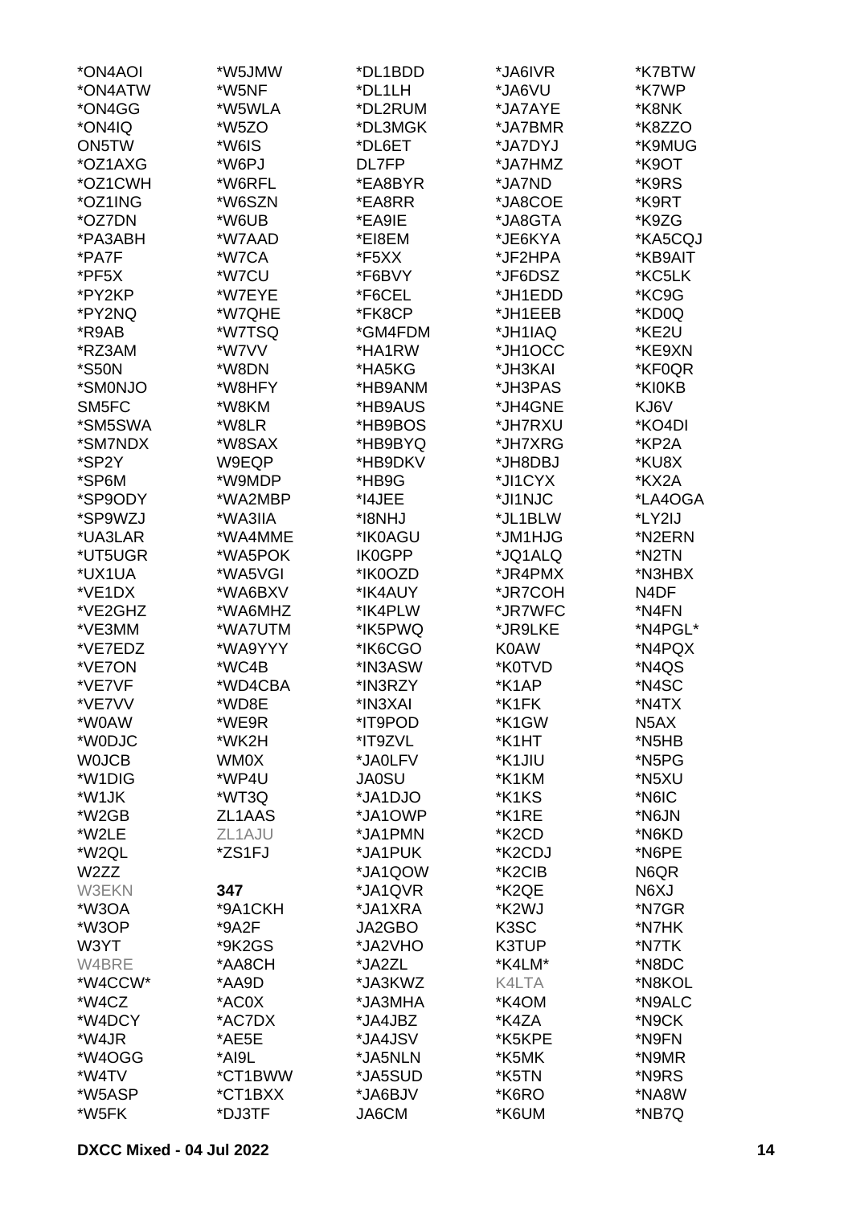*ON4AOI
*ON4ATW
*ON4GG
*ON4IQ
ON5TW
*OZ1AXG
*OZ1CWH
*OZ1ING
*OZ7DN
*PA3ABH
*PA7F
*PF5X
*PY2KP
*PY2NQ
*R9AB
*RZ3AM
*S50N
*SM0NJO
SM5FC
*SM5SWA
*SM7NDX
*SP2Y
*SP6M
*SP9ODY
*SP9WZJ
*UA3LAR
*UT5UGR
*UX1UA
*VE1DX
*VE2GHZ
*VE3MM
*VE7EDZ
*VE7ON
*VE7VF
*VE7VV
*W0AW
*W0DJC
W0JCB
*W1DIG
*W1JK
*W2GB
*W2LE
*W2QL
W2ZZ
W3EKN
*W3OA
*W3OP
W3YT
W4BRE
*W4CCW*
*W4CZ
*W4DCY
*W4JR
*W4OGG
*W4TV
*W5ASP
*W5FK
*W5JMW
*W5NF
*W5WLA
*W5ZO
*W6IS
*W6PJ
*W6RFL
*W6SZN
*W6UB
*W7AAD
*W7CA
*W7CU
*W7EYE
*W7QHE
*W7TSQ
*W7VV
*W8DN
*W8HFY
*W8KM
*W8LR
*W8SAX
W9EQP
*W9MDP
*WA2MBP
*WA3IIA
*WA4MME
*WA5POK
*WA5VGI
*WA6BXV
*WA6MHZ
*WA7UTM
*WA9YYY
*WC4B
*WD4CBA
*WD8E
*WE9R
*WK2H
WM0X
*WP4U
*WT3Q
ZL1AAS
ZL1AJU
*ZS1FJ

**347**
*9A1CKH
*9A2F
*9K2GS
*AA8CH
*AA9D
*AC0X
*AC7DX
*AE5E
*AI9L
*CT1BWW
*CT1BXX
*DJ3TF
*DL1BDD
*DL1LH
*DL2RUM
*DL3MGK
*DL6ET
DL7FP
*EA8BYR
*EA8RR
*EA9IE
*EI8EM
*F5XX
*F6BVY
*F6CEL
*FK8CP
*GM4FDM
*HA1RW
*HA5KG
*HB9ANM
*HB9AUS
*HB9BOS
*HB9BYQ
*HB9DKV
*HB9G
*I4JEE
*I8NHJ
*IK0AGU
IK0GPP
*IK0OZD
*IK4AUY
*IK4PLW
*IK5PWQ
*IK6CGO
*IN3ASW
*IN3RZY
*IN3XAI
*IT9POD
*IT9ZVL
*JA0LFV
JA0SU
*JA1DJO
*JA1OWP
*JA1PMN
*JA1PUK
*JA1QOW
*JA1QVR
*JA1XRA
JA2GBO
*JA2VHO
*JA2ZL
*JA3KWZ
*JA3MHA
*JA4JBZ
*JA4JSV
*JA5NLN
*JA5SUD
*JA6BJV
JA6CM
*JA6IVR
*JA6VU
*JA7AYE
*JA7BMR
*JA7DYJ
*JA7HMZ
*JA7ND
*JA8COE
*JA8GTA
*JE6KYA
*JF2HPA
*JF6DSZ
*JH1EDD
*JH1EEB
*JH1IAQ
*JH1OCC
*JH3KAI
*JH3PAS
*JH4GNE
*JH7RXU
*JH7XRG
*JH8DBJ
*JI1CYX
*JI1NJC
*JL1BLW
*JM1HJG
*JQ1ALQ
*JR4PMX
*JR7COH
*JR7WFC
*JR9LKE
K0AW
*K0TVD
*K1AP
*K1FK
*K1GW
*K1HT
*K1JIU
*K1KM
*K1KS
*K1RE
*K2CD
*K2CDJ
*K2CIB
*K2QE
*K2WJ
K3SC
K3TUP
*K4LM*
K4LTA
*K4OM
*K4ZA
*K5KPE
*K5MK
*K5TN
*K6RO
*K6UM
*K7BTW
*K7WP
*K8NK
*K8ZZO
*K9MUG
*K9OT
*K9RS
*K9RT
*K9ZG
*KA5CQJ
*KB9AIT
*KC5LK
*KC9G
*KD0Q
*KE2U
*KE9XN
*KF0QR
*KI0KB
KJ6V
*KO4DI
*KP2A
*KU8X
*KX2A
*LA4OGA
*LY2IJ
*N2ERN
*N2TN
*N3HBX
N4DF
*N4FN
*N4PGL*
*N4PQX
*N4QS
*N4SC
*N4TX
N5AX
*N5HB
*N5PG
*N5XU
*N6IC
*N6JN
*N6KD
*N6PE
N6QR
N6XJ
*N7GR
*N7HK
*N7TK
*N8DC
*N8KOL
*N9ALC
*N9CK
*N9FN
*N9MR
*N9RS
*NA8W
*NB7Q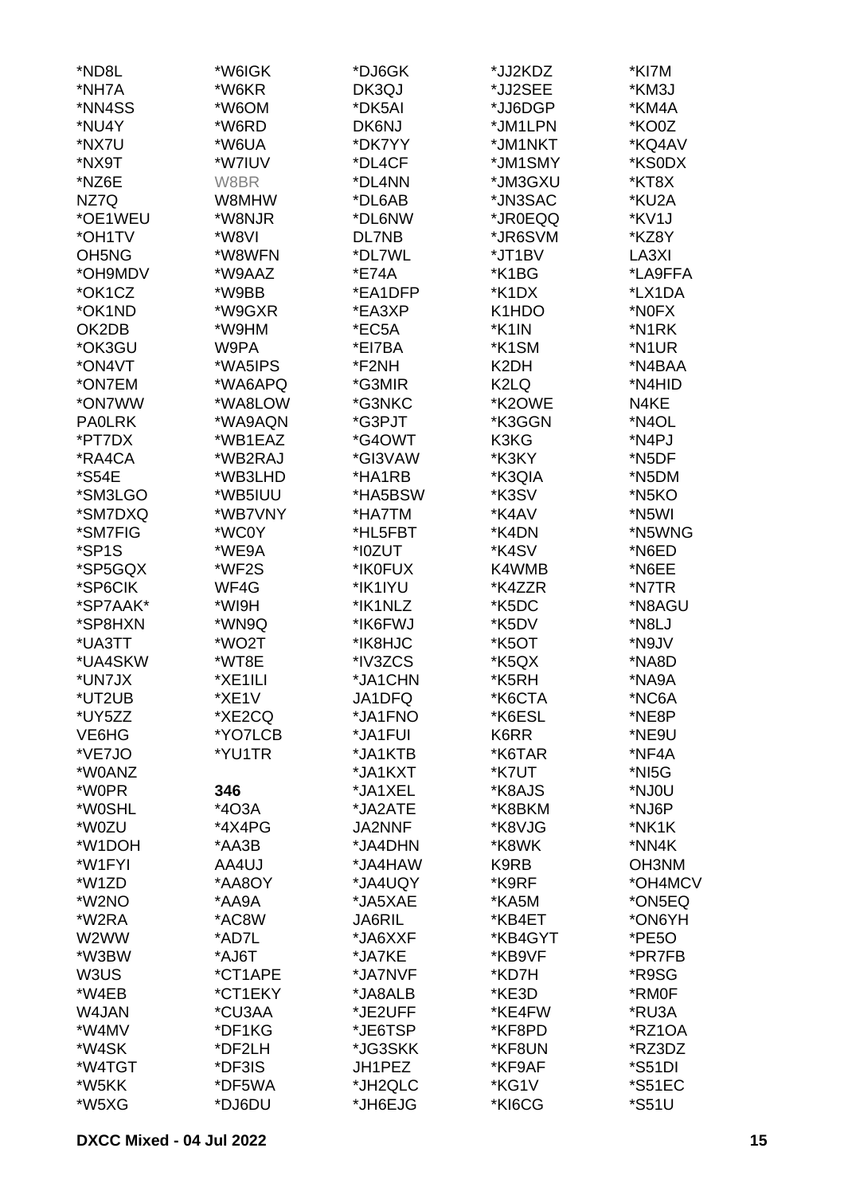*ND8L
*NH7A
*NN4SS
*NU4Y
*NX7U
*NX9T
*NZ6E
NZ7Q
*OE1WEU
*OH1TV
OH5NG
*OH9MDV
*OK1CZ
*OK1ND
OK2DB
*OK3GU
*ON4VT
*ON7EM
*ON7WW
PA0LRK
*PT7DX
*RA4CA
*S54E
*SM3LGO
*SM7DXQ
*SM7FIG
*SP1S
*SP5GQX
*SP6CIK
*SP7AAK*
*SP8HXN
*UA3TT
*UA4SKW
*UN7JX
*UT2UB
*UY5ZZ
VE6HG
*VE7JO
*W0ANZ
*W0PR
*W0SHL
*W0ZU
*W1DOH
*W1FYI
*W1ZD
*W2NO
*W2RA
W2WW
*W3BW
W3US
*W4EB
W4JAN
*W4MV
*W4SK
*W4TGT
*W5KK
*W5XG

*W6IGK
*W6KR
*W6OM
*W6RD
*W6UA
*W7IUV
W8BR
W8MHW
*W8NJR
*W8VI
*W8WFN
*W9AAZ
*W9BB
*W9GXR
*W9HM
W9PA
*WA5IPS
*WA6APQ
*WA8LOW
*WA9AQN
*WB1EAZ
*WB2RAJ
*WB3LHD
*WB5IUU
*WB7VNY
*WC0Y
*WE9A
*WF2S
WF4G
*WI9H
*WN9Q
*WO2T
*WT8E
*XE1ILI
*XE1V
*XE2CQ
*YO7LCB
*YU1TR

**346**
*4O3A
*4X4PG
*AA3B
AA4UJ
*AA8OY
*AA9A
*AC8W
*AD7L
*AJ6T
*CT1APE
*CT1EKY
*CU3AA
*DF1KG
*DF2LH
*DF3IS
*DF5WA
*DJ6DU

*DJ6GK
DK3QJ
*DK5AI
DK6NJ
*DK7YY
*DL4CF
*DL4NN
*DL6AB
*DL6NW
DL7NB
*DL7WL
*E74A
*EA1DFP
*EA3XP
*EC5A
*EI7BA
*F2NH
*G3MIR
*G3NKC
*G3PJT
*G4OWT
*GI3VAW
*HA1RB
*HA5BSW
*HA7TM
*HL5FBT
*I0ZUT
*IK0FUX
*IK1IYU
*IK1NLZ
*IK6FWJ
*IK8HJC
*IV3ZCS
*JA1CHN
JA1DFQ
*JA1FNO
*JA1FUI
*JA1KTB
*JA1KXT
*JA1XEL
*JA2ATE
JA2NNF
*JA4DHN
*JA4HAW
*JA4UQY
*JA5XAE
JA6RIL
*JA6XXF
*JA7KE
*JA7NVF
*JA8ALB
*JE2UFF
*JE6TSP
*JG3SKK
JH1PEZ
*JH2QLC
*JH6EJG

*JJ2KDZ
*JJ2SEE
*JJ6DGP
*JM1LPN
*JM1NKT
*JM1SMY
*JM3GXU
*JN3SAC
*JR0EQQ
*JR6SVM
*JT1BV
*K1BG
*K1DX
K1HDO
*K1IN
*K1SM
K2DH
K2LQ
*K2OWE
*K3GGN
K3KG
*K3KY
*K3QIA
*K3SV
*K4AV
*K4DN
*K4SV
K4WMB
*K4ZZR
*K5DC
*K5DV
*K5OT
*K5QX
*K5RH
*K6CTA
*K6ESL
K6RR
*K6TAR
*K7UT
*K8AJS
*K8BKM
*K8VJG
*K8WK
K9RB
*K9RF
*KA5M
*KB4ET
*KB4GYT
*KB9VF
*KD7H
*KE3D
*KE4FW
*KF8PD
*KF8UN
*KF9AF
*KG1V
*KI6CG

*KI7M
*KM3J
*KM4A
*KO0Z
*KQ4AV
*KS0DX
*KT8X
*KU2A
*KV1J
*KZ8Y
LA3XI
*LA9FFA
*LX1DA
*N0FX
*N1RK
*N1UR
*N4BAA
*N4HID
N4KE
*N4OL
*N4PJ
*N5DF
*N5DM
*N5KO
*N5WI
*N5WNG
*N6ED
*N6EE
*N7TR
*N8AGU
*N8LJ
*N9JV
*NA8D
*NA9A
*NC6A
*NE8P
*NE9U
*NF4A
*NI5G
*NJ0U
*NJ6P
*NK1K
*NN4K
OH3NM
*OH4MCV
*ON5EQ
*ON6YH
*PE5O
*PR7FB
*R9SG
*RM0F
*RU3A
*RZ1OA
*RZ3DZ
*S51DI
*S51EC
*S51U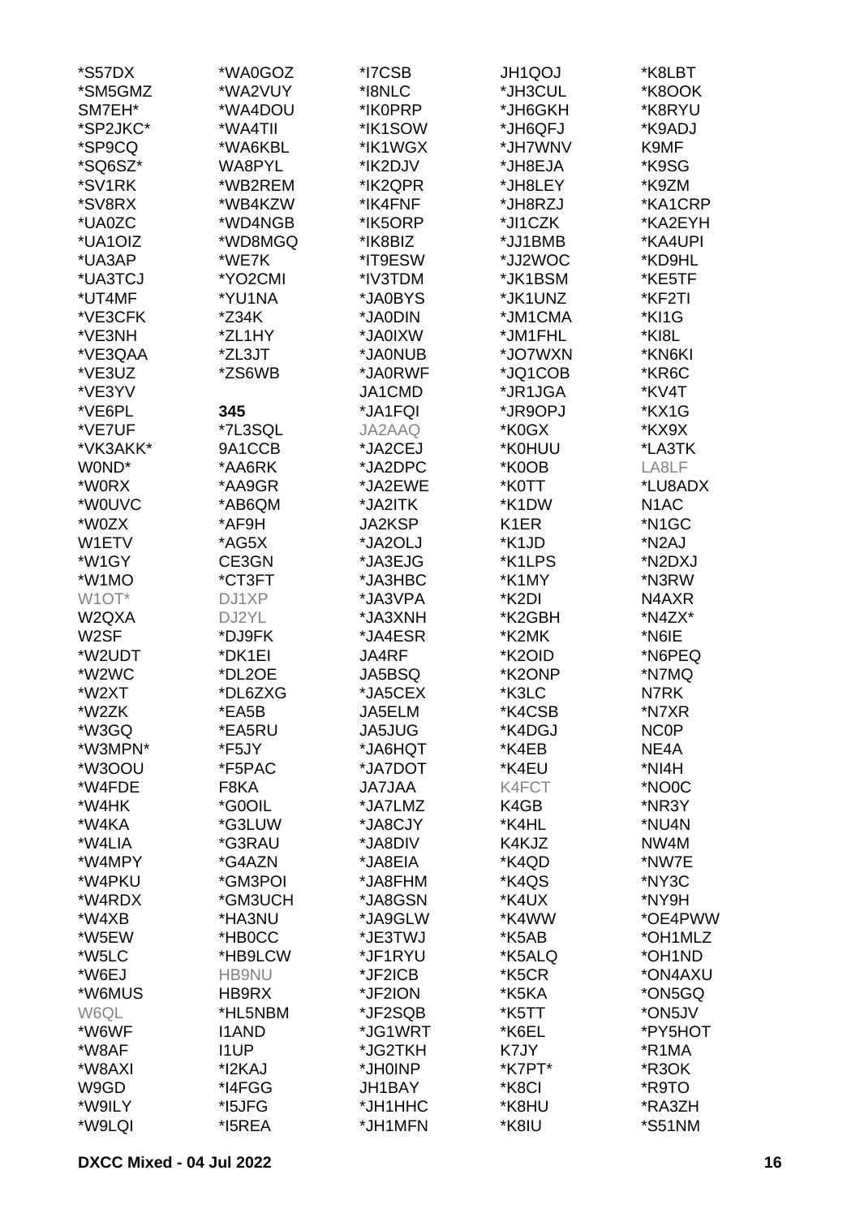*S57DX
*SM5GMZ
SM7EH*
*SP2JKC*
*SP9CQ
*SQ6SZ*
*SV1RK
*SV8RX
*UA0ZC
*UA1OIZ
*UA3AP
*UA3TCJ
*UT4MF
*VE3CFK
*VE3NH
*VE3QAA
*VE3UZ
*VE3YV
*VE6PL
*VE7UF
*VK3AKK*
W0ND*
*W0RX
*W0UVC
*W0ZX
W1ETV
*W1GY
*W1MO
W1OT*
W2QXA
W2SF
*W2UDT
*W2WC
*W2XT
*W2ZK
*W3GQ
*W3MPN*
*W3OOU
*W4FDE
*W4HK
*W4KA
*W4LIA
*W4MPY
*W4PKU
*W4RDX
*W4XB
*W5EW
*W5LC
*W6EJ
*W6MUS
W6QL
*W6WF
*W8AF
*W8AXI
W9GD
*W9ILY
*W9LQI

*WA0GOZ
*WA2VUY
*WA4DOU
*WA4TII
*WA6KBL
WA8PYL
*WB2REM
*WB4KZW
*WD4NGB
*WD8MGQ
*WE7K
*YO2CMI
*YU1NA
*Z34K
*ZL1HY
*ZL3JT
*ZS6WB

**345**

*7L3SQL
9A1CCB
*AA6RK
*AA9GR
*AB6QM
*AF9H
*AG5X
CE3GN
*CT3FT
DJ1XP
DJ2YL
*DJ9FK
*DK1EI
*DL2OE
*DL6ZXG
*EA5B
*EA5RU
*F5JY
*F5PAC
F8KA
*G0OIL
*G3LUW
*G3RAU
*G4AZN
*GM3POI
*GM3UCH
*HA3NU
*HB0CC
*HB9LCW
HB9NU
HB9RX
*HL5NBM
I1AND
I1UP
*I2KAJ
*I4FGG
*I5JFG
*I5REA

*I7CSB
*I8NLC
*IK0PRP
*IK1SOW
*IK1WGX
*IK2DJV
*IK2QPR
*IK4FNF
*IK5ORP
*IK8BIZ
*IT9ESW
*IV3TDM
*JA0BYS
*JA0DIN
*JA0IXW
*JA0NUB
*JA0RWF
JA1CMD
*JA1FQI
JA2AAQ
*JA2CEJ
*JA2DPC
*JA2EWE
*JA2ITK
JA2KSP
*JA2OLJ
*JA3EJG
*JA3HBC
*JA3VPA
*JA3XNH
*JA4ESR
JA4RF
JA5BSQ
*JA5CEX
JA5ELM
JA5JUG
*JA6HQT
*JA7DOT
JA7JAA
*JA7LMZ
*JA8CJY
*JA8DIV
*JA8EIA
*JA8FHM
*JA8GSN
*JA9GLW
*JE3TWJ
*JF1RYU
*JF2ICB
*JF2ION
*JF2SQB
*JG1WRT
*JG2TKH
*JH0INP
JH1BAY
*JH1HHC
*JH1MFN

JH1QOJ
*JH3CUL
*JH6GKH
*JH6QFJ
*JH7WNV
*JH8EJA
*JH8LEY
*JH8RZJ
*JI1CZK
*JJ1BMB
*JJ2WOC
*JK1BSM
*JK1UNZ
*JM1CMA
*JM1FHL
*JO7WXN
*JQ1COB
*JR1JGA
*JR9OPJ
*K0GX
*K0HUU
*K0OB
*K0TT
*K1DW
K1ER
*K1JD
*K1LPS
*K1MY
*K2DI
*K2GBH
*K2MK
*K2OID
*K2ONP
*K3LC
*K4CSB
*K4DGJ
*K4EB
*K4EU
K4FCT
K4GB
*K4HL
K4KJZ
*K4QD
*K4QS
*K4UX
*K4WW
*K5AB
*K5ALQ
*K5CR
*K5KA
*K5TT
*K6EL
K7JY
*K7PT*
*K8CI
*K8HU
*K8IU

*K8LBT
*K8OOK
*K8RYU
*K9ADJ
K9MF
*K9SG
*K9ZM
*KA1CRP
*KA2EYH
*KA4UPI
*KD9HL
*KE5TF
*KF2TI
*KI1G
*KI8L
*KN6KI
*KR6C
*KV4T
*KX1G
*KX9X
*LA3TK
LA8LF
*LU8ADX
N1AC
*N1GC
*N2AJ
*N2DXJ
*N3RW
N4AXR
*N4ZX*
*N6IE
*N6PEQ
*N7MQ
N7RK
*N7XR
NC0P
NE4A
*NI4H
*NO0C
*NR3Y
*NU4N
NW4M
*NW7E
*NY3C
*NY9H
*OE4PWW
*OH1MLZ
*OH1ND
*ON4AXU
*ON5GQ
*ON5JV
*PY5HOT
*R1MA
*R3OK
*R9TO
*RA3ZH
*S51NM

DXCC Mixed - 04 Jul 2022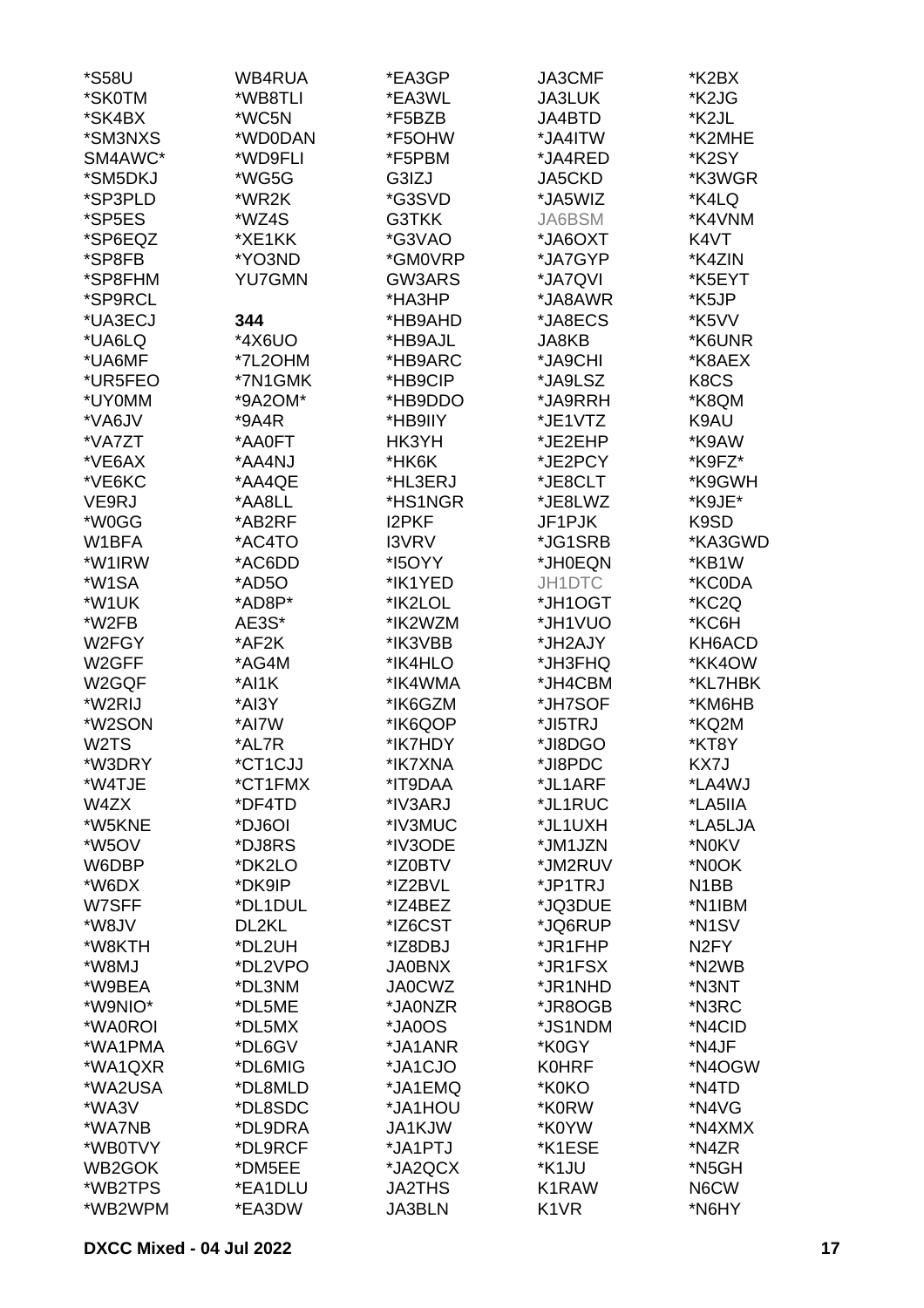*S58U
*SK0TM
*SK4BX
*SM3NXS
SM4AWC*
*SM5DKJ
*SP3PLD
*SP5ES
*SP6EQZ
*SP8FB
*SP8FHM
*SP9RCL
*UA3ECJ
*UA6LQ
*UA6MF
*UR5FEO
*UY0MM
*VA6JV
*VA7ZT
*VE6AX
*VE6KC
VE9RJ
*W0GG
W1BFA
*W1IRW
*W1SA
*W1UK
*W2FB
W2FGY
W2GFF
W2GQF
*W2RIJ
*W2SON
W2TS
*W3DRY
*W4TJE
W4ZX
*W5KNE
*W5OV
W6DBP
*W6DX
W7SFF
*W8JV
*W8KTH
*W8MJ
*W9BEA
*W9NIO*
*WA0ROI
*WA1PMA
*WA1QXR
*WA2USA
*WA3V
*WA7NB
*WB0TVY
WB2GOK
*WB2TPS
*WB2WPM
WB4RUA
*WB8TLI
*WC5N
*WD0DAN
*WD9FLI
*WG5G
*WR2K
*WZ4S
*XE1KK
*YO3ND
YU7GMN

**344**

*4X6UO
*7L2OHM
*7N1GMK
*9A2OM*
*9A4R
*AA0FT
*AA4NJ
*AA4QE
*AA8LL
*AB2RF
*AC4TO
*AC6DD
*AD5O
*AD8P*
AE3S*
*AF2K
*AG4M
*AI1K
*AI3Y
*AI7W
*AL7R
*CT1CJJ
*CT1FMX
*DF4TD
*DJ6OI
*DJ8RS
*DK2LO
*DK9IP
*DL1DUL
DL2KL
*DL2UH
*DL2VPO
*DL3NM
*DL5ME
*DL5MX
*DL6GV
*DL6MIG
*DL8MLD
*DL8SDC
*DL9DRA
*DL9RCF
*DM5EE
*EA1DLU
*EA3DW
*EA3GP
*EA3WL
*F5BZB
*F5OHW
*F5PBM
G3IZJ
*G3SVD
G3TKK
*G3VAO
*GM0VRP
GW3ARS
*HA3HP
*HB9AHD
*HB9AJL
*HB9ARC
*HB9CIP
*HB9DDO
*HB9IIY
HK3YH
*HK6K
*HL3ERJ
*HS1NGR
I2PKF
I3VRV
*I5OYY
*IK1YED
*IK2LOL
*IK2WZM
*IK3VBB
*IK4HLO
*IK4WMA
*IK6GZM
*IK6QOP
*IK7HDY
*IK7XNA
*IT9DAA
*IV3ARJ
*IV3MUC
*IV3ODE
*IZ0BTV
*IZ2BVL
*IZ4BEZ
*IZ6CST
*IZ8DBJ
JA0BNX
JA0CWZ
*JA0NZR
*JA0OS
*JA1ANR
*JA1CJO
*JA1EMQ
*JA1HOU
JA1KJW
*JA1PTJ
*JA2QCX
JA2THS
JA3BLN
JA3CMF
JA3LUK
JA4BTD
*JA4ITW
*JA4RED
JA5CKD
*JA5WIZ
JA6BSM
*JA6OXT
*JA7GYP
*JA7QVI
*JA8AWR
*JA8ECS
JA8KB
*JA9CHI
*JA9LSZ
*JA9RRH
*JE1VTZ
*JE2EHP
*JE2PCY
*JE8CLT
*JE8LWZ
JF1PJK
*JG1SRB
*JH0EQN
JH1DTC
*JH1OGT
*JH1VUO
*JH2AJY
*JH3FHQ
*JH4CBM
*JH7SOF
*JI5TRJ
*JI8DGO
*JI8PDC
*JL1ARF
*JL1RUC
*JL1UXH
*JM1JZN
*JM2RUV
*JP1TRJ
*JQ3DUE
*JQ6RUP
*JR1FHP
*JR1FSX
*JR1NHD
*JR8OGB
*JS1NDM
*K0GY
K0HRF
*K0KO
*K0RW
*K0YW
*K1ESE
*K1JU
K1RAW
K1VR
*K2BX
*K2JG
*K2JL
*K2MHE
*K2SY
*K3WGR
*K4LQ
*K4VNM
K4VT
*K4ZIN
*K5EYT
*K5JP
*K5VV
*K6UNR
*K8AEX
K8CS
*K8QM
K9AU
*K9AW
*K9FZ*
*K9GWH
*K9JE*
K9SD
*KA3GWD
*KB1W
*KC0DA
*KC2Q
*KC6H
KH6ACD
*KK4OW
*KL7HBK
*KM6HB
*KQ2M
*KT8Y
KX7J
*LA4WJ
*LA5IIA
*LA5LJA
*N0KV
*N0OK
N1BB
*N1IBM
*N1SV
N2FY
*N2WB
*N3NT
*N3RC
*N4CID
*N4JF
*N4OGW
*N4TD
*N4VG
*N4XMX
*N4ZR
*N5GH
N6CW
*N6HY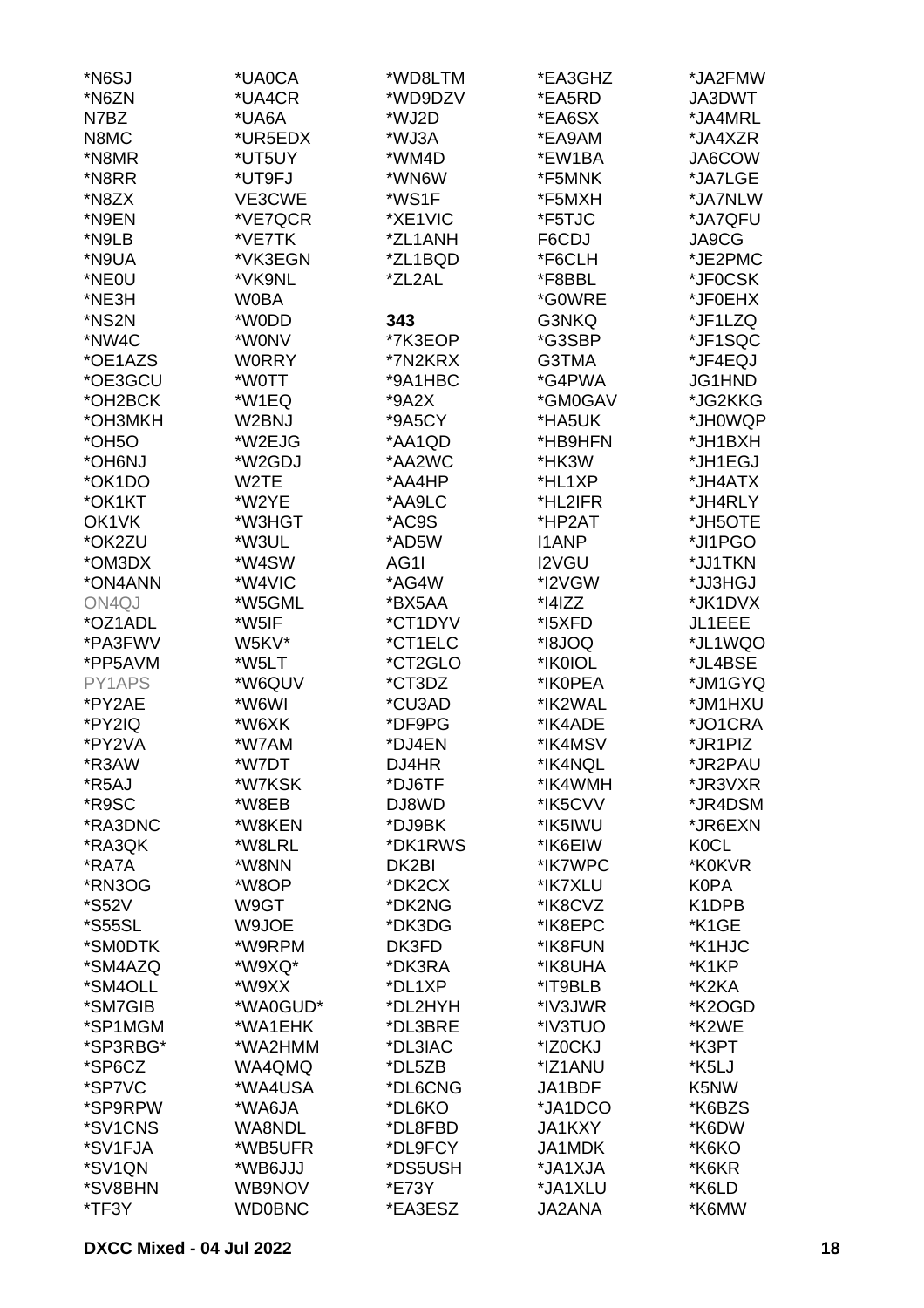*N6SJ
*N6ZN
N7BZ
N8MC
*N8MR
*N8RR
*N8ZX
*N9EN
*N9LB
*N9UA
*NE0U
*NE3H
*NS2N
*NW4C
*OE1AZS
*OE3GCU
*OH2BCK
*OH3MKH
*OH5O
*OH6NJ
*OK1DO
*OK1KT
OK1VK
*OK2ZU
*OM3DX
*ON4ANN
ON4QJ
*OZ1ADL
*PA3FWV
*PP5AVM
PY1APS
*PY2AE
*PY2IQ
*PY2VA
*R3AW
*R5AJ
*R9SC
*RA3DNC
*RA3QK
*RA7A
*RN3OG
*S52V
*S55SL
*SM0DTK
*SM4AZQ
*SM4OLL
*SM7GIB
*SP1MGM
*SP3RBG*
*SP6CZ
*SP7VC
*SP9RPW
*SV1CNS
*SV1FJA
*SV1QN
*SV8BHN
*TF3Y

*UA0CA
*UA4CR
*UA6A
*UR5EDX
*UT5UY
*UT9FJ
VE3CWE
*VE7QCR
*VE7TK
*VK3EGN
*VK9NL
W0BA
*W0DD
*W0NV
W0RRY
*W0TT
*W1EQ
W2BNJ
*W2EJG
*W2GDJ
W2TE
*W2YE
*W3HGT
*W3UL
*W4SW
*W4VIC
*W5GML
*W5IF
W5KV*
*W5LT
*W6QUV
*W6WI
*W6XK
*W7AM
*W7DT
*W7KSK
*W8EB
*W8KEN
*W8LRL
*W8NN
*W8OP
W9GT
W9JOE
*W9RPM
*W9XQ*
*W9XX
*WA0GUD*
*WA1EHK
*WA2HMM
WA4QMQ
*WA4USA
*WA6JA
WA8NDL
*WB5UFR
*WB6JJJ
WB9NOV
WD0BNC

*WD8LTM
*WD9DZV
*WJ2D
*WJ3A
*WM4D
*WN6W
*WS1F
*XE1VIC
*ZL1ANH
*ZL1BQD
*ZL2AL

**343**
*7K3EOP
*7N2KRX
*9A1HBC
*9A2X
*9A5CY
*AA1QD
*AA2WC
*AA4HP
*AA9LC
*AC9S
*AD5W
AG1I
*AG4W
*BX5AA
*CT1DYV
*CT1ELC
*CT2GLO
*CT3DZ
*CU3AD
*DF9PG
*DJ4EN
DJ4HR
*DJ6TF
DJ8WD
*DJ9BK
*DK1RWS
DK2BI
*DK2CX
*DK2NG
*DK3DG
DK3FD
*DK3RA
*DL1XP
*DL2HYH
*DL3BRE
*DL3IAC
*DL5ZB
*DL6CNG
*DL6KO
*DL8FBD
*DL9FCY
*DS5USH
*E73Y
*EA3ESZ

*EA3GHZ
*EA5RD
*EA6SX
*EA9AM
*EW1BA
*F5MNK
*F5MXH
*F5TJC
F6CDJ
*F6CLH
*F8BBL
*G0WRE
G3NKQ
*G3SBP
G3TMA
*G4PWA
*GM0GAV
*HA5UK
*HB9HFN
*HK3W
*HL1XP
*HL2IFR
*HP2AT
I1ANP
I2VGU
*I2VGW
*I4IZZ
*I5XFD
*I8JOQ
*IK0IOL
*IK0PEA
*IK2WAL
*IK4ADE
*IK4MSV
*IK4NQL
*IK4WMH
*IK5CVV
*IK5IWU
*IK6EIW
*IK7WPC
*IK7XLU
*IK8CVZ
*IK8EPC
*IK8FUN
*IK8UHA
*IT9BLB
*IV3JWR
*IV3TUO
*IZ0CKJ
*IZ1ANU
JA1BDF
*JA1DCO
JA1KXY
JA1MDK
*JA1XJA
*JA1XLU
JA2ANA

*JA2FMW
JA3DWT
*JA4MRL
*JA4XZR
JA6COW
*JA7LGE
*JA7NLW
*JA7QFU
JA9CG
*JE2PMC
*JF0CSK
*JF0EHX
*JF1LZQ
*JF1SQC
*JF4EQJ
JG1HND
*JG2KKG
*JH0WQP
*JH1BXH
*JH1EGJ
*JH4ATX
*JH4RLY
*JH5OTE
*JI1PGO
*JJ1TKN
*JJ3HGJ
*JK1DVX
JL1EEE
*JL1WQO
*JL4BSE
*JM1GYQ
*JM1HXU
*JO1CRA
*JR1PIZ
*JR2PAU
*JR3VXR
*JR4DSM
*JR6EXN
K0CL
*K0KVR
K0PA
K1DPB
*K1GE
*K1HJC
*K1KP
*K2KA
*K2OGD
*K2WE
*K3PT
*K5LJ
K5NW
*K6BZS
*K6DW
*K6KO
*K6KR
*K6LD
*K6MW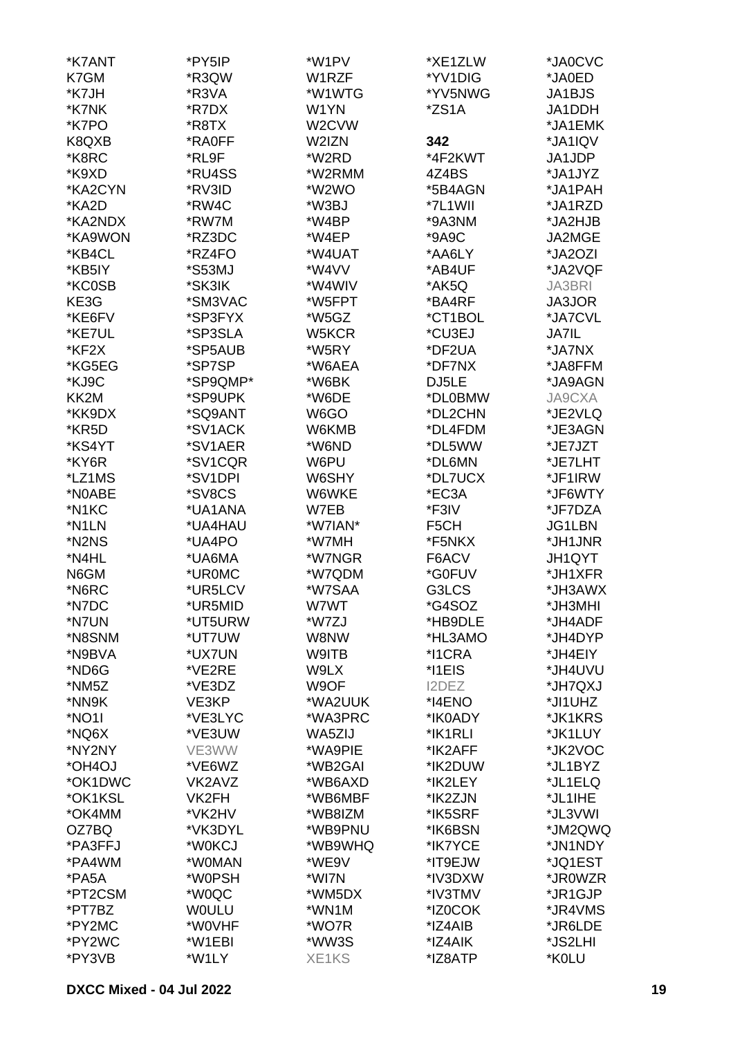*K7ANT
K7GM
*K7JH
*K7NK
*K7PO
K8QXB
*K8RC
*K9XD
*KA2CYN
*KA2D
*KA2NDX
*KA9WON
*KB4CL
*KB5IY
*KC0SB
KE3G
*KE6FV
*KE7UL
*KF2X
*KG5EG
*KJ9C
KK2M
*KK9DX
*KR5D
*KS4YT
*KY6R
*LZ1MS
*N0ABE
*N1KC
*N1LN
*N2NS
*N4HL
N6GM
*N6RC
*N7DC
*N7UN
*N8SNM
*N9BVA
*ND6G
*NM5Z
*NN9K
*NO1I
*NQ6X
*NY2NY
*OH4OJ
*OK1DWC
*OK1KSL
*OK4MM
OZ7BQ
*PA3FFJ
*PA4WM
*PA5A
*PT2CSM
*PT7BZ
*PY2MC
*PY2WC
*PY3VB

*PY5IP
*R3QW
*R3VA
*R7DX
*R8TX
*RA0FF
*RL9F
*RU4SS
*RV3ID
*RW4C
*RW7M
*RZ3DC
*RZ4FO
*S53MJ
*SK3IK
*SM3VAC
*SP3FYX
*SP3SLA
*SP5AUB
*SP7SP
*SP9QMP*
*SP9UPK
*SQ9ANT
*SV1ACK
*SV1AER
*SV1CQR
*SV1DPI
*SV8CS
*UA1ANA
*UA4HAU
*UA4PO
*UA6MA
*UR0MC
*UR5LCV
*UR5MID
*UT5URW
*UT7UW
*UX7UN
*VE2RE
*VE3DZ
VE3KP
*VE3LYC
*VE3UW
VE3WW
*VE6WZ
VK2AVZ
VK2FH
*VK2HV
*VK3DYL
*W0KCJ
*W0MAN
*W0PSH
*W0QC
W0ULU
*W0VHF
*W1EBI
*W1LY

*W1PV
W1RZF
*W1WTG
W1YN
W2CVW
W2IZN
*W2RD
*W2RMM
*W2WO
*W3BJ
*W4BP
*W4EP
*W4UAT
*W4VV
*W4WIV
*W5FPT
*W5GZ
W5KCR
*W5RY
*W6AEA
*W6BK
*W6DE
W6GO
W6KMB
*W6ND
W6PU
W6SHY
W6WKE
W7EB
*W7IAN*
*W7MH
*W7NGR
*W7QDM
*W7SAA
W7WT
*W7ZJ
W8NW
W9ITB
W9LX
W9OF
*WA2UUK
*WA3PRC
WA5ZIJ
*WA9PIE
*WB2GAI
*WB6AXD
*WB6MBF
*WB8IZM
*WB9PNU
*WB9WHQ
*WE9V
*WI7N
*WM5DX
*WN1M
*WO7R
*WW3S
XE1KS

*XE1ZLW
*YV1DIG
*YV5NWG
*ZS1A

**342**

*4F2KWT
4Z4BS
*5B4AGN
*7L1WII
*9A3NM
*9A9C
*AA6LY
*AB4UF
*AK5Q
*BA4RF
*CT1BOL
*CU3EJ
*DF2UA
*DF7NX
DJ5LE
*DL0BMW
*DL2CHN
*DL4FDM
*DL5WW
*DL6MN
*DL7UCX
*EC3A
*F3IV
F5CH
*F5NKX
F6ACV
*G0FUV
G3LCS
*G4SOZ
*HB9DLE
*HL3AMO
*I1CRA
*I1EIS
I2DEZ
*I4ENO
*IK0ADY
*IK1RLI
*IK2AFF
*IK2DUW
*IK2LEY
*IK2ZJN
*IK5SRF
*IK6BSN
*IK7YCE
*IT9EJW
*IV3DXW
*IV3TMV
*IZ0COK
*IZ4AIB
*IZ4AIK
*IZ8ATP

*JA0CVC
*JA0ED
JA1BJS
JA1DDH
*JA1EMK
*JA1IQV
JA1JDP
*JA1JYZ
*JA1PAH
*JA1RZD
*JA2HJB
JA2MGE
*JA2OZI
*JA2VQF
JA3BRI
JA3JOR
*JA7CVL
JA7IL
*JA7NX
*JA8FFM
*JA9AGN
JA9CXA
*JE2VLQ
*JE3AGN
*JE7JZT
*JE7LHT
*JF1IRW
*JF6WTY
*JF7DZA
JG1LBN
*JH1JNR
JH1QYT
*JH1XFR
*JH3AWX
*JH3MHI
*JH4ADF
*JH4DYP
*JH4EIY
*JH4UVU
*JH7QXJ
*JI1UHZ
*JK1KRS
*JK1LUY
*JK2VOC
*JL1BYZ
*JL1ELQ
*JL1IHE
*JL3VWI
*JM2QWQ
*JN1NDY
*JQ1EST
*JR0WZR
*JR1GJP
*JR4VMS
*JR6LDE
*JS2LHI
*K0LU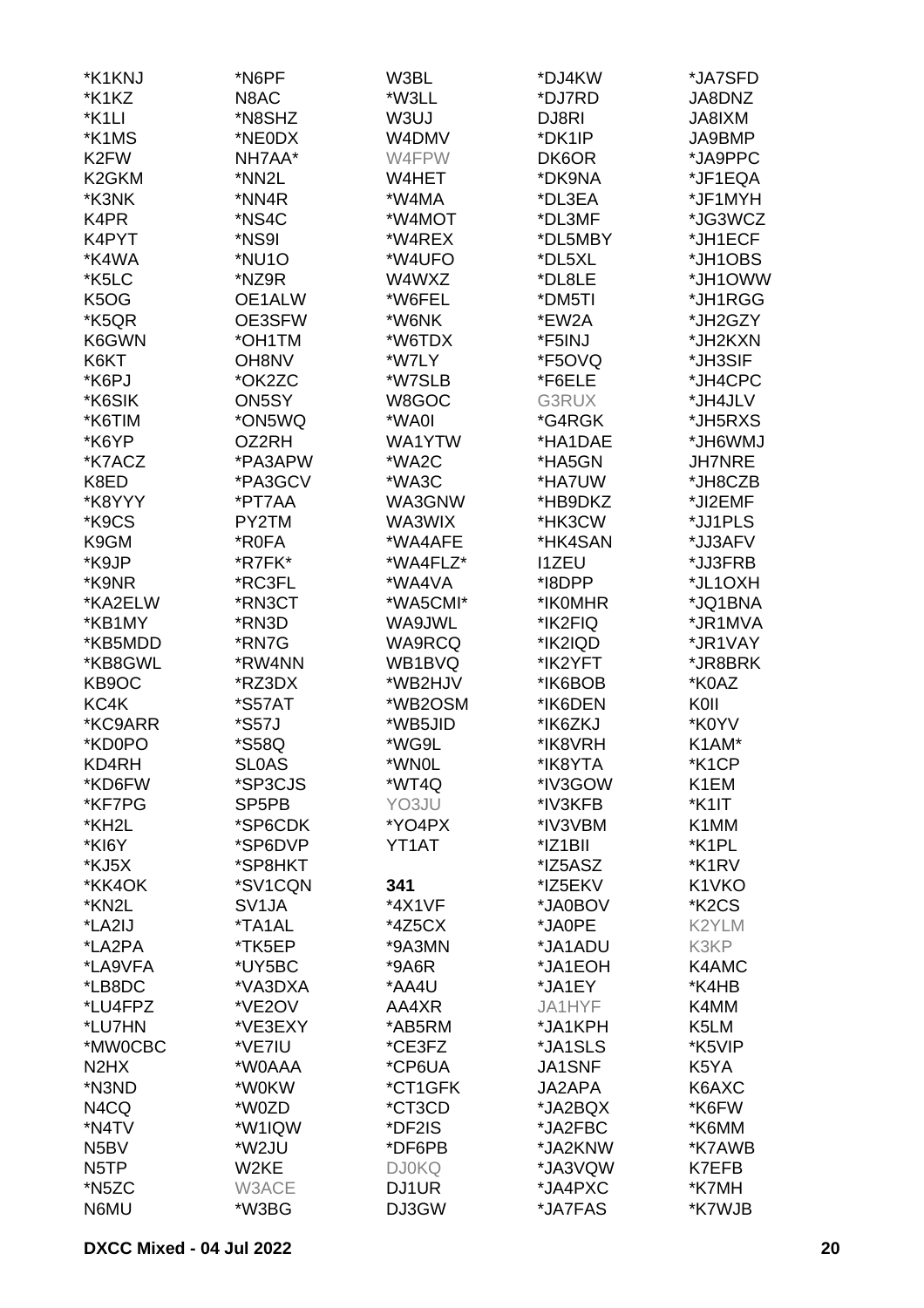*K1KNJ
*K1KZ
*K1LI
*K1MS
K2FW
K2GKM
*K3NK
K4PR
K4PYT
*K4WA
*K5LC
K5OG
*K5QR
K6GWN
K6KT
*K6PJ
*K6SIK
*K6TIM
*K6YP
*K7ACZ
K8ED
*K8YYY
*K9CS
K9GM
*K9JP
*K9NR
*KA2ELW
*KB1MY
*KB5MDD
*KB8GWL
KB9OC
KC4K
*KC9ARR
*KD0PO
KD4RH
*KD6FW
*KF7PG
*KH2L
*KI6Y
*KJ5X
*KK4OK
*KN2L
*LA2IJ
*LA2PA
*LA9VFA
*LB8DC
*LU4FPZ
*LU7HN
*MW0CBC
N2HX
*N3ND
N4CQ
*N4TV
N5BV
N5TP
*N5ZC
N6MU

*N6PF
N8AC
*N8SHZ
*NE0DX
NH7AA*
*NN2L
*NN4R
*NS4C
*NS9I
*NU1O
*NZ9R
OE1ALW
OE3SFW
*OH1TM
OH8NV
*OK2ZC
ON5SY
*ON5WQ
OZ2RH
*PA3APW
*PA3GCV
*PT7AA
PY2TM
*R0FA
*R7FK*
*RC3FL
*RN3CT
*RN3D
*RN7G
*RW4NN
*RZ3DX
*S57AT
*S57J
*S58Q
SL0AS
*SP3CJS
SP5PB
*SP6CDK
*SP6DVP
*SP8HKT
*SV1CQN
SV1JA
*TA1AL
*TK5EP
*UY5BC
*VA3DXA
*VE2OV
*VE3EXY
*VE7IU
*W0AAA
*W0KW
*W0ZD
*W1IQW
*W2JU
W2KE
W3ACE
*W3BG

W3BL
*W3LL
W3UJ
W4DMV
W4FPW
W4HET
*W4MA
*W4MOT
*W4REX
*W4UFO
W4WXZ
*W6FEL
*W6NK
*W6TDX
*W7LY
*W7SLB
W8GOC
*WA0I
WA1YTW
*WA2C
*WA3C
WA3GNW
WA3WIX
*WA4AFE
*WA4FLZ*
*WA4VA
*WA5CMI*
WA9JWL
WA9RCQ
WB1BVQ
*WB2HJV
*WB2OSM
*WB5JID
*WG9L
*WN0L
*WT4Q
YO3JU
*YO4PX
YT1AT

**341**
*4X1VF
*4Z5CX
*9A3MN
*9A6R
*AA4U
AA4XR
*AB5RM
*CE3FZ
*CP6UA
*CT1GFK
*CT3CD
*DF2IS
*DF6PB
DJ0KQ
DJ1UR
DJ3GW

*DJ4KW
*DJ7RD
DJ8RI
*DK1IP
DK6OR
*DK9NA
*DL3EA
*DL3MF
*DL5MBY
*DL5XL
*DL8LE
*DM5TI
*EW2A
*F5INJ
*F5OVQ
*F6ELE
G3RUX
*G4RGK
*HA1DAE
*HA5GN
*HA7UW
*HB9DKZ
*HK3CW
*HK4SAN
I1ZEU
*I8DPP
*IK0MHR
*IK2FIQ
*IK2IQD
*IK2YFT
*IK6BOB
*IK6DEN
*IK6ZKJ
*IK8VRH
*IK8YTA
*IV3GOW
*IV3KFB
*IV3VBM
*IZ1BII
*IZ5ASZ
*IZ5EKV
*JA0BOV
*JA0PE
*JA1ADU
*JA1EOH
*JA1EY
JA1HYF
*JA1KPH
*JA1SLS
JA1SNF
JA2APA
*JA2BQX
*JA2FBC
*JA2KNW
*JA3VQW
*JA4PXC
*JA7FAS

*JA7SFD
JA8DNZ
JA8IXM
JA9BMP
*JA9PPC
*JF1EQA
*JF1MYH
*JG3WCZ
*JH1ECF
*JH1OBS
*JH1OWW
*JH1RGG
*JH2GZY
*JH2KXN
*JH3SIF
*JH4CPC
*JH4JLV
*JH5RXS
*JH6WMJ
JH7NRE
*JH8CZB
*JI2EMF
*JJ1PLS
*JJ3AFV
*JJ3FRB
*JL1OXH
*JQ1BNA
*JR1MVA
*JR1VAY
*JR8BRK
*K0AZ
K0II
*K0YV
K1AM*
*K1CP
K1EM
*K1IT
K1MM
*K1PL
*K1RV
K1VKO
*K2CS
K2YLM
K3KP
K4AMC
*K4HB
K4MM
K5LM
*K5VIP
K5YA
K6AXC
*K6FW
*K6MM
*K7AWB
K7EFB
*K7MH
*K7WJB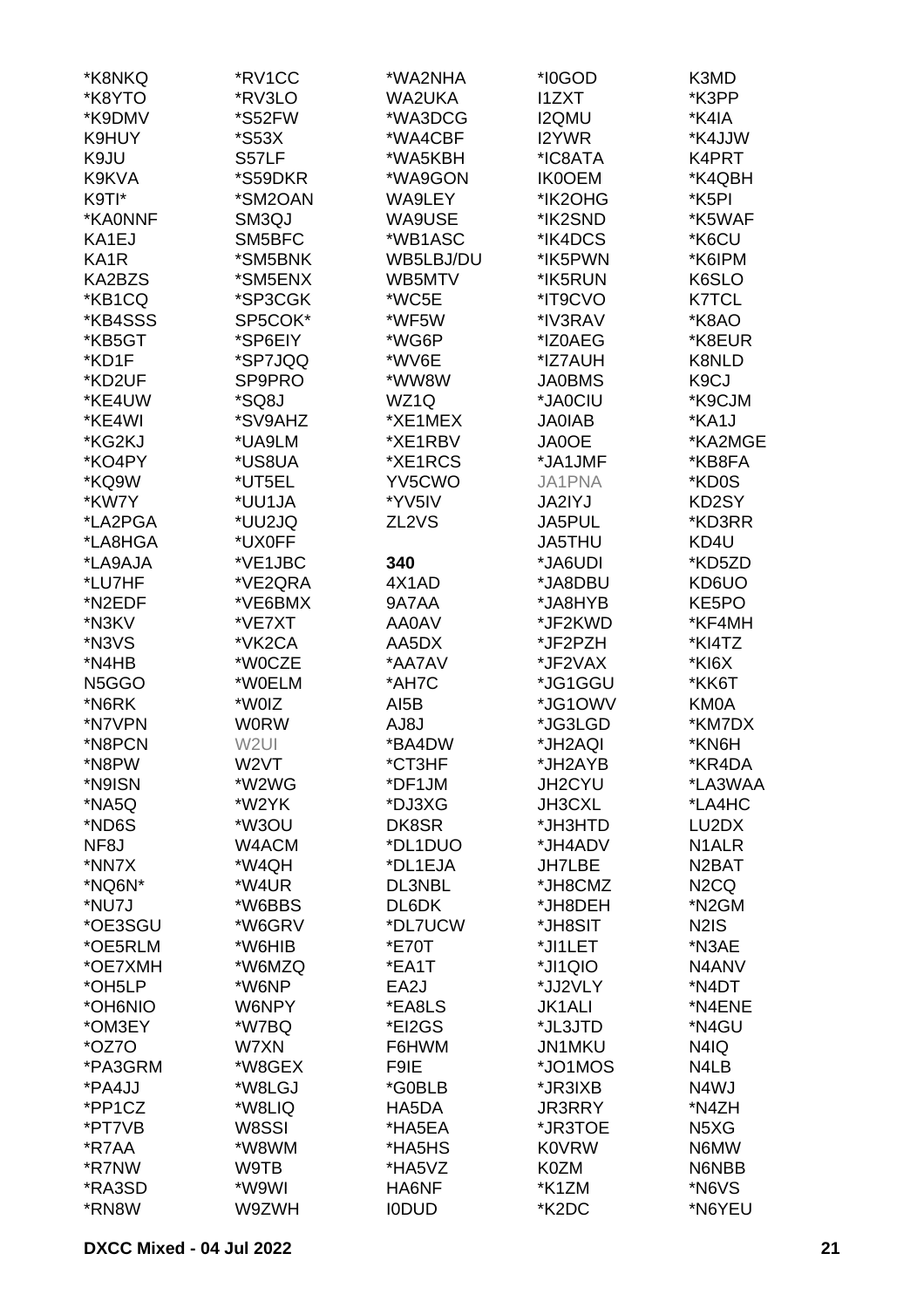*K8NKQ
*K8YTO
*K9DMV
K9HUY
K9JU
K9KVA
K9TI*
*KA0NNF
KA1EJ
KA1R
KA2BZS
*KB1CQ
*KB4SSS
*KB5GT
*KD1F
*KD2UF
*KE4UW
*KE4WI
*KG2KJ
*KO4PY
*KQ9W
*KW7Y
*LA2PGA
*LA8HGA
*LA9AJA
*LU7HF
*N2EDF
*N3KV
*N3VS
*N4HB
N5GGO
*N6RK
*N7VPN
*N8PCN
*N8PW
*N9ISN
*NA5Q
*ND6S
NF8J
*NN7X
*NQ6N*
*NU7J
*OE3SGU
*OE5RLM
*OE7XMH
*OH5LP
*OH6NIO
*OM3EY
*OZ7O
*PA3GRM
*PA4JJ
*PP1CZ
*PT7VB
*R7AA
*R7NW
*RA3SD
*RN8W

*RV1CC
*RV3LO
*S52FW
*S53X
S57LF
*S59DKR
*SM2OAN
SM3QJ
SM5BFC
*SM5BNK
*SM5ENX
*SP3CGK
SP5COK*
*SP6EIY
*SP7JQQ
SP9PRO
*SQ8J
*SV9AHZ
*UA9LM
*US8UA
*UT5EL
*UU1JA
*UU2JQ
*UX0FF
*VE1JBC
*VE2QRA
*VE6BMX
*VE7XT
*VK2CA
*W0CZE
*W0ELM
*W0IZ
W0RW
W2UI
W2VT
*W2WG
*W2YK
*W3OU
W4ACM
*W4QH
*W4UR
*W6BBS
*W6GRV
*W6HIB
*W6MZQ
*W6NP
W6NPY
*W7BQ
W7XN
*W8GEX
*W8LGJ
*W8LIQ
W8SSI
*W8WM
W9TB
*W9WI
W9ZWH

*WA2NHA
WA2UKA
*WA3DCG
*WA4CBF
*WA5KBH
*WA9GON
WA9LEY
WA9USE
*WB1ASC
WB5LBJ/DU
WB5MTV
*WC5E
*WF5W
*WG6P
*WV6E
*WW8W
WZ1Q
*XE1MEX
*XE1RBV
*XE1RCS
YV5CWO
*YV5IV
ZL2VS

**340**

4X1AD
9A7AA
AA0AV
AA5DX
*AA7AV
*AH7C
AI5B
AJ8J
*BA4DW
*CT3HF
*DF1JM
*DJ3XG
DK8SR
*DL1DUO
*DL1EJA
DL3NBL
DL6DK
*DL7UCW
*E70T
*EA1T
EA2J
*EA8LS
*EI2GS
F6HWM
F9IE
*G0BLB
HA5DA
*HA5EA
*HA5HS
*HA5VZ
HA6NF
I0DUD

*I0GOD
I1ZXT
I2QMU
I2YWR
*IC8ATA
IK0OEM
*IK2OHG
*IK2SND
*IK4DCS
*IK5PWN
*IK5RUN
*IT9CVO
*IV3RAV
*IZ0AEG
*IZ7AUH
JA0BMS
*JA0CIU
JA0IAB
JA0OE
*JA1JMF
JA1PNA
JA2IYJ
JA5PUL
JA5THU
*JA6UDI
*JA8DBU
*JA8HYB
*JF2KWD
*JF2PZH
*JF2VAX
*JG1GGU
*JG1OWV
*JG3LGD
*JH2AQI
*JH2AYB
JH2CYU
JH3CXL
*JH3HTD
*JH4ADV
JH7LBE
*JH8CMZ
*JH8DEH
*JH8SIT
*JI1LET
*JI1QIO
*JJ2VLY
JK1ALI
*JL3JTD
JN1MKU
*JO1MOS
*JR3IXB
JR3RRY
*JR3TOE
K0VRW
K0ZM
*K1ZM
*K2DC

K3MD
*K3PP
*K4IA
*K4JJW
K4PRT
*K4QBH
*K5PI
*K5WAF
*K6CU
*K6IPM
K6SLO
K7TCL
*K8AO
*K8EUR
K8NLD
K9CJ
*K9CJM
*KA1J
*KA2MGE
*KB8FA
*KD0S
KD2SY
*KD3RR
KD4U
*KD5ZD
KD6UO
KE5PO
*KF4MH
*KI4TZ
*KI6X
*KK6T
KM0A
*KM7DX
*KN6H
*KR4DA
*LA3WAA
*LA4HC
LU2DX
N1ALR
N2BAT
N2CQ
*N2GM
N2IS
*N3AE
N4ANV
*N4DT
*N4ENE
*N4GU
N4IQ
N4LB
N4WJ
*N4ZH
N5XG
N6MW
N6NBB
*N6VS
*N6YEU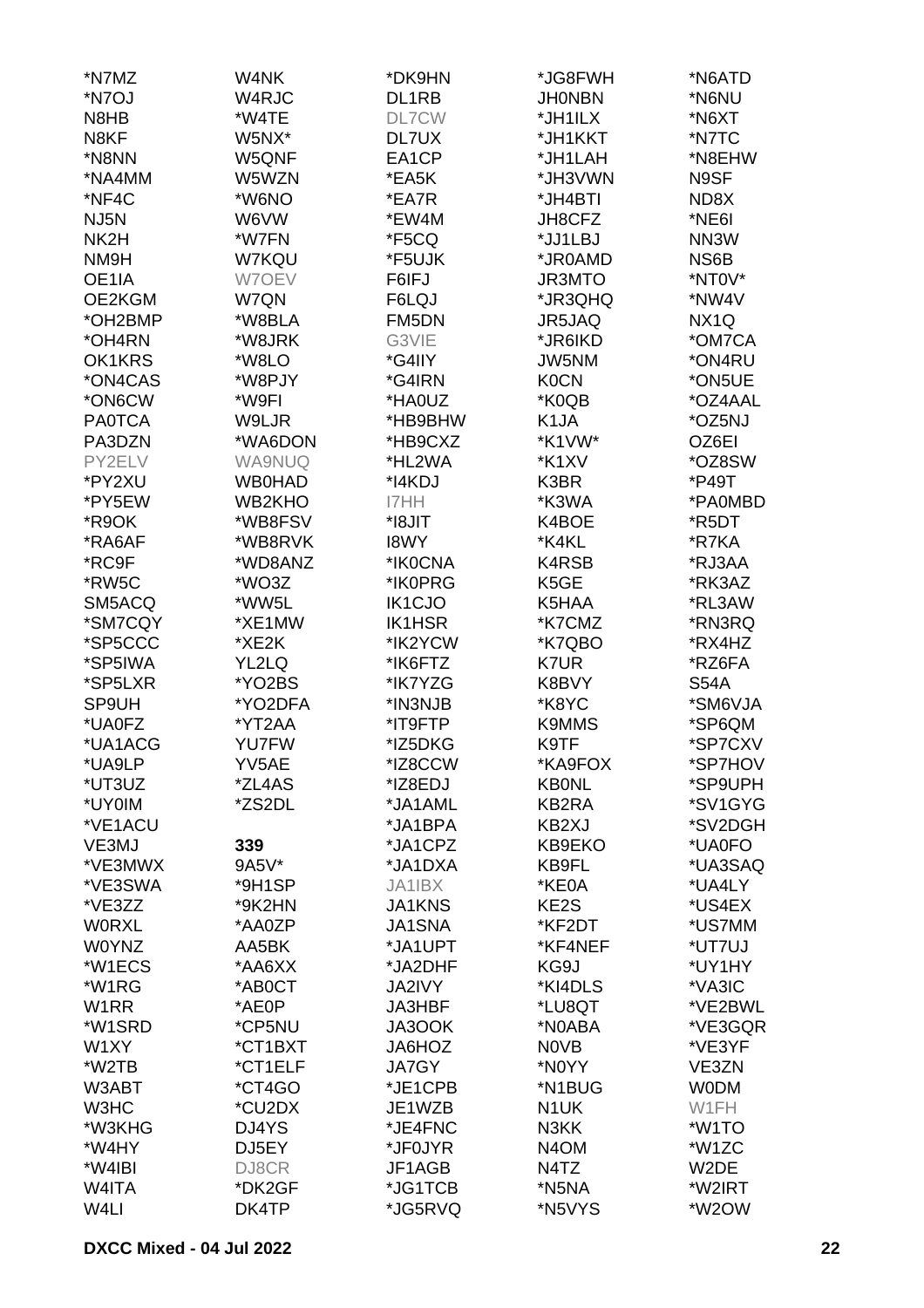*N7MZ
*N7OJ
N8HB
N8KF
*N8NN
*NA4MM
*NF4C
NJ5N
NK2H
NM9H
OE1IA
OE2KGM
*OH2BMP
*OH4RN
OK1KRS
*ON4CAS
*ON6CW
PA0TCA
PA3DZN
PY2ELV
*PY2XU
*PY5EW
*R9OK
*RA6AF
*RC9F
*RW5C
SM5ACQ
*SM7CQY
*SP5CCC
*SP5IWA
*SP5LXR
SP9UH
*UA0FZ
*UA1ACG
*UA9LP
*UT3UZ
*UY0IM
*VE1ACU
VE3MJ
*VE3MWX
*VE3SWA
*VE3ZZ
W0RXL
W0YNZ
*W1ECS
*W1RG
W1RR
*W1SRD
W1XY
*W2TB
W3ABT
W3HC
*W3KHG
*W4HY
*W4IBI
W4ITA
W4LI
W4NK
W4RJC
*W4TE
W5NX*
W5QNF
W5WZN
*W6NO
W6VW
*W7FN
W7KQU
W7OEV
W7QN
*W8BLA
*W8JRK
*W8LO
*W8PJY
*W9FI
W9LJR
*WA6DON
WA9NUQ
WB0HAD
WB2KHO
*WB8FSV
*WB8RVK
*WD8ANZ
*WO3Z
*WW5L
*XE1MW
*XE2K
YL2LQ
*YO2BS
*YO2DFA
*YT2AA
YU7FW
YV5AE
*ZL4AS
*ZS2DL

**339**
9A5V*
*9H1SP
*9K2HN
*AA0ZP
AA5BK
*AA6XX
*AB0CT
*AE0P
*CP5NU
*CT1BXT
*CT1ELF
*CT4GO
*CU2DX
DJ4YS
DJ5EY
DJ8CR
*DK2GF
DK4TP
*DK9HN
DL1RB
DL7CW
DL7UX
EA1CP
*EA5K
*EA7R
*EW4M
*F5CQ
*F5UJK
F6IFJ
F6LQJ
FM5DN
G3VIE
*G4IIY
*G4IRN
*HA0UZ
*HB9BHW
*HB9CXZ
*HL2WA
*I4KDJ
I7HH
*I8JIT
I8WY
*IK0CNA
*IK0PRG
IK1CJO
IK1HSR
*IK2YCW
*IK6FTZ
*IK7YZG
*IN3NJB
*IT9FTP
*IZ5DKG
*IZ8CCW
*IZ8EDJ
*JA1AML
*JA1BPA
*JA1CPZ
*JA1DXA
JA1IBX
JA1KNS
JA1SNA
*JA1UPT
*JA2DHF
JA2IVY
JA3HBF
JA3OOK
JA6HOZ
JA7GY
*JE1CPB
JE1WZB
*JE4FNC
*JF0JYR
JF1AGB
*JG1TCB
*JG5RVQ
*JG8FWH
JH0NBN
*JH1ILX
*JH1KKT
*JH1LAH
*JH3VWN
*JH4BTI
JH8CFZ
*JJ1LBJ
*JR0AMD
JR3MTO
*JR3QHQ
JR5JAQ
*JR6IKD
JW5NM
K0CN
*K0QB
K1JA
*K1VW*
*K1XV
K3BR
*K3WA
K4BOE
*K4KL
K4RSB
K5GE
K5HAA
*K7CMZ
*K7QBO
K7UR
K8BVY
*K8YC
K9MMS
K9TF
*KA9FOX
KB0NL
KB2RA
KB2XJ
KB9EKO
KB9FL
*KE0A
KE2S
*KF2DT
*KF4NEF
KG9J
*KI4DLS
*LU8QT
*N0ABA
N0VB
*N0YY
*N1BUG
N1UK
N3KK
N4OM
N4TZ
*N5NA
*N5VYS
*N6ATD
*N6NU
*N6XT
*N7TC
*N8EHW
N9SF
ND8X
*NE6I
NN3W
NS6B
*NT0V*
*NW4V
NX1Q
*OM7CA
*ON4RU
*ON5UE
*OZ4AAL
*OZ5NJ
OZ6EI
*OZ8SW
*P49T
*PA0MBD
*R5DT
*R7KA
*RJ3AA
*RK3AZ
*RL3AW
*RN3RQ
*RX4HZ
*RZ6FA
S54A
*SM6VJA
*SP6QM
*SP7CXV
*SP7HOV
*SP9UPH
*SV1GYG
*SV2DGH
*UA0FO
*UA3SAQ
*UA4LY
*US4EX
*US7MM
*UT7UJ
*UY1HY
*VA3IC
*VE2BWL
*VE3GQR
*VE3YF
VE3ZN
W0DM
W1FH
*W1TO
*W1ZC
W2DE
*W2IRT
*W2OW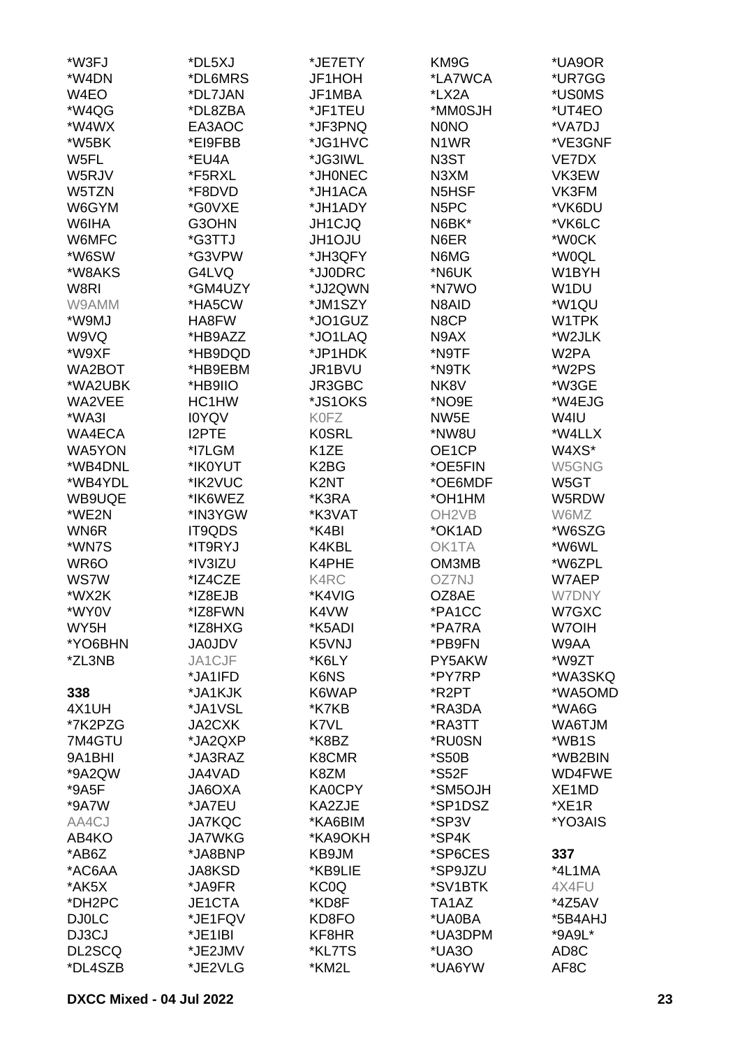*W3FJ
*W4DN
W4EO
*W4QG
*W4WX
*W5BK
W5FL
W5RJV
W5TZN
W6GYM
W6IHA
W6MFC
*W6SW
*W8AKS
W8RI
W9AMM
*W9MJ
W9VQ
*W9XF
WA2BOT
*WA2UBK
WA2VEE
*WA3I
WA4ECA
WA5YON
*WB4DNL
*WB4YDL
WB9UQE
*WE2N
WN6R
*WN7S
WR6O
WS7W
*WX2K
*WY0V
WY5H
*YO6BHN
*ZL3NB

**338**

4X1UH
*7K2PZG
7M4GTU
9A1BHI
*9A2QW
*9A5F
*9A7W
AA4CJ
AB4KO
*AB6Z
*AC6AA
*AK5X
*DH2PC
DJ0LC
DJ3CJ
DL2SCQ
*DL4SZB
*DL5XJ
*DL6MRS
*DL7JAN
*DL8ZBA
EA3AOC
*EI9FBB
*EU4A
*F5RXL
*F8DVD
*G0VXE
G3OHN
*G3TTJ
*G3VPW
G4LVQ
*GM4UZY
*HA5CW
HA8FW
*HB9AZZ
*HB9DQD
*HB9EBM
*HB9IIO
HC1HW
I0YQV
I2PTE
*I7LGM
*IK0YUT
*IK2VUC
*IK6WEZ
*IN3YGW
IT9QDS
*IT9RYJ
*IV3IZU
*IZ4CZE
*IZ8EJB
*IZ8FWN
*IZ8HXG
JA0JDV
JA1CJF
*JA1IFD
*JA1KJK
*JA1VSL
JA2CXK
*JA2QXP
*JA3RAZ
JA4VAD
JA6OXA
*JA7EU
JA7KQC
JA7WKG
*JA8BNP
JA8KSD
*JA9FR
JE1CTA
*JE1FQV
*JE1IBI
*JE2JMV
*JE2VLG
*JE7ETY
JF1HOH
JF1MBA
*JF1TEU
*JF3PNQ
*JG1HVC
*JG3IWL
*JH0NEC
*JH1ACA
*JH1ADY
JH1CJQ
JH1OJU
*JH3QFY
*JJ0DRC
*JJ2QWN
*JM1SZY
*JO1GUZ
*JO1LAQ
*JP1HDK
JR1BVU
JR3GBC
*JS1OKS
K0FZ
K0SRL
K1ZE
K2BG
K2NT
*K3RA
*K3VAT
*K4BI
K4KBL
K4PHE
K4RC
*K4VIG
K4VW
*K5ADI
K5VNJ
*K6LY
K6NS
K6WAP
*K7KB
K7VL
*K8BZ
K8CMR
K8ZM
KA0CPY
KA2ZJE
*KA6BIM
*KA9OKH
KB9JM
*KB9LIE
KC0Q
*KD8F
KD8FO
KF8HR
*KL7TS
*KM2L
KM9G
*LA7WCA
*LX2A
*MM0SJH
N0NO
N1WR
N3ST
N3XM
N5HSF
N5PC
N6BK*
N6ER
N6MG
*N6UK
*N7WO
N8AID
N8CP
N9AX
*N9TF
*N9TK
NK8V
*NO9E
NW5E
*NW8U
OE1CP
*OE5FIN
*OE6MDF
*OH1HM
OH2VB
*OK1AD
OK1TA
OM3MB
OZ7NJ
OZ8AE
*PA1CC
*PA7RA
*PB9FN
PY5AKW
*PY7RP
*R2PT
*RA3DA
*RA3TT
*RU0SN
*S50B
*S52F
*SM5OJH
*SP1DSZ
*SP3V
*SP4K
*SP6CES
*SP9JZU
*SV1BTK
TA1AZ
*UA0BA
*UA3DPM
*UA3O
*UA6YW
*UA9OR
*UR7GG
*US0MS
*UT4EO
*VA7DJ
*VE3GNF
VE7DX
VK3EW
VK3FM
*VK6DU
*VK6LC
*W0CK
*W0QL
W1BYH
W1DU
*W1QU
W1TPK
*W2JLK
W2PA
*W2PS
*W3GE
*W4EJG
W4IU
*W4LLX
W4XS*
W5GNG
W5GT
W5RDW
W6MZ
*W6SZG
*W6WL
*W6ZPL
W7AEP
W7DNY
W7GXC
W7OIH
W9AA
*W9ZT
*WA3SKQ
*WA5OMD
*WA6G
WA6TJM
*WB1S
*WB2BIN
WD4FWE
XE1MD
*XE1R
*YO3AIS

**337**

*4L1MA
4X4FU
*4Z5AV
*5B4AHJ
*9A9L*
AD8C
AF8C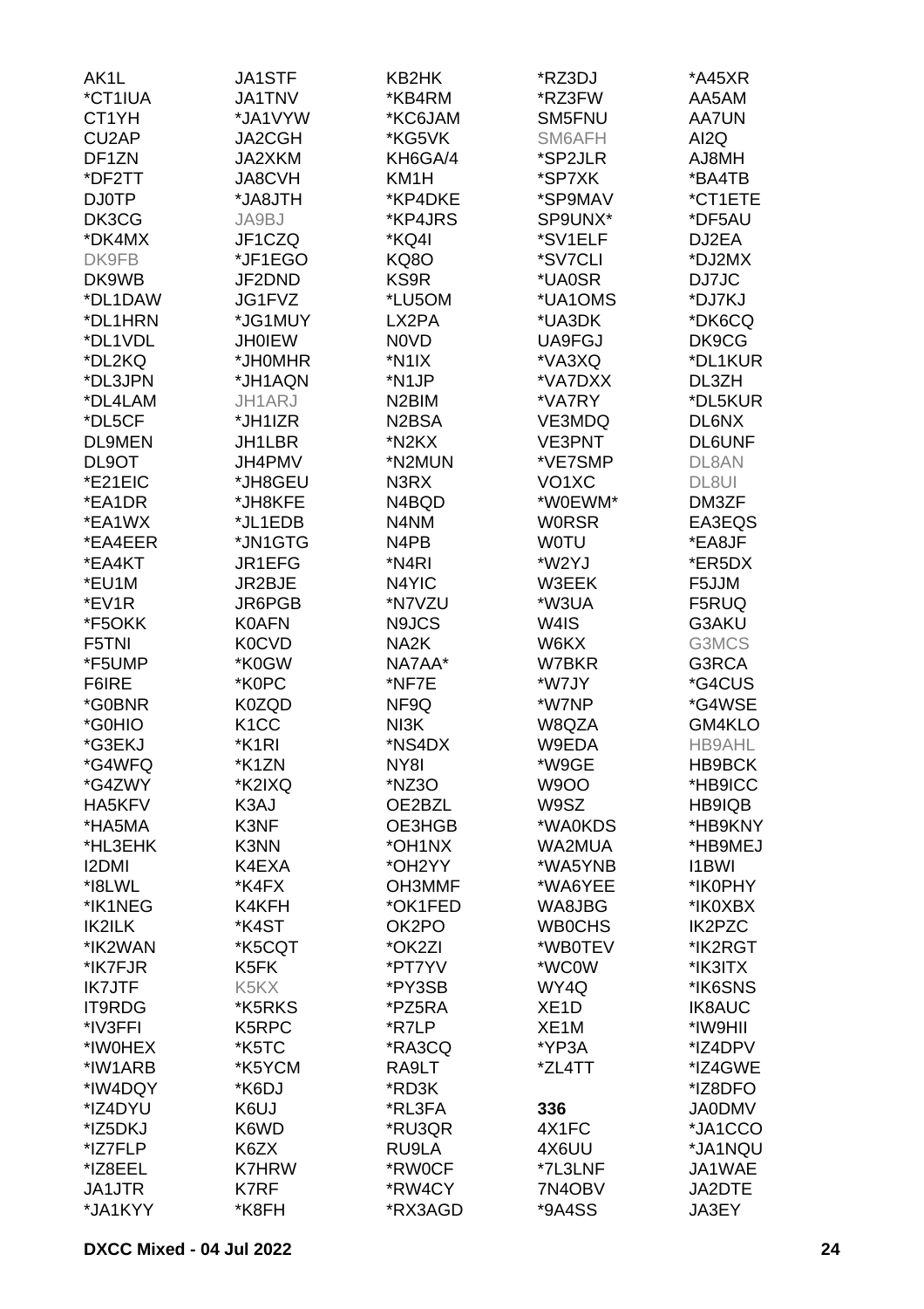AK1L
*CT1IUA
CT1YH
CU2AP
DF1ZN
*DF2TT
DJ0TP
DK3CG
*DK4MX
DK9FB
DK9WB
*DL1DAW
*DL1HRN
*DL1VDL
*DL2KQ
*DL3JPN
*DL4LAM
*DL5CF
DL9MEN
DL9OT
*E21EIC
*EA1DR
*EA1WX
*EA4EER
*EA4KT
*EU1M
*EV1R
*F5OKK
F5TNI
*F5UMP
F6IRE
*G0BNR
*G0HIO
*G3EKJ
*G4WFQ
*G4ZWY
HA5KFV
*HA5MA
*HL3EHK
I2DMI
*I8LWL
*IK1NEG
IK2ILK
*IK2WAN
*IK7FJR
IK7JTF
IT9RDG
*IV3FFI
*IW0HEX
*IW1ARB
*IW4DQY
*IZ4DYU
*IZ5DKJ
*IZ7FLP
*IZ8EEL
JA1JTR
*JA1KYY

JA1STF
JA1TNV
*JA1VYW
JA2CGH
JA2XKM
JA8CVH
*JA8JTH
JA9BJ
JF1CZQ
*JF1EGO
JF2DND
JG1FVZ
*JG1MUY
JH0IEW
*JH0MHR
*JH1AQN
JH1ARJ
*JH1IZR
JH1LBR
JH4PMV
*JH8GEU
*JH8KFE
*JL1EDB
*JN1GTG
JR1EFG
JR2BJE
JR6PGB
K0AFN
K0CVD
*K0GW
*K0PC
K0ZQD
K1CC
*K1RI
*K1ZN
*K2IXQ
K3AJ
K3NF
K3NN
K4EXA
*K4FX
K4KFH
*K4ST
*K5CQT
K5FK
K5KX
*K5RKS
K5RPC
*K5TC
*K5YCM
*K6DJ
K6UJ
K6WD
K6ZX
K7HRW
K7RF
*K8FH

KB2HK
*KB4RM
*KC6JAM
*KG5VK
KH6GA/4
KM1H
*KP4DKE
*KP4JRS
*KQ4I
KQ8O
KS9R
*LU5OM
LX2PA
N0VD
*N1IX
*N1JP
N2BIM
N2BSA
*N2KX
*N2MUN
N3RX
N4BQD
N4NM
N4PB
*N4RI
N4YIC
*N7VZU
N9JCS
NA2K
NA7AA*
*NF7E
NF9Q
NI3K
*NS4DX
NY8I
*NZ3O
OE2BZL
OE3HGB
*OH1NX
*OH2YY
OH3MMF
*OK1FED
OK2PO
*OK2ZI
*PT7YV
*PY3SB
*PZ5RA
*R7LP
*RA3CQ
RA9LT
*RD3K
*RL3FA
*RU3QR
RU9LA
*RW0CF
*RW4CY
*RX3AGD

*RZ3DJ
*RZ3FW
SM5FNU
SM6AFH
*SP2JLR
*SP7XK
*SP9MAV
SP9UNX*
*SV1ELF
*SV7CLI
*UA0SR
*UA1OMS
*UA3DK
UA9FGJ
*VA3XQ
*VA7DXX
*VA7RY
VE3MDQ
VE3PNT
*VE7SMP
VO1XC
*W0EWM*
W0RSR
W0TU
*W2YJ
W3EEK
*W3UA
W4IS
W6KX
W7BKR
*W7JY
*W7NP
W8QZA
W9EDA
*W9GE
W9OO
W9SZ
*WA0KDS
WA2MUA
*WA5YNB
*WA6YEE
WA8JBG
WB0CHS
*WB0TEV
*WC0W
WY4Q
XE1D
XE1M
*YP3A
*ZL4TT

**336**
4X1FC
4X6UU
*7L3LNF
7N4OBV
*9A4SS

*A45XR
AA5AM
AA7UN
AI2Q
AJ8MH
*BA4TB
*CT1ETE
*DF5AU
DJ2EA
*DJ2MX
DJ7JC
*DJ7KJ
*DK6CQ
DK9CG
*DL1KUR
DL3ZH
*DL5KUR
DL6NX
DL6UNF
DL8AN
DL8UI
DM3ZF
EA3EQS
*EA8JF
*ER5DX
F5JJM
F5RUQ
G3AKU
G3MCS
G3RCA
*G4CUS
*G4WSE
GM4KLO
HB9AHL
HB9BCK
*HB9ICC
HB9IQB
*HB9KNY
*HB9MEJ
I1BWI
*IK0PHY
*IK0XBX
IK2PZC
*IK2RGT
*IK3ITX
*IK6SNS
IK8AUC
*IW9HII
*IZ4DPV
*IZ4GWE
*IZ8DFO
JA0DMV
*JA1CCO
*JA1NQU
JA1WAE
JA2DTE
JA3EY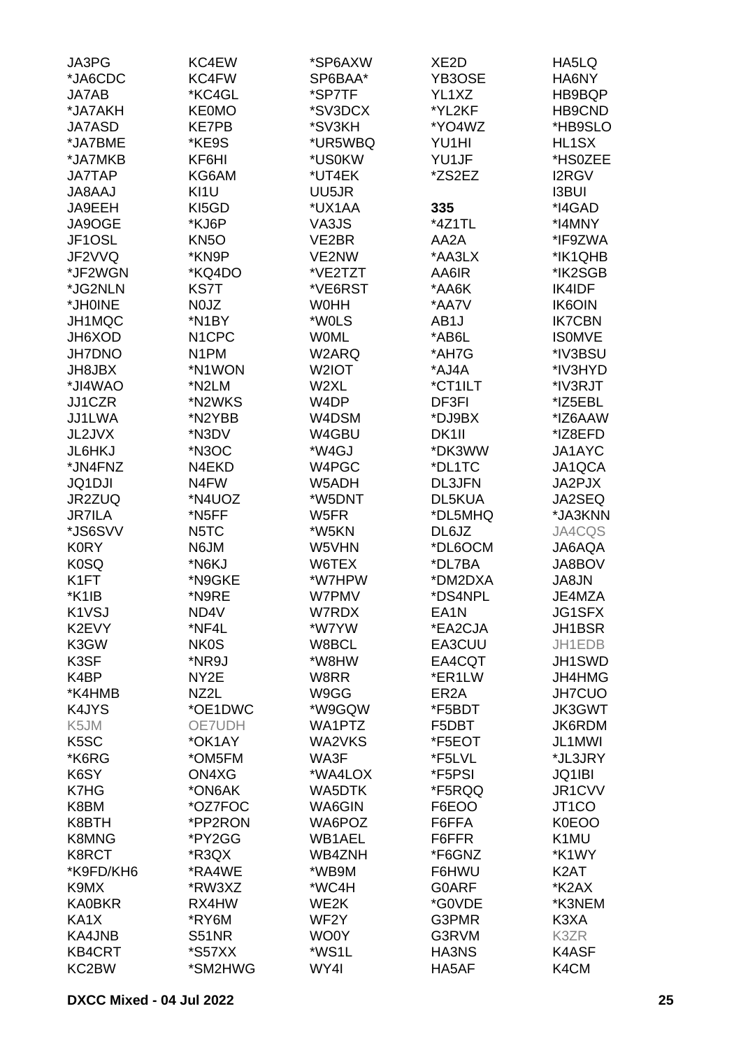JA3PG
*JA6CDC
JA7AB
*JA7AKH
JA7ASD
*JA7BME
*JA7MKB
JA7TAP
JA8AAJ
JA9EEH
JA9OGE
JF1OSL
JF2VVQ
*JF2WGN
*JG2NLN
*JH0INE
JH1MQC
JH6XOD
JH7DNO
JH8JBX
*JI4WAO
JJ1CZR
JJ1LWA
JL2JVX
JL6HKJ
*JN4FNZ
JQ1DJI
JR2ZUQ
JR7ILA
*JS6SVV
K0RY
K0SQ
K1FT
*K1IB
K1VSJ
K2EVY
K3GW
K3SF
K4BP
*K4HMB
K4JYS
K5JM
K5SC
*K6RG
K6SY
K7HG
K8BM
K8BTH
K8MNG
K8RCT
*K9FD/KH6
K9MX
KA0BKR
KA1X
KA4JNB
KB4CRT
KC2BW

KC4EW
KC4FW
*KC4GL
KE0MO
KE7PB
*KE9S
KF6HI
KG6AM
KI1U
KI5GD
*KJ6P
KN5O
*KN9P
*KQ4DO
KS7T
N0JZ
*N1BY
N1CPC
N1PM
*N1WON
*N2LM
*N2WKS
*N2YBB
*N3DV
*N3OC
N4EKD
N4FW
*N4UOZ
*N5FF
N5TC
N6JM
*N6KJ
*N9GKE
*N9RE
ND4V
*NF4L
NK0S
*NR9J
NY2E
NZ2L
*OE1DWC
OE7UDH
*OK1AY
*OM5FM
ON4XG
*ON6AK
*OZ7FOC
*PP2RON
*PY2GG
*R3QX
*RA4WE
*RW3XZ
RX4HW
*RY6M
S51NR
*S57XX
*SM2HWG

*SP6AXW
SP6BAA*
*SP7TF
*SV3DCX
*SV3KH
*UR5WBQ
*US0KW
*UT4EK
UU5JR
*UX1AA
VA3JS
VE2BR
VE2NW
*VE2TZT
*VE6RST
W0HH
*W0LS
W0ML
W2ARQ
W2IOT
W2XL
W4DP
W4DSM
W4GBU
*W4GJ
W4PGC
W5ADH
*W5DNT
W5FR
*W5KN
W5VHN
W6TEX
*W7HPW
W7PMV
W7RDX
*W7YW
W8BCL
*W8HW
W8RR
W9GG
*W9GQW
WA1PTZ
WA2VKS
WA3F
*WA4LOX
WA5DTK
WA6GIN
WA6POZ
WB1AEL
WB4ZNH
*WB9M
*WC4H
WE2K
WF2Y
WO0Y
*WS1L
WY4I

XE2D
YB3OSE
YL1XZ
*YL2KF
*YO4WZ
YU1HI
YU1JF
*ZS2EZ

**335**
*4Z1TL
AA2A
*AA3LX
AA6IR
*AA6K
*AA7V
AB1J
*AB6L
*AH7G
*AJ4A
*CT1ILT
DF3FI
*DJ9BX
DK1II
*DK3WW
*DL1TC
DL3JFN
DL5KUA
*DL5MHQ
DL6JZ
*DL6OCM
*DL7BA
*DM2DXA
*DS4NPL
EA1N
*EA2CJA
EA3CUU
EA4CQT
*ER1LW
ER2A
*F5BDT
F5DBT
*F5EOT
*F5LVL
*F5PSI
*F5RQQ
F6EOO
F6FFA
F6FFR
*F6GNZ
F6HWU
G0ARF
*G0VDE
G3PMR
G3RVM
HA3NS
HA5AF

HA5LQ
HA6NY
HB9BQP
HB9CND
*HB9SLO
HL1SX
*HS0ZEE
I2RGV
I3BUI
*I4GAD
*I4MNY
*IF9ZWA
*IK1QHB
*IK2SGB
IK4IDF
IK6OIN
IK7CBN
IS0MVE
*IV3BSU
*IV3HYD
*IV3RJT
*IZ5EBL
*IZ6AAW
*IZ8EFD
JA1AYC
JA1QCA
JA2PJX
JA2SEQ
*JA3KNN
JA4CQS
JA6AQA
JA8BOV
JA8JN
JE4MZA
JG1SFX
JH1BSR
JH1EDB
JH1SWD
JH4HMG
JH7CUO
JK3GWT
JK6RDM
JL1MWI
*JL3JRY
JQ1IBI
JR1CVV
JT1CO
K0EOO
K1MU
*K1WY
K2AT
*K2AX
*K3NEM
K3XA
K3ZR
K4ASF
K4CM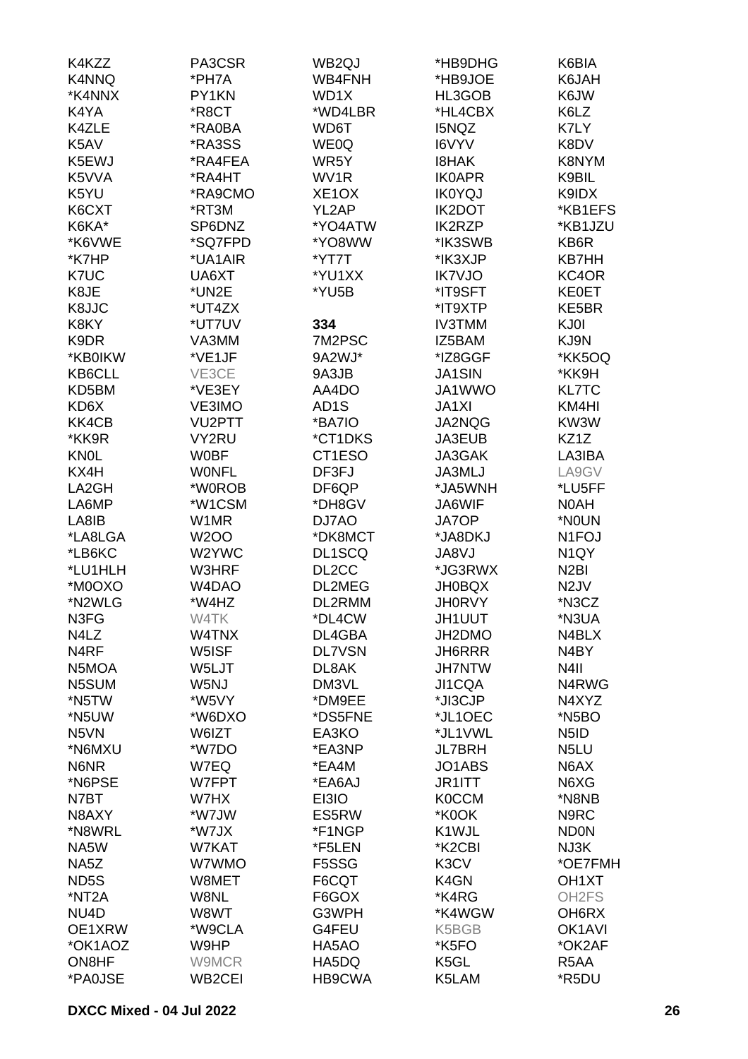K4KZZ
K4NNQ
*K4NNX
K4YA
K4ZLE
K5AV
K5EWJ
K5VVA
K5YU
K6CXT
K6KA*
*K6VWE
*K7HP
K7UC
K8JE
K8JJC
K8KY
K9DR
*KB0IKW
KB6CLL
KD5BM
KD6X
KK4CB
*KK9R
KN0L
KX4H
LA2GH
LA6MP
LA8IB
*LA8LGA
*LB6KC
*LU1HLH
*M0OXO
*N2WLG
N3FG
N4LZ
N4RF
N5MOA
N5SUM
*N5TW
*N5UW
N5VN
*N6MXU
N6NR
*N6PSE
N7BT
N8AXY
*N8WRL
NA5W
NA5Z
ND5S
*NT2A
NU4D
OE1XRW
*OK1AOZ
ON8HF
*PA0JSE

PA3CSR
*PH7A
PY1KN
*R8CT
*RA0BA
*RA3SS
*RA4FEA
*RA4HT
*RA9CMO
*RT3M
SP6DNZ
*SQ7FPD
*UA1AIR
UA6XT
*UN2E
*UT4ZX
*UT7UV
VA3MM
*VE1JF
VE3CE
*VE3EY
VE3IMO
VU2PTT
VY2RU
W0BF
W0NFL
*W0ROB
*W1CSM
W1MR
W2OO
W2YWC
W3HRF
W4DAO
*W4HZ
W4TK
W4TNX
W5ISF
W5LJT
W5NJ
*W5VY
*W6DXO
W6IZT
*W7DO
W7EQ
W7FPT
W7HX
*W7JW
*W7JX
W7KAT
W7WMO
W8MET
W8NL
W8WT
*W9CLA
W9HP
W9MCR
WB2CEI

WB2QJ
WB4FNH
WD1X
*WD4LBR
WD6T
WE0Q
WR5Y
WV1R
XE1OX
YL2AP
*YO4ATW
*YO8WW
*YT7T
*YU1XX
*YU5B

**334**
7M2PSC
9A2WJ*
9A3JB
AA4DO
AD1S
*BA7IO
*CT1DKS
CT1ESO
DF3FJ
DF6QP
*DH8GV
DJ7AO
*DK8MCT
DL1SCQ
DL2CC
DL2MEG
DL2RMM
*DL4CW
DL4GBA
DL7VSN
DL8AK
DM3VL
*DM9EE
*DS5FNE
EA3KO
*EA3NP
*EA4M
*EA6AJ
EI3IO
ES5RW
*F1NGP
*F5LEN
F5SSG
F6CQT
F6GOX
G3WPH
G4FEU
HA5AO
HA5DQ
HB9CWA

*HB9DHG
*HB9JOE
HL3GOB
*HL4CBX
I5NQZ
I6VYV
I8HAK
IK0APR
IK0YQJ
IK2DOT
IK2RZP
*IK3SWB
*IK3XJP
IK7VJO
*IT9SFT
*IT9XTP
IV3TMM
IZ5BAM
*IZ8GGF
JA1SIN
JA1WWO
JA1XI
JA2NQG
JA3EUB
JA3GAK
JA3MLJ
*JA5WNH
JA6WIF
JA7OP
*JA8DKJ
JA8VJ
*JG3RWX
JH0BQX
JH0RVY
JH1UUT
JH2DMO
JH6RRR
JH7NTW
JI1CQA
*JI3CJP
*JL1OEC
*JL1VWL
JL7BRH
JO1ABS
JR1ITT
K0CCM
*K0OK
K1WJL
*K2CBI
K3CV
K4GN
*K4RG
*K4WGW
K5BGB
*K5FO
K5GL
K5LAM

K6BIA
K6JAH
K6JW
K6LZ
K7LY
K8DV
K8NYM
K9BIL
K9IDX
*KB1EFS
*KB1JZU
KB6R
KB7HH
KC4OR
KE0ET
KE5BR
KJ0I
KJ9N
*KK5OQ
*KK9H
KL7TC
KM4HI
KW3W
KZ1Z
LA3IBA
LA9GV
*LU5FF
N0AH
*N0UN
N1FOJ
N1QY
N2BI
N2JV
*N3CZ
*N3UA
N4BLX
N4BY
N4II
N4RWG
N4XYZ
*N5BO
N5ID
N5LU
N6AX
N6XG
*N8NB
N9RC
ND0N
NJ3K
*OE7FMH
OH1XT
OH2FS
OH6RX
OK1AVI
*OK2AF
R5AA
*R5DU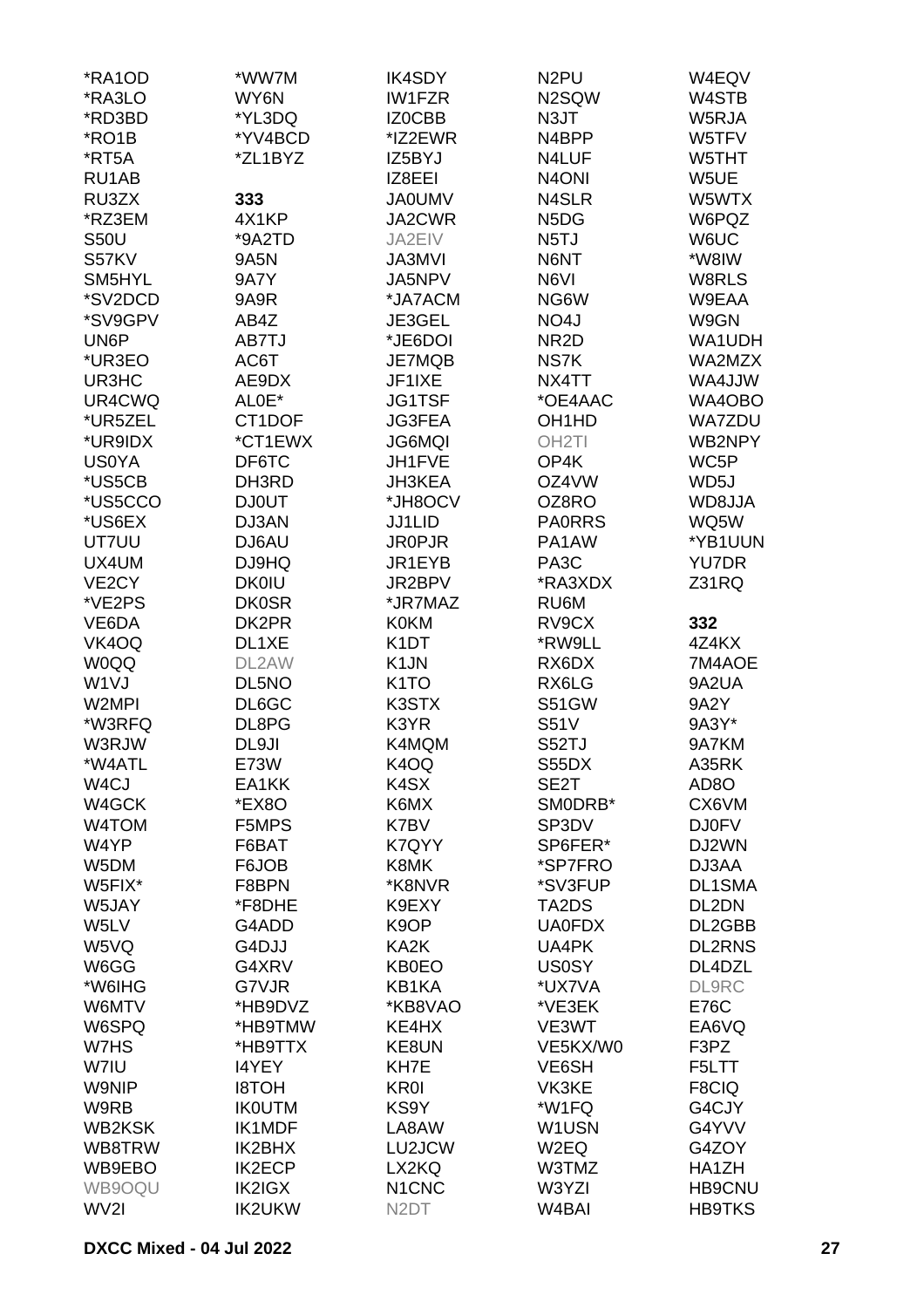*RA1OD
*RA3LO
*RD3BD
*RO1B
*RT5A
RU1AB
RU3ZX
*RZ3EM
S50U
S57KV
SM5HYL
*SV2DCD
*SV9GPV
UN6P
*UR3EO
UR3HC
UR4CWQ
*UR5ZEL
*UR9IDX
US0YA
*US5CB
*US5CCO
*US6EX
UT7UU
UX4UM
VE2CY
*VE2PS
VE6DA
VK4OQ
W0QQ
W1VJ
W2MPI
*W3RFQ
W3RJW
*W4ATL
W4CJ
W4GCK
W4TOM
W4YP
W5DM
W5FIX*
W5JAY
W5LV
W5VQ
W6GG
*W6IHG
W6MTV
W6SPQ
W7HS
W7IU
W9NIP
W9RB
WB2KSK
WB8TRW
WB9EBO
WB9OQU
WV2I

*WW7M
WY6N
*YL3DQ
*YV4BCD
*ZL1BYZ

**333**

4X1KP
*9A2TD
9A5N
9A7Y
9A9R
AB4Z
AB7TJ
AC6T
AE9DX
AL0E*
CT1DOF
*CT1EWX
DF6TC
DH3RD
DJ0UT
DJ3AN
DJ6AU
DJ9HQ
DK0IU
DK0SR
DK2PR
DL1XE
DL2AW
DL5NO
DL6GC
DL8PG
DL9JI
E73W
EA1KK
*EX8O
F5MPS
F6BAT
F6JOB
F8BPN
*F8DHE
G4ADD
G4DJJ
G4XRV
G7VJR
*HB9DVZ
*HB9TMW
*HB9TTX
I4YEY
I8TOH
IK0UTM
IK1MDF
IK2BHX
IK2ECP
IK2IGX
IK2UKW

IK4SDY
IW1FZR
IZ0CBB
*IZ2EWR
IZ5BYJ
IZ8EEI
JA0UMV
JA2CWR
JA2EIV
JA3MVI
JA5NPV
*JA7ACM
JE3GEL
*JE6DOI
JE7MQB
JF1IXE
JG1TSF
JG3FEA
JG6MQI
JH1FVE
JH3KEA
*JH8OCV
JJ1LID
JR0PJR
JR1EYB
JR2BPV
*JR7MAZ
K0KM
K1DT
K1JN
K1TO
K3STX
K3YR
K4MQM
K4OQ
K4SX
K6MX
K7BV
K7QYY
K8MK
*K8NVR
K9EXY
K9OP
KA2K
KB0EO
KB1KA
*KB8VAO
KE4HX
KE8UN
KH7E
KR0I
KS9Y
LA8AW
LU2JCW
LX2KQ
N1CNC
N2DT

N2PU
N2SQW
N3JT
N4BPP
N4LUF
N4ONI
N4SLR
N5DG
N5TJ
N6NT
N6VI
NG6W
NO4J
NR2D
NS7K
NX4TT
*OE4AAC
OH1HD
OH2TI
OP4K
OZ4VW
OZ8RO
PA0RRS
PA1AW
PA3C
*RA3XDX
RU6M
RV9CX
*RW9LL
RX6DX
RX6LG
S51GW
S51V
S52TJ
S55DX
SE2T
SM0DRB*
SP3DV
SP6FER*
*SP7FRO
*SV3FUP
TA2DS
UA0FDX
UA4PK
US0SY
*UX7VA
*VE3EK
VE3WT
VE5KX/W0
VE6SH
VK3KE
*W1FQ
W1USN
W2EQ
W3TMZ
W3YZI
W4BAI

W4EQV
W4STB
W5RJA
W5TFV
W5THT
W5UE
W5WTX
W6PQZ
W6UC
*W8IW
W8RLS
W9EAA
W9GN
WA1UDH
WA2MZX
WA4JJW
WA4OBO
WA7ZDU
WB2NPY
WC5P
WD5J
WD8JJA
WQ5W
*YB1UUN
YU7DR
Z31RQ

**332**

4Z4KX
7M4AOE
9A2UA
9A2Y
9A3Y*
9A7KM
A35RK
AD8O
CX6VM
DJ0FV
DJ2WN
DJ3AA
DL1SMA
DL2DN
DL2GBB
DL2RNS
DL4DZL
DL9RC
E76C
EA6VQ
F3PZ
F5LTT
F8CIQ
G4CJY
G4YVV
G4ZOY
HA1ZH
HB9CNU
HB9TKS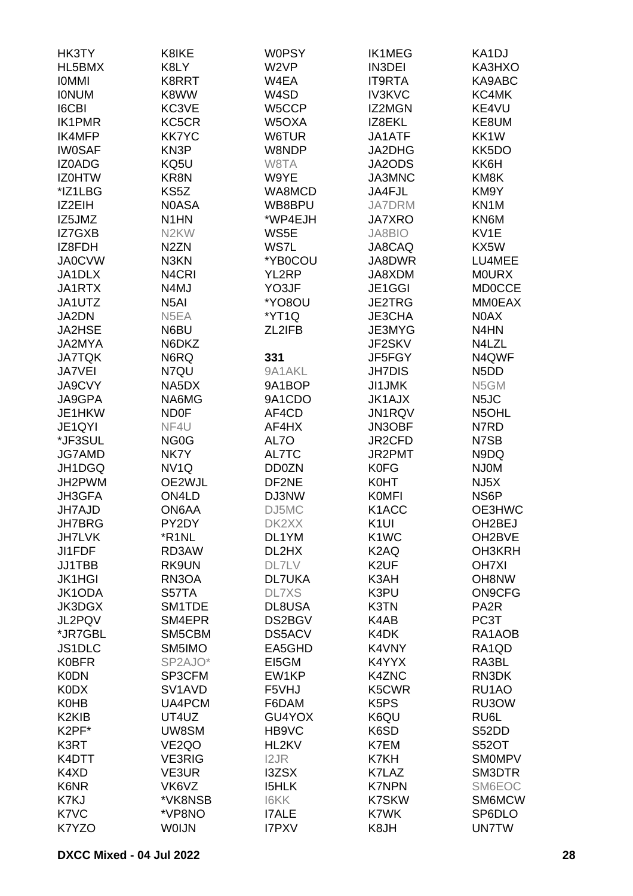HK3TY
HL5BMX
I0MMI
I0NUM
I6CBI
IK1PMR
IK4MFP
IW0SAF
IZ0ADG
IZ0HTW
*IZ1LBG
IZ2EIH
IZ5JMZ
IZ7GXB
IZ8FDH
JA0CVW
JA1DLX
JA1RTX
JA1UTZ
JA2DN
JA2HSE
JA2MYA
JA7TQK
JA7VEI
JA9CVY
JA9GPA
JE1HKW
JE1QYI
*JF3SUL
JG7AMD
JH1DGQ
JH2PWM
JH3GFA
JH7AJD
JH7BRG
JH7LVK
JI1FDF
JJ1TBB
JK1HGI
JK1ODA
JK3DGX
JL2PQV
*JR7GBL
JS1DLC
K0BFR
K0DN
K0DX
K0HB
K2KIB
K2PF*
K3RT
K4DTT
K4XD
K6NR
K7KJ
K7VC
K7YZO

K8IKE
K8LY
K8RRT
K8WW
KC3VE
KC5CR
KK7YC
KN3P
KQ5U
KR8N
KS5Z
N0ASA
N1HN
N2KW
N2ZN
N3KN
N4CRI
N4MJ
N5AI
N5EA
N6BU
N6DKZ
N6RQ
N7QU
NA5DX
NA6MG
ND0F
NF4U
NG0G
NK7Y
NV1Q
OE2WJL
ON4LD
ON6AA
PY2DY
*R1NL
RD3AW
RK9UN
RN3OA
S57TA
SM1TDE
SM4EPR
SM5CBM
SM5IMO
SP2AJO*
SP3CFM
SV1AVD
UA4PCM
UT4UZ
UW8SM
VE2QO
VE3RIG
VE3UR
VK6VZ
*VK8NSB
*VP8NO
W0IJN

W0PSY
W2VP
W4EA
W4SD
W5CCP
W5OXA
W6TUR
W8NDP
W8TA
W9YE
WA8MCD
WB8BPU
*WP4EJH
WS5E
WS7L
*YB0COU
YL2RP
YO3JF
*YO8OU
*YT1Q
ZL2IFB

**331**

9A1AKL
9A1BOP
9A1CDO
AF4CD
AF4HX
AL7O
AL7TC
DD0ZN
DF2NE
DJ3NW
DJ5MC
DK2XX
DL1YM
DL2HX
DL7LV
DL7UKA
DL7XS
DL8USA
DS2BGV
DS5ACV
EA5GHD
EI5GM
EW1KP
F5VHJ
F6DAM
GU4YOX
HB9VC
HL2KV
I2JR
I3ZSX
I5HLK
I6KK
I7ALE
I7PXV

IK1MEG
IN3DEI
IT9RTA
IV3KVC
IZ2MGN
IZ8EKL
JA1ATF
JA2DHG
JA2ODS
JA3MNC
JA4FJL
JA7DRM
JA7XRO
JA8BIO
JA8CAQ
JA8DWR
JA8XDM
JE1GGI
JE2TRG
JE3CHA
JE3MYG
JF2SKV
JF5FGY
JH7DIS
JI1JMK
JK1AJX
JN1RQV
JN3OBF
JR2CFD
JR2PMT
K0FG
K0HT
K0MFI
K1ACC
K1UI
K1WC
K2AQ
K2UF
K3AH
K3PU
K3TN
K4AB
K4DK
K4VNY
K4YYX
K4ZNC
K5CWR
K5PS
K6QU
K6SD
K7EM
K7KH
K7LAZ
K7NPN
K7SKW
K7WK
K8JH

KA1DJ
KA3HXO
KA9ABC
KC4MK
KE4VU
KE8UM
KK1W
KK5DO
KK6H
KM8K
KM9Y
KN1M
KN6M
KV1E
KX5W
LU4MEE
M0URX
MD0CCE
MM0EAX
N0AX
N4HN
N4LZL
N4QWF
N5DD
N5GM
N5JC
N5OHL
N7RD
N7SB
N9DQ
NJ0M
NJ5X
NS6P
OE3HWC
OH2BEJ
OH2BVE
OH3KRH
OH7XI
OH8NW
ON9CFG
PA2R
PC3T
RA1AOB
RA1QD
RA3BL
RN3DK
RU1AO
RU3OW
RU6L
S52DD
S52OT
SM0MPV
SM3DTR
SM6EOC
SM6MCW
SP6DLO
UN7TW

**DXCC Mixed - 04 Jul 2022**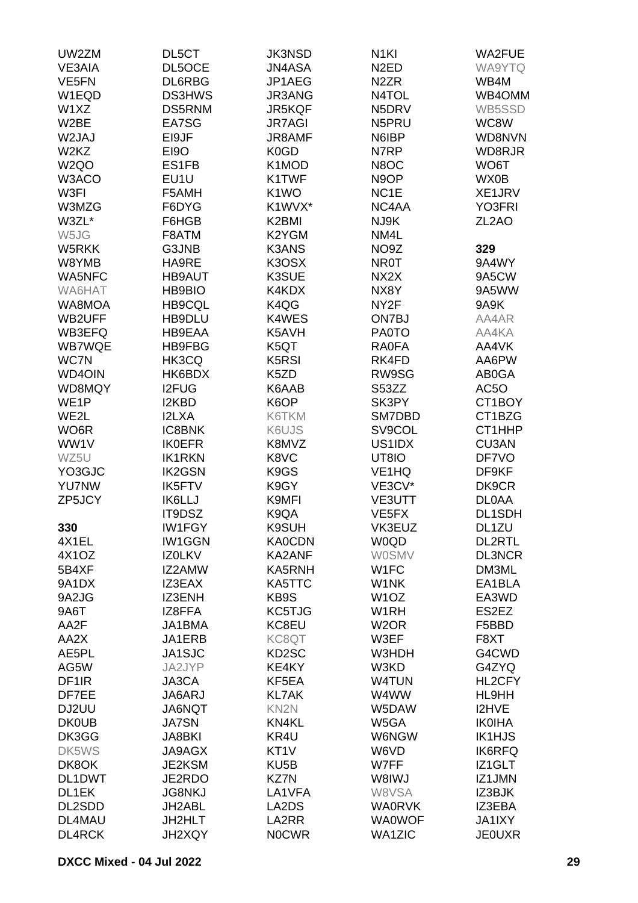UW2ZM
VE3AIA
VE5FN
W1EQD
W1XZ
W2BE
W2JAJ
W2KZ
W2QO
W3ACO
W3FI
W3MZG
W3ZL*
W5JG
W5RKK
W8YMB
WA5NFC
WA6HAT
WA8MOA
WB2UFF
WB3EFQ
WB7WQE
WC7N
WD4OIN
WD8MQY
WE1P
WE2L
WO6R
WW1V
WZ5U
YO3GJC
YU7NW
ZP5JCY

**330**

4X1EL
4X1OZ
5B4XF
9A1DX
9A2JG
9A6T
AA2F
AA2X
AE5PL
AG5W
DF1IR
DF7EE
DJ2UU
DK0UB
DK3GG
DK5WS
DK8OK
DL1DWT
DL1EK
DL2SDD
DL4MAU
DL4RCK
DL5CT
DL5OCE
DL6RBG
DS3HWS
DS5RNM
EA7SG
EI9JF
EI9O
ES1FB
EU1U
F5AMH
F6DYG
F6HGB
F8ATM
G3JNB
HA9RE
HB9AUT
HB9BIO
HB9CQL
HB9DLU
HB9EAA
HB9FBG
HK3CQ
HK6BDX
I2FUG
I2KBD
I2LXA
IC8BNK
IK0EFR
IK1RKN
IK2GSN
IK5FTV
IK6LLJ
IT9DSZ
IW1FGY
IW1GGN
IZ0LKV
IZ2AMW
IZ3EAX
IZ3ENH
IZ8FFA
JA1BMA
JA1ERB
JA1SJC
JA2JYP
JA3CA
JA6ARJ
JA6NQT
JA7SN
JA8BKI
JA9AGX
JE2KSM
JE2RDO
JG8NKJ
JH2ABL
JH2HLT
JH2XQY
JK3NSD
JN4ASA
JP1AEG
JR3ANG
JR5KQF
JR7AGI
JR8AMF
K0GD
K1MOD
K1TWF
K1WO
K1WVX*
K2BMI
K2YGM
K3ANS
K3OSX
K3SUE
K4KDX
K4QG
K4WES
K5AVH
K5QT
K5RSI
K5ZD
K6AAB
K6OP
K6TKM
K6UJS
K8MVZ
K8VC
K9GS
K9GY
K9MFI
K9QA
K9SUH
KA0CDN
KA2ANF
KA5RNH
KA5TTC
KB9S
KC5TJG
KC8EU
KC8QT
KD2SC
KE4KY
KF5EA
KL7AK
KN2N
KN4KL
KR4U
KT1V
KU5B
KZ7N
LA1VFA
LA2DS
LA2RR
N0CWR
N1KI
N2ED
N2ZR
N4TOL
N5DRV
N5PRU
N6IBP
N7RP
N8OC
N9OP
NC1E
NC4AA
NJ9K
NM4L
NO9Z
NR0T
NX2X
NX8Y
NY2F
ON7BJ
PA0TO
RA0FA
RK4FD
RW9SG
S53ZZ
SK3PY
SM7DBD
SV9COL
US1IDX
UT8IO
VE1HQ
VE3CV*
VE3UTT
VE5FX
VK3EUZ
W0QD
W0SMV
W1FC
W1NK
W1OZ
W1RH
W2OR
W3EF
W3HDH
W3KD
W4TUN
W4WW
W5DAW
W5GA
W6NGW
W6VD
W7FF
W8IWJ
W8VSA
WA0RVK
WA0WOF
WA1ZIC
WA2FUE
WA9YTQ
WB4M
WB4OMM
WB5SSD
WC8W
WD8NVN
WD8RJR
WO6T
WX0B
XE1JRV
YO3FRI
ZL2AO

**329**

9A4WY
9A5CW
9A5WW
9A9K
AA4AR
AA4KA
AA4VK
AA6PW
AB0GA
AC5O
CT1BOY
CT1BZG
CT1HHP
CU3AN
DF7VO
DF9KF
DK9CR
DL0AA
DL1SDH
DL1ZU
DL2RTL
DL3NCR
DM3ML
EA1BLA
EA3WD
ES2EZ
F5BBD
F8XT
G4CWD
G4ZYQ
HL2CFY
HL9HH
I2HVE
IK0IHA
IK1HJS
IK6RFQ
IZ1GLT
IZ1JMN
IZ3BJK
IZ3EBA
JA1IXY
JE0UXR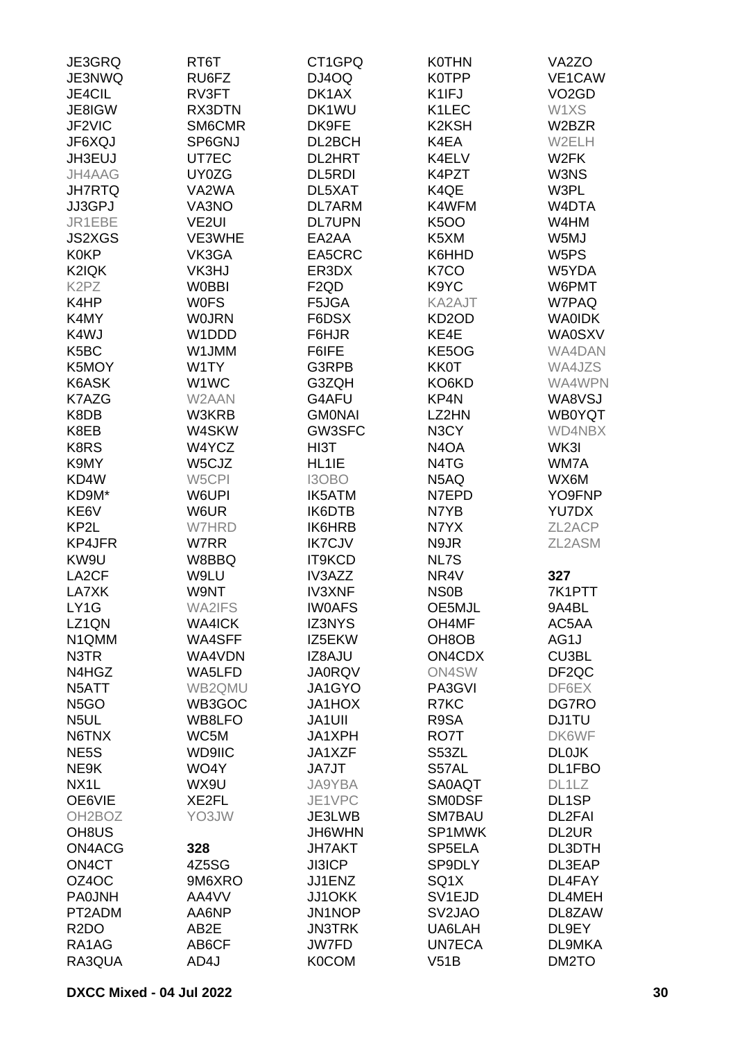JE3GRQ
JE3NWQ
JE4CIL
JE8IGW
JF2VIC
JF6XQJ
JH3EUJ
JH4AAG
JH7RTQ
JJ3GPJ
JR1EBE
JS2XGS
K0KP
K2IQK
K2PZ
K4HP
K4MY
K4WJ
K5BC
K5MOY
K6ASK
K7AZG
K8DB
K8EB
K8RS
K9MY
KD4W
KD9M*
KE6V
KP2L
KP4JFR
KW9U
LA2CF
LA7XK
LY1G
LZ1QN
N1QMM
N3TR
N4HGZ
N5ATT
N5GO
N5UL
N6TNX
NE5S
NE9K
NX1L
OE6VIE
OH2BOZ
OH8US
ON4ACG
ON4CT
OZ4OC
PA0JNH
PT2ADM
R2DO
RA1AG
RA3QUA

RT6T
RU6FZ
RV3FT
RX3DTN
SM6CMR
SP6GNJ
UT7EC
UY0ZG
VA2WA
VA3NO
VE2UI
VE3WHE
VK3GA
VK3HJ
W0BBI
W0FS
W0JRN
W1DDD
W1JMM
W1TY
W1WC
W2AAN
W3KRB
W4SKW
W4YCZ
W5CJZ
W5CPI
W6UPI
W6UR
W7HRD
W7RR
W8BBQ
W9LU
W9NT
WA2IFS
WA4ICK
WA4SFF
WA4VDN
WA5LFD
WB2QMU
WB3GOC
WB8LFO
WC5M
WD9IIC
WO4Y
WX9U
XE2FL
YO3JW

**328**

4Z5SG
9M6XRO
AA4VV
AA6NP
AB2E
AB6CF
AD4J

CT1GPQ
DJ4OQ
DK1AX
DK1WU
DK9FE
DL2BCH
DL2HRT
DL5RDI
DL5XAT
DL7ARM
DL7UPN
EA2AA
EA5CRC
ER3DX
F2QD
F5JGA
F6DSX
F6HJR
F6IFE
G3RPB
G3ZQH
G4AFU
GM0NAI
GW3SFC
HI3T
HL1IE
I3OBO
IK5ATM
IK6DTB
IK6HRB
IK7CJV
IT9KCD
IV3AZZ
IV3XNF
IW0AFS
IZ3NYS
IZ5EKW
IZ8AJU
JA0RQV
JA1GYO
JA1HOX
JA1UII
JA1XPH
JA1XZF
JA7JT
JA9YBA
JE1VPC
JE3LWB
JH6WHN
JH7AKT
JI3ICP
JJ1ENZ
JJ1OKK
JN1NOP
JN3TRK
JW7FD
K0COM

K0THN
K0TPP
K1IFJ
K1LEC
K2KSH
K4EA
K4ELV
K4PZT
K4QE
K4WFM
K5OO
K5XM
K6HHD
K7CO
K9YC
KA2AJT
KD2OD
KE4E
KE5OG
KK0T
KO6KD
KP4N
LZ2HN
N3CY
N4OA
N4TG
N5AQ
N7EPD
N7YB
N7YX
N9JR
NL7S
NR4V
NS0B
OE5MJL
OH4MF
OH8OB
ON4CDX
ON4SW
PA3GVI
R7KC
R9SA
RO7T
S53ZL
S57AL
SA0AQT
SM0DSF
SM7BAU
SP1MWK
SP5ELA
SP9DLY
SQ1X
SV1EJD
SV2JAO
UA6LAH
UN7ECA
V51B

VA2ZO
VE1CAW
VO2GD
W1XS
W2BZR
W2ELH
W2FK
W3NS
W3PL
W4DTA
W4HM
W5MJ
W5PS
W5YDA
W6PMT
W7PAQ
WA0IDK
WA0SXV
WA4DAN
WA4JZS
WA4WPN
WA8VSJ
WB0YQT
WD4NBX
WK3I
WM7A
WX6M
YO9FNP
YU7DX
ZL2ACP
ZL2ASM

**327**

7K1PTT
9A4BL
AC5AA
AG1J
CU3BL
DF2QC
DF6EX
DG7RO
DJ1TU
DK6WF
DL0JK
DL1FBO
DL1LZ
DL1SP
DL2FAI
DL2UR
DL3DTH
DL3EAP
DL4FAY
DL4MEH
DL8ZAW
DL9EY
DL9MKA
DM2TO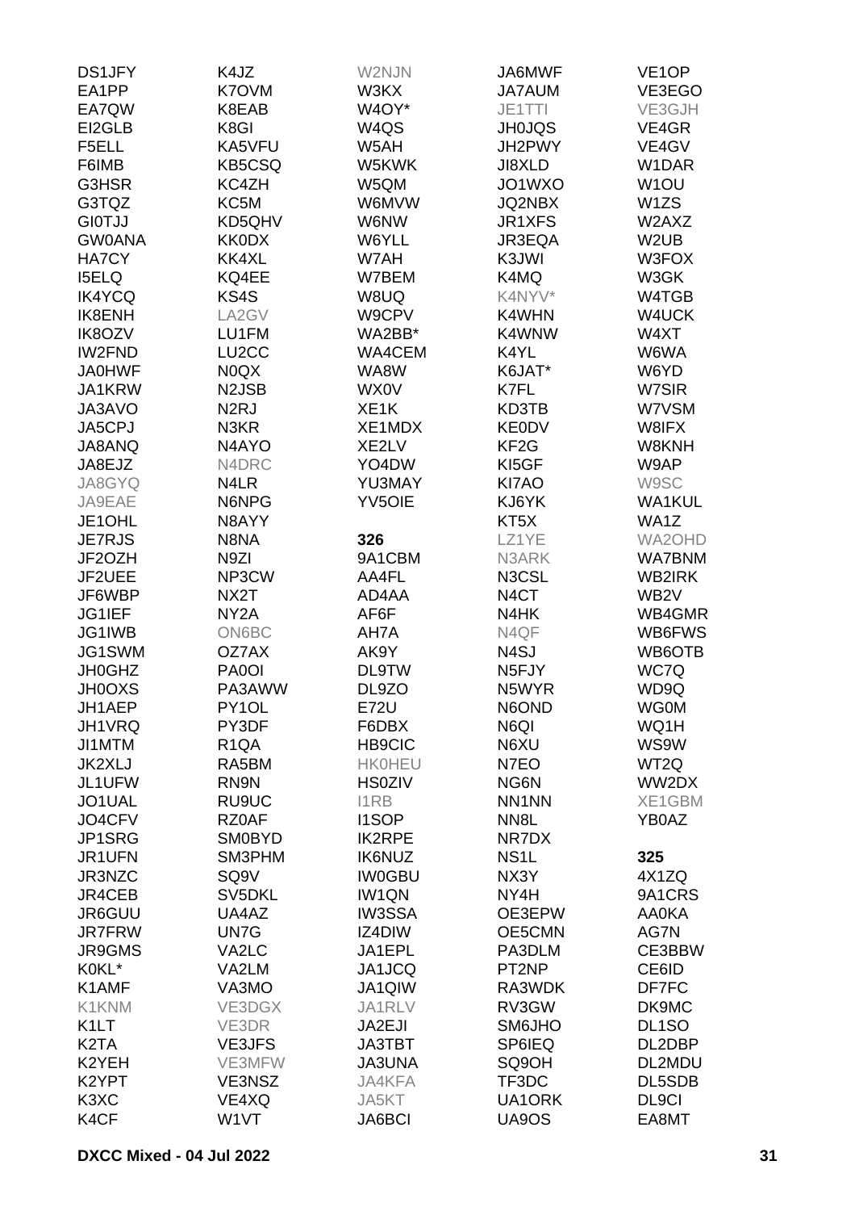DS1JFY
EA1PP
EA7QW
EI2GLB
F5ELL
F6IMB
G3HSR
G3TQZ
GI0TJJ
GW0ANA
HA7CY
I5ELQ
IK4YCQ
IK8ENH
IK8OZV
IW2FND
JA0HWF
JA1KRW
JA3AVO
JA5CPJ
JA8ANQ
JA8EJZ
JA8GYQ
JA9EAE
JE1OHL
JE7RJS
JF2OZH
JF2UEE
JF6WBP
JG1IEF
JG1IWB
JG1SWM
JH0GHZ
JH0OXS
JH1AEP
JH1VRQ
JI1MTM
JK2XLJ
JL1UFW
JO1UAL
JO4CFV
JP1SRG
JR1UFN
JR3NZC
JR4CEB
JR6GUU
JR7FRW
JR9GMS
K0KL*
K1AMF
K1KNM
K1LT
K2TA
K2YEH
K2YPT
K3XC
K4CF

K4JZ
K7OVM
K8EAB
K8GI
KA5VFU
KB5CSQ
KC4ZH
KC5M
KD5QHV
KK0DX
KK4XL
KQ4EE
KS4S
LA2GV
LU1FM
LU2CC
N0QX
N2JSB
N2RJ
N3KR
N4AYO
N4DRC
N4LR
N6NPG
N8AYY
N8NA
N9ZI
NP3CW
NX2T
NY2A
ON6BC
OZ7AX
PA0OI
PA3AWW
PY1OL
PY3DF
R1QA
RA5BM
RN9N
RU9UC
RZ0AF
SM0BYD
SM3PHM
SQ9V
SV5DKL
UA4AZ
UN7G
VA2LC
VA2LM
VA3MO
VE3DGX
VE3DR
VE3JFS
VE3MFW
VE3NSZ
VE4XQ
W1VT

W2NJN
W3KX
W4OY*
W4QS
W5AH
W5KWK
W5QM
W6MVW
W6NW
W6YLL
W7AH
W7BEM
W8UQ
W9CPV
WA2BB*
WA4CEM
WA8W
WX0V
XE1K
XE1MDX
XE2LV
YO4DW
YU3MAY
YV5OIE

**326**

9A1CBM
AA4FL
AD4AA
AF6F
AH7A
AK9Y
DL9TW
DL9ZO
E72U
F6DBX
HB9CIC
HK0HEU
HS0ZIV
I1RB
I1SOP
IK2RPE
IK6NUZ
IW0GBU
IW1QN
IW3SSA
IZ4DIW
JA1EPL
JA1JCQ
JA1QIW
JA1RLV
JA2EJI
JA3TBT
JA3UNA
JA4KFA
JA5KT
JA6BCI

JA6MWF
JA7AUM
JE1TTI
JH0JQS
JH2PWY
JI8XLD
JO1WXO
JQ2NBX
JR1XFS
JR3EQA
K3JWI
K4MQ
K4NYV*
K4WHN
K4WNW
K4YL
K6JAT*
K7FL
KD3TB
KE0DV
KF2G
KI5GF
KI7AO
KJ6YK
KT5X
LZ1YE
N3ARK
N3CSL
N4CT
N4HK
N4QF
N4SJ
N5FJY
N5WYR
N6OND
N6QI
N6XU
N7EO
NG6N
NN1NN
NN8L
NR7DX
NS1L
NX3Y
NY4H
OE3EPW
OE5CMN
PA3DLM
PT2NP
RA3WDK
RV3GW
SM6JHO
SP6IEQ
SQ9OH
TF3DC
UA1ORK
UA9OS

VE1OP
VE3EGO
VE3GJH
VE4GR
VE4GV
W1DAR
W1OU
W1ZS
W2AXZ
W2UB
W3FOX
W3GK
W4TGB
W4UCK
W4XT
W6WA
W6YD
W7SIR
W7VSM
W8IFX
W8KNH
W9AP
W9SC
WA1KUL
WA1Z
WA2OHD
WA7BNM
WB2IRK
WB2V
WB4GMR
WB6FWS
WB6OTB
WC7Q
WD9Q
WG0M
WQ1H
WS9W
WT2Q
WW2DX
XE1GBM
YB0AZ

**325**

4X1ZQ
9A1CRS
AA0KA
AG7N
CE3BBW
CE6ID
DF7FC
DK9MC
DL1SO
DL2DBP
DL2MDU
DL5SDB
DL9CI
EA8MT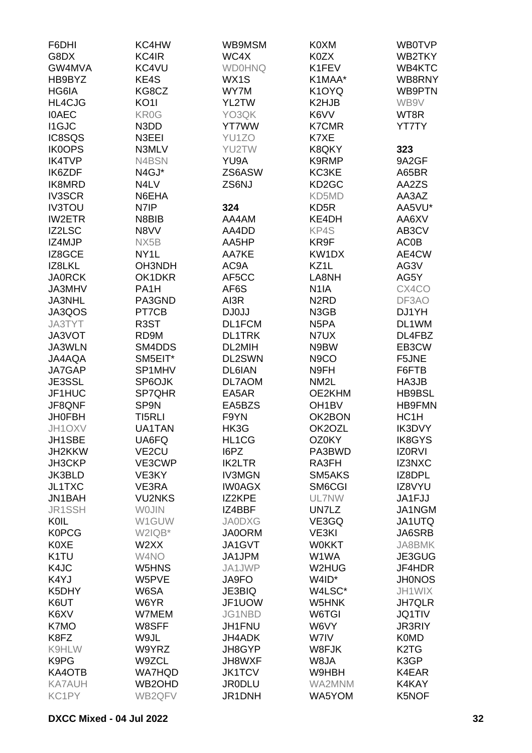F6DHI
G8DX
GW4MVA
HB9BYZ
HG6IA
HL4CJG
I0AEC
I1GJC
IC8SQS
IK0OPS
IK4TVP
IK6ZDF
IK8MRD
IV3SCR
IV3TOU
IW2ETR
IZ2LSC
IZ4MJP
IZ8GCE
IZ8LKL
JA0RCK
JA3MHV
JA3NHL
JA3QOS
JA3TYT
JA3VOT
JA3WLN
JA4AQA
JA7GAP
JE3SSL
JF1HUC
JF8QNF
JH0FBH
JH1OXV
JH1SBE
JH2KKW
JH3CKP
JK3BLD
JL1TXC
JN1BAH
JR1SSH
K0IL
K0PCG
K0XE
K1TU
K4JC
K4YJ
K5DHY
K6UT
K6XV
K7MO
K8FZ
K9HLW
K9PG
KA4OTB
KA7AUH
KC1PY
KC4HW
KC4IR
KC4VU
KE4S
KG8CZ
KO1I
KR0G
N3DD
N3EEI
N3MLV
N4BSN
N4GJ*
N4LV
N6EHA
N7IP
N8BIB
N8VV
NX5B
NY1L
OH3NDH
OK1DKR
PA1H
PA3GND
PT7CB
R3ST
RD9M
SM4DDS
SM5EIT*
SP1MHV
SP6OJK
SP7QHR
SP9N
TI5RLI
UA1TAN
UA6FQ
VE2CU
VE3CWP
VE3KY
VE3RA
VU2NKS
W0JIN
W1GUW
W2IQB*
W2XX
W4NO
W5HNS
W5PVE
W6SA
W6YR
W7MEM
W8SFF
W9JL
W9YRZ
W9ZCL
WA7HQD
WB2OHD
WB2QFV
WB9MSM
WC4X
WD0HNQ
WX1S
WY7M
YL2TW
YO3QK
YT7WW
YU1ZO
YU2TW
YU9A
ZS6ASW
ZS6NJ

**324**

AA4AM
AA4DD
AA5HP
AA7KE
AC9A
AF5CC
AF6S
AI3R
DJ0JJ
DL1FCM
DL1TRK
DL2MIH
DL2SWN
DL6IAN
DL7AOM
EA5AR
EA5BZS
F9YN
HK3G
HL1CG
I6PZ
IK2LTR
IV3MGN
IW0AGX
IZ2KPE
IZ4BBF
JA0DXG
JA0ORM
JA1GVT
JA1JPM
JA1JWP
JA9FO
JE3BIQ
JF1UOW
JG1NBD
JH1FNU
JH4ADK
JH8GYP
JH8WXF
JK1TCV
JR0DLU
JR1DNH
K0XM
K0ZX
K1FEV
K1MAA*
K1OYQ
K2HJB
K6VV
K7CMR
K7XE
K8QKY
K9RMP
KC3KE
KD2GC
KD5MD
KD5R
KE4DH
KP4S
KR9F
KW1DX
KZ1L
LA8NH
N1IA
N2RD
N3GB
N5PA
N7UX
N9BW
N9CO
N9FH
NM2L
OE2KHM
OH1BV
OK2BON
OK2OZL
OZ0KY
PA3BWD
RA3FH
SM5AKS
SM6CGI
UL7NW
UN7LZ
VE3GQ
VE3KI
W0KKT
W1WA
W2HUG
W4ID*
W4LSC*
W5HNK
W6TGI
W6VY
W7IV
W8FJK
W8JA
W9HBH
WA2MNM
WA5YOM
WB0TVP
WB2TKY
WB4KTC
WB8RNY
WB9PTN
WB9V
WT8R
YT7TY

**323**

9A2GF
A65BR
AA2ZS
AA3AZ
AA5VU*
AA6XV
AB3CV
AC0B
AE4CW
AG3V
AG5Y
CX4CO
DF3AO
DJ1YH
DL1WM
DL4FBZ
EB3CW
F5JNE
F6FTB
HA3JB
HB9BSL
HB9FMN
HC1H
IK3DVY
IK8GYS
IZ0RVI
IZ3NXC
IZ8DPL
IZ8VYU
JA1FJJ
JA1NGM
JA1UTQ
JA6SRB
JA8BMK
JE3GUG
JF4HDR
JH0NOS
JH1WIX
JH7QLR
JQ1TIV
JR3RIY
K0MD
K2TG
K3GP
K4EAR
K4KAY
K5NOF

DXCC Mixed - 04 Jul 2022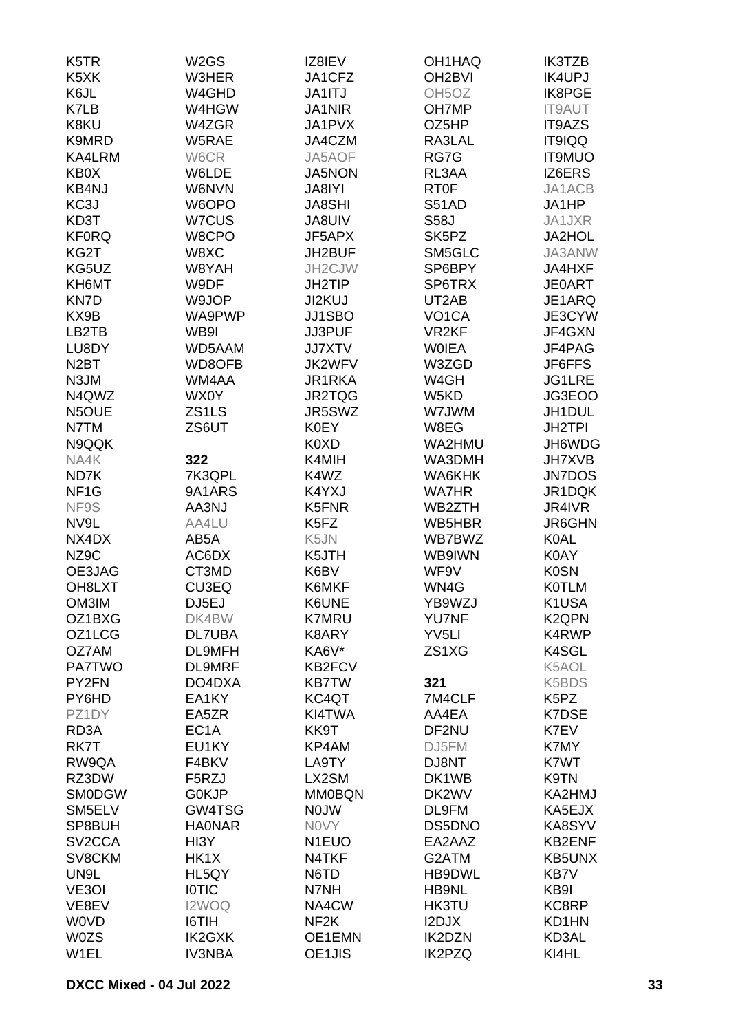K5TR
K5XK
K6JL
K7LB
K8KU
K9MRD
KA4LRM
KB0X
KB4NJ
KC3J
KD3T
KF0RQ
KG2T
KG5UZ
KH6MT
KN7D
KX9B
LB2TB
LU8DY
N2BT
N3JM
N4QWZ
N5OUE
N7TM
N9QQK
NA4K
ND7K
NF1G
NF9S
NV9L
NX4DX
NZ9C
OE3JAG
OH8LXT
OM3IM
OZ1BXG
OZ1LCG
OZ7AM
PA7TWO
PY2FN
PY6HD
PZ1DY
RD3A
RK7T
RW9QA
RZ3DW
SM0DGW
SM5ELV
SP8BUH
SV2CCA
SV8CKM
UN9L
VE3OI
VE8EV
W0VD
W0ZS
W1EL

W2GS
W3HER
W4GHD
W4HGW
W4ZGR
W5RAE
W6CR
W6LDE
W6NVN
W6OPO
W7CUS
W8CPO
W8XC
W8YAH
W9DF
W9JOP
WA9PWP
WB9I
WD5AAM
WD8OFB
WM4AA
WX0Y
ZS1LS
ZS6UT

**322**

7K3QPL
9A1ARS
AA3NJ
AA4LU
AB5A
AC6DX
CT3MD
CU3EQ
DJ5EJ
DK4BW
DL7UBA
DL9MFH
DL9MRF
DO4DXA
EA1KY
EA5ZR
EC1A
EU1KY
F4BKV
F5RZJ
G0KJP
GW4TSG
HA0NAR
HI3Y
HK1X
HL5QY
I0TIC
I2WOQ
I6TIH
IK2GXK
IV3NBA

IZ8IEV
JA1CFZ
JA1ITJ
JA1NIR
JA1PVX
JA4CZM
JA5AOF
JA5NON
JA8IYI
JA8SHI
JA8UIV
JF5APX
JH2BUF
JH2CJW
JH2TIP
JI2KUJ
JJ1SBO
JJ3PUF
JJ7XTV
JK2WFV
JR1RKA
JR2TQG
JR5SWZ
K0EY
K0XD
K4MIH
K4WZ
K4YXJ
K5FNR
K5FZ
K5JN
K5JTH
K6BV
K6MKF
K6UNE
K7MRU
K8ARY
KA6V*
KB2FCV
KB7TW
KC4QT
KI4TWA
KK9T
KP4AM
LA9TY
LX2SM
MM0BQN
N0JW
N0VY
N1EUO
N4TKF
N6TD
N7NH
NA4CW
NF2K
OE1EMN
OE1JIS

OH1HAQ
OH2BVI
OH5OZ
OH7MP
OZ5HP
RA3LAL
RG7G
RL3AA
RT0F
S51AD
S58J
SK5PZ
SM5GLC
SP6BPY
SP6TRX
UT2AB
VO1CA
VR2KF
W0IEA
W3ZGD
W4GH
W5KD
W7JWM
W8EG
WA2HMU
WA3DMH
WA6KHK
WA7HR
WB2ZTH
WB5HBR
WB7BWZ
WB9IWN
WF9V
WN4G
YB9WZJ
YU7NF
YV5LI
ZS1XG

**321**

7M4CLF
AA4EA
DF2NU
DJ5FM
DJ8NT
DK1WB
DK2WV
DL9FM
DS5DNO
EA2AAZ
G2ATM
HB9DWL
HB9NL
HK3TU
I2DJX
IK2DZN
IK2PZQ

IK3TZB
IK4UPJ
IK8PGE
IT9AUT
IT9AZS
IT9IQQ
IT9MUO
IZ6ERS
JA1ACB
JA1HP
JA1JXR
JA2HOL
JA3ANW
JA4HXF
JE0ART
JE1ARQ
JE3CYW
JF4GXN
JF4PAG
JF6FFS
JG1LRE
JG3EOO
JH1DUL
JH2TPI
JH6WDG
JH7XVB
JN7DOS
JR1DQK
JR4IVR
JR6GHN
K0AL
K0AY
K0SN
K0TLM
K1USA
K2QPN
K4RWP
K4SGL
K5AOL
K5BDS
K5PZ
K7DSE
K7EV
K7MY
K7WT
K9TN
KA2HMJ
KA5EJX
KA8SYV
KB2ENF
KB5UNX
KB7V
KB9I
KC8RP
KD1HN
KD3AL
KI4HL

DXCC Mixed - 04 Jul 2022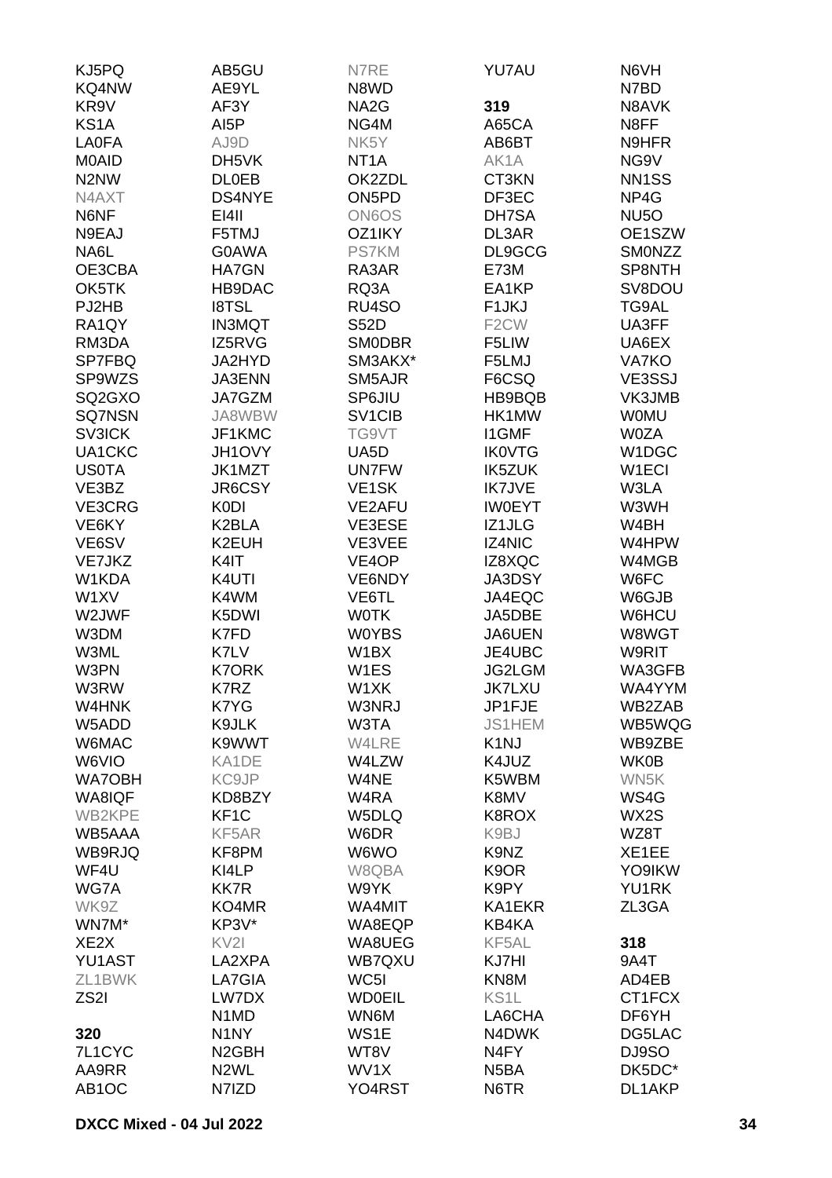KJ5PQ
KQ4NW
KR9V
KS1A
LA0FA
M0AID
N2NW
N4AXT
N6NF
N9EAJ
NA6L
OE3CBA
OK5TK
PJ2HB
RA1QY
RM3DA
SP7FBQ
SP9WZS
SQ2GXO
SQ7NSN
SV3ICK
UA1CKC
US0TA
VE3BZ
VE3CRG
VE6KY
VE6SV
VE7JKZ
W1KDA
W1XV
W2JWF
W3DM
W3ML
W3PN
W3RW
W4HNK
W5ADD
W6MAC
W6VIO
WA7OBH
WA8IQF
WB2KPE
WB5AAA
WB9RJQ
WF4U
WG7A
WK9Z
WN7M*
XE2X
YU1AST
ZL1BWK
ZS2I

**320**

7L1CYC
AA9RR
AB1OC
AB5GU
AE9YL
AF3Y
AI5P
AJ9D
DH5VK
DL0EB
DS4NYE
EI4II
F5TMJ
G0AWA
HA7GN
HB9DAC
I8TSL
IN3MQT
IZ5RVG
JA2HYD
JA3ENN
JA7GZM
JA8WBW
JF1KMC
JH1OVY
JK1MZT
JR6CSY
K0DI
K2BLA
K2EUH
K4IT
K4UTI
K4WM
K5DWI
K7FD
K7LV
K7ORK
K7RZ
K7YG
K9JLK
K9WWT
KA1DE
KC9JP
KD8BZY
KF1C
KF5AR
KF8PM
KI4LP
KK7R
KO4MR
KP3V*
KV2I
LA2XPA
LA7GIA
LW7DX
N1MD
N1NY
N2GBH
N2WL
N7IZD
N7RE
N8WD
NA2G
NG4M
NK5Y
NT1A
OK2ZDL
ON5PD
ON6OS
OZ1IKY
PS7KM
RA3AR
RQ3A
RU4SO
S52D
SM0DBR
SM3AKX*
SM5AJR
SP6JIU
SV1CIB
TG9VT
UA5D
UN7FW
VE1SK
VE2AFU
VE3ESE
VE3VEE
VE4OP
VE6NDY
VE6TL
W0TK
W0YBS
W1BX
W1ES
W1XK
W3NRJ
W3TA
W4LRE
W4LZW
W4NE
W4RA
W5DLQ
W6DR
W6WO
W8QBA
W9YK
WA4MIT
WA8EQP
WA8UEG
WB7QXU
WC5I
WD0EIL
WN6M
WS1E
WT8V
WV1X
YO4RST
YU7AU

**319**

A65CA
AB6BT
AK1A
CT3KN
DF3EC
DH7SA
DL3AR
DL9GCG
E73M
EA1KP
F1JKJ
F2CW
F5LIW
F5LMJ
F6CSQ
HB9BQB
HK1MW
I1GMF
IK0VTG
IK5ZUK
IK7JVE
IW0EYT
IZ1JLG
IZ4NIC
IZ8XQC
JA3DSY
JA4EQC
JA5DBE
JA6UEN
JE4UBC
JG2LGM
JK7LXU
JP1FJE
JS1HEM
K1NJ
K4JUZ
K5WBM
K8MV
K8ROX
K9BJ
K9NZ
K9OR
K9PY
KA1EKR
KB4KA
KF5AL
KJ7HI
KN8M
KS1L
LA6CHA
N4DWK
N4FY
N5BA
N6TR
N6VH
N7BD
N8AVK
N8FF
N9HFR
NG9V
NN1SS
NP4G
NU5O
OE1SZW
SM0NZZ
SP8NTH
SV8DOU
TG9AL
UA3FF
UA6EX
VA7KO
VE3SSJ
VK3JMB
W0MU
W0ZA
W1DGC
W1ECI
W3LA
W3WH
W4BH
W4HPW
W4MGB
W6FC
W6GJB
W6HCU
W8WGT
W9RIT
WA3GFB
WA4YYM
WB2ZAB
WB5WQG
WB9ZBE
WK0B
WN5K
WS4G
WX2S
WZ8T
XE1EE
YO9IKW
YU1RK
ZL3GA

**318**

9A4T
AD4EB
CT1FCX
DF6YH
DG5LAC
DJ9SO
DK5DC*
DL1AKP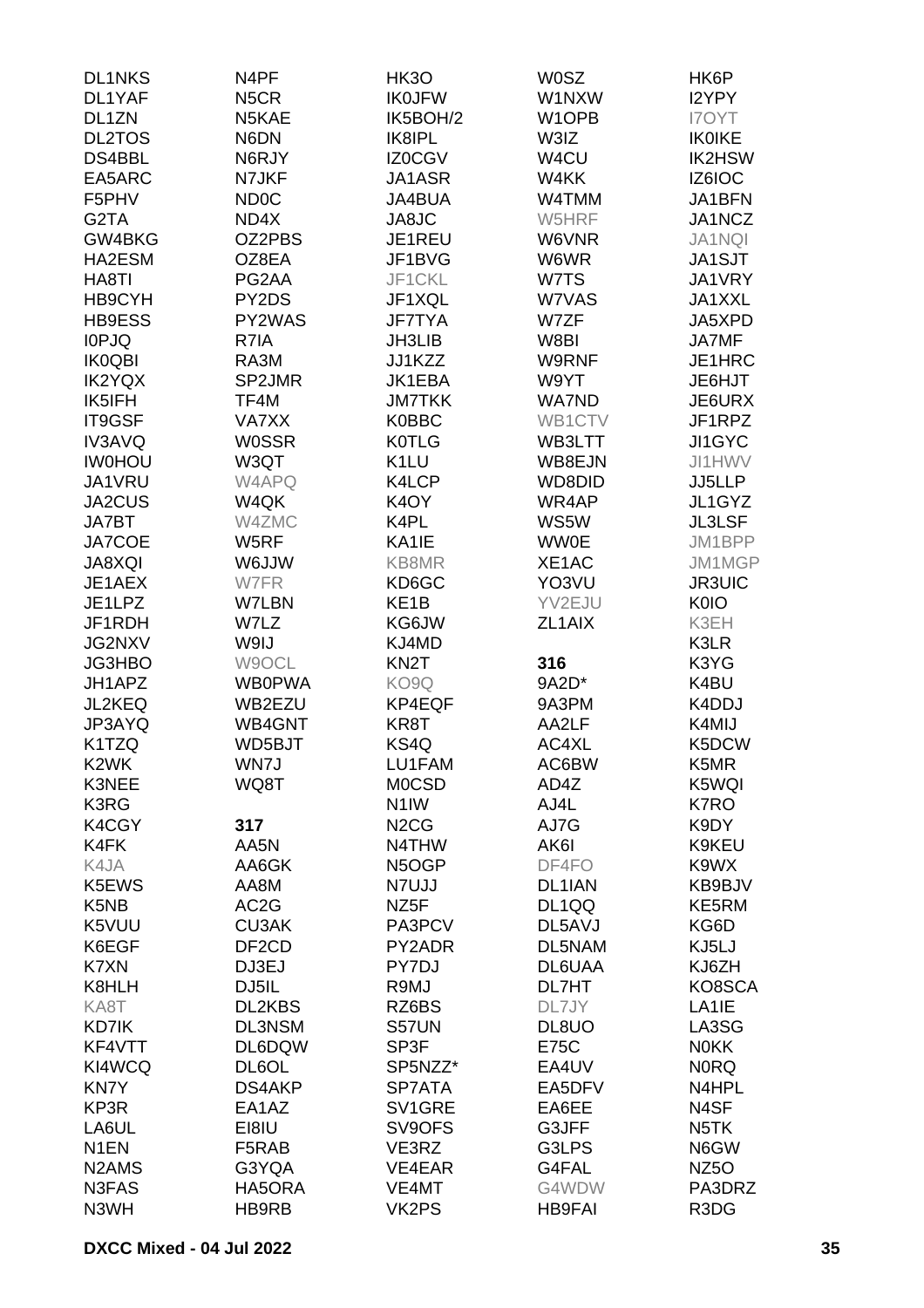DL1NKS
DL1YAF
DL1ZN
DL2TOS
DS4BBL
EA5ARC
F5PHV
G2TA
GW4BKG
HA2ESM
HA8TI
HB9CYH
HB9ESS
I0PJQ
IK0QBI
IK2YQX
IK5IFH
IT9GSF
IV3AVQ
IW0HOU
JA1VRU
JA2CUS
JA7BT
JA7COE
JA8XQI
JE1AEX
JE1LPZ
JF1RDH
JG2NXV
JG3HBO
JH1APZ
JL2KEQ
JP3AYQ
K1TZQ
K2WK
K3NEE
K3RG
K4CGY
K4FK
K4JA
K5EWS
K5NB
K5VUU
K6EGF
K7XN
K8HLH
KA8T
KD7IK
KF4VTT
KI4WCQ
KN7Y
KP3R
LA6UL
N1EN
N2AMS
N3FAS
N3WH

N4PF
N5CR
N5KAE
N6DN
N6RJY
N7JKF
ND0C
ND4X
OZ2PBS
OZ8EA
PG2AA
PY2DS
PY2WAS
R7IA
RA3M
SP2JMR
TF4M
VA7XX
W0SSR
W3QT
W4APQ
W4QK
W4ZMC
W5RF
W6JJW
W7FR
W7LBN
W7LZ
W9IJ
W9OCL
WB0PWA
WB2EZU
WB4GNT
WD5BJT
WN7J
WQ8T

**317**

AA5N
AA6GK
AA8M
AC2G
CU3AK
DF2CD
DJ3EJ
DJ5IL
DL2KBS
DL3NSM
DL6DQW
DL6OL
DS4AKP
EA1AZ
EI8IU
F5RAB
G3YQA
HA5ORA
HB9RB

HK3O
IK0JFW
IK5BOH/2
IK8IPL
IZ0CGV
JA1ASR
JA4BUA
JA8JC
JE1REU
JF1BVG
JF1CKL
JF1XQL
JF7TYA
JH3LIB
JJ1KZZ
JK1EBA
JM7TKK
K0BBC
K0TLG
K1LU
K4LCP
K4OY
K4PL
KA1IE
KB8MR
KD6GC
KE1B
KG6JW
KJ4MD
KN2T
KO9Q
KP4EQF
KR8T
KS4Q
LU1FAM
M0CSD
N1IW
N2CG
N4THW
N5OGP
N7UJJ
NZ5F
PA3PCV
PY2ADR
PY7DJ
R9MJ
RZ6BS
S57UN
SP3F
SP5NZZ*
SP7ATA
SV1GRE
SV9OFS
VE3RZ
VE4EAR
VE4MT
VK2PS

W0SZ
W1NXW
W1OPB
W3IZ
W4CU
W4KK
W4TMM
W5HRF
W6VNR
W6WR
W7TS
W7VAS
W7ZF
W8BI
W9RNF
W9YT
WA7ND
WB1CTV
WB3LTT
WB8EJN
WD8DID
WR4AP
WS5W
WW0E
XE1AC
YO3VU
YV2EJU
ZL1AIX

**316**

9A2D*
9A3PM
AA2LF
AC4XL
AC6BW
AD4Z
AJ4L
AJ7G
AK6I
DF4FO
DL1IAN
DL1QQ
DL5AVJ
DL5NAM
DL6UAA
DL7HT
DL7JY
DL8UO
E75C
EA4UV
EA5DFV
EA6EE
G3JFF
G3LPS
G4FAL
G4WDW
HB9FAI

HK6P
I2YPY
I7OYT
IK0IKE
IK2HSW
IZ6IOC
JA1BFN
JA1NCZ
JA1NQI
JA1SJT
JA1VRY
JA1XXL
JA5XPD
JA7MF
JE1HRC
JE6HJT
JE6URX
JF1RPZ
JI1GYC
JI1HWV
JJ5LLP
JL1GYZ
JL3LSF
JM1BPP
JM1MGP
JR3UIC
K0IO
K3EH
K3LR
K3YG
K4BU
K4DDJ
K4MIJ
K5DCW
K5MR
K5WQI
K7RO
K9DY
K9KEU
K9WX
KB9BJV
KE5RM
KG6D
KJ5LJ
KJ6ZH
KO8SCA
LA1IE
LA3SG
N0KK
N0RQ
N4HPL
N4SF
N5TK
N6GW
NZ5O
PA3DRZ
R3DG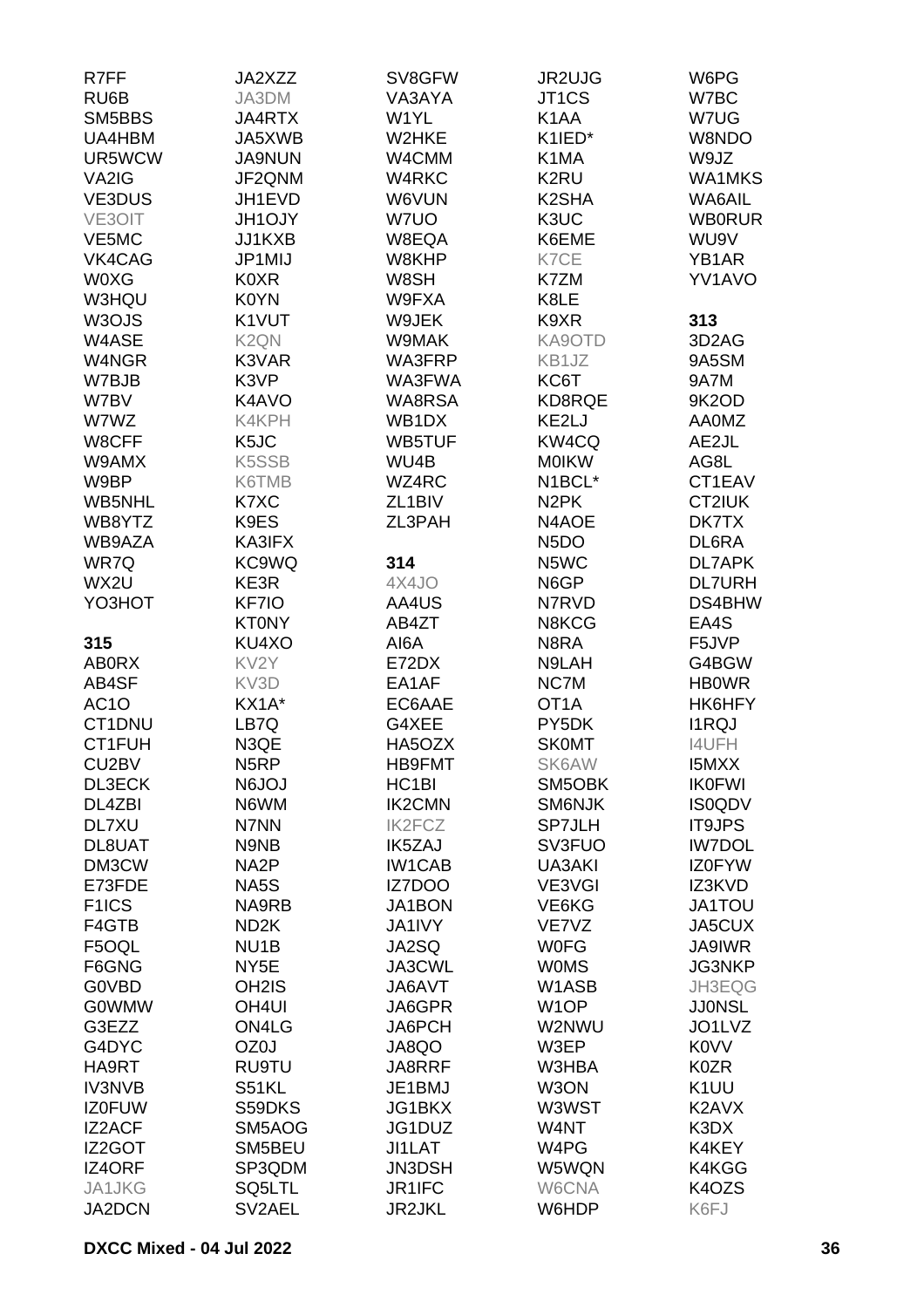R7FF
RU6B
SM5BBS
UA4HBM
UR5WCW
VA2IG
VE3DUS
VE3OIT
VE5MC
VK4CAG
W0XG
W3HQU
W3OJS
W4ASE
W4NGR
W7BJB
W7BV
W7WZ
W8CFF
W9AMX
W9BP
WB5NHL
WB8YTZ
WB9AZA
WR7Q
WX2U
YO3HOT

**315**

AB0RX
AB4SF
AC1O
CT1DNU
CT1FUH
CU2BV
DL3ECK
DL4ZBI
DL7XU
DL8UAT
DM3CW
E73FDE
F1ICS
F4GTB
F5OQL
F6GNG
G0VBD
G0WMW
G3EZZ
G4DYC
HA9RT
IV3NVB
IZ0FUW
IZ2ACF
IZ2GOT
IZ4ORF
JA1JKG
JA2DCN
JA2XZZ
JA3DM
JA4RTX
JA5XWB
JA9NUN
JF2QNM
JH1EVD
JH1OJY
JJ1KXB
JP1MIJ
K0XR
K0YN
K1VUT
K2QN
K3VAR
K3VP
K4AVO
K4KPH
K5JC
K5SSB
K6TMB
K7XC
K9ES
KA3IFX
KC9WQ
KE3R
KF7IO
KT0NY
KU4XO
KV2Y
KV3D
KX1A*
LB7Q
N3QE
N5RP
N6JOJ
N6WM
N7NN
N9NB
NA2P
NA5S
NA9RB
ND2K
NU1B
NY5E
OH2IS
OH4UI
ON4LG
OZ0J
RU9TU
S51KL
S59DKS
SM5AOG
SM5BEU
SP3QDM
SQ5LTL
SV2AEL
SV8GFW
VA3AYA
W1YL
W2HKE
W4CMM
W4RKC
W6VUN
W7UO
W8EQA
W8KHP
W8SH
W9FXA
W9JEK
W9MAK
WA3FRP
WA3FWA
WA8RSA
WB1DX
WB5TUF
WU4B
WZ4RC
ZL1BIV
ZL3PAH

**314**

4X4JO
AA4US
AB4ZT
AI6A
E72DX
EA1AF
EC6AAE
G4XEE
HA5OZX
HB9FMT
HC1BI
IK2CMN
IK2FCZ
IK5ZAJ
IW1CAB
IZ7DOO
JA1BON
JA1IVY
JA2SQ
JA3CWL
JA6AVT
JA6GPR
JA6PCH
JA8QO
JA8RRF
JE1BMJ
JG1BKX
JG1DUZ
JI1LAT
JN3DSH
JR1IFC
JR2JKL
JR2UJG
JT1CS
K1AA
K1IED*
K1MA
K2RU
K2SHA
K3UC
K6EME
K7CE
K7ZM
K8LE
K9XR
KA9OTD
KB1JZ
KC6T
KD8RQE
KE2LJ
KW4CQ
M0IKW
N1BCL*
N2PK
N4AOE
N5DO
N5WC
N6GP
N7RVD
N8KCG
N8RA
N9LAH
NC7M
OT1A
PY5DK
SK0MT
SK6AW
SM5OBK
SM6NJK
SP7JLH
SV3FUO
UA3AKI
VE3VGI
VE6KG
VE7VZ
W0FG
W0MS
W1ASB
W1OP
W2NWU
W3EP
W3HBA
W3ON
W3WST
W4NT
W4PG
W5WQN
W6CNA
W6HDP
W6PG
W7BC
W7UG
W8NDO
W9JZ
WA1MKS
WA6AIL
WB0RUR
WU9V
YB1AR
YV1AVO

**313**

3D2AG
9A5SM
9A7M
9K2OD
AA0MZ
AE2JL
AG8L
CT1EAV
CT2IUK
DK7TX
DL6RA
DL7APK
DL7URH
DS4BHW
EA4S
F5JVP
G4BGW
HB0WR
HK6HFY
I1RQJ
I4UFH
I5MXX
IK0FWI
IS0QDV
IT9JPS
IW7DOL
IZ0FYW
IZ3KVD
JA1TOU
JA5CUX
JA9IWR
JG3NKP
JH3EQG
JJ0NSL
JO1LVZ
K0VV
K0ZR
K1UU
K2AVX
K3DX
K4KEY
K4KGG
K4OZS
K6FJ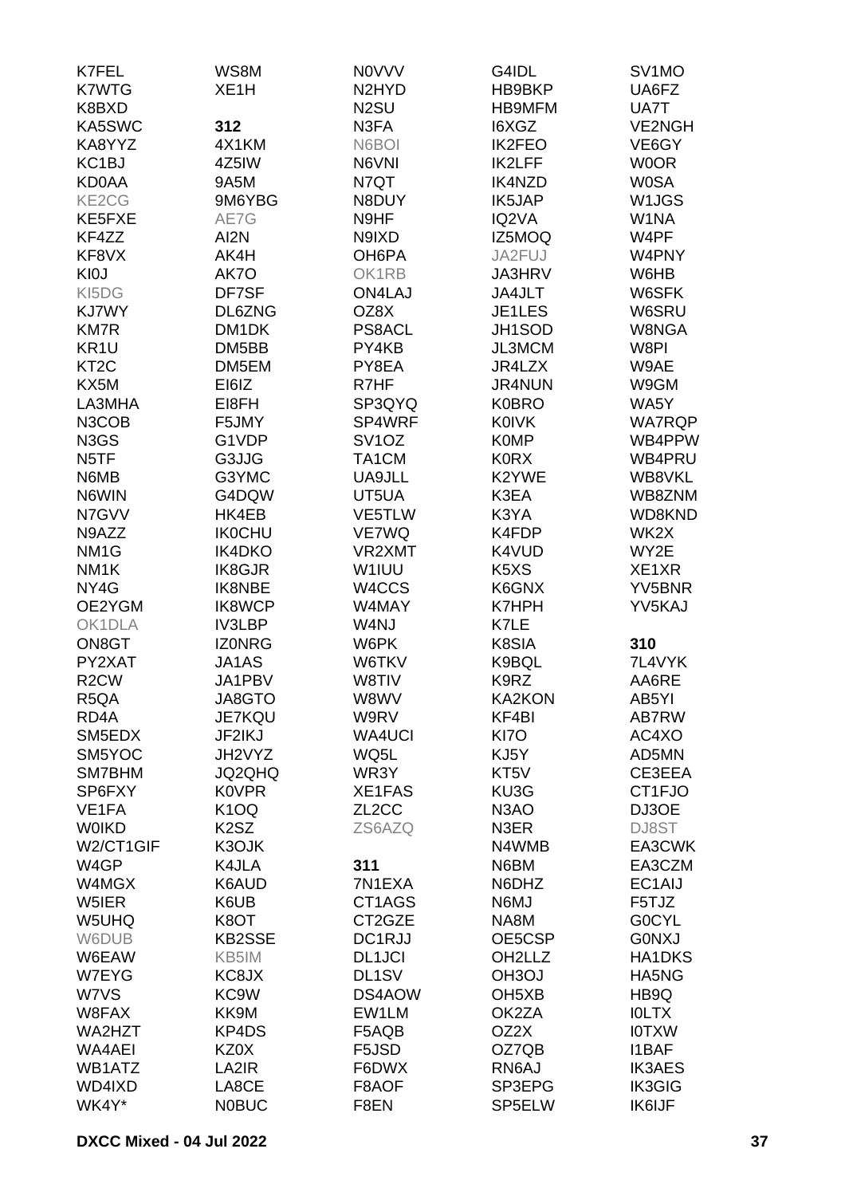K7FEL
K7WTG
K8BXD
KA5SWC
KA8YYZ
KC1BJ
KD0AA
KE2CG
KE5FXE
KF4ZZ
KF8VX
KI0J
KI5DG
KJ7WY
KM7R
KR1U
KT2C
KX5M
LA3MHA
N3COB
N3GS
N5TF
N6MB
N6WIN
N7GVV
N9AZZ
NM1G
NM1K
NY4G
OE2YGM
OK1DLA
ON8GT
PY2XAT
R2CW
R5QA
RD4A
SM5EDX
SM5YOC
SM7BHM
SP6FXY
VE1FA
W0IKD
W2/CT1GIF
W4GP
W4MGX
W5IER
W5UHQ
W6DUB
W6EAW
W7EYG
W7VS
W8FAX
WA2HZT
WA4AEI
WB1ATZ
WD4IXD
WK4Y*

WS8M
XE1H

**312**
4X1KM
4Z5IW
9A5M
9M6YBG
AE7G
AI2N
AK4H
AK7O
DF7SF
DL6ZNG
DM1DK
DM5BB
DM5EM
EI6IZ
EI8FH
F5JMY
G1VDP
G3JJG
G3YMC
G4DQW
HK4EB
IK0CHU
IK4DKO
IK8GJR
IK8NBE
IK8WCP
IV3LBP
IZ0NRG
JA1AS
JA1PBV
JA8GTO
JE7KQU
JF2IKJ
JH2VYZ
JQ2QHQ
K0VPR
K1OQ
K2SZ
K3OJK
K4JLA
K6AUD
K6UB
K8OT
KB2SSE
KB5IM
KC8JX
KC9W
KK9M
KP4DS
KZ0X
LA2IR
LA8CE
N0BUC

N0VVV
N2HYD
N2SU
N3FA
N6BOI
N6VNI
N7QT
N8DUY
N9HF
N9IXD
OH6PA
OK1RB
ON4LAJ
OZ8X
PS8ACL
PY4KB
PY8EA
R7HF
SP3QYQ
SP4WRF
SV1OZ
TA1CM
UA9JLL
UT5UA
VE5TLW
VE7WQ
VR2XMT
W1IUU
W4CCS
W4MAY
W4NJ
W6PK
W6TKV
W8TIV
W8WV
W9RV
WA4UCI
WQ5L
WR3Y
XE1FAS
ZL2CC
ZS6AZQ

**311**
7N1EXA
CT1AGS
CT2GZE
DC1RJJ
DL1JCI
DL1SV
DS4AOW
EW1LM
F5AQB
F5JSD
F6DWX
F8AOF
F8EN

G4IDL
HB9BKP
HB9MFM
I6XGZ
IK2FEO
IK2LFF
IK4NZD
IK5JAP
IQ2VA
IZ5MOQ
JA2FUJ
JA3HRV
JA4JLT
JE1LES
JH1SOD
JL3MCM
JR4LZX
JR4NUN
K0BRO
K0IVK
K0MP
K0RX
K2YWE
K3EA
K3YA
K4FDP
K4VUD
K5XS
K6GNX
K7HPH
K7LE
K8SIA
K9BQL
K9RZ
KA2KON
KF4BI
KI7O
KJ5Y
KT5V
KU3G
N3AO
N3ER
N4WMB
N6BM
N6DHZ
N6MJ
NA8M
OE5CSP
OH2LLZ
OH3OJ
OH5XB
OK2ZA
OZ2X
OZ7QB
RN6AJ
SP3EPG
SP5ELW

SV1MO
UA6FZ
UA7T
VE2NGH
VE6GY
W0OR
W0SA
W1JGS
W1NA
W4PF
W4PNY
W6HB
W6SFK
W6SRU
W8NGA
W8PI
W9AE
W9GM
WA5Y
WA7RQP
WB4PPW
WB4PRU
WB8VKL
WB8ZNM
WD8KND
WK2X
WY2E
XE1XR
YV5BNR
YV5KAJ

**310**
7L4VYK
AA6RE
AB5YI
AB7RW
AC4XO
AD5MN
CE3EEA
CT1FJO
DJ3OE
DJ8ST
EA3CWK
EA3CZM
EC1AIJ
F5TJZ
G0CYL
G0NXJ
HA1DKS
HA5NG
HB9Q
I0LTX
I0TXW
I1BAF
IK3AES
IK3GIG
IK6IJF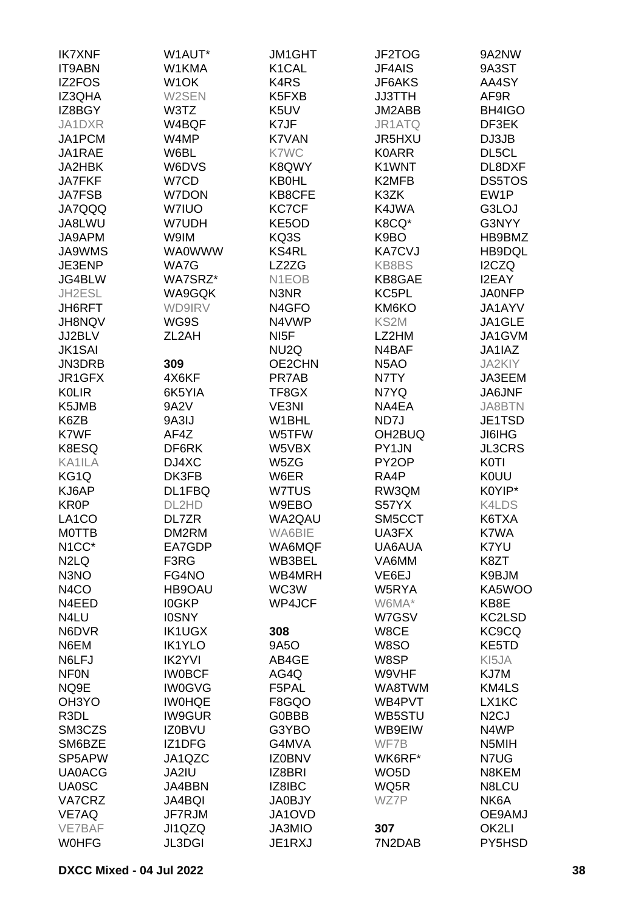IK7XNF
IT9ABN
IZ2FOS
IZ3QHA
IZ8BGY
JA1DXR
JA1PCM
JA1RAE
JA2HBK
JA7FKF
JA7FSB
JA7QQQ
JA8LWU
JA9APM
JA9WMS
JE3ENP
JG4BLW
JH2ESL
JH6RFT
JH8NQV
JJ2BLV
JK1SAI
JN3DRB
JR1GFX
K0LIR
K5JMB
K6ZB
K7WF
K8ESQ
KA1ILA
KG1Q
KJ6AP
KR0P
LA1CO
M0TTB
N1CC*
N2LQ
N3NO
N4CO
N4EED
N4LU
N6DVR
N6EM
N6LFJ
NF0N
NQ9E
OH3YO
R3DL
SM3CZS
SM6BZE
SP5APW
UA0ACG
UA0SC
VA7CRZ
VE7AQ
VE7BAF
W0HFG

W1AUT*
W1KMA
W1OK
W2SEN
W3TZ
W4BQF
W4MP
W6BL
W6DVS
W7CD
W7DON
W7IUO
W7UDH
W9IM
WA0WWW
WA7G
WA7SRZ*
WA9GQK
WD9IRV
WG9S
ZL2AH

**309**
4X6KF
6K5YIA
9A2V
9A3IJ
AF4Z
DF6RK
DJ4XC
DK3FB
DL1FBQ
DL2HD
DL7ZR
DM2RM
EA7GDP
F3RG
FG4NO
HB9OAU
I0GKP
I0SNY
IK1UGX
IK1YLO
IK2YVI
IW0BCF
IW0GVG
IW0HQE
IW9GUR
IZ0BVU
IZ1DFG
JA1QZC
JA2IU
JA4BBN
JA4BQI
JF7RJM
JI1QZQ
JL3DGI

JM1GHT
K1CAL
K4RS
K5FXB
K5UV
K7JF
K7VAN
K7WC
K8QWY
KB0HL
KB8CFE
KC7CF
KE5OD
KQ3S
KS4RL
LZ2ZG
N1EOB
N3NR
N4GFO
N4VWP
NI5F
NU2Q
OE2CHN
PR7AB
TF8GX
VE3NI
W1BHL
W5TFW
W5VBX
W5ZG
W6ER
W7TUS
W9EBO
WA2QAU
WA6BIE
WA6MQF
WB3BEL
WB4MRH
WC3W
WP4JCF

**308**
9A5O
AB4GE
AG4Q
F5PAL
F8GQO
G0BBB
G3YBO
G4MVA
IZ0BNV
IZ8BRI
IZ8IBC
JA0BJY
JA1OVD
JA3MIO
JE1RXJ

JF2TOG
JF4AIS
JF6AKS
JJ3TTH
JM2ABB
JR1ATQ
JR5HXU
K0ARR
K1WNT
K2MFB
K3ZK
K4JWA
K8CQ*
K9BO
KA7CVJ
KB8BS
KB8GAE
KC5PL
KM6KO
KS2M
LZ2HM
N4BAF
N5AO
N7TY
N7YQ
NA4EA
ND7J
OH2BUQ
PY1JN
PY2OP
RA4P
RW3QM
S57YX
SM5CCT
UA3FX
UA6AUA
VA6MM
VE6EJ
W5RYA
W6MA*
W7GSV
W8CE
W8SO
W8SP
W9VHF
WA8TWM
WB4PVT
WB5STU
WB9EIW
WF7B
WK6RF*
WO5D
WQ5R
WZ7P

**307**
7N2DAB

9A2NW
9A3ST
AA4SY
AF9R
BH4IGO
DF3EK
DJ3JB
DL5CL
DL8DXF
DS5TOS
EW1P
G3LOJ
G3NYY
HB9BMZ
HB9DQL
I2CZQ
I2EAY
JA0NFP
JA1AYV
JA1GLE
JA1GVM
JA1IAZ
JA2KIY
JA3EEM
JA6JNF
JA8BTN
JE1TSD
JI6IHG
JL3CRS
K0TI
K0UU
K0YIP*
K4LDS
K6TXA
K7WA
K7YU
K8ZT
K9BJM
KA5WOO
KB8E
KC2LSD
KC9CQ
KE5TD
KI5JA
KJ7M
KM4LS
LX1KC
N2CJ
N4WP
N5MIH
N7UG
N8KEM
N8LCU
NK6A
OE9AMJ
OK2LI
PY5HSD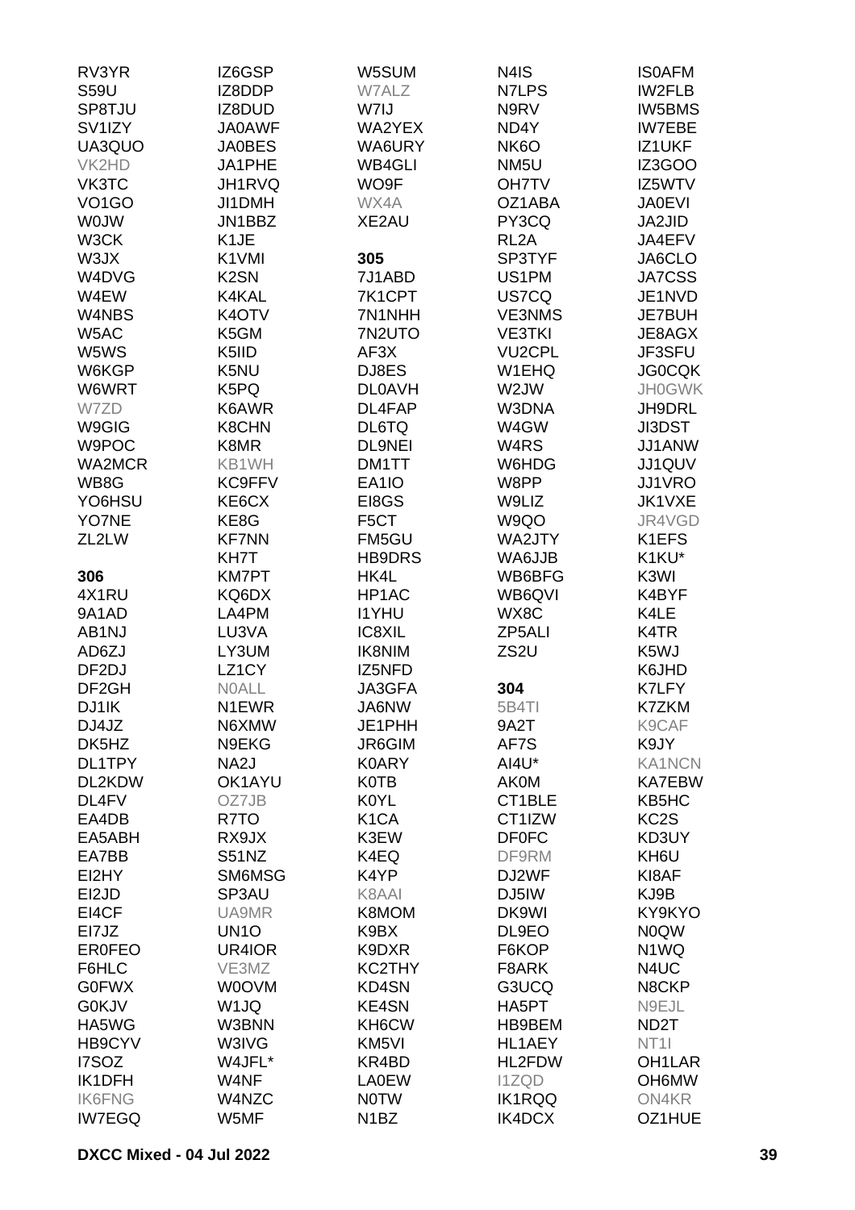RV3YR
S59U
SP8TJU
SV1IZY
UA3QUO
VK2HD
VK3TC
VO1GO
W0JW
W3CK
W3JX
W4DVG
W4EW
W4NBS
W5AC
W5WS
W6KGP
W6WRT
W7ZD
W9GIG
W9POC
WA2MCR
WB8G
YO6HSU
YO7NE
ZL2LW

**306**

4X1RU
9A1AD
AB1NJ
AD6ZJ
DF2DJ
DF2GH
DJ1IK
DJ4JZ
DK5HZ
DL1TPY
DL2KDW
DL4FV
EA4DB
EA5ABH
EA7BB
EI2HY
EI2JD
EI4CF
EI7JZ
ER0FEO
F6HLC
G0FWX
G0KJV
HA5WG
HB9CYV
I7SOZ
IK1DFH
IK6FNG
IW7EGQ
IZ6GSP
IZ8DDP
IZ8DUD
JA0AWF
JA0BES
JA1PHE
JH1RVQ
JI1DMH
JN1BBZ
K1JE
K1VMI
K2SN
K4KAL
K4OTV
K5GM
K5IID
K5NU
K5PQ
K6AWR
K8CHN
K8MR
KB1WH
KC9FFV
KE6CX
KE8G
KF7NN
KH7T
KM7PT
KQ6DX
LA4PM
LU3VA
LY3UM
LZ1CY
N0ALL
N1EWR
N6XMW
N9EKG
NA2J
OK1AYU
OZ7JB
R7TO
RX9JX
S51NZ
SM6MSG
SP3AU
UA9MR
UN1O
UR4IOR
VE3MZ
W0OVM
W1JQ
W3BNN
W3IVG
W4JFL*
W4NF
W4NZC
W5MF
W5SUM
W7ALZ
W7IJ
WA2YEX
WA6URY
WB4GLI
WO9F
WX4A
XE2AU

**305**

7J1ABD
7K1CPT
7N1NHH
7N2UTO
AF3X
DJ8ES
DL0AVH
DL4FAP
DL6TQ
DL9NEI
DM1TT
EA1IO
EI8GS
F5CT
FM5GU
HB9DRS
HK4L
HP1AC
I1YHU
IC8XIL
IK8NIM
IZ5NFD
JA3GFA
JA6NW
JE1PHH
JR6GIM
K0ARY
K0TB
K0YL
K1CA
K3EW
K4EQ
K4YP
K8AAI
K8MOM
K9BX
K9DXR
KC2THY
KD4SN
KE4SN
KH6CW
KM5VI
KR4BD
LA0EW
N0TW
N1BZ
N4IS
N7LPS
N9RV
ND4Y
NK6O
NM5U
OH7TV
OZ1ABA
PY3CQ
RL2A
SP3TYF
US1PM
US7CQ
VE3NMS
VE3TKI
VU2CPL
W1EHQ
W2JW
W3DNA
W4GW
W4RS
W6HDG
W8PP
W9LIZ
W9QO
WA2JTY
WA6JJB
WB6BFG
WB6QVI
WX8C
ZP5ALI
ZS2U

**304**

5B4TI
9A2T
AF7S
AI4U*
AK0M
CT1BLE
CT1IZW
DF0FC
DF9RM
DJ2WF
DJ5IW
DK9WI
DL9EO
F6KOP
F8ARK
G3UCQ
HA5PT
HB9BEM
HL1AEY
HL2FDW
I1ZQD
IK1RQQ
IK4DCX
IS0AFM
IW2FLB
IW5BMS
IW7EBE
IZ1UKF
IZ3GOO
IZ5WTV
JA0EVI
JA2JID
JA4EFV
JA6CLO
JA7CSS
JE1NVD
JE7BUH
JE8AGX
JF3SFU
JG0CQK
JH0GWK
JH9DRL
JI3DST
JJ1ANW
JJ1QUV
JJ1VRO
JK1VXE
JR4VGD
K1EFS
K1KU*
K3WI
K4BYF
K4LE
K4TR
K5WJ
K6JHD
K7LFY
K7ZKM
K9CAF
K9JY
KA1NCN
KA7EBW
KB5HC
KC2S
KD3UY
KH6U
KI8AF
KJ9B
KY9KYO
N0QW
N1WQ
N4UC
N8CKP
N9EJL
ND2T
NT1I
OH1LAR
OH6MW
ON4KR
OZ1HUE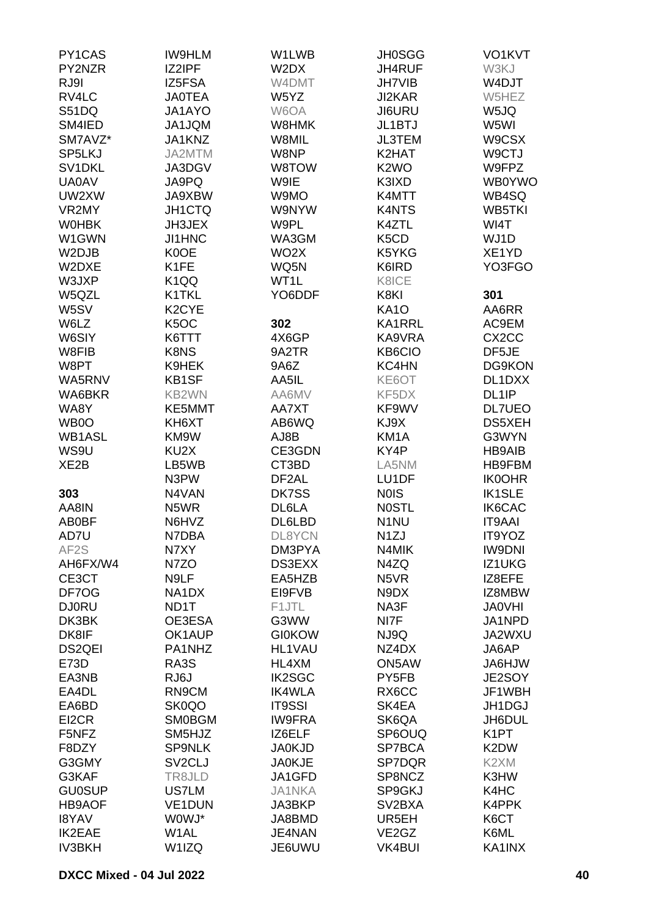PY1CAS
PY2NZR
RJ9I
RV4LC
S51DQ
SM4IED
SM7AVZ*
SP5LKJ
SV1DKL
UA0AV
UW2XW
VR2MY
W0HBK
W1GWN
W2DJB
W2DXE
W3JXP
W5QZL
W5SV
W6LZ
W6SIY
W8FIB
W8PT
WA5RNV
WA6BKR
WA8Y
WB0O
WB1ASL
WS9U
XE2B

IW9HLM
IZ2IPF
IZ5FSA
JA0TEA
JA1AYO
JA1JQM
JA1KNZ
JA2MTM
JA3DGV
JA9PQ
JA9XBW
JH1CTQ
JH3JEX
JI1HNC
K0OE
K1FE
K1QQ
K1TKL
K2CYE
K5OC
K6TTT
K8NS
K9HEK
KB1SF
KB2WN
KE5MMT
KH6XT
KM9W
KU2X
LB5WB
N3PW
N4VAN
N5WR
N6HVZ
N7DBA
N7XY
N7ZO
N9LF
NA1DX
ND1T
OE3ESA
OK1AUP
PA1NHZ
RA3S
RJ6J
RN9CM
SK0QO
SM0BGM
SM5HJZ
SP9NLK
SV2CLJ
TR8JLD
US7LM
VE1DUN
W0WJ*
W1AL
W1IZQ

W1LWB
W2DX
W4DMT
W5YZ
W6OA
W8HMK
W8MIL
W8NP
W8TOW
W9IE
W9MO
W9NYW
W9PL
WA3GM
WO2X
WQ5N
WT1L
YO6DDF

JH0SGG
JH4RUF
JH7VIB
JI2KAR
JI6URU
JL1BTJ
JL3TEM
K2HAT
K2WO
K3IXD
K4MTT
K4NTS
K4ZTL
K5CD
K5YKG
K6IRD
K8ICE
K8KI
KA1O
KA1RRL
KA9VRA
KB6CIO
KC4HN
KE6OT
KF5DX
KF9WV
KJ9X
KM1A
KY4P
LA5NM
LU1DF
N0IS
N0STL
N1NU
N1ZJ
N4MIK
N4ZQ
N5VR
N9DX
NA3F
NI7F
NJ9Q
NZ4DX
ON5AW
PY5FB
RX6CC
SK4EA
SK6QA
SP6OUQ
SP7BCA
SP7DQR
SP8NCZ
SP9GKJ
SV2BXA
UR5EH
VE2GZ
VK4BUI

VO1KVT
W3KJ
W4DJT
W5HEZ
W5JQ
W5WI
W9CSX
W9CTJ
W9FPZ
WB0YWO
WB4SQ
WB5TKI
WI4T
WJ1D
XE1YD
YO3FGO

**303**

AA8IN
AB0BF
AD7U
AF2S
AH6FX/W4
CE3CT
DF7OG
DJ0RU
DK3BK
DK8IF
DS2QEI
E73D
EA3NB
EA4DL
EA6BD
EI2CR
F5NFZ
F8DZY
G3GMY
G3KAF
GU0SUP
HB9AOF
I8YAV
IK2EAE
IV3BKH

**302**

4X6GP
9A2TR
9A6Z
AA5IL
AA6MV
AA7XT
AB6WQ
AJ8B
CE3GDN
CT3BD
DF2AL
DK7SS
DL6LA
DL6LBD
DL8YCN
DM3PYA
DS3EXX
EA5HZB
EI9FVB
F1JTL
G3WW
GI0KOW
HL1VAU
HL4XM
IK2SGC
IK4WLA
IT9SSI
IW9FRA
IZ6ELF
JA0KJD
JA0KJE
JA1GFD
JA1NKA
JA3BKP
JA8BMD
JE4NAN
JE6UWU

**301**

AA6RR
AC9EM
CX2CC
DF5JE
DG9KON
DL1DXX
DL1IP
DL7UEO
DS5XEH
G3WYN
HB9AIB
HB9FBM
IK0OHR
IK1SLE
IK6CAC
IT9AAI
IT9YOZ
IW9DNI
IZ1UKG
IZ8EFE
IZ8MBW
JA0VHI
JA1NPD
JA2WXU
JA6AP
JA6HJW
JE2SOY
JF1WBH
JH1DGJ
JH6DUL
K1PT
K2DW
K2XM
K3HW
K4HC
K4PPK
K6CT
K6ML
KA1INX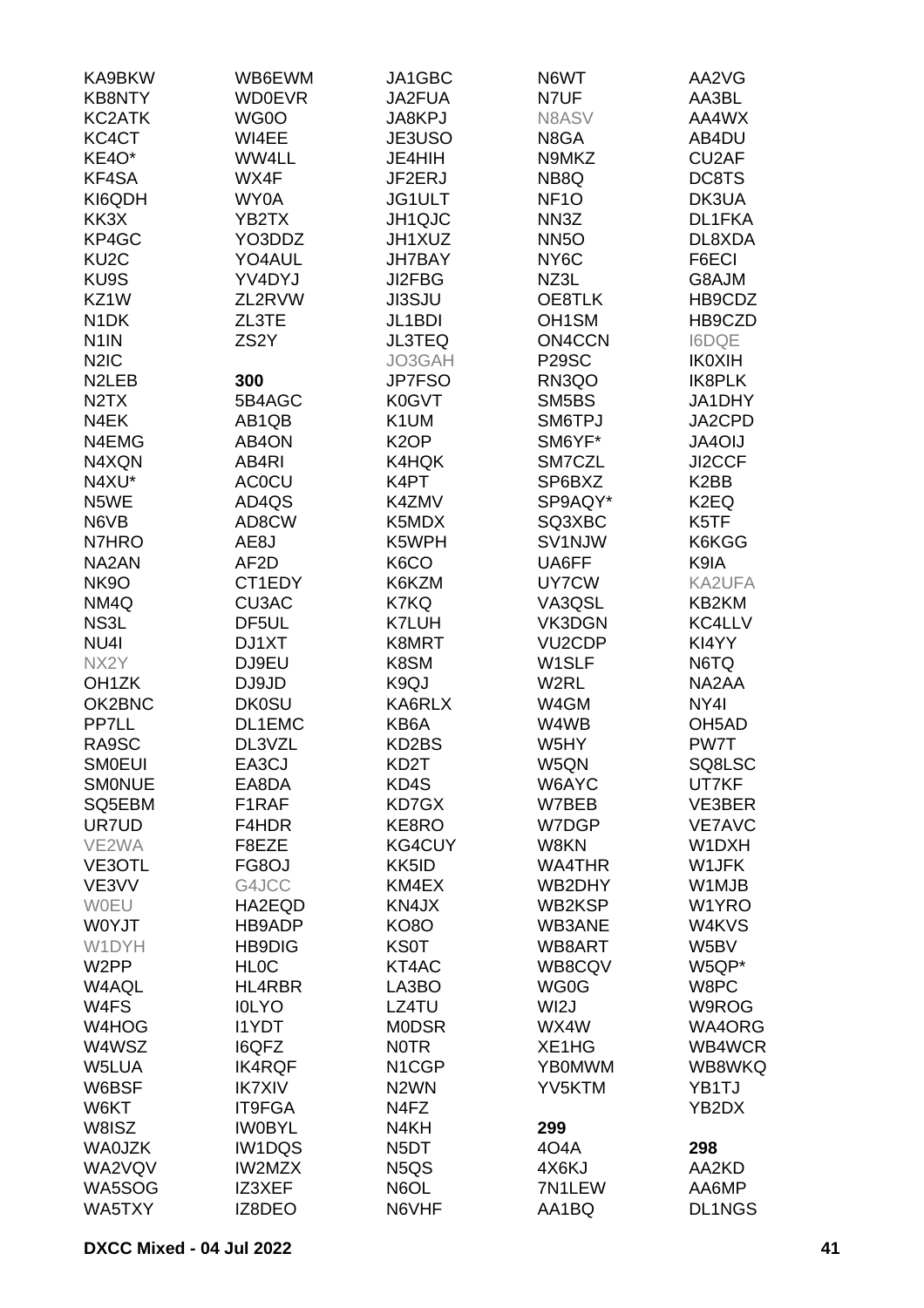KA9BKW
KB8NTY
KC2ATK
KC4CT
KE4O*
KF4SA
KI6QDH
KK3X
KP4GC
KU2C
KU9S
KZ1W
N1DK
N1IN
N2IC
N2LEB
N2TX
N4EK
N4EMG
N4XQN
N4XU*
N5WE
N6VB
N7HRO
NA2AN
NK9O
NM4Q
NS3L
NU4I
NX2Y
OH1ZK
OK2BNC
PP7LL
RA9SC
SM0EUI
SM0NUE
SQ5EBM
UR7UD
VE2WA
VE3OTL
VE3VV
W0EU
W0YJT
W1DYH
W2PP
W4AQL
W4FS
W4HOG
W4WSZ
W5LUA
W6BSF
W6KT
W8ISZ
WA0JZK
WA2VQV
WA5SOG
WA5TXY

WB6EWM
WD0EVR
WG0O
WI4EE
WW4LL
WX4F
WY0A
YB2TX
YO3DDZ
YO4AUL
YV4DYJ
ZL2RVW
ZL3TE
ZS2Y

**300**

5B4AGC
AB1QB
AB4ON
AB4RI
AC0CU
AD4QS
AD8CW
AE8J
AF2D
CT1EDY
CU3AC
DF5UL
DJ1XT
DJ9EU
DJ9JD
DK0SU
DL1EMC
DL3VZL
EA3CJ
EA8DA
F1RAF
F4HDR
F8EZE
FG8OJ
G4JCC
HA2EQD
HB9ADP
HB9DIG
HL0C
HL4RBR
I0LYO
I1YDT
I6QFZ
IK4RQF
IK7XIV
IT9FGA
IW0BYL
IW1DQS
IW2MZX
IZ3XEF
IZ8DEO

JA1GBC
JA2FUA
JA8KPJ
JE3USO
JE4HIH
JF2ERJ
JG1ULT
JH1QJC
JH1XUZ
JH7BAY
JI2FBG
JI3SJU
JL1BDI
JL3TEQ
JO3GAH
JP7FSO
K0GVT
K1UM
K2OP
K4HQK
K4PT
K4ZMV
K5MDX
K5WPH
K6CO
K6KZM
K7KQ
K7LUH
K8MRT
K8SM
K9QJ
KA6RLX
KB6A
KD2BS
KD2T
KD4S
KD7GX
KE8RO
KG4CUY
KK5ID
KM4EX
KN4JX
KO8O
KS0T
KT4AC
LA3BO
LZ4TU
M0DSR
N0TR
N1CGP
N2WN
N4FZ
N4KH
N5DT
N5QS
N6OL
N6VHF

N6WT
N7UF
N8ASV
N8GA
N9MKZ
NB8Q
NF1O
NN3Z
NN5O
NY6C
NZ3L
OE8TLK
OH1SM
ON4CCN
P29SC
RN3QO
SM5BS
SM6TPJ
SM6YF*
SM7CZL
SP6BXZ
SP9AQY*
SQ3XBC
SV1NJW
UA6FF
UY7CW
VA3QSL
VK3DGN
VU2CDP
W1SLF
W2RL
W4GM
W4WB
W5HY
W5QN
W6AYC
W7BEB
W7DGP
W8KN
WA4THR
WB2DHY
WB2KSP
WB3ANE
WB8ART
WB8CQV
WG0G
WI2J
WX4W
XE1HG
YB0MWM
YV5KTM

**299**

4O4A
4X6KJ
7N1LEW
AA1BQ

AA2VG
AA3BL
AA4WX
AB4DU
CU2AF
DC8TS
DK3UA
DL1FKA
DL8XDA
F6ECI
G8AJM
HB9CDZ
HB9CZD
I6DQE
IK0XIH
IK8PLK
JA1DHY
JA2CPD
JA4OIJ
JI2CCF
K2BB
K2EQ
K5TF
K6KGG
K9IA
KA2UFA
KB2KM
KC4LLV
KI4YY
N6TQ
NA2AA
NY4I
OH5AD
PW7T
SQ8LSC
UT7KF
VE3BER
VE7AVC
W1DXH
W1JFK
W1MJB
W1YRO
W4KVS
W5BV
W5QP*
W8PC
W9ROG
WA4ORG
WB4WCR
WB8WKQ
YB1TJ
YB2DX

**298**

AA2KD
AA6MP
DL1NGS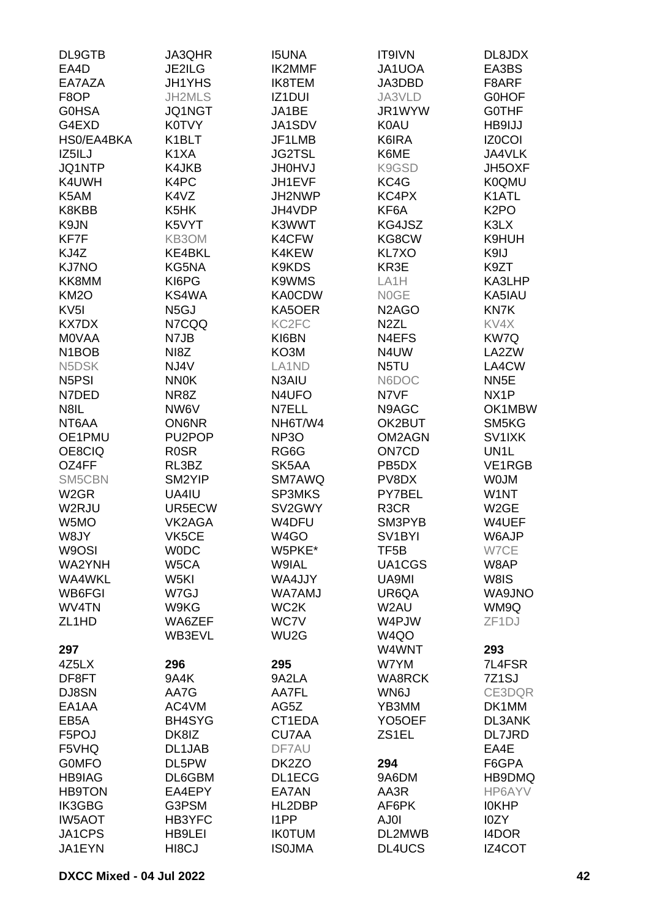DL9GTB
EA4D
EA7AZA
F8OP
G0HSA
G4EXD
HS0/EA4BKA
IZ5ILJ
JQ1NTP
K4UWH
K5AM
K8KBB
K9JN
KF7F
KJ4Z
KJ7NO
KK8MM
KM2O
KV5I
KX7DX
M0VAA
N1BOB
N5DSK
N5PSI
N7DED
N8IL
NT6AA
OE1PMU
OE8CIQ
OZ4FF
SM5CBN
W2GR
W2RJU
W5MO
W8JY
W9OSI
WA2YNH
WA4WKL
WB6FGI
WV4TN
ZL1HD

JA3QHR
JE2ILG
JH1YHS
JH2MLS
JQ1NGT
K0TVY
K1BLT
K1XA
K4JKB
K4PC
K4VZ
K5HK
K5VYT
KB3OM
KE4BKL
KG5NA
KI6PG
KS4WA
N5GJ
N7CQQ
N7JB
NI8Z
NJ4V
NN0K
NR8Z
NW6V
ON6NR
PU2POP
R0SR
RL3BZ
SM2YIP
UA4IU
UR5ECW
VK2AGA
VK5CE
W0DC
W5CA
W5KI
W7GJ
W9KG
WA6ZEF
WB3EVL

I5UNA
IK2MMF
IK8TEM
IZ1DUI
JA1BE
JA1SDV
JF1LMB
JG2TSL
JH0HVJ
JH1EVF
JH2NWP
JH4VDP
K3WWT
K4CFW
K4KEW
K9KDS
K9WMS
KA0CDW
KA5OER
KC2FC
KI6BN
KO3M
LA1ND
N3AIU
N4UFO
N7ELL
NH6T/W4
NP3O
RG6G
SK5AA
SM7AWQ
SP3MKS
SV2GWY
W4DFU
W4GO
W5PKE*
W9IAL
WA4JJY
WA7AMJ
WC2K
WC7V
WU2G

IT9IVN
JA1UOA
JA3DBD
JA3VLD
JR1WYW
K0AU
K6IRA
K6ME
K9GSD
KC4G
KC4PX
KF6A
KG4JSZ
KG8CW
KL7XO
KR3E
LA1H
N0GE
N2AGO
N2ZL
N4EFS
N4UW
N5TU
N6DOC
N7VF
N9AGC
OK2BUT
OM2AGN
ON7CD
PB5DX
PV8DX
PY7BEL
R3CR
SM3PYB
SV1BYI
TF5B
UA1CGS
UA9MI
UR6QA
W2AU
W4PJW
W4QO
W4WNT
W7YM
WA8RCK
WN6J
YB3MM
YO5OEF
ZS1EL

DL8JDX
EA3BS
F8ARF
G0HOF
G0THF
HB9IJJ
IZ0COI
JA4VLK
JH5OXF
K0QMU
K1ATL
K2PO
K3LX
K9HUH
K9IJ
K9ZT
KA3LHP
KA5IAU
KN7K
KV4X
KW7Q
LA2ZW
LA4CW
NN5E
NX1P
OK1MBW
SM5KG
SV1IXK
UN1L
VE1RGB
W0JM
W1NT
W2GE
W4UEF
W6AJP
W7CE
W8AP
W8IS
WA9JNO
WM9Q
ZF1DJ

**297**

4Z5LX
DF8FT
DJ8SN
EA1AA
EB5A
F5POJ
F5VHQ
G0MFO
HB9IAG
HB9TON
IK3GBG
IW5AOT
JA1CPS
JA1EYN

**296**

9A4K
AA7G
AC4VM
BH4SYG
DK8IZ
DL1JAB
DL5PW
DL6GBM
EA4EPY
G3PSM
HB3YFC
HB9LEI
HI8CJ

**295**

9A2LA
AA7FL
AG5Z
CT1EDA
CU7AA
DF7AU
DK2ZO
DL1ECG
EA7AN
HL2DBP
I1PP
IK0TUM
IS0JMA

**294**

9A6DM
AA3R
AF6PK
AJ0I
DL2MWB
DL4UCS

**293**

7L4FSR
7Z1SJ
CE3DQR
DK1MM
DL3ANK
DL7JRD
EA4E
F6GPA
HB9DMQ
HP6AYV
I0KHP
I0ZY
I4DOR
IZ4COT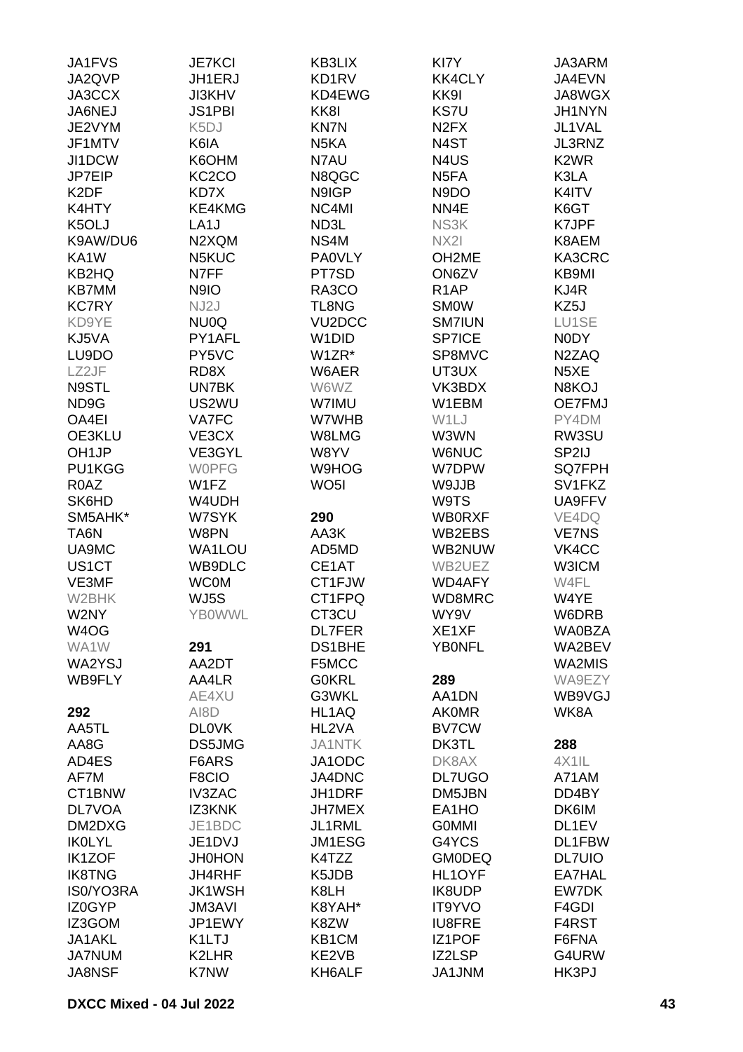JA1FVS
JA2QVP
JA3CCX
JA6NEJ
JE2VYM
JF1MTV
JI1DCW
JP7EIP
K2DF
K4HTY
K5OLJ
K9AW/DU6
KA1W
KB2HQ
KB7MM
KC7RY
KD9YE
KJ5VA
LU9DO
LZ2JF
N9STL
ND9G
OA4EI
OE3KLU
OH1JP
PU1KGG
R0AZ
SK6HD
SM5AHK*
TA6N
UA9MC
US1CT
VE3MF
W2BHK
W2NY
W4OG
WA1W
WA2YSJ
WB9FLY

**292**

AA5TL
AA8G
AD4ES
AF7M
CT1BNW
DL7VOA
DM2DXG
IK0LYL
IK1ZOF
IK8TNG
IS0/YO3RA
IZ0GYP
IZ3GOM
JA1AKL
JA7NUM
JA8NSF

JE7KCI
JH1ERJ
JI3KHV
JS1PBI
K5DJ
K6IA
K6OHM
KC2CO
KD7X
KE4KMG
LA1J
N2XQM
N5KUC
N7FF
N9IO
NJ2J
NU0Q
PY1AFL
PY5VC
RD8X
UN7BK
US2WU
VA7FC
VE3CX
VE3GYL
W0PFG
W1FZ
W4UDH
W7SYK
W8PN
WA1LOU
WB9DLC
WC0M
WJ5S
YB0WWL

**291**

AA2DT
AA4LR
AE4XU
AI8D
DL0VK
DS5JMG
F6ARS
F8CIO
IV3ZAC
IZ3KNK
JE1BDC
JE1DVJ
JH0HON
JH4RHF
JK1WSH
JM3AVI
JP1EWY
K1LTJ
K2LHR
K7NW

KB3LIX
KD1RV
KD4EWG
KK8I
KN7N
N5KA
N7AU
N8QGC
N9IGP
NC4MI
ND3L
NS4M
PA0VLY
PT7SD
RA3CO
TL8NG
VU2DCC
W1DID
W1ZR*
W6AER
W6WZ
W7IMU
W7WHB
W8LMG
W8YV
W9HOG
WO5I

**290**

AA3K
AD5MD
CE1AT
CT1FJW
CT1FPQ
CT3CU
DL7FER
DS1BHE
F5MCC
G0KRL
G3WKL
HL1AQ
HL2VA
JA1NTK
JA1ODC
JA4DNC
JH1DRF
JH7MEX
JL1RML
JM1ESG
K4TZZ
K5JDB
K8LH
K8YAH*
K8ZW
KB1CM
KE2VB
KH6ALF

KI7Y
KK4CLY
KK9I
KS7U
N2FX
N4ST
N4US
N5FA
N9DO
NN4E
NS3K
NX2I
OH2ME
ON6ZV
R1AP
SM0W
SM7IUN
SP7ICE
SP8MVC
UT3UX
VK3BDX
W1EBM
W1LJ
W3WN
W6NUC
W7DPW
W9JJB
W9TS
WB0RXF
WB2EBS
WB2NUW
WB2UEZ
WD4AFY
WD8MRC
WY9V
XE1XF
YB0NFL

**289**

AA1DN
AK0MR
BV7CW
DK3TL
DK8AX
DL7UGO
DM5JBN
EA1HO
G0MMI
G4YCS
GM0DEQ
HL1OYF
IK8UDP
IT9YVO
IU8FRE
IZ1POF
IZ2LSP
JA1JNM

JA3ARM
JA4EVN
JA8WGX
JH1NYN
JL1VAL
JL3RNZ
K2WR
K3LA
K4ITV
K6GT
K7JPF
K8AEM
KA3CRC
KB9MI
KJ4R
KZ5J
LU1SE
N0DY
N2ZAQ
N5XE
N8KOJ
OE7FMJ
PY4DM
RW3SU
SP2IJ
SQ7FPH
SV1FKZ
UA9FFV
VE4DQ
VE7NS
VK4CC
W3ICM
W4FL
W4YE
W6DRB
WA0BZA
WA2BEV
WA2MIS
WA9EZY
WB9VGJ
WK8A

**288**

4X1IL
A71AM
DD4BY
DK6IM
DL1EV
DL1FBW
DL7UIO
EA7HAL
EW7DK
F4GDI
F4RST
F6FNA
G4URW
HK3PJ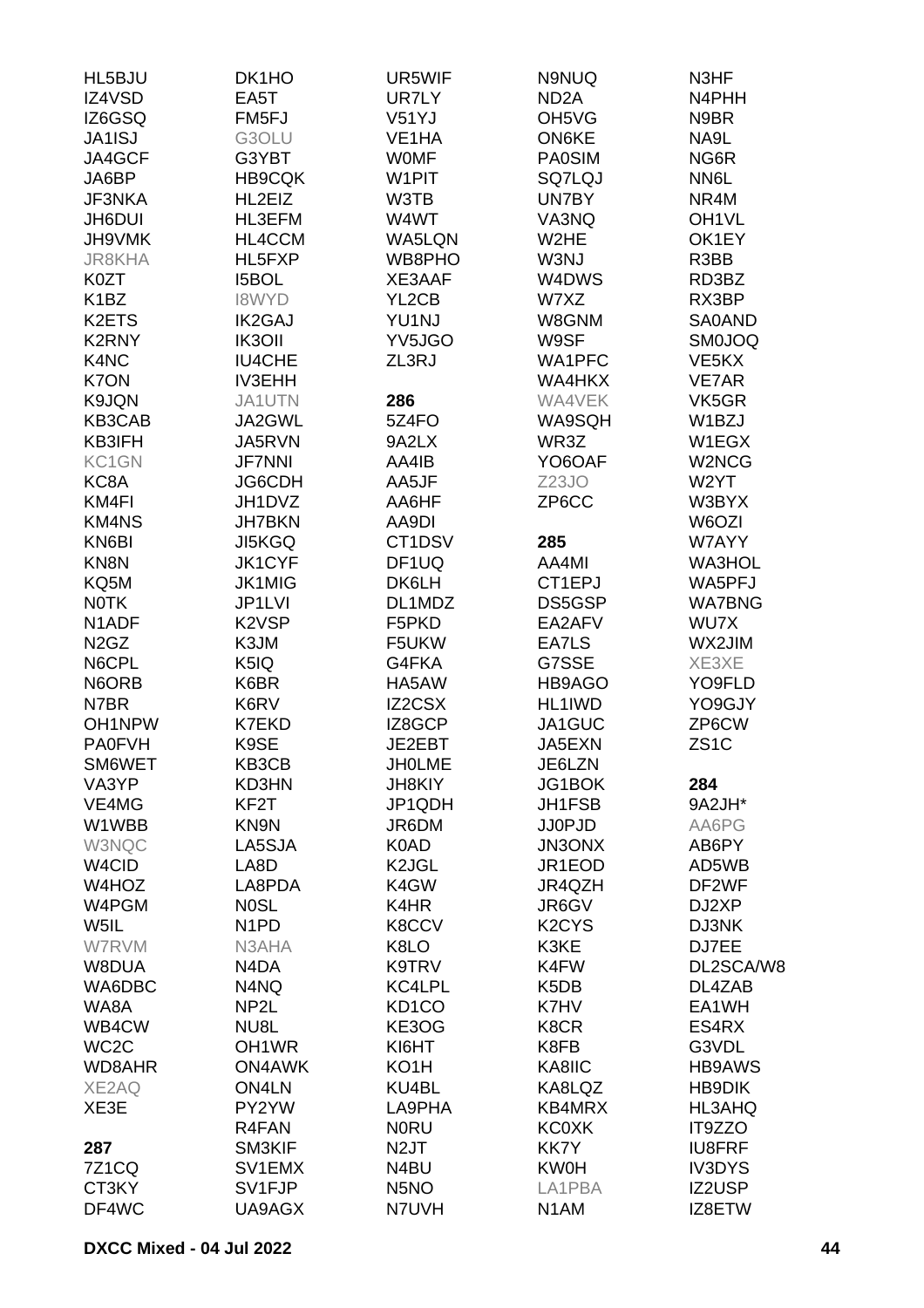HL5BJU
IZ4VSD
IZ6GSQ
JA1ISJ
JA4GCF
JA6BP
JF3NKA
JH6DUI
JH9VMK
JR8KHA
K0ZT
K1BZ
K2ETS
K2RNY
K4NC
K7ON
K9JQN
KB3CAB
KB3IFH
KC1GN
KC8A
KM4FI
KM4NS
KN6BI
KN8N
KQ5M
N0TK
N1ADF
N2GZ
N6CPL
N6ORB
N7BR
OH1NPW
PA0FVH
SM6WET
VA3YP
VE4MG
W1WBB
W3NQC
W4CID
W4HOZ
W4PGM
W5IL
W7RVM
W8DUA
WA6DBC
WA8A
WB4CW
WC2C
WD8AHR
XE2AQ
XE3E

**287**
7Z1CQ
CT3KY
DF4WC
DK1HO
EA5T
FM5FJ
G3OLU
G3YBT
HB9CQK
HL2EIZ
HL3EFM
HL4CCM
HL5FXP
I5BOL
I8WYD
IK2GAJ
IK3OII
IU4CHE
IV3EHH
JA1UTN
JA2GWL
JA5RVN
JF7NNI
JG6CDH
JH1DVZ
JH7BKN
JI5KGQ
JK1CYF
JK1MIG
JP1LVI
K2VSP
K3JM
K5IQ
K6BR
K6RV
K7EKD
K9SE
KB3CB
KD3HN
KF2T
KN9N
LA5SJA
LA8D
LA8PDA
N0SL
N1PD
N3AHA
N4DA
N4NQ
NP2L
NU8L
OH1WR
ON4AWK
ON4LN
PY2YW
R4FAN
SM3KIF
SV1EMX
SV1FJP
UA9AGX
UR5WIF
UR7LY
V51YJ
VE1HA
W0MF
W1PIT
W3TB
W4WT
WA5LQN
WB8PHO
XE3AAF
YL2CB
YU1NJ
YV5JGO
ZL3RJ

**286**
5Z4FO
9A2LX
AA4IB
AA5JF
AA6HF
AA9DI
CT1DSV
DF1UQ
DK6LH
DL1MDZ
F5PKD
F5UKW
G4FKA
HA5AW
IZ2CSX
IZ8GCP
JE2EBT
JH0LME
JH8KIY
JP1QDH
JR6DM
K0AD
K2JGL
K4GW
K4HR
K8CCV
K8LO
K9TRV
KC4LPL
KD1CO
KE3OG
KI6HT
KO1H
KU4BL
LA9PHA
N0RU
N2JT
N4BU
N5NO
N7UVH
N9NUQ
ND2A
OH5VG
ON6KE
PA0SIM
SQ7LQJ
UN7BY
VA3NQ
W2HE
W3NJ
W4DWS
W7XZ
W8GNM
W9SF
WA1PFC
WA4HKX
WA4VEK
WA9SQH
WR3Z
YO6OAF
Z23JO
ZP6CC

**285**
AA4MI
CT1EPJ
DS5GSP
EA2AFV
EA7LS
G7SSE
HB9AGO
HL1IWD
JA1GUC
JA5EXN
JE6LZN
JG1BOK
JH1FSB
JJ0PJD
JN3ONX
JR1EOD
JR4QZH
JR6GV
K2CYS
K3KE
K4FW
K5DB
K7HV
K8CR
K8FB
KA8IIC
KA8LQZ
KB4MRX
KC0XK
KK7Y
KW0H
LA1PBA
N1AM
N3HF
N4PHH
N9BR
NA9L
NG6R
NN6L
NR4M
OH1VL
OK1EY
R3BB
RD3BZ
RX3BP
SA0AND
SM0JOQ
VE5KX
VE7AR
VK5GR
W1BZJ
W1EGX
W2NCG
W2YT
W3BYX
W6OZI
W7AYY
WA3HOL
WA5PFJ
WA7BNG
WU7X
WX2JIM
XE3XE
YO9FLD
YO9GJY
ZP6CW
ZS1C

**284**
9A2JH*
AA6PG
AB6PY
AD5WB
DF2WF
DJ2XP
DJ3NK
DJ7EE
DL2SCA/W8
DL4ZAB
EA1WH
ES4RX
G3VDL
HB9AWS
HB9DIK
HL3AHQ
IT9ZZO
IU8FRF
IV3DYS
IZ2USP
IZ8ETW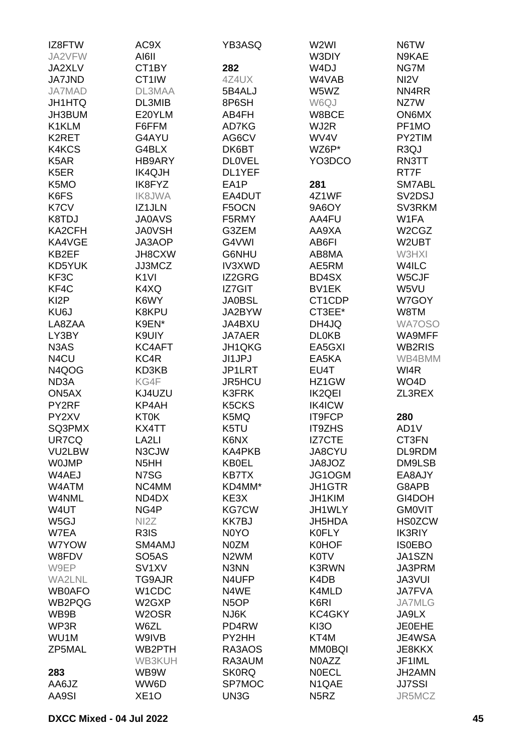IZ8FTW
JA2VFW
JA2XLV
JA7JND
JA7MAD
JH1HTQ
JH3BUM
K1KLM
K2RET
K4KCS
K5AR
K5ER
K5MO
K6FS
K7CV
K8TDJ
KA2CFH
KA4VGE
KB2EF
KD5YUK
KF3C
KF4C
KI2P
KU6J
LA8ZAA
LY3BY
N3AS
N4CU
N4QOG
ND3A
ON5AX
PY2RF
PY2XV
SQ3PMX
UR7CQ
VU2LBW
W0JMP
W4AEJ
W4ATM
W4NML
W4UT
W5GJ
W7EA
W7YOW
W8FDV
W9EP
WA2LNL
WB0AFO
WB2PQG
WB9B
WP3R
WU1M
ZP5MAL

**283**

AA6JZ
AA9SI
AC9X
AI6II
CT1BY
CT1IW
DL3MAA
DL3MIB
E20YLM
F6FFM
G4AYU
G4BLX
HB9ARY
IK4QJH
IK8FYZ
IK8JWA
IZ1JLN
JA0AVS
JA0VSH
JA3AOP
JH8CXW
JJ3MCZ
K1VI
K4XQ
K6WY
K8KPU
K9EN*
K9UIY
KC4AFT
KC4R
KD3KB
KG4F
KJ4UZU
KP4AH
KT0K
KX4TT
LA2LI
N3CJW
N5HH
N7SG
NC4MM
ND4DX
NG4P
NI2Z
R3IS
SM4AMJ
SO5AS
SV1XV
TG9AJR
W1CDC
W2GXP
W2OSR
W6ZL
W9IVB
WB2PTH
WB3KUH
WB9W
WW6D
XE1O
YB3ASQ

**282**

4Z4UX
5B4ALJ
8P6SH
AB4FH
AD7KG
AG6CV
DK6BT
DL0VEL
DL1YEF
EA1P
EA4DUT
F5OCN
F5RMY
G3ZEM
G4VWI
G6NHU
IV3XWD
IZ2GRG
IZ7GIT
JA0BSL
JA2BYW
JA4BXU
JA7AER
JH1QKG
JI1JPJ
JP1LRT
JR5HCU
K3FRK
K5CKS
K5MQ
K5TU
K6NX
KA4PKB
KB0EL
KB7TX
KD4MM*
KE3X
KG7CW
KK7BJ
N0YO
N0ZM
N2WM
N3NN
N4UFP
N4WE
N5OP
NJ6K
PD4RW
PY2HH
RA3AOS
RA3AUM
SK0RQ
SP7MOC
UN3G
W2WI
W3DIY
W4DJ
W4VAB
W5WZ
W6QJ
W8BCE
WJ2R
WV4V
WZ6P*
YO3DCO

**281**

4Z1WF
9A6OY
AA4FU
AA9XA
AB6FI
AB8MA
AE5RM
BD4SX
BV1EK
CT1CDP
CT3EE*
DH4JQ
DL0KB
EA5GXI
EA5KA
EU4T
HZ1GW
IK2QEI
IK4ICW
IT9FCP
IT9ZHS
IZ7CTE
JA8CYU
JA8JOZ
JG1OGM
JH1GTR
JH1KIM
JH1WLY
JH5HDA
K0FLY
K0HOF
K0TV
K3RWN
K4DB
K4MLD
K6RI
KC4GKY
KI3O
KT4M
MM0BQI
N0AZZ
N0ECL
N1QAE
N5RZ
N6TW
N9KAE
NG7M
NI2V
NN4RR
NZ7W
ON6MX
PF1MO
PY2TIM
R3QJ
RN3TT
RT7F
SM7ABL
SV2DSJ
SV3RKM
W1FA
W2CGZ
W2UBT
W3HXI
W4ILC
W5CJF
W5VU
W7GOY
W8TM
WA7OSO
WA9MFF
WB2RIS
WB4BMM
WI4R
WO4D
ZL3REX

**280**

AD1V
CT3FN
DL9RDM
DM9LSB
EA8AJY
G8APB
GI4DOH
GM0VIT
HS0ZCW
IK3RIY
IS0EBO
JA1SZN
JA3PRM
JA3VUI
JA7FVA
JA7MLG
JA9LX
JE0EHE
JE4WSA
JE8KKX
JF1IML
JH2AMN
JJ7SSI
JR5MCZ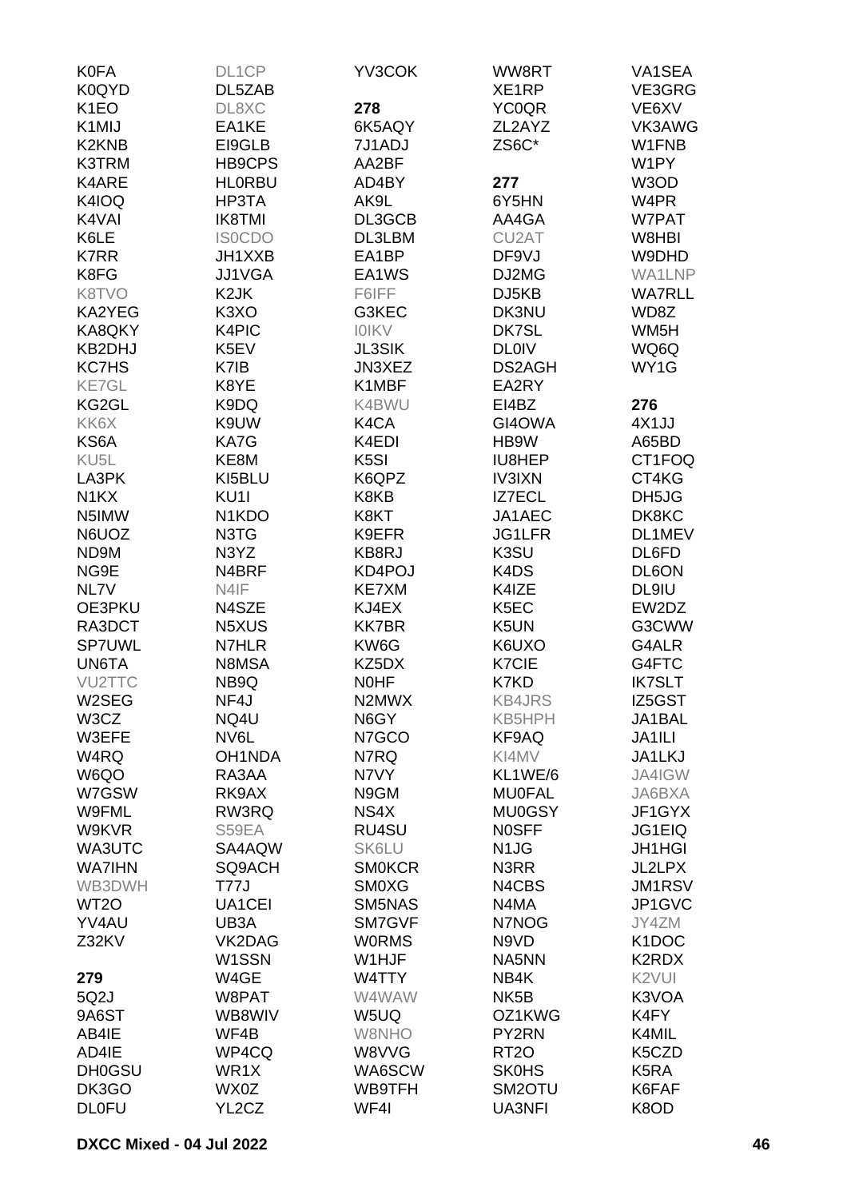K0FA
K0QYD
K1EO
K1MIJ
K2KNB
K3TRM
K4ARE
K4IOQ
K4VAI
K6LE
K7RR
K8FG
K8TVO
KA2YEG
KA8QKY
KB2DHJ
KC7HS
KE7GL
KG2GL
KK6X
KS6A
KU5L
LA3PK
N1KX
N5IMW
N6UOZ
ND9M
NG9E
NL7V
OE3PKU
RA3DCT
SP7UWL
UN6TA
VU2TTC
W2SEG
W3CZ
W3EFE
W4RQ
W6QO
W7GSW
W9FML
W9KVR
WA3UTC
WA7IHN
WB3DWH
WT2O
YV4AU
Z32KV

**279**

5Q2J
9A6ST
AB4IE
AD4IE
DH0GSU
DK3GO
DL0FU
DL1CP
DL5ZAB
DL8XC
EA1KE
EI9GLB
HB9CPS
HL0RBU
HP3TA
IK8TMI
IS0CDO
JH1XXB
JJ1VGA
K2JK
K3XO
K4PIC
K5EV
K7IB
K8YE
K9DQ
K9UW
KA7G
KE8M
KI5BLU
KU1I
N1KDO
N3TG
N3YZ
N4BRF
N4IF
N4SZE
N5XUS
N7HLR
N8MSA
NB9Q
NF4J
NQ4U
NV6L
OH1NDA
RA3AA
RK9AX
RW3RQ
S59EA
SA4AQW
SQ9ACH
T77J
UA1CEI
UB3A
VK2DAG
W1SSN
W4GE
W8PAT
WB8WIV
WF4B
WP4CQ
WR1X
WX0Z
YL2CZ
YV3COK

**278**

6K5AQY
7J1ADJ
AA2BF
AD4BY
AK9L
DL3GCB
DL3LBM
EA1BP
EA1WS
F6IFF
G3KEC
I0IKV
JL3SIK
JN3XEZ
K1MBF
K4BWU
K4CA
K4EDI
K5SI
K6QPZ
K8KB
K8KT
K9EFR
KB8RJ
KD4POJ
KE7XM
KJ4EX
KK7BR
KW6G
KZ5DX
N0HF
N2MWX
N6GY
N7GCO
N7RQ
N7VY
N9GM
NS4X
RU4SU
SK6LU
SM0KCR
SM0XG
SM5NAS
SM7GVF
W0RMS
W1HJF
W4TTY
W4WAW
W5UQ
W8NHO
W8VVG
WA6SCW
WB9TFH
WF4I
WW8RT
XE1RP
YC0QR
ZL2AYZ
ZS6C*

**277**

6Y5HN
AA4GA
CU2AT
DF9VJ
DJ2MG
DJ5KB
DK3NU
DK7SL
DL0IV
DS2AGH
EA2RY
EI4BZ
GI4OWA
HB9W
IU8HEP
IV3IXN
IZ7ECL
JA1AEC
JG1LFR
K3SU
K4DS
K4IZE
K5EC
K5UN
K6UXO
K7CIE
K7KD
KB4JRS
KB5HPH
KF9AQ
KI4MV
KL1WE/6
MU0FAL
MU0GSY
N0SFF
N1JG
N3RR
N4CBS
N4MA
N7NOG
N9VD
NA5NN
NB4K
NK5B
OZ1KWG
PY2RN
RT2O
SK0HS
SM2OTU
UA3NFI
VA1SEA
VE3GRG
VE6XV
VK3AWG
W1FNB
W1PY
W3OD
W4PR
W7PAT
W8HBI
W9DHD
WA1LNP
WA7RLL
WD8Z
WM5H
WQ6Q
WY1G

**276**

4X1JJ
A65BD
CT1FOQ
CT4KG
DH5JG
DK8KC
DL1MEV
DL6FD
DL6ON
DL9IU
EW2DZ
G3CWW
G4ALR
G4FTC
IK7SLT
IZ5GST
JA1BAL
JA1ILI
JA1LKJ
JA4IGW
JA6BXA
JF1GYX
JG1EIQ
JH1HGI
JL2LPX
JM1RSV
JP1GVC
JY4ZM
K1DOC
K2RDX
K2VUI
K3VOA
K4FY
K4MIL
K5CZD
K5RA
K6FAF
K8OD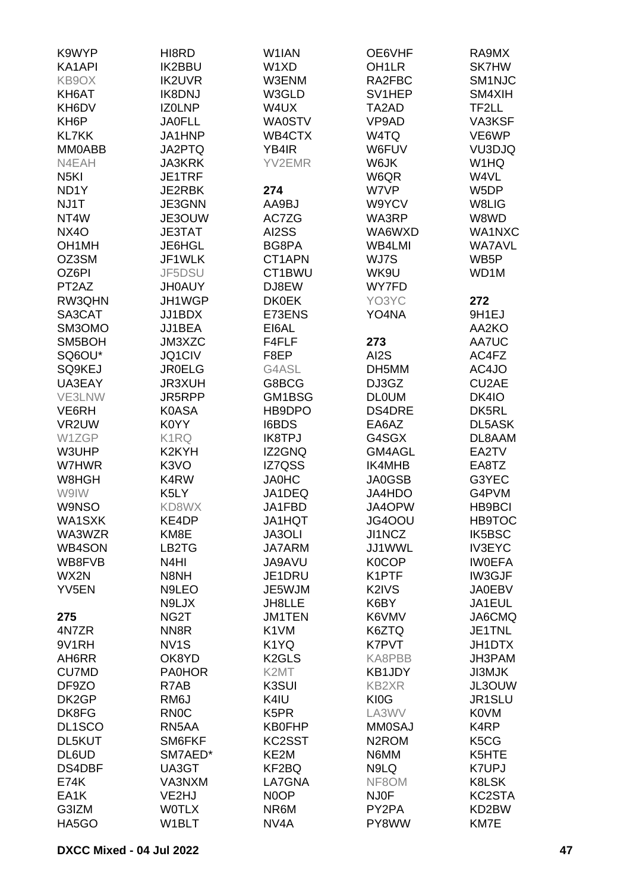K9WYP
KA1API
KB9OX
KH6AT
KH6DV
KH6P
KL7KK
MM0ABB
N4EAH
N5KI
ND1Y
NJ1T
NT4W
NX4O
OH1MH
OZ3SM
OZ6PI
PT2AZ
RW3QHN
SA3CAT
SM3OMO
SM5BOH
SQ6OU*
SQ9KEJ
UA3EAY
VE3LNW
VE6RH
VR2UW
W1ZGP
W3UHP
W7HWR
W8HGH
W9IW
W9NSO
WA1SXK
WA3WZR
WB4SON
WB8FVB
WX2N
YV5EN

**275**

4N7ZR
9V1RH
AH6RR
CU7MD
DF9ZO
DK2GP
DK8FG
DL1SCO
DL5KUT
DL6UD
DS4DBF
E74K
EA1K
G3IZM
HA5GO
HI8RD
IK2BBU
IK2UVR
IK8DNJ
IZ0LNP
JA0FLL
JA1HNP
JA2PTQ
JA3KRK
JE1TRF
JE2RBK
JE3GNN
JE3OUW
JE3TAT
JE6HGL
JF1WLK
JF5DSU
JH0AUY
JH1WGP
JJ1BDX
JJ1BEA
JM3XZC
JQ1CIV
JR0ELG
JR3XUH
JR5RPP
K0ASA
K0YY
K1RQ
K2KYH
K3VO
K4RW
K5LY
KD8WX
KE4DP
KM8E
LB2TG
N4HI
N8NH
N9LEO
N9LJX
NG2T
NN8R
NV1S
OK8YD
PA0HOR
R7AB
RM6J
RN0C
RN5AA
SM6FKF
SM7AED*
UA3GT
VA3NXM
VE2HJ
W0TLX
W1BLT
W1IAN
W1XD
W3ENM
W3GLD
W4UX
WA0STV
WB4CTX
YB4IR
YV2EMR

**274**

AA9BJ
AC7ZG
AI2SS
BG8PA
CT1APN
CT1BWU
DJ8EW
DK0EK
E73ENS
EI6AL
F4FLF
F8EP
G4ASL
G8BCG
GM1BSG
HB9DPO
I6BDS
IK8TPJ
IZ2GNQ
IZ7QSS
JA0HC
JA1DEQ
JA1FBD
JA1HQT
JA3OLI
JA7ARM
JA9AVU
JE1DRU
JE5WJM
JH8LLE
JM1TEN
K1VM
K1YQ
K2GLS
K2MT
K3SUI
K4IU
K5PR
KB0FHP
KC2SST
KE2M
KF2BQ
LA7GNA
N0OP
NR6M
NV4A
OE6VHF
OH1LR
RA2FBC
SV1HEP
TA2AD
VP9AD
W4TQ
W6FUV
W6JK
W6QR
W7VP
W9YCV
WA3RP
WA6WXD
WB4LMI
WJ7S
WK9U
WY7FD
YO3YC
YO4NA

**273**

AI2S
DH5MM
DJ3GZ
DL0UM
DS4DRE
EA6AZ
G4SGX
GM4AGL
IK4MHB
JA0GSB
JA4HDO
JA4OPW
JG4OOU
JI1NCZ
JJ1WWL
K0COP
K1PTF
K2IVS
K6BY
K6VMV
K6ZTQ
K7PVT
KA8PBB
KB1JDY
KB2XR
KI0G
LA3WV
MM0SAJ
N2ROM
N6MM
N9LQ
NF8OM
NJ0F
PY2PA
PY8WW
RA9MX
SK7HW
SM1NJC
SM4XIH
TF2LL
VA3KSF
VE6WP
VU3DJQ
W1HQ
W4VL
W5DP
W8LIG
W8WD
WA1NXC
WA7AVL
WB5P
WD1M

**272**

9H1EJ
AA2KO
AA7UC
AC4FZ
AC4JO
CU2AE
DK4IO
DK5RL
DL5ASK
DL8AAM
EA2TV
EA8TZ
G3YEC
G4PVM
HB9BCI
HB9TOC
IK5BSC
IV3EYC
IW0EFA
IW3GJF
JA0EBV
JA1EUL
JA6CMQ
JE1TNL
JH1DTX
JH3PAM
JI3MJK
JL3OUW
JR1SLU
K0VM
K4RP
K5CG
K5HTE
K7UPJ
K8LSK
KC2STA
KD2BW
KM7E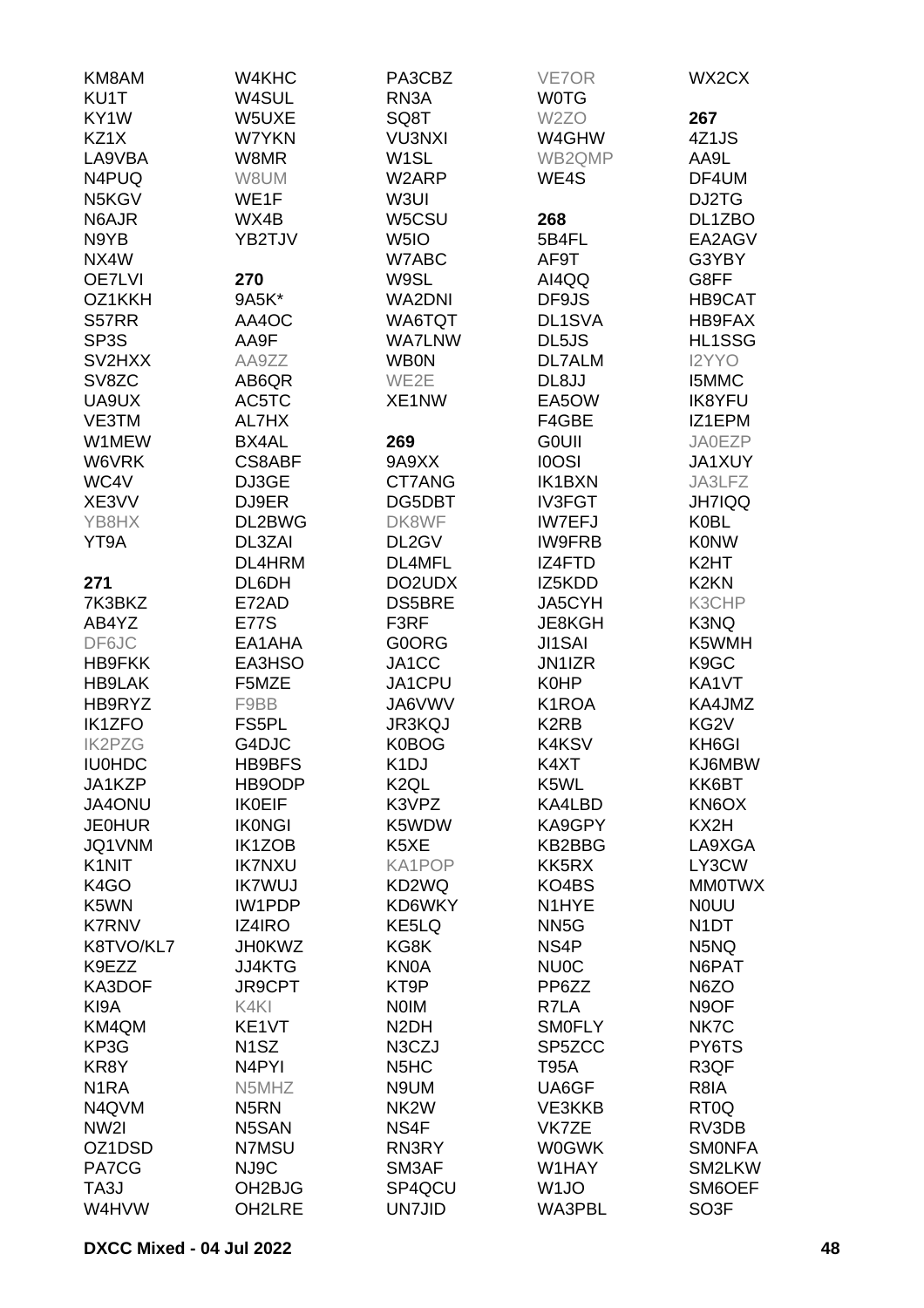KM8AM
KU1T
KY1W
KZ1X
LA9VBA
N4PUQ
N5KGV
N6AJR
N9YB
NX4W
OE7LVI
OZ1KKH
S57RR
SP3S
SV2HXX
SV8ZC
UA9UX
VE3TM
W1MEW
W6VRK
WC4V
XE3VV
YB8HX
YT9A

**271**

7K3BKZ
AB4YZ
DF6JC
HB9FKK
HB9LAK
HB9RYZ
IK1ZFO
IK2PZG
IU0HDC
JA1KZP
JA4ONU
JE0HUR
JQ1VNM
K1NIT
K4GO
K5WN
K7RNV
K8TVO/KL7
K9EZZ
KA3DOF
KI9A
KM4QM
KP3G
KR8Y
N1RA
N4QVM
NW2I
OZ1DSD
PA7CG
TA3J
W4HVW

W4KHC
W4SUL
W5UXE
W7YKN
W8MR
W8UM
WE1F
WX4B
YB2TJV

**270**

9A5K*
AA4OC
AA9F
AA9ZZ
AB6QR
AC5TC
AL7HX
BX4AL
CS8ABF
DJ3GE
DJ9ER
DL2BWG
DL3ZAI
DL4HRM
DL6DH
E72AD
E77S
EA1AHA
EA3HSO
F5MZE
F9BB
FS5PL
G4DJC
HB9BFS
HB9ODP
IK0EIF
IK0NGI
IK1ZOB
IK7NXU
IK7WUJ
IW1PDP
IZ4IRO
JH0KWZ
JJ4KTG
JR9CPT
K4KI
KE1VT
N1SZ
N4PYI
N5MHZ
N5RN
N5SAN
N7MSU
NJ9C
OH2BJG
OH2LRE

PA3CBZ
RN3A
SQ8T
VU3NXI
W1SL
W2ARP
W3UI
W5CSU
W5IO
W7ABC
W9SL
WA2DNI
WA6TQT
WA7LNW
WB0N
WE2E
XE1NW

**269**

9A9XX
CT7ANG
DG5DBT
DK8WF
DL2GV
DL4MFL
DO2UDX
DS5BRE
F3RF
G0ORG
JA1CC
JA1CPU
JA6VWV
JR3KQJ
K0BOG
K1DJ
K2QL
K3VPZ
K5WDW
K5XE
KA1POP
KD2WQ
KD6WKY
KE5LQ
KG8K
KN0A
KT9P
N0IM
N2DH
N3CZJ
N5HC
N9UM
NK2W
NS4F
RN3RY
SM3AF
SP4QCU
UN7JID

VE7OR
W0TG
W2ZO
W4GHW
WB2QMP
WE4S

**268**

5B4FL
AF9T
AI4QQ
DF9JS
DL1SVA
DL5JS
DL7ALM
DL8JJ
EA5OW
F4GBE
G0UII
I0OSI
IK1BXN
IV3FGT
IW7EFJ
IW9FRB
IZ4FTD
IZ5KDD
JA5CYH
JE8KGH
JI1SAI
JN1IZR
K0HP
K1ROA
K2RB
K4KSV
K4XT
K5WL
KA4LBD
KA9GPY
KB2BBG
KK5RX
KO4BS
N1HYE
NN5G
NS4P
NU0C
PP6ZZ
R7LA
SM0FLY
SP5ZCC
T95A
UA6GF
VE3KKB
VK7ZE
W0GWK
W1HAY
W1JO
WA3PBL

WX2CX

**267**

4Z1JS
AA9L
DF4UM
DJ2TG
DL1ZBO
EA2AGV
G3YBY
G8FF
HB9CAT
HB9FAX
HL1SSG
I2YYO
I5MMC
IK8YFU
IZ1EPM
JA0EZP
JA1XUY
JA3LFZ
JH7IQQ
K0BL
K0NW
K2HT
K2KN
K3CHP
K3NQ
K5WMH
K9GC
KA1VT
KA4JMZ
KG2V
KH6GI
KJ6MBW
KK6BT
KN6OX
KX2H
LA9XGA
LY3CW
MM0TWX
N0UU
N1DT
N5NQ
N6PAT
N6ZO
N9OF
NK7C
PY6TS
R3QF
R8IA
RT0Q
RV3DB
SM0NFA
SM2LKW
SM6OEF
SO3F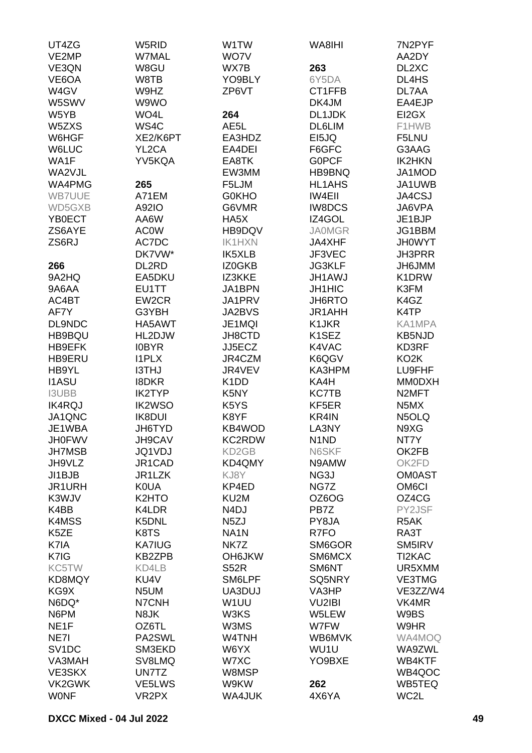UT4ZG
VE2MP
VE3QN
VE6OA
W4GV
W5SWV
W5YB
W5ZXS
W6HGF
W6LUC
WA1F
WA2VJL
WA4PMG
WB7UUE
WD5GXB
YB0ECT
ZS6AYE
ZS6RJ

**266**
9A2HQ
9A6AA
AC4BT
AF7Y
DL9NDC
HB9BQU
HB9EFK
HB9ERU
HB9YL
I1ASU
I3UBB
IK4RQJ
JA1QNC
JE1WBA
JH0FWV
JH7MSB
JH9VLZ
JI1BJB
JR1URH
K3WJV
K4BB
K4MSS
K5ZE
K7IA
K7IG
KC5TW
KD8MQY
KG9X
N6DQ*
N6PM
NE1F
NE7I
SV1DC
VA3MAH
VE3SKX
VK2GWK
W0NF

W5RID
W7MAL
W8GU
W8TB
W9HZ
W9WO
WO4L
WS4C
XE2/K6PT
YL2CA
YV5KQA

**265**
A71EM
A92IO
AA6W
AC0W
AC7DC
DK7VW*
DL2RD
EA5DKU
EU1TT
EW2CR
G3YBH
HA5AWT
HL2DJW
I0BYR
I1PLX
I3THJ
I8DKR
IK2TYP
IK2WSO
IK8DUI
JH6TYD
JH9CAV
JQ1VDJ
JR1CAD
JR1LZK
K0UA
K2HTO
K4LDR
K5DNL
K8TS
KA7IUG
KB2ZPB
KD4LB
KU4V
N5UM
N7CNH
N8JK
OZ6TL
PA2SWL
SM3EKD
SV8LMQ
UN7TZ
VE5LWS
VR2PX

W1TW
WO7V
WX7B
YO9BLY
ZP6VT

**264**
AE5L
EA3HDZ
EA4DEI
EA8TK
EW3MM
F5LJM
G0KHO
G6VMR
HA5X
HB9DQV
IK1HXN
IK5XLB
IZ0GKB
IZ3KKE
JA1BPN
JA1PRV
JA2BVS
JE1MQI
JH8CTD
JJ5ECZ
JR4CZM
JR4VEV
K1DD
K5NY
K5YS
K8YF
KB4WOD
KC2RDW
KD2GB
KD4QMY
KJ8Y
KP4ED
KU2M
N4DJ
N5ZJ
NA1N
NK7Z
OH6JKW
S52R
SM6LPF
UA3DUJ
W1UU
W3KS
W3MS
W4TNH
W6YX
W7XC
W8MSP
W9KW
WA4JUK

WA8IHI

**263**
6Y5DA
CT1FFB
DK4JM
DL1JDK
DL6LIM
EI5JQ
F6GFC
G0PCF
HB9BNQ
HL1AHS
IW4EII
IW8DCS
IZ4GOL
JA0MGR
JA4XHF
JF3VEC
JG3KLF
JH1AWJ
JH1HIC
JH6RTO
JR1AHH
K1JKR
K1SEZ
K4VAC
K6QGV
KA3HPM
KA4H
KC7TB
KF5ER
KR4IN
LA3NY
N1ND
N6SKF
N9AMW
NG3J
NG7Z
OZ6OG
PB7Z
PY8JA
R7FO
SM6GOR
SM6MCX
SM6NT
SQ5NRY
VA3HP
VU2IBI
W5LEW
W7FW
WB6MVK
WU1U
YO9BXE

**262**
4X6YA

7N2PYF
AA2DY
DL2XC
DL4HS
DL7AA
EA4EJP
EI2GX
F1HWB
F5LNU
G3AAG
IK2HKN
JA1MOD
JA1UWB
JA4CSJ
JA6VPA
JE1BJP
JG1BBM
JH0WYT
JH3PRR
JH6JMM
K1DRW
K3FM
K4GZ
K4TP
KA1MPA
KB5NJD
KD3RF
KO2K
LU9FHF
MM0DXH
N2MFT
N5MX
N5OLQ
N9XG
NT7Y
OK2FB
OK2FD
OM0AST
OM6CI
OZ4CG
PY2JSF
R5AK
RA3T
SM5IRV
TI2KAC
UR5XMM
VE3TMG
VE3ZZ/W4
VK4MR
W9BS
W9HR
WA4MOQ
WA9ZWL
WB4KTF
WB4QOC
WB5TEQ
WC2L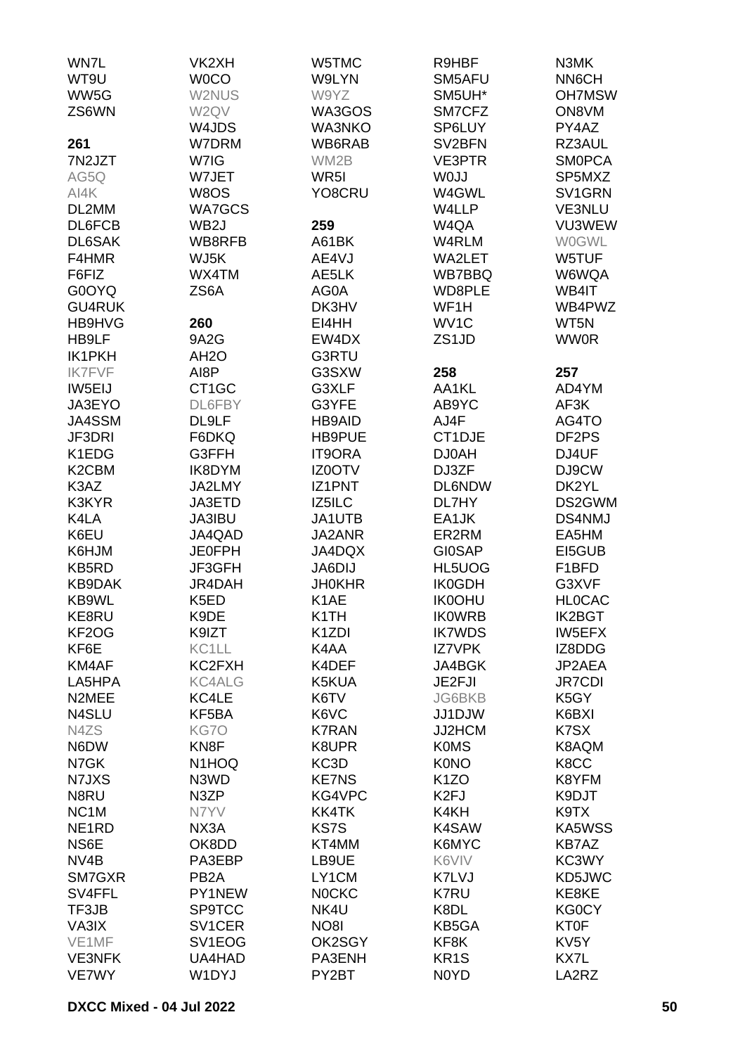WN7L
WT9U
WW5G
ZS6WN

**261**
7N2JZT
AG5Q
AI4K
DL2MM
DL6FCB
DL6SAK
F4HMR
F6FIZ
G0OYQ
GU4RUK
HB9HVG
HB9LF
IK1PKH
IK7FVF
IW5EIJ
JA3EYO
JA4SSM
JF3DRI
K1EDG
K2CBM
K3AZ
K3KYR
K4LA
K6EU
K6HJM
KB5RD
KB9DAK
KB9WL
KE8RU
KF2OG
KF6E
KM4AF
LA5HPA
N2MEE
N4SLU
N4ZS
N6DW
N7GK
N7JXS
N8RU
NC1M
NE1RD
NS6E
NV4B
SM7GXR
SV4FFL
TF3JB
VA3IX
VE1MF
VE3NFK
VE7WY

VK2XH
W0CO
W2NUS
W2QV
W4JDS
W7DRM
W7IG
W7JET
W8OS
WA7GCS
WB2J
WB8RFB
WJ5K
WX4TM
ZS6A

**260**
9A2G
AH2O
AI8P
CT1GC
DL6FBY
DL9LF
F6DKQ
G3FFH
IK8DYM
JA2LMY
JA3ETD
JA3IBU
JA4QAD
JE0FPH
JF3GFH
JR4DAH
K5ED
K9DE
K9IZT
KC1LL
KC2FXH
KC4ALG
KC4LE
KF5BA
KG7O
KN8F
N1HOQ
N3WD
N3ZP
N7YV
NX3A
OK8DD
PA3EBP
PB2A
PY1NEW
SP9TCC
SV1CER
SV1EOG
UA4HAD
W1DYJ

W5TMC
W9LYN
W9YZ
WA3GOS
WA3NKO
WB6RAB
WM2B
WR5I
YO8CRU

**259**
A61BK
AE4VJ
AE5LK
AG0A
DK3HV
EI4HH
EW4DX
G3RTU
G3SXW
G3XLF
G3YFE
HB9AID
HB9PUE
IT9ORA
IZ0OTV
IZ1PNT
IZ5ILC
JA1UTB
JA2ANR
JA4DQX
JA6DIJ
JH0KHR
K1AE
K1TH
K1ZDI
K4AA
K4DEF
K5KUA
K6TV
K6VC
K7RAN
K8UPR
KC3D
KE7NS
KG4VPC
KK4TK
KS7S
KT4MM
LB9UE
LY1CM
N0CKC
NK4U
NO8I
OK2SGY
PA3ENH
PY2BT

R9HBF
SM5AFU
SM5UH*
SM7CFZ
SP6LUY
SV2BFN
VE3PTR
W0JJ
W4GWL
W4LLP
W4QA
W4RLM
WA2LET
WB7BBQ
WD8PLE
WF1H
WV1C
ZS1JD

**258**
AA1KL
AB9YC
AJ4F
CT1DJE
DJ0AH
DJ3ZF
DL6NDW
DL7HY
EA1JK
ER2RM
GI0SAP
HL5UOG
IK0GDH
IK0OHU
IK0WRB
IK7WDS
IZ7VPK
JA4BGK
JE2FJI
JG6BKB
JJ1DJW
JJ2HCM
K0MS
K0NO
K1ZO
K2FJ
K4KH
K4SAW
K6MYC
K6VIV
K7LVJ
K7RU
K8DL
KB5GA
KF8K
KR1S
N0YD

N3MK
NN6CH
OH7MSW
ON8VM
PY4AZ
RZ3AUL
SM0PCA
SP5MXZ
SV1GRN
VE3NLU
VU3WEW
W0GWL
W5TUF
W6WQA
WB4IT
WB4PWZ
WT5N
WW0R

**257**
AD4YM
AF3K
AG4TO
DF2PS
DJ4UF
DJ9CW
DK2YL
DS2GWM
DS4NMJ
EA5HM
EI5GUB
F1BFD
G3XVF
HL0CAC
IK2BGT
IW5EFX
IZ8DDG
JP2AEA
JR7CDI
K5GY
K6BXI
K7SX
K8AQM
K8CC
K8YFM
K9DJT
K9TX
KA5WSS
KB7AZ
KC3WY
KD5JWC
KE8KE
KG0CY
KT0F
KV5Y
KX7L
LA2RZ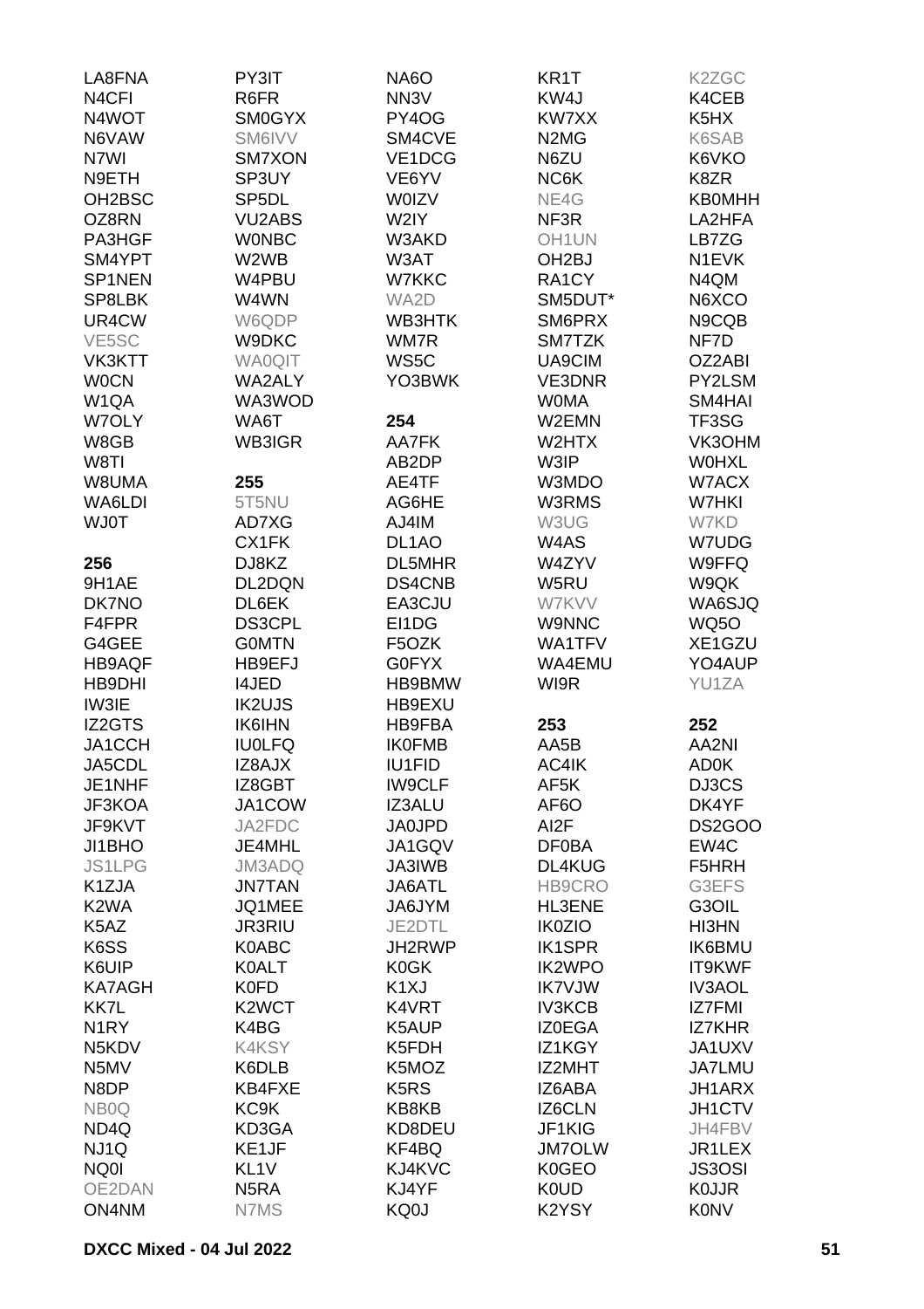LA8FNA
N4CFI
N4WOT
N6VAW
N7WI
N9ETH
OH2BSC
OZ8RN
PA3HGF
SM4YPT
SP1NEN
SP8LBK
UR4CW
VE5SC
VK3KTT
W0CN
W1QA
W7OLY
W8GB
W8TI
W8UMA
WA6LDI
WJ0T

**256**

9H1AE
DK7NO
F4FPR
G4GEE
HB9AQF
HB9DHI
IW3IE
IZ2GTS
JA1CCH
JA5CDL
JE1NHF
JF3KOA
JF9KVT
JI1BHO
JS1LPG
K1ZJA
K2WA
K5AZ
K6SS
K6UIP
KA7AGH
KK7L
N1RY
N5KDV
N5MV
N8DP
NB0Q
ND4Q
NJ1Q
NQ0I
OE2DAN
ON4NM

PY3IT
R6FR
SM0GYX
SM6IVV
SM7XON
SP3UY
SP5DL
VU2ABS
W0NBC
W2WB
W4PBU
W4WN
W6QDP
W9DKC
WA0QIT
WA2ALY
WA3WOD
WA6T
WB3IGR

**255**

5T5NU
AD7XG
CX1FK
DJ8KZ
DL2DQN
DL6EK
DS3CPL
G0MTN
HB9EFJ
I4JED
IK2UJS
IK6IHN
IU0LFQ
IZ8AJX
IZ8GBT
JA1COW
JA2FDC
JE4MHL
JM3ADQ
JN7TAN
JQ1MEE
JR3RIU
K0ABC
K0ALT
K0FD
K2WCT
K4BG
K4KSY
K6DLB
KB4FXE
KC9K
KD3GA
KE1JF
KL1V
N5RA
N7MS

NA6O
NN3V
PY4OG
SM4CVE
VE1DCG
VE6YV
W0IZV
W2IY
W3AKD
W3AT
W7KKC
WA2D
WB3HTK
WM7R
WS5C
YO3BWK

**254**

AA7FK
AB2DP
AE4TF
AG6HE
AJ4IM
DL1AO
DL5MHR
DS4CNB
EA3CJU
EI1DG
F5OZK
G0FYX
HB9BMW
HB9EXU
HB9FBA
IK0FMB
IU1FID
IW9CLF
IZ3ALU
JA0JPD
JA1GQV
JA3IWB
JA6ATL
JA6JYM
JE2DTL
JH2RWP
K0GK
K1XJ
K4VRT
K5AUP
K5FDH
K5MOZ
K5RS
KB8KB
KD8DEU
KF4BQ
KJ4KVC
KJ4YF
KQ0J

KR1T
KW4J
KW7XX
N2MG
N6ZU
NC6K
NE4G
NF3R
OH1UN
OH2BJ
RA1CY
SM5DUT*
SM6PRX
SM7TZK
UA9CIM
VE3DNR
W0MA
W2EMN
W2HTX
W3IP
W3MDO
W3RMS
W3UG
W4AS
W4ZYV
W5RU
W7KVV
W9NNC
WA1TFV
WA4EMU
WI9R

**253**

AA5B
AC4IK
AF5K
AF6O
AI2F
DF0BA
DL4KUG
HB9CRO
HL3ENE
IK0ZIO
IK1SPR
IK2WPO
IK7VJW
IV3KCB
IZ0EGA
IZ1KGY
IZ2MHT
IZ6ABA
IZ6CLN
JF1KIG
JM7OLW
K0GEO
K0UD
K2YSY

K2ZGC
K4CEB
K5HX
K6SAB
K6VKO
K8ZR
KB0MHH
LA2HFA
LB7ZG
N1EVK
N4QM
N6XCO
N9CQB
NF7D
OZ2ABI
PY2LSM
SM4HAI
TF3SG
VK3OHM
W0HXL
W7ACX
W7HKI
W7KD
W7UDG
W9FFQ
W9QK
WA6SJQ
WQ5O
XE1GZU
YO4AUP
YU1ZA

**252**

AA2NI
AD0K
DJ3CS
DK4YF
DS2GOO
EW4C
F5HRH
G3EFS
G3OIL
HI3HN
IK6BMU
IT9KWF
IV3AOL
IZ7FMI
IZ7KHR
JA1UXV
JA7LMU
JH1ARX
JH1CTV
JH4FBV
JR1LEX
JS3OSI
K0JJR
K0NV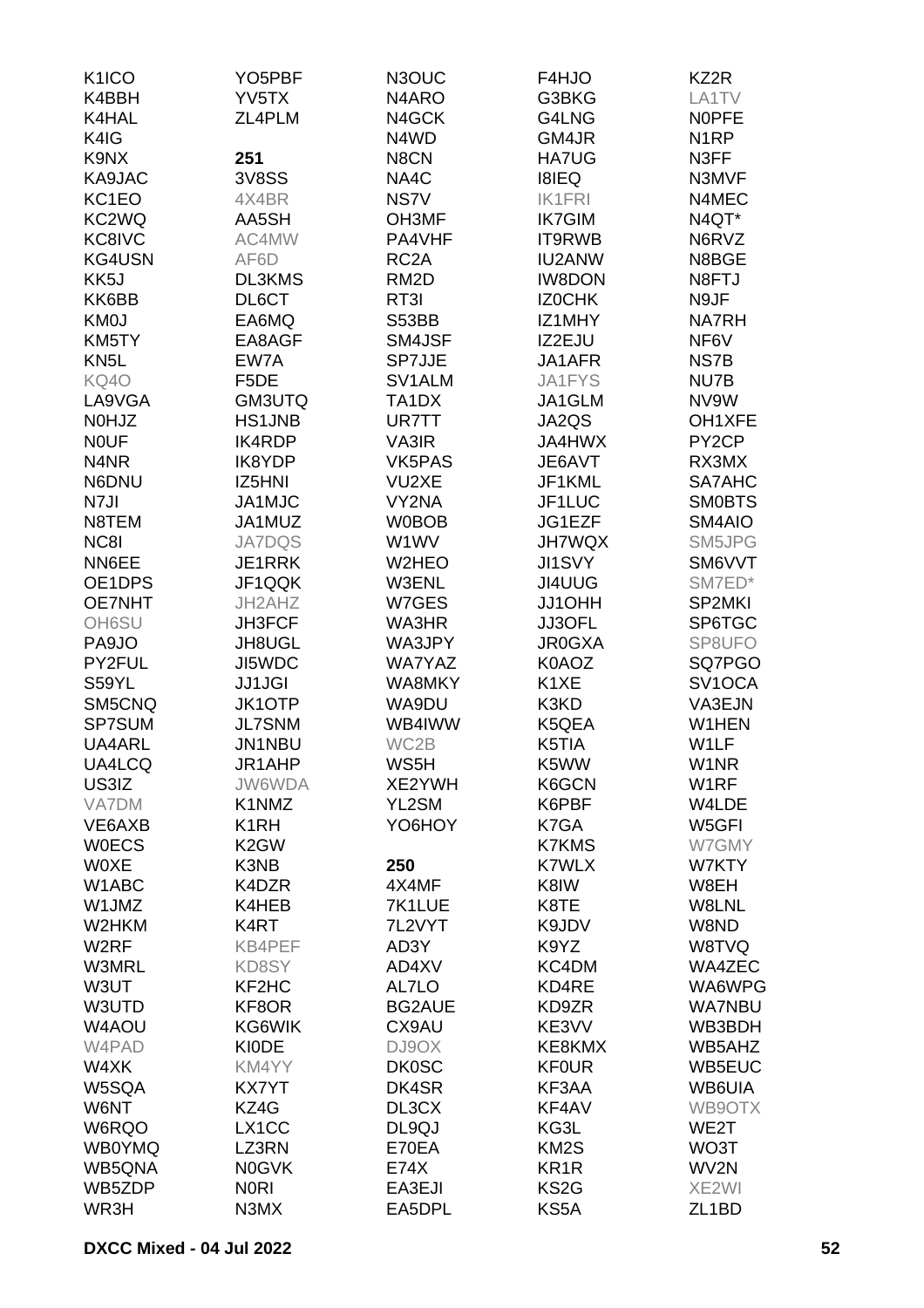K1ICO
K4BBH
K4HAL
K4IG
K9NX
KA9JAC
KC1EO
KC2WQ
KC8IVC
KG4USN
KK5J
KK6BB
KM0J
KM5TY
KN5L
KQ4O
LA9VGA
N0HJZ
N0UF
N4NR
N6DNU
N7JI
N8TEM
NC8I
NN6EE
OE1DPS
OE7NHT
OH6SU
PA9JO
PY2FUL
S59YL
SM5CNQ
SP7SUM
UA4ARL
UA4LCQ
US3IZ
VA7DM
VE6AXB
W0ECS
W0XE
W1ABC
W1JMZ
W2HKM
W2RF
W3MRL
W3UT
W3UTD
W4AOU
W4PAD
W4XK
W5SQA
W6NT
W6RQO
WB0YMQ
WB5QNA
WB5ZDP
WR3H

YO5PBF
YV5TX
ZL4PLM

**251**

3V8SS
4X4BR
AA5SH
AC4MW
AF6D
DL3KMS
DL6CT
EA6MQ
EA8AGF
EW7A
F5DE
GM3UTQ
HS1JNB
IK4RDP
IK8YDP
IZ5HNI
JA1MJC
JA1MUZ
JA7DQS
JE1RRK
JF1QQK
JH2AHZ
JH3FCF
JH8UGL
JI5WDC
JJ1JGI
JK1OTP
JL7SNM
JN1NBU
JR1AHP
JW6WDA
K1NMZ
K1RH
K2GW
K3NB
K4DZR
K4HEB
K4RT
KB4PEF
KD8SY
KF2HC
KF8OR
KG6WIK
KI0DE
KM4YY
KX7YT
KZ4G
LX1CC
LZ3RN
N0GVK
N0RI
N3MX

N3OUC
N4ARO
N4GCK
N4WD
N8CN
NA4C
NS7V
OH3MF
PA4VHF
RC2A
RM2D
RT3I
S53BB
SM4JSF
SP7JJE
SV1ALM
TA1DX
UR7TT
VA3IR
VK5PAS
VU2XE
VY2NA
W0BOB
W1WV
W2HEO
W3ENL
W7GES
WA3HR
WA3JPY
WA7YAZ
WA8MKY
WA9DU
WB4IWW
WC2B
WS5H
XE2YWH
YL2SM
YO6HOY

**250**

4X4MF
7K1LUE
7L2VYT
AD3Y
AD4XV
AL7LO
BG2AUE
CX9AU
DJ9OX
DK0SC
DK4SR
DL3CX
DL9QJ
E70EA
E74X
EA3EJI
EA5DPL

F4HJO
G3BKG
G4LNG
GM4JR
HA7UG
I8IEQ
IK1FRI
IK7GIM
IT9RWB
IU2ANW
IW8DON
IZ0CHK
IZ1MHY
IZ2EJU
JA1AFR
JA1FYS
JA1GLM
JA2QS
JA4HWX
JE6AVT
JF1KML
JF1LUC
JG1EZF
JH7WQX
JI1SVY
JI4UUG
JJ1OHH
JJ3OFL
JR0GXA
K0AOZ
K1XE
K3KD
K5QEA
K5TIA
K5WW
K6GCN
K6PBF
K7GA
K7KMS
K7WLX
K8IW
K8TE
K9JDV
K9YZ
KC4DM
KD4RE
KD9ZR
KE3VV
KE8KMX
KF0UR
KF3AA
KF4AV
KG3L
KM2S
KR1R
KS2G
KS5A

KZ2R
LA1TV
N0PFE
N1RP
N3FF
N3MVF
N4MEC
N4QT*
N6RVZ
N8BGE
N8FTJ
N9JF
NA7RH
NF6V
NS7B
NU7B
NV9W
OH1XFE
PY2CP
RX3MX
SA7AHC
SM0BTS
SM4AIO
SM5JPG
SM6VVT
SM7ED*
SP2MKI
SP6TGC
SP8UFO
SQ7PGO
SV1OCA
VA3EJN
W1HEN
W1LF
W1NR
W1RF
W4LDE
W5GFI
W7GMY
W7KTY
W8EH
W8LNL
W8ND
W8TVQ
WA4ZEC
WA6WPG
WA7NBU
WB3BDH
WB5AHZ
WB5EUC
WB6UIA
WB9OTX
WE2T
WO3T
WV2N
XE2WI
ZL1BD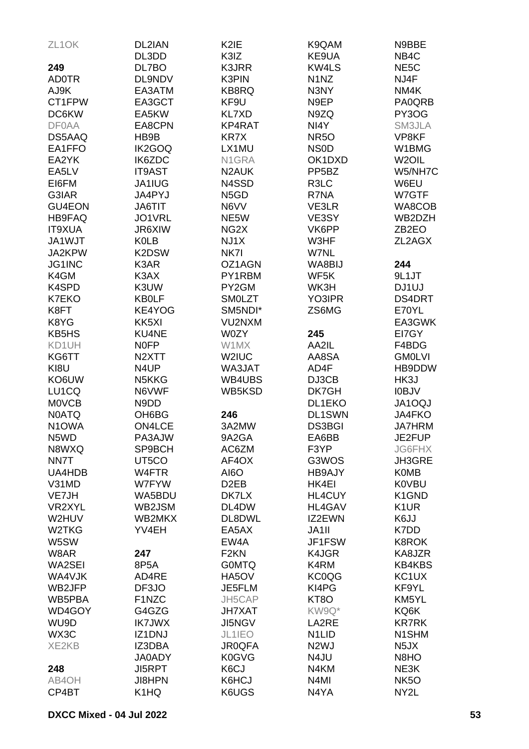ZL1OK

**249**

AD0TR
AJ9K
CT1FPW
DC6KW
DF0AA
DS5AAQ
EA1FFO
EA2YK
EA5LV
EI6FM
G3IAR
GU4EON
HB9FAQ
IT9XUA
JA1WJT
JA2KPW
JG1INC
K4GM
K4SPD
K7EKO
K8FT
K8YG
KB5HS
KD1UH
KG6TT
KI8U
KO6UW
LU1CQ
M0VCB
N0ATQ
N1OWA
N5WD
N8WXQ
NN7T
UA4HDB
V31MD
VE7JH
VR2XYL
W2HUV
W2TKG
W5SW
W8AR
WA2SEI
WA4VJK
WB2JFP
WB5PBA
WD4GOY
WU9D
WX3C
XE2KB

**248**

AB4OH
CP4BT
DL2IAN
DL3DD
DL7BO
DL9NDV
EA3ATM
EA3GCT
EA5KW
EA8CPN
HB9B
IK2GOQ
IK6ZDC
IT9AST
JA1IUG
JA4PYJ
JA6TIT
JO1VRL
JR6XIW
K0LB
K2DSW
K3AR
K3AX
K3UW
KB0LF
KE4YOG
KK5XI
KU4NE
N0FP
N2XTT
N4UP
N5KKG
N6VWF
N9DD
OH6BG
ON4LCE
PA3AJW
SP9BCH
UT5CO
W4FTR
W7FYW
WA5BDU
WB2JSM
WB2MKX
YV4EH

**247**

8P5A
AD4RE
DF3JO
F1NZC
G4GZG
IK7JWX
IZ1DNJ
IZ3DBA
JA0ADY
JI5RPT
JI8HPN
K1HQ
K2IE
K3IZ
K3JRR
K3PIN
KB8RQ
KF9U
KL7XD
KP4RAT
KR7X
LX1MU
N1GRA
N2AUK
N4SSD
N5GD
N6VV
NE5W
NG2X
NJ1X
NK7I
OZ1AGN
PY1RBM
PY2GM
SM0LZT
SM5NDI*
VU2NXM
W0ZY
W1MX
W2IUC
WA3JAT
WB4UBS
WB5KSD

**246**

3A2MW
9A2GA
AC6ZM
AF4OX
AI6O
D2EB
DK7LX
DL4DW
DL8DWL
EA5AX
EW4A
F2KN
G0MTQ
HA5OV
JE5FLM
JH5CAP
JH7XAT
JI5NGV
JL1IEO
JR0QFA
K0GVG
K6CJ
K6HCJ
K6UGS
K9QAM
KE9UA
KW4LS
N1NZ
N3NY
N9EP
N9ZQ
NI4Y
NR5O
NS0D
OK1DXD
PP5BZ
R3LC
R7NA
VE3LR
VE3SY
VK6PP
W3HF
W7NL
WA8BIJ
WF5K
WK3H
YO3IPR
ZS6MG

**245**

AA2IL
AA8SA
AD4F
DJ3CB
DK7GH
DL1EKO
DL1SWN
DS3BGI
EA6BB
F3YP
G3WOS
HB9AJY
HK4EI
HL4CUY
HL4GAV
IZ2EWN
JA1II
JF1FSW
K4JGR
K4RM
KC0QG
KI4PG
KT8O
KW9Q*
LA2RE
N1LID
N2WJ
N4JU
N4KM
N4MI
N4YA
N9BBE
NB4C
NE5C
NJ4F
NM4K
PA0QRB
PY3OG
SM3JLA
VP8KF
W1BMG
W2OIL
W5/NH7C
W6EU
W7GTF
WA8COB
WB2DZH
ZB2EO
ZL2AGX

**244**

9L1JT
DJ1UJ
DS4DRT
E70YL
EA3GWK
EI7GY
F4BDG
GM0LVI
HB9DDW
HK3J
I0BJV
JA1OQJ
JA4FKO
JA7HRM
JE2FUP
JG6FHX
JH3GRE
K0MB
K0VBU
K1GND
K1UR
K6JJ
K7DD
K8ROK
KA8JZR
KB4KBS
KC1UX
KF9YL
KM5YL
KQ6K
KR7RK
N1SHM
N5JX
N8HO
NE3K
NK5O
NY2L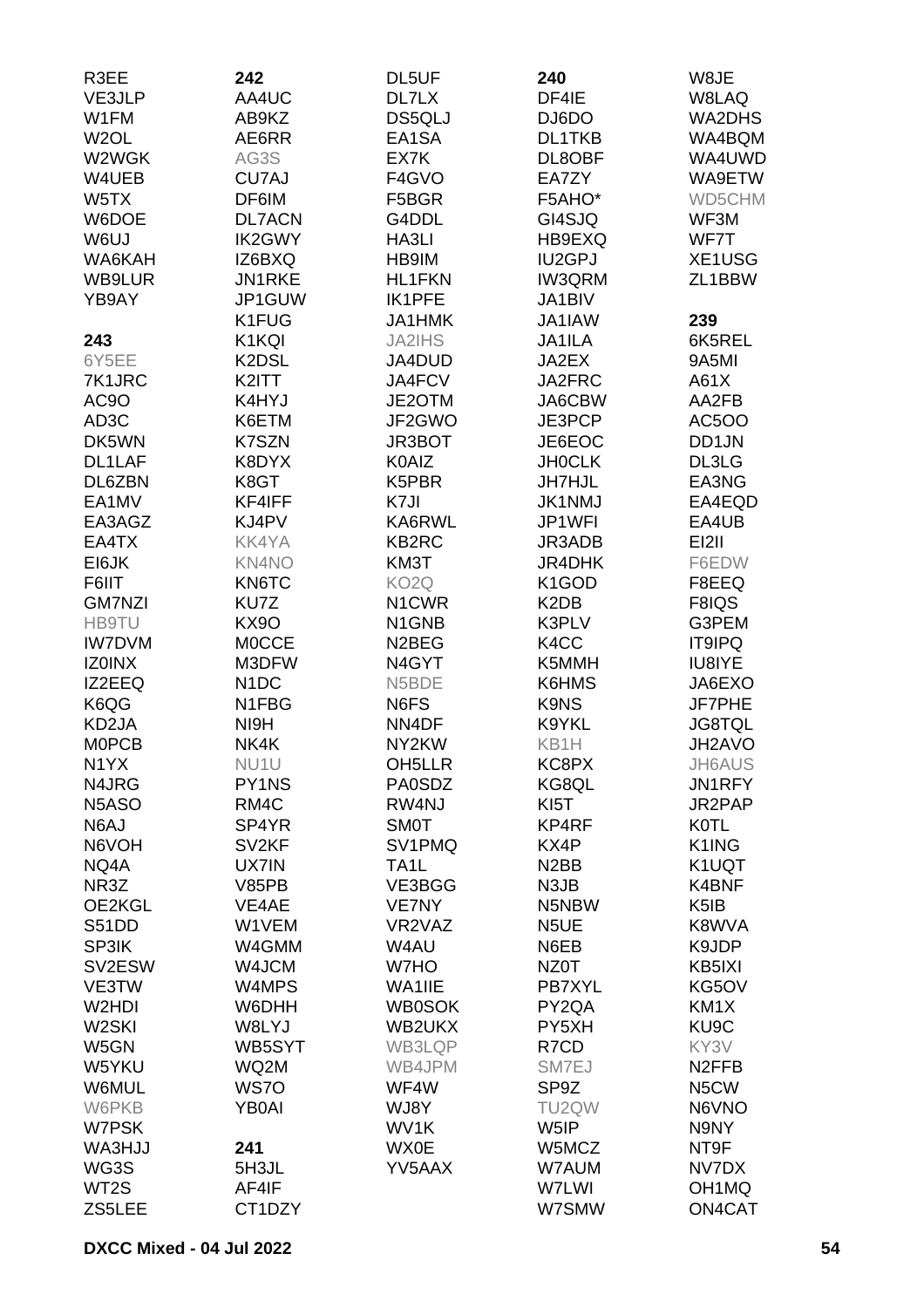R3EE
VE3JLP
W1FM
W2OL
W2WGK
W4UEB
W5TX
W6DOE
W6UJ
WA6KAH
WB9LUR
YB9AY

**243**
6Y5EE
7K1JRC
AC9O
AD3C
DK5WN
DL1LAF
DL6ZBN
EA1MV
EA3AGZ
EA4TX
EI6JK
F6IIT
GM7NZI
HB9TU
IW7DVM
IZ0INX
IZ2EEQ
K6QG
KD2JA
M0PCB
N1YX
N4JRG
N5ASO
N6AJ
N6VOH
NQ4A
NR3Z
OE2KGL
S51DD
SP3IK
SV2ESW
VE3TW
W2HDI
W2SKI
W5GN
W5YKU
W6MUL
W6PKB
W7PSK
WA3HJJ
WG3S
WT2S
ZS5LEE

**242**
AA4UC
AB9KZ
AE6RR
AG3S
CU7AJ
DF6IM
DL7ACN
IK2GWY
IZ6BXQ
JN1RKE
JP1GUW
K1FUG
K1KQI
K2DSL
K2ITT
K4HYJ
K6ETM
K7SZN
K8DYX
K8GT
KF4IFF
KJ4PV
KK4YA
KN4NO
KN6TC
KU7Z
KX9O
M0CCE
M3DFW
N1DC
N1FBG
NI9H
NK4K
NU1U
PY1NS
RM4C
SP4YR
SV2KF
UX7IN
V85PB
VE4AE
W1VEM
W4GMM
W4JCM
W4MPS
W6DHH
W8LYJ
WB5SYT
WQ2M
WS7O
YB0AI

**241**
5H3JL
AF4IF
CT1DZY
DL5UF
DL7LX
DS5QLJ
EA1SA
EX7K
F4GVO
F5BGR
G4DDL
HA3LI
HB9IM
HL1FKN
IK1PFE
JA1HMK
JA2IHS
JA4DUD
JA4FCV
JE2OTM
JF2GWO
JR3BOT
K0AIZ
K5PBR
K7JI
KA6RWL
KB2RC
KM3T
KO2Q
N1CWR
N1GNB
N2BEG
N4GYT
N5BDE
N6FS
NN4DF
NY2KW
OH5LLR
PA0SDZ
RW4NJ
SM0T
SV1PMQ
TA1L
VE3BGG
VE7NY
VR2VAZ
W4AU
W7HO
WA1IIE
WB0SOK
WB2UKX
WB3LQP
WB4JPM
WF4W
WJ8Y
WV1K
WX0E
YV5AAX

**240**
DF4IE
DJ6DO
DL1TKB
DL8OBF
EA7ZY
F5AHO*
GI4SJQ
HB9EXQ
IU2GPJ
IW3QRM
JA1BIV
JA1IAW
JA1ILA
JA2EX
JA2FRC
JA6CBW
JE3PCP
JE6EOC
JH0CLK
JH7HJL
JK1NMJ
JP1WFI
JR3ADB
JR4DHK
K1GOD
K2DB
K3PLV
K4CC
K5MMH
K6HMS
K9NS
K9YKL
KB1H
KC8PX
KG8QL
KI5T
KP4RF
KX4P
N2BB
N3JB
N5NBW
N5UE
N6EB
NZ0T
PB7XYL
PY2QA
PY5XH
R7CD
SM7EJ
SP9Z
TU2QW
W5IP
W5MCZ
W7AUM
W7LWI
W7SMW

W8JE
W8LAQ
WA2DHS
WA4BQM
WA4UWD
WA9ETW
WD5CHM
WF3M
WF7T
XE1USG
ZL1BBW

**239**
6K5REL
9A5MI
A61X
AA2FB
AC5OO
DD1JN
DL3LG
EA3NG
EA4EQD
EA4UB
EI2II
F6EDW
F8EEQ
F8IQS
G3PEM
IT9IPQ
IU8IYE
JA6EXO
JF7PHE
JG8TQL
JH2AVO
JH6AUS
JN1RFY
JR2PAP
K0TL
K1ING
K1UQT
K4BNF
K5IB
K8WVA
K9JDP
KB5IXI
KG5OV
KM1X
KU9C
KY3V
N2FFB
N5CW
N6VNO
N9NY
NT9F
NV7DX
OH1MQ
ON4CAT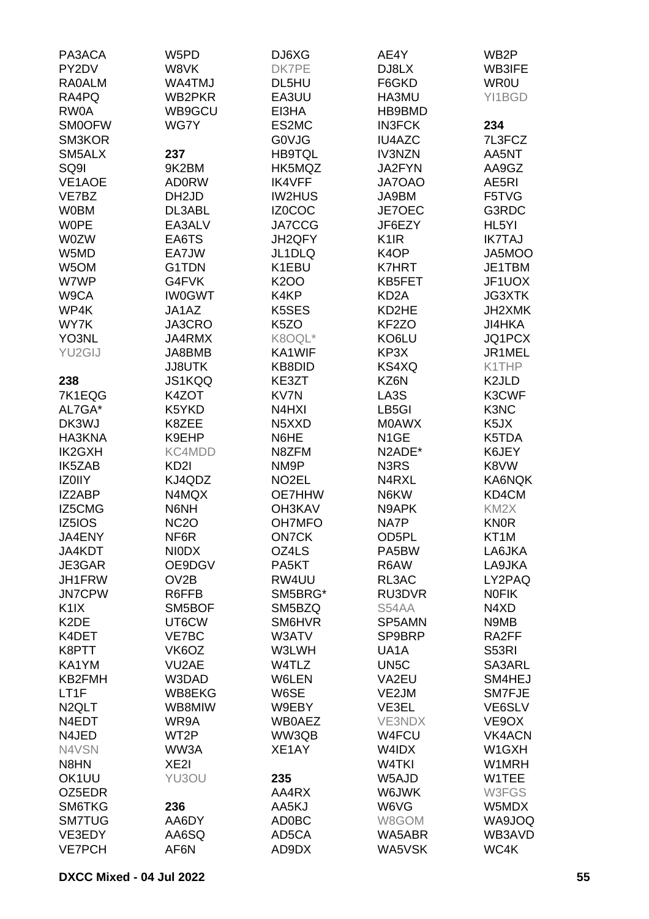PA3ACA
PY2DV
RA0ALM
RA4PQ
RW0A
SM0OFW
SM3KOR
SM5ALX
SQ9I
VE1AOE
VE7BZ
W0BM
W0PE
W0ZW
W5MD
W5OM
W7WP
W9CA
WP4K
WY7K
YO3NL
YU2GIJ

**238**

7K1EQG
AL7GA*
DK3WJ
HA3KNA
IK2GXH
IK5ZAB
IZ0IIY
IZ2ABP
IZ5CMG
IZ5IOS
JA4ENY
JA4KDT
JE3GAR
JH1FRW
JN7CPW
K1IX
K2DE
K4DET
K8PTT
KA1YM
KB2FMH
LT1F
N2QLT
N4EDT
N4JED
N4VSN
N8HN
OK1UU
OZ5EDR
SM6TKG
SM7TUG
VE3EDY
VE7PCH

W5PD
W8VK
WA4TMJ
WB2PKR
WB9GCU
WG7Y

**237**

9K2BM
AD0RW
DH2JD
DL3ABL
EA3ALV
EA6TS
EA7JW
G1TDN
G4FVK
IW0GWT
JA1AZ
JA3CRO
JA4RMX
JA8BMB
JJ8UTK
JS1KQQ
K4ZOT
K5YKD
K8ZEE
K9EHP
KC4MDD
KD2I
KJ4QDZ
N4MQX
N6NH
NC2O
NF6R
NI0DX
OE9DGV
OV2B
R6FFB
SM5BOF
UT6CW
VE7BC
VK6OZ
VU2AE
W3DAD
WB8EKG
WB8MIW
WR9A
WT2P
WW3A
XE2I
YU3OU

**236**

AA6DY
AA6SQ
AF6N

DJ6XG
DK7PE
DL5HU
EA3UU
EI3HA
ES2MC
G0VJG
HB9TQL
HK5MQZ
IK4VFF
IW2HUS
IZ0COC
JA7CCG
JH2QFY
JL1DLQ
K1EBU
K2OO
K4KP
K5SES
K5ZO
K8OQL*
KA1WIF
KB8DID
KE3ZT
KV7N
N4HXI
N5XXD
N6HE
N8ZFM
NM9P
NO2EL
OE7HHW
OH3KAV
OH7MFO
ON7CK
OZ4LS
PA5KT
RW4UU
SM5BRG*
SM5BZQ
SM6HVR
W3ATV
W3LWH
W4TLZ
W6LEN
W6SE
W9EBY
WB0AEZ
WW3QB
XE1AY

**235**

AA4RX
AD0BC
AD5CA
AD9DX

AE4Y
DJ8LX
F6GKD
HA3MU
HB9BMD
IN3FCK
IU4AZC
IV3NZN
JA2FYN
JA7OAO
JA9BM
JE7OEC
JF6EZY
K1IR
K4OP
K7HRT
KB5FET
KD2A
KD2HE
KF2ZO
KO6LU
KP3X
KS4XQ
KZ6N
LA3S
LB5GI
M0AWX
N1GE
N2ADE*
N3RS
N4RXL
N6KW
N9APK
NA7P
OD5PL
PA5BW
R6AW
RL3AC
RU3DVR
S54AA
SP5AMN
SP9BRP
UA1A
UN5C
VA2EU
VE2JM
VE3EL
VE3NDX
W4FCU
W4IDX
W4TKI
W5AJD
W6JWK
W6VG
W8GOM
WA5ABR
WA5VSK

WB2P
WB3IFE
WR0U
YI1BGD

**234**

7L3FCZ
AA5NT
AA9GZ
AE5RI
F5TVG
G3RDC
HL5YI
IK7TAJ
JA5MOO
JE1TBM
JF1UOX
JG3XTK
JH2XMK
JI4HKA
JQ1PCX
JR1MEL
K1THP
K2JLD
K3CWF
K3NC
K5JX
K5TDA
K6JEY
K8VW
KA6NQK
KD4CM
KM2X
KN0R
KT1M
LA6JKA
LA9JKA
LY2PAQ
N0FIK
N4XD
N9MB
RA2FF
S53RI
SA3ARL
SM4HEJ
SM7FJE
VE6SLV
VE9OX
VK4ACN
W1GXH
W1MRH
W1TEE
W3FGS
W5MDX
WA9JOQ
WB3AVD
WC4K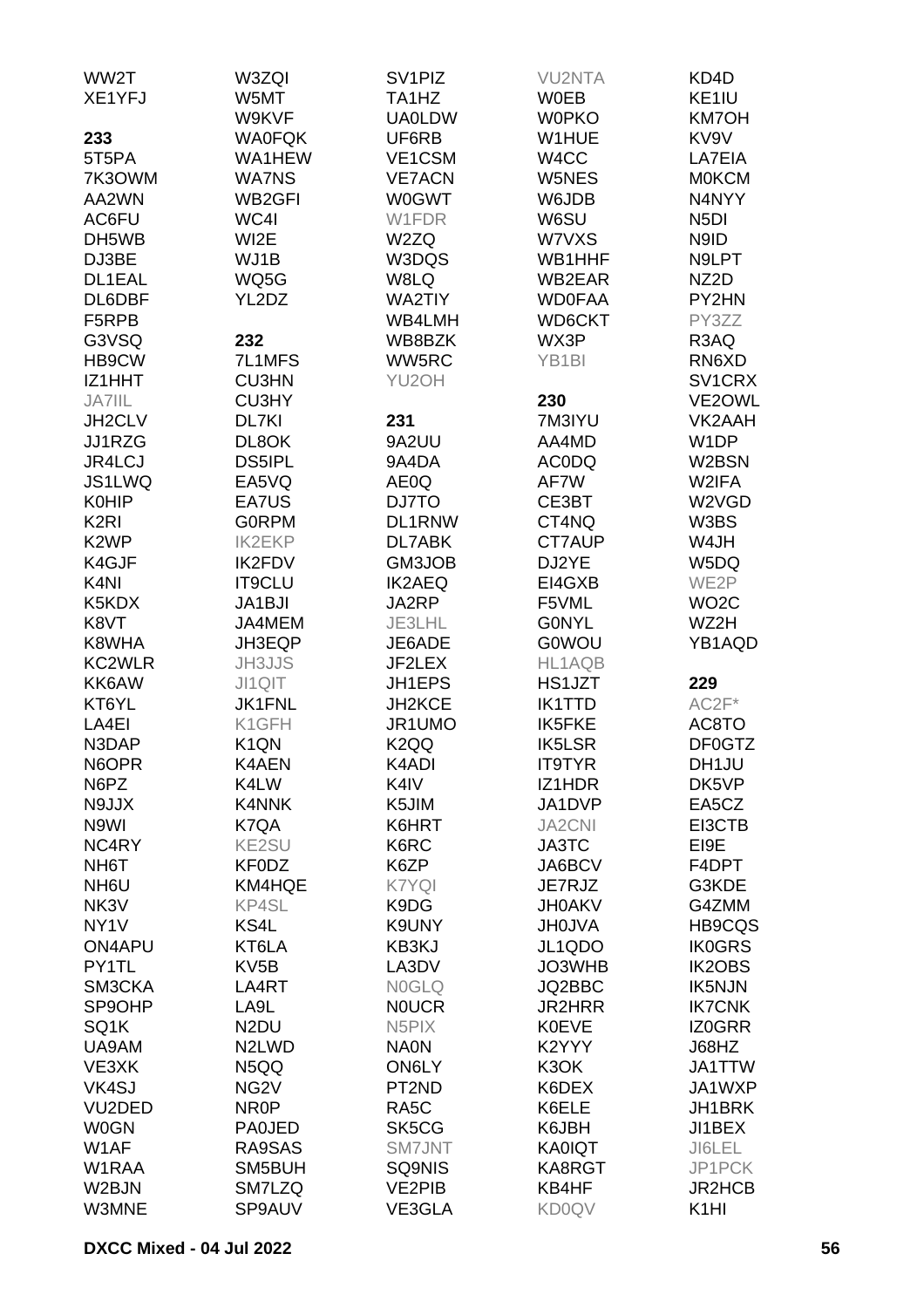WW2T
XE1YFJ

**233**

5T5PA
7K3OWM
AA2WN
AC6FU
DH5WB
DJ3BE
DL1EAL
DL6DBF
F5RPB
G3VSQ
HB9CW
IZ1HHT
JA7IIL
JH2CLV
JJ1RZG
JR4LCJ
JS1LWQ
K0HIP
K2RI
K2WP
K4GJF
K4NI
K5KDX
K8VT
K8WHA
KC2WLR
KK6AW
KT6YL
LA4EI
N3DAP
N6OPR
N6PZ
N9JJX
N9WI
NC4RY
NH6T
NH6U
NK3V
NY1V
ON4APU
PY1TL
SM3CKA
SP9OHP
SQ1K
UA9AM
VE3XK
VK4SJ
VU2DED
W0GN
W1AF
W1RAA
W2BJN
W3MNE
W3ZQI
W5MT
W9KVF
WA0FQK
WA1HEW
WA7NS
WB2GFI
WC4I
WI2E
WJ1B
WQ5G
YL2DZ

**232**

7L1MFS
CU3HN
CU3HY
DL7KI
DL8OK
DS5IPL
EA5VQ
EA7US
G0RPM
IK2EKP
IK2FDV
IT9CLU
JA1BJI
JA4MEM
JH3EQP
JH3JJS
JI1QIT
JK1FNL
K1GFH
K1QN
K4AEN
K4LW
K4NNK
K7QA
KE2SU
KF0DZ
KM4HQE
KP4SL
KS4L
KT6LA
KV5B
LA4RT
LA9L
N2DU
N2LWD
N5QQ
NG2V
NR0P
PA0JED
RA9SAS
SM5BUH
SM7LZQ
SP9AUV
SV1PIZ
TA1HZ
UA0LDW
UF6RB
VE1CSM
VE7ACN
W0GWT
W1FDR
W2ZQ
W3DQS
W8LQ
WA2TIY
WB4LMH
WB8BZK
WW5RC
YU2OH

**231**

9A2UU
9A4DA
AE0Q
DJ7TO
DL1RNW
DL7ABK
GM3JOB
IK2AEQ
JA2RP
JE3LHL
JE6ADE
JF2LEX
JH1EPS
JH2KCE
JR1UMO
K2QQ
K4ADI
K4IV
K5JIM
K6HRT
K6RC
K6ZP
K7YQI
K9DG
K9UNY
KB3KJ
LA3DV
N0GLQ
N0UCR
N5PIX
NA0N
ON6LY
PT2ND
RA5C
SK5CG
SM7JNT
SQ9NIS
VE2PIB
VE3GLA
VU2NTA
W0EB
W0PKO
W1HUE
W4CC
W5NES
W6JDB
W6SU
W7VXS
WB1HHF
WB2EAR
WD0FAA
WD6CKT
WX3P
YB1BI

**230**

7M3IYU
AA4MD
AC0DQ
AF7W
CE3BT
CT4NQ
CT7AUP
DJ2YE
EI4GXB
F5VML
G0NYL
G0WOU
HL1AQB
HS1JZT
IK1TTD
IK5FKE
IK5LSR
IT9TYR
IZ1HDR
JA1DVP
JA2CNI
JA3TC
JA6BCV
JE7RJZ
JH0AKV
JH0JVA
JL1QDO
JO3WHB
JQ2BBC
JR2HRR
K0EVE
K2YYY
K3OK
K6DEX
K6ELE
K6JBH
KA0IQT
KA8RGT
KB4HF
KD0QV
KD4D
KE1IU
KM7OH
KV9V
LA7EIA
M0KCM
N4NYY
N5DI
N9ID
N9LPT
NZ2D
PY2HN
PY3ZZ
R3AQ
RN6XD
SV1CRX
VE2OWL
VK2AAH
W1DP
W2BSN
W2IFA
W2VGD
W3BS
W4JH
W5DQ
WE2P
WO2C
WZ2H
YB1AQD

**229**

AC2F*
AC8TO
DF0GTZ
DH1JU
DK5VP
EA5CZ
EI3CTB
EI9E
F4DPT
G3KDE
G4ZMM
HB9CQS
IK0GRS
IK2OBS
IK5NJN
IK7CNK
IZ0GRR
J68HZ
JA1TTW
JA1WXP
JH1BRK
JI1BEX
JI6LEL
JP1PCK
JR2HCB
K1HI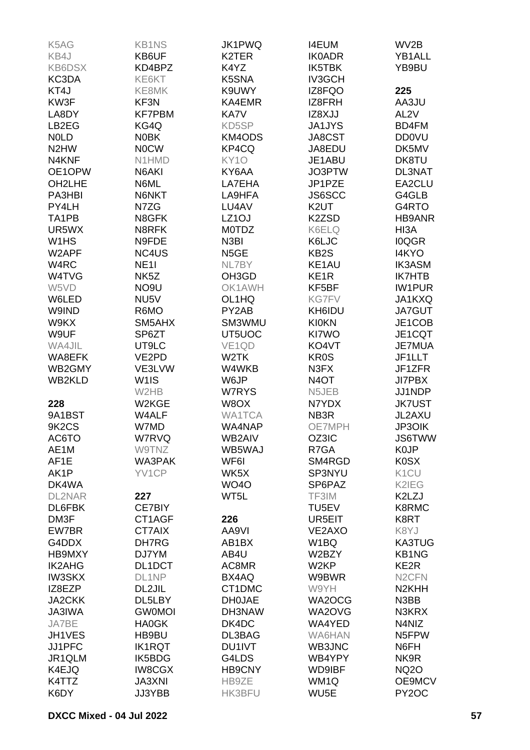K5AG
KB4J
KB6DSX
KC3DA
KT4J
KW3F
LA8DY
LB2EG
N0LD
N2HW
N4KNF
OE1OPW
OH2LHE
PA3HBI
PY4LH
TA1PB
UR5WX
W1HS
W2APF
W4RC
W4TVG
W5VD
W6LED
W9IND
W9KX
W9UF
WA4JIL
WA8EFK
WB2GMY
WB2KLD

**228**

9A1BST
9K2CS
AC6TO
AE1M
AF1E
AK1P
DK4WA
DL2NAR
DL6FBK
DM3F
EW7BR
G4DDX
HB9MXY
IK2AHG
IW3SKX
IZ8EZP
JA2CKK
JA3IWA
JA7BE
JH1VES
JJ1PFC
JR1QLM
K4EJQ
K4TTZ
K6DY
KB1NS
KB6UF
KD4BPZ
KE6KT
KE8MK
KF3N
KF7PBM
KG4Q
N0BK
N0CW
N1HMD
N6AKI
N6ML
N6NKT
N7ZG
N8GFK
N8RFK
N9FDE
NC4US
NE1I
NK5Z
NO9U
NU5V
R6MO
SM5AHX
SP6ZT
UT9LC
VE2PD
VE3LVW
W1IS
W2HB
W2KGE
W4ALF
W7MD
W7RVQ
W9TNZ
WA3PAK
YV1CP

**227**

CE7BIY
CT1AGF
CT7AIX
DH7RG
DJ7YM
DL1DCT
DL1NP
DL2JIL
DL5LBY
GW0MOI
HA0GK
HB9BU
IK1RQT
IK5BDG
IW8CGX
JA3XNI
JJ3YBB
JK1PWQ
K2TER
K4YZ
K5SNA
K9UWY
KA4EMR
KA7V
KD5SP
KM4ODS
KP4CQ
KY1O
KY6AA
LA7EHA
LA9HFA
LU4AV
LZ1OJ
M0TDZ
N3BI
N5GE
NL7BY
OH3GD
OK1AWH
OL1HQ
PY2AB
SM3WMU
UT5UOC
VE1QD
W2TK
W4WKB
W6JP
W7RYS
W8OX
WA1TCA
WA4NAP
WB2AIV
WB5WAJ
WF6I
WK5X
WO4O
WT5L

**226**

AA9VI
AB1BX
AB4U
AC8MR
BX4AQ
CT1DMC
DH0JAE
DH3NAW
DK4DC
DL3BAG
DU1IVT
G4LDS
HB9CNY
HB9ZE
HK3BFU
I4EUM
IK0ADR
IK5TBK
IV3GCH
IZ8FQO
IZ8FRH
IZ8XJJ
JA1JYS
JA8CST
JA8EDU
JE1ABU
JO3PTW
JP1PZE
JS6SCC
K2UT
K2ZSD
K6ELQ
K6LJC
KB2S
KE1AU
KE1R
KF5BF
KG7FV
KH6IDU
KI0KN
KI7WO
KO4VT
KR0S
N3FX
N4OT
N5JEB
N7YDX
NB3R
OE7MPH
OZ3IC
R7GA
SM4RGD
SP3NYU
SP6PAZ
TF3IM
TU5EV
UR5EIT
VE2AXO
W1BQ
W2BZY
W2KP
W9BWR
W9YH
WA2OCG
WA2OVG
WA4YED
WA6HAN
WB3JNC
WB4YPY
WD9IBF
WM1Q
WU5E
WV2B
YB1ALL
YB9BU

**225**

AA3JU
AL2V
BD4FM
DD0VU
DK5MV
DK8TU
DL3NAT
EA2CLU
G4GLB
G4RTO
HB9ANR
HI3A
I0QGR
I4KYO
IK3ASM
IK7HTB
IW1PUR
JA1KXQ
JA7GUT
JE1COB
JE1CQT
JE7MUA
JF1LLT
JF1ZFR
JI7PBX
JJ1NDP
JK7UST
JL2AXU
JP3OIK
JS6TWW
K0JP
K0SX
K1CU
K2IEG
K2LZJ
K8RMC
K8RT
K8YJ
KA3TUG
KB1NG
KE2R
N2CFN
N2KHH
N3BB
N3KRX
N4NIZ
N5FPW
N6FH
NK9R
NQ2O
OE9MCV
PY2OC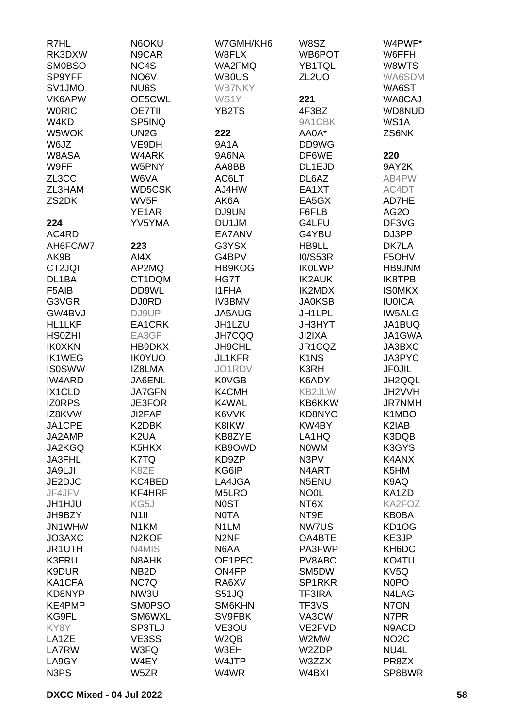R7HL
RK3DXW
SM0BSO
SP9YFF
SV1JMO
VK6APW
W0RIC
W4KD
W5WOK
W6JZ
W8ASA
W9FF
ZL3CC
ZL3HAM
ZS2DK

**224**
AC4RD
AH6FC/W7
AK9B
CT2JQI
DL1BA
F5AIB
G3VGR
GW4BVJ
HL1LKF
HS0ZHI
IK0XKN
IK1WEG
IS0SWW
IW4ARD
IX1CLD
IZ0RPS
IZ8KVW
JA1CPE
JA2AMP
JA2KGQ
JA3FHL
JA9LJI
JE2DJC
JF4JFV
JH1HJU
JH9BZY
JN1WHW
JO3AXC
JR1UTH
K3FRU
K9DUR
KA1CFA
KD8NYP
KE4PMP
KG9FL
KY8Y
LA1ZE
LA7RW
LA9GY
N3PS

N6OKU
N9CAR
NC4S
NO6V
NU6S
OE5CWL
OE7TII
SP5INQ
UN2G
VE9DH
W4ARK
W5PNY
W6VA
WD5CSK
WV5F
YE1AR
YV5YMA

**223**
AI4X
AP2MQ
CT1DQM
DD9WL
DJ0RD
DJ9UP
EA1CRK
EA3GF
HB9DKX
IK0YUO
IZ8LMA
JA6ENL
JA7GFN
JE3FOR
JI2FAP
K2DBK
K2UA
K5HKX
K7TQ
K8ZE
KC4BED
KF4HRF
KG5J
N1II
N1KM
N2KOF
N4MIS
N8AHK
NB2D
NC7Q
NW3U
SM0PSO
SM6WXL
SP3TLJ
VE3SS
W3FQ
W4EY
W5ZR

W7GMH/KH6
W8FLX
WA2FMQ
WB0US
WB7NKY
WS1Y
YB2TS

**222**
9A1A
9A6NA
AA8BB
AC6LT
AJ4HW
AK6A
DJ9UN
DU1JM
EA7ANV
G3YSX
G4BPV
HB9KOG
HG7T
I1FHA
IV3BMV
JA5AUG
JH1LZU
JH7CQQ
JH9CHL
JL1KFR
JO1RDV
K0VGB
K4CMH
K4WAL
K6VVK
K8IKW
KB8ZYE
KB9OWD
KD9ZP
KG6IP
LA4JGA
M5LRO
N0ST
N0TA
N1LM
N2NF
N6AA
OE1PFC
ON4FP
RA6XV
S51JQ
SM6KHN
SV9FBK
VE3OU
W2QB
W3EH
W4JTP
W4WR

W8SZ
WB6POT
YB1TQL
ZL2UO

**221**
4F3BZ
9A1CBK
AA0A*
DD9WG
DF6WE
DL1EJD
DL6AZ
EA1XT
EA5GX
F6FLB
G4LFU
G4YBU
HB9LL
I0/S53R
IK0LWP
IK2AUK
IK2MDX
JA0KSB
JH1LPL
JH3HYT
JI2IXA
JR1CQZ
K1NS
K3RH
K6ADY
KB2JLW
KB6KKW
KD8NYO
KW4BY
LA1HQ
N0WM
N3PV
N4ART
N5ENU
NO0L
NT6X
NT9E
NW7US
OA4BTE
PA3FWP
PV8ABC
SM5DW
SP1RKR
TF3IRA
TF3VS
VA3CW
VE2FVD
W2MW
W2ZDP
W3ZZX
W4BXI

W4PWF*
W6FFH
W8WTS
WA6SDM
WA6ST
WA8CAJ
WD8NUD
WS1A
ZS6NK

**220**
9AY2K
AB4PW
AC4DT
AD7HE
AG2O
DF3VG
DJ3PP
DK7LA
F5OHV
HB9JNM
IK8TPB
IS0MKX
IU0ICA
IW5ALG
JA1BUQ
JA1GWA
JA3BXC
JA3PYC
JF0JIL
JH2QQL
JH2VVH
JR7NMH
K1MBO
K2IAB
K3DQB
K3GYS
K4ANX
K5HM
K9AQ
KA1ZD
KA2FOZ
KB0BA
KD1OG
KE3JP
KH6DC
KO4TU
KV5Q
N0PO
N4LAG
N7ON
N7PR
N9ACD
NO2C
NU4L
PR8ZX
SP8BWR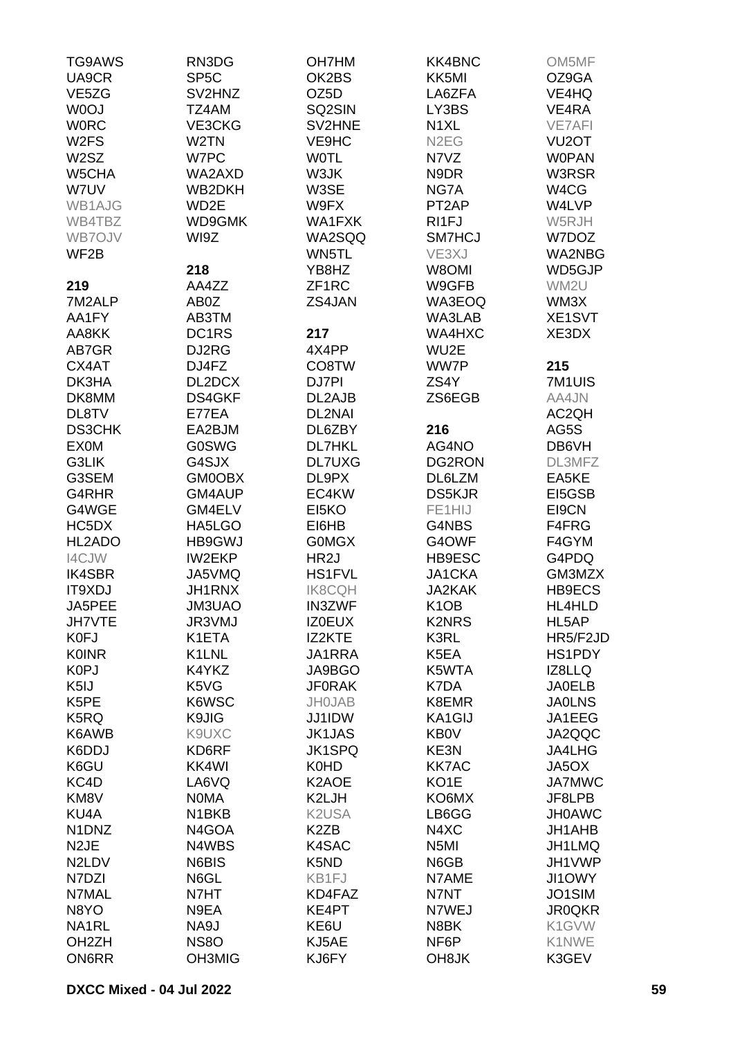TG9AWS
UA9CR
VE5ZG
W0OJ
W0RC
W2FS
W2SZ
W5CHA
W7UV
WB1AJG
WB4TBZ
WB7OJV
WF2B

**219**

7M2ALP
AA1FY
AA8KK
AB7GR
CX4AT
DK3HA
DK8MM
DL8TV
DS3CHK
EX0M
G3LIK
G3SEM
G4RHR
G4WGE
HC5DX
HL2ADO
I4CJW
IK4SBR
IT9XDJ
JA5PEE
JH7VTE
K0FJ
K0INR
K0PJ
K5IJ
K5PE
K5RQ
K6AWB
K6DDJ
K6GU
KC4D
KM8V
KU4A
N1DNZ
N2JE
N2LDV
N7DZI
N7MAL
N8YO
NA1RL
OH2ZH
ON6RR

RN3DG
SP5C
SV2HNZ
TZ4AM
VE3CKG
W2TN
W7PC
WA2AXD
WB2DKH
WD2E
WD9GMK
WI9Z

**218**

AA4ZZ
AB0Z
AB3TM
DC1RS
DJ2RG
DJ4FZ
DL2DCX
DS4GKF
E77EA
EA2BJM
G0SWG
G4SJX
GM0OBX
GM4AUP
GM4ELV
HA5LGO
HB9GWJ
IW2EKP
JA5VMQ
JH1RNX
JM3UAO
JR3VMJ
K1ETA
K1LNL
K4YKZ
K5VG
K6WSC
K9JIG
K9UXC
KD6RF
KK4WI
LA6VQ
N0MA
N1BKB
N4GOA
N4WBS
N6BIS
N6GL
N7HT
N9EA
NA9J
NS8O
OH3MIG

OH7HM
OK2BS
OZ5D
SQ2SIN
SV2HNE
VE9HC
W0TL
W3JK
W3SE
W9FX
WA1FXK
WA2SQQ
WN5TL
YB8HZ
ZF1RC
ZS4JAN

**217**

4X4PP
CO8TW
DJ7PI
DL2AJB
DL2NAI
DL6ZBY
DL7HKL
DL7UXG
DL9PX
EC4KW
EI5KO
EI6HB
G0MGX
HR2J
HS1FVL
IK8CQH
IN3ZWF
IZ0EUX
IZ2KTE
JA1RRA
JA9BGO
JF0RAK
JH0JAB
JJ1IDW
JK1JAS
JK1SPQ
K0HD
K2AOE
K2LJH
K2USA
K2ZB
K4SAC
K5ND
KB1FJ
KD4FAZ
KE4PT
KE6U
KJ5AE
KJ6FY

KK4BNC
KK5MI
LA6ZFA
LY3BS
N1XL
N2EG
N7VZ
N9DR
NG7A
PT2AP
RI1FJ
SM7HCJ
VE3XJ
W8OMI
W9GFB
WA3EOQ
WA3LAB
WA4HXC
WU2E
WW7P
ZS4Y
ZS6EGB

**216**

AG4NO
DG2RON
DL6LZM
DS5KJR
FE1HIJ
G4NBS
G4OWF
HB9ESC
JA1CKA
JA2KAK
K1OB
K2NRS
K3RL
K5EA
K5WTA
K7DA
K8EMR
KA1GIJ
KB0V
KE3N
KK7AC
KO1E
KO6MX
LB6GG
N4XC
N5MI
N6GB
N7AME
N7NT
N7WEJ
N8BK
NF6P
OH8JK

OM5MF
OZ9GA
VE4HQ
VE4RA
VE7AFI
VU2OT
W0PAN
W3RSR
W4CG
W4LVP
W5RJH
W7DOZ
WA2NBG
WD5GJP
WM2U
WM3X
XE1SVT
XE3DX

**215**

7M1UIS
AA4JN
AC2QH
AG5S
DB6VH
DL3MFZ
EA5KE
EI5GSB
EI9CN
F4FRG
F4GYM
G4PDQ
GM3MZX
HB9ECS
HL4HLD
HL5AP
HR5/F2JD
HS1PDY
IZ8LLQ
JA0ELB
JA0LNS
JA1EEG
JA2QQC
JA4LHG
JA5OX
JA7MWC
JF8LPB
JH0AWC
JH1AHB
JH1LMQ
JH1VWP
JI1OWY
JO1SIM
JR0QKR
K1GVW
K1NWE
K3GEV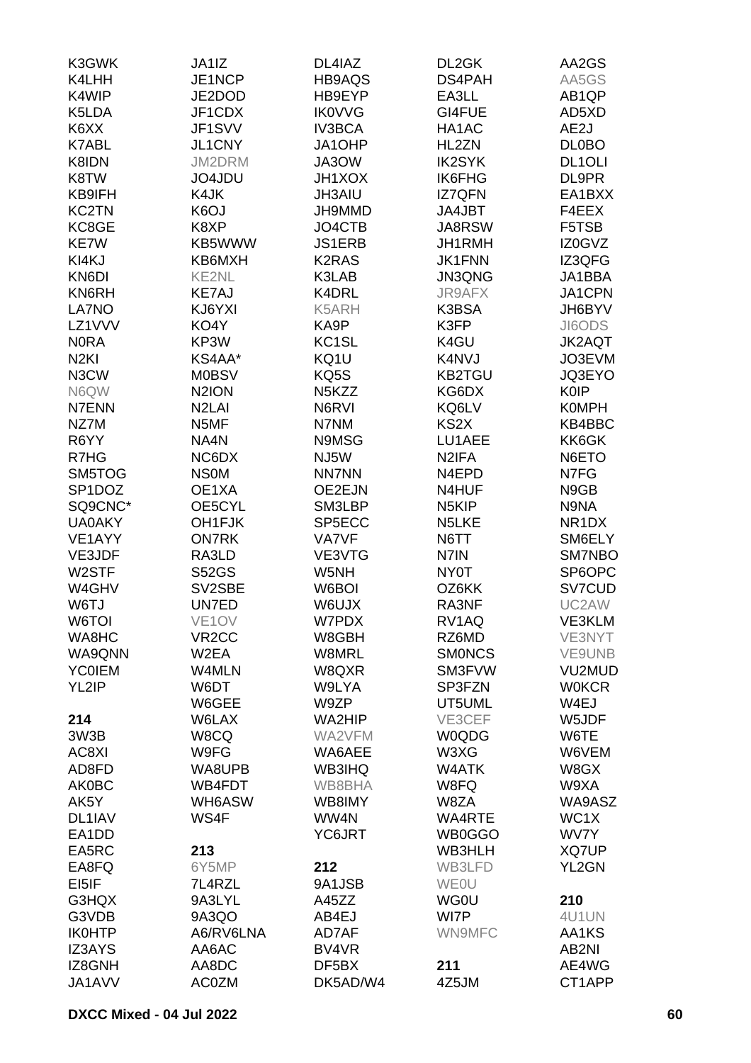K3GWK
K4LHH
K4WIP
K5LDA
K6XX
K7ABL
K8IDN
K8TW
KB9IFH
KC2TN
KC8GE
KE7W
KI4KJ
KN6DI
KN6RH
LA7NO
LZ1VVV
N0RA
N2KI
N3CW
N6QW
N7ENN
NZ7M
R6YY
R7HG
SM5TOG
SP1DOZ
SQ9CNC*
UA0AKY
VE1AYY
VE3JDF
W2STF
W4GHV
W6TJ
W6TOI
WA8HC
WA9QNN
YC0IEM
YL2IP

**214**

3W3B
AC8XI
AD8FD
AK0BC
AK5Y
DL1IAV
EA1DD
EA5RC
EA8FQ
EI5IF
G3HQX
G3VDB
IK0HTP
IZ3AYS
IZ8GNH
JA1AVV
JA1IZ
JE1NCP
JE2DOD
JF1CDX
JF1SVV
JL1CNY
JM2DRM
JO4JDU
K4JK
K6OJ
K8XP
KB5WWW
KB6MXH
KE2NL
KE7AJ
KJ6YXI
KO4Y
KP3W
KS4AA*
M0BSV
N2ION
N2LAI
N5MF
NA4N
NC6DX
NS0M
OE1XA
OE5CYL
OH1FJK
ON7RK
RA3LD
S52GS
SV2SBE
UN7ED
VE1OV
VR2CC
W2EA
W4MLN
W6DT
W6GEE
W6LAX
W8CQ
W9FG
WA8UPB
WB4FDT
WH6ASW
WS4F

**213**

6Y5MP
7L4RZL
9A3LYL
9A3QO
A6/RV6LNA
AA6AC
AA8DC
AC0ZM
DL4IAZ
HB9AQS
HB9EYP
IK0VVG
IV3BCA
JA1OHP
JA3OW
JH1XOX
JH3AIU
JH9MMD
JO4CTB
JS1ERB
K2RAS
K3LAB
K4DRL
K5ARH
KA9P
KC1SL
KQ1U
KQ5S
N5KZZ
N6RVI
N7NM
N9MSG
NJ5W
NN7NN
OE2EJN
SM3LBP
SP5ECC
VA7VF
VE3VTG
W5NH
W6BOI
W6UJX
W7PDX
W8GBH
W8MRL
W8QXR
W9LYA
W9ZP
WA2HIP
WA2VFM
WA6AEE
WB3IHQ
WB8BHA
WB8IMY
WW4N
YC6JRT

**212**

9A1JSB
A45ZZ
AB4EJ
AD7AF
BV4VR
DF5BX
DK5AD/W4
DL2GK
DS4PAH
EA3LL
GI4FUE
HA1AC
HL2ZN
IK2SYK
IK6FHG
IZ7QFN
JA4JBT
JA8RSW
JH1RMH
JK1FNN
JN3QNG
JR9AFX
K3BSA
K3FP
K4GU
K4NVJ
KB2TGU
KG6DX
KQ6LV
KS2X
LU1AEE
N2IFA
N4EPD
N4HUF
N5KIP
N5LKE
N6TT
N7IN
NY0T
OZ6KK
RA3NF
RV1AQ
RZ6MD
SM0NCS
SM3FVW
SP3FZN
UT5UML
VE3CEF
W0QDG
W3XG
W4ATK
W8FQ
W8ZA
WA4RTE
WB0GGO
WB3HLH
WB3LFD
WE0U
WG0U
WI7P
WN9MFC

**211**

4Z5JM
AA2GS
AA5GS
AB1QP
AD5XD
AE2J
DL0BO
DL1OLI
DL9PR
EA1BXX
F4EEX
F5TSB
IZ0GVZ
IZ3QFG
JA1BBA
JA1CPN
JH6BYV
JI6ODS
JK2AQT
JO3EVM
JQ3EYO
K0IP
K0MPH
KB4BBC
KK6GK
N6ETO
N7FG
N9GB
N9NA
NR1DX
SM6ELY
SM7NBO
SP6OPC
SV7CUD
UC2AW
VE3KLM
VE3NYT
VE9UNB
VU2MUD
W0KCR
W4EJ
W5JDF
W6TE
W6VEM
W8GX
W9XA
WA9ASZ
WC1X
WV7Y
XQ7UP
YL2GN

**210**

4U1UN
AA1KS
AB2NI
AE4WG
CT1APP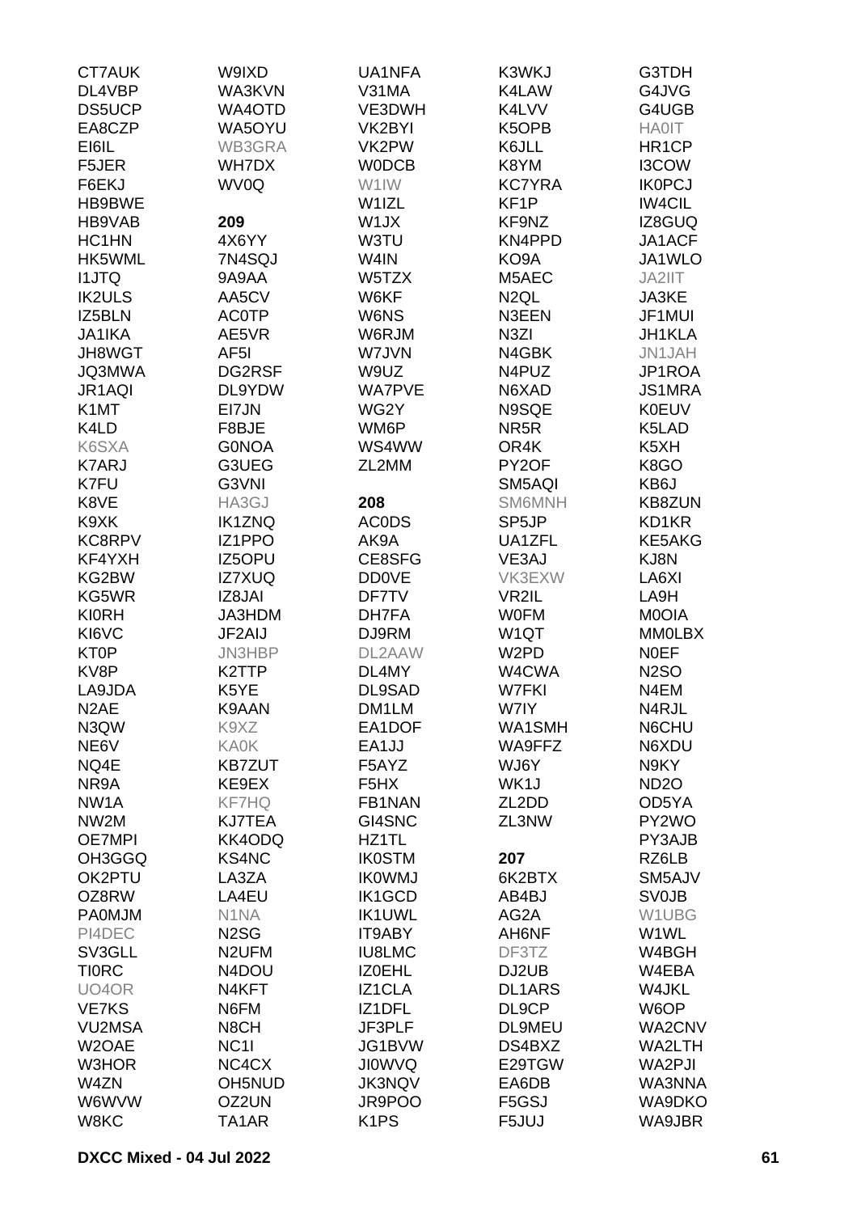CT7AUK
DL4VBP
DS5UCP
EA8CZP
EI6IL
F5JER
F6EKJ
HB9BWE
HB9VAB
HC1HN
HK5WML
I1JTQ
IK2ULS
IZ5BLN
JA1IKA
JH8WGT
JQ3MWA
JR1AQI
K1MT
K4LD
K6SXA
K7ARJ
K7FU
K8VE
K9XK
KC8RPV
KF4YXH
KG2BW
KG5WR
KI0RH
KI6VC
KT0P
KV8P
LA9JDA
N2AE
N3QW
NE6V
NQ4E
NR9A
NW1A
NW2M
OE7MPI
OH3GGQ
OK2PTU
OZ8RW
PA0MJM
PI4DEC
SV3GLL
TI0RC
UO4OR
VE7KS
VU2MSA
W2OAE
W3HOR
W4ZN
W6WVW
W8KC

W9IXD
WA3KVN
WA4OTD
WA5OYU
WB3GRA
WH7DX
WV0Q

**209**

4X6YY
7N4SQJ
9A9AA
AA5CV
AC0TP
AE5VR
AF5I
DG2RSF
DL9YDW
EI7JN
F8BJE
G0NOA
G3UEG
G3VNI
HA3GJ
IK1ZNQ
IZ1PPO
IZ5OPU
IZ7XUQ
IZ8JAI
JA3HDM
JF2AIJ
JN3HBP
K2TTP
K5YE
K9AAN
K9XZ
KA0K
KB7ZUT
KE9EX
KF7HQ
KJ7TEA
KK4ODQ
KS4NC
LA3ZA
LA4EU
N1NA
N2SG
N2UFM
N4DOU
N4KFT
N6FM
N8CH
NC1I
NC4CX
OH5NUD
OZ2UN
TA1AR

UA1NFA
V31MA
VE3DWH
VK2BYI
VK2PW
W0DCB
W1IW
W1IZL
W1JX
W3TU
W4IN
W5TZX
W6KF
W6NS
W6RJM
W7JVN
W9UZ
WA7PVE
WG2Y
WM6P
WS4WW
ZL2MM

**208**

AC0DS
AK9A
CE8SFG
DD0VE
DF7TV
DH7FA
DJ9RM
DL2AAW
DL4MY
DL9SAD
DM1LM
EA1DOF
EA1JJ
F5AYZ
F5HX
FB1NAN
GI4SNC
HZ1TL
IK0STM
IK0WMJ
IK1GCD
IK1UWL
IT9ABY
IU8LMC
IZ0EHL
IZ1CLA
IZ1DFL
JF3PLF
JG1BVW
JI0WVQ
JK3NQV
JR9POO
K1PS

K3WKJ
K4LAW
K4LVV
K5OPB
K6JLL
K8YM
KC7YRA
KF1P
KF9NZ
KN4PPD
KO9A
M5AEC
N2QL
N3EEN
N3ZI
N4GBK
N4PUZ
N6XAD
N9SQE
NR5R
OR4K
PY2OF
SM5AQI
SM6MNH
SP5JP
UA1ZFL
VE3AJ
VK3EXW
VR2IL
W0FM
W1QT
W2PD
W4CWA
W7FKI
W7IY
WA1SMH
WA9FFZ
WJ6Y
WK1J
ZL2DD
ZL3NW

**207**

6K2BTX
AB4BJ
AG2A
AH6NF
DF3TZ
DJ2UB
DL1ARS
DL9CP
DL9MEU
DS4BXZ
E29TGW
EA6DB
F5GSJ
F5JUJ

G3TDH
G4JVG
G4UGB
HA0IT
HR1CP
I3COW
IK0PCJ
IW4CIL
IZ8GUQ
JA1ACF
JA1WLO
JA2IIT
JA3KE
JF1MUI
JH1KLA
JN1JAH
JP1ROA
JS1MRA
K0EUV
K5LAD
K5XH
K8GO
KB6J
KB8ZUN
KD1KR
KE5AKG
KJ8N
LA6XI
LA9H
M0OIA
MM0LBX
N0EF
N2SO
N4EM
N4RJL
N6CHU
N6XDU
N9KY
ND2O
OD5YA
PY2WO
PY3AJB
RZ6LB
SM5AJV
SV0JB
W1UBG
W1WL
W4BGH
W4EBA
W4JKL
W6OP
WA2CNV
WA2LTH
WA2PJI
WA3NNA
WA9DKO
WA9JBR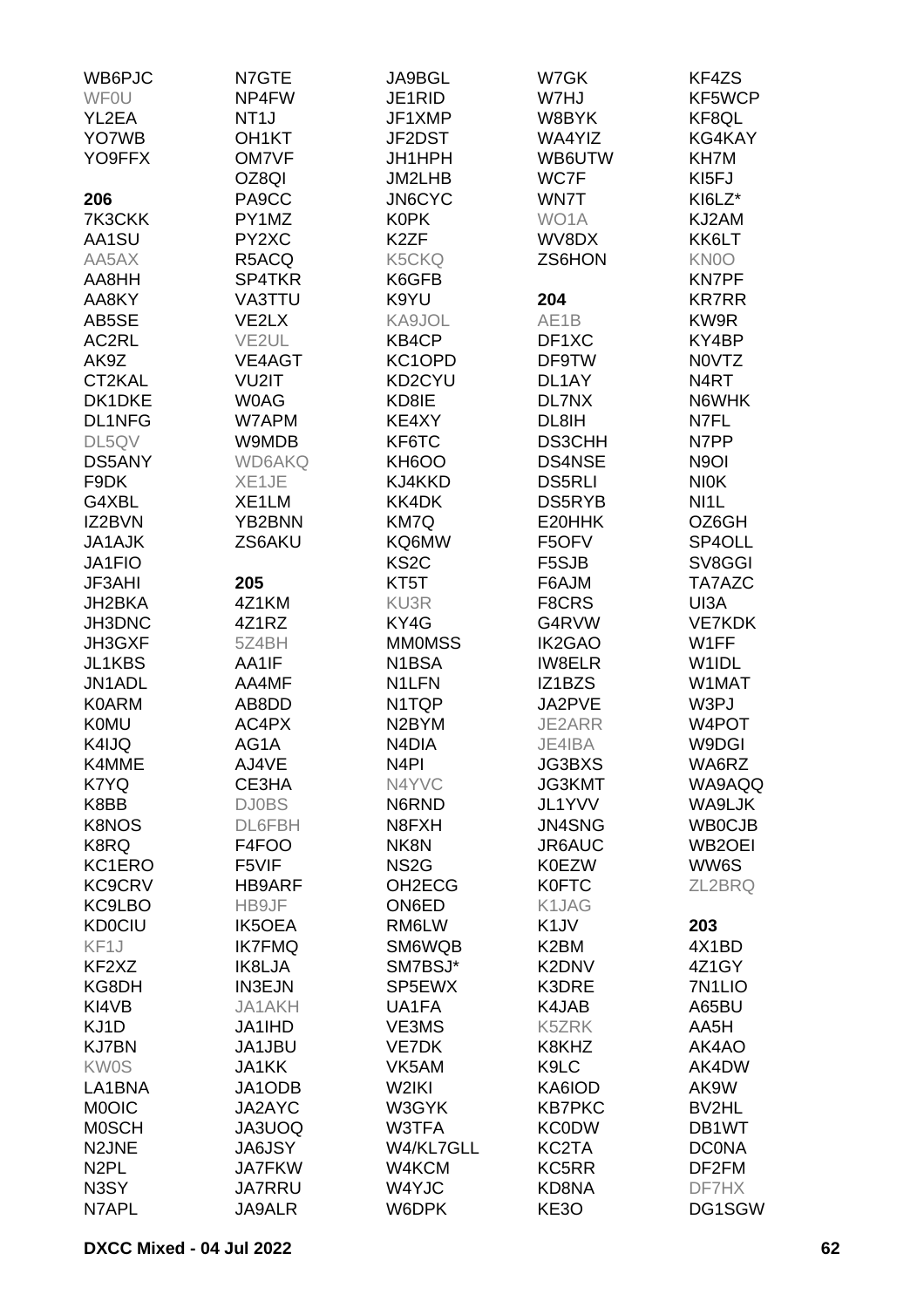WB6PJC
WF0U
YL2EA
YO7WB
YO9FFX

**206**
7K3CKK
AA1SU
AA5AX
AA8HH
AA8KY
AB5SE
AC2RL
AK9Z
CT2KAL
DK1DKE
DL1NFG
DL5QV
DS5ANY
F9DK
G4XBL
IZ2BVN
JA1AJK
JA1FIO
JF3AHI
JH2BKA
JH3DNC
JH3GXF
JL1KBS
JN1ADL
K0ARM
K0MU
K4IJQ
K4MME
K7YQ
K8BB
K8NOS
K8RQ
KC1ERO
KC9CRV
KC9LBO
KD0CIU
KF1J
KF2XZ
KG8DH
KI4VB
KJ1D
KJ7BN
KW0S
LA1BNA
M0OIC
M0SCH
N2JNE
N2PL
N3SY
N7APL
N7GTE
NP4FW
NT1J
OH1KT
OM7VF
OZ8QI
PA9CC
PY1MZ
PY2XC
R5ACQ
SP4TKR
VA3TTU
VE2LX
VE2UL
VE4AGT
VU2IT
W0AG
W7APM
W9MDB
WD6AKQ
XE1JE
XE1LM
YB2BNN
ZS6AKU

**205**
4Z1KM
4Z1RZ
5Z4BH
AA1IF
AA4MF
AB8DD
AC4PX
AG1A
AJ4VE
CE3HA
DJ0BS
DL6FBH
F4FOO
F5VIF
HB9ARF
HB9JF
IK5OEA
IK7FMQ
IK8LJA
IN3EJN
JA1AKH
JA1IHD
JA1JBU
JA1KK
JA1ODB
JA2AYC
JA3UOQ
JA6JSY
JA7FKW
JA7RRU
JA9ALR
JA9BGL
JE1RID
JF1XMP
JF2DST
JH1HPH
JM2LHB
JN6CYC
K0PK
K2ZF
K5CKQ
K6GFB
K9YU
KA9JOL
KB4CP
KC1OPD
KD2CYU
KD8IE
KE4XY
KF6TC
KH6OO
KJ4KKD
KK4DK
KM7Q
KQ6MW
KS2C
KT5T
KU3R
KY4G
MM0MSS
N1BSA
N1LFN
N1TQP
N2BYM
N4DIA
N4PI
N4YVC
N6RND
N8FXH
NK8N
NS2G
OH2ECG
ON6ED
RM6LW
SM6WQB
SM7BSJ*
SP5EWX
UA1FA
VE3MS
VE7DK
VK5AM
W2IKI
W3GYK
W3TFA
W4/KL7GLL
W4KCM
W4YJC
W6DPK
W7GK
W7HJ
W8BYK
WA4YIZ
WB6UTW
WC7F
WN7T
WO1A
WV8DX
ZS6HON

**204**
AE1B
DF1XC
DF9TW
DL1AY
DL7NX
DL8IH
DS3CHH
DS4NSE
DS5RLI
DS5RYB
E20HHK
F5OFV
F5SJB
F6AJM
F8CRS
G4RVW
IK2GAO
IW8ELR
IZ1BZS
JA2PVE
JE2ARR
JE4IBA
JG3BXS
JG3KMT
JL1YVV
JN4SNG
JR6AUC
K0EZW
K0FTC
K1JAG
K1JV
K2BM
K2DNV
K3DRE
K4JAB
K5ZRK
K8KHZ
K9LC
KA6IOD
KB7PKC
KC0DW
KC2TA
KC5RR
KD8NA
KE3O
KF4ZS
KF5WCP
KF8QL
KG4KAY
KH7M
KI5FJ
KI6LZ*
KJ2AM
KK6LT
KN0O
KN7PF
KR7RR
KW9R
KY4BP
N0VTZ
N4RT
N6WHK
N7FL
N7PP
N9OI
NI0K
NI1L
OZ6GH
SP4OLL
SV8GGI
TA7AZC
UI3A
VE7KDK
W1FF
W1IDL
W1MAT
W3PJ
W4POT
W9DGI
WA6RZ
WA9AQQ
WA9LJK
WB0CJB
WB2OEI
WW6S
ZL2BRQ

**203**
4X1BD
4Z1GY
7N1LIO
A65BU
AA5H
AK4AO
AK4DW
AK9W
BV2HL
DB1WT
DC0NA
DF2FM
DF7HX
DG1SGW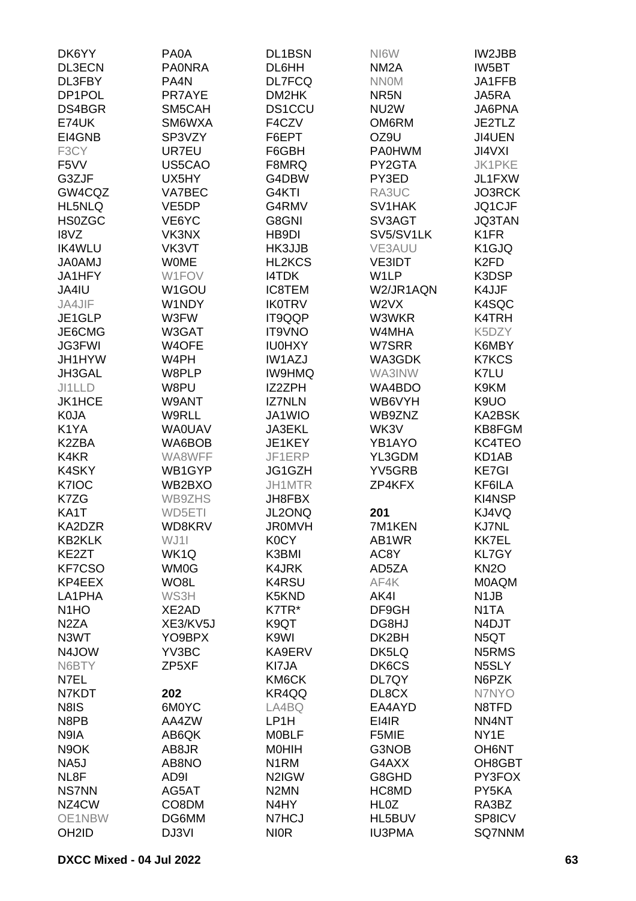DK6YY
DL3ECN
DL3FBY
DP1POL
DS4BGR
E74UK
EI4GNB
F3CY
F5VV
G3ZJF
GW4CQZ
HL5NLQ
HS0ZGC
I8VZ
IK4WLU
JA0AMJ
JA1HFY
JA4IU
JA4JIF
JE1GLP
JE6CMG
JG3FWI
JH1HYW
JH3GAL
JI1LLD
JK1HCE
K0JA
K1YA
K2ZBA
K4KR
K4SKY
K7IOC
K7ZG
KA1T
KA2DZR
KB2KLK
KE2ZT
KF7CSO
KP4EEX
LA1PHA
N1HO
N2ZA
N3WT
N4JOW
N6BTY
N7EL
N7KDT
N8IS
N8PB
N9IA
N9OK
NA5J
NL8F
NS7NN
NZ4CW
OE1NBW
OH2ID

PA0A
PA0NRA
PA4N
PR7AYE
SM5CAH
SM6WXA
SP3VZY
UR7EU
US5CAO
UX5HY
VA7BEC
VE5DP
VE6YC
VK3NX
VK3VT
W0ME
W1FOV
W1GOU
W1NDY
W3FW
W3GAT
W4OFE
W4PH
W8PLP
W8PU
W9ANT
W9RLL
WA0UAV
WA6BOB
WA8WFF
WB1GYP
WB2BXO
WB9ZHS
WD5ETI
WD8KRV
WJ1I
WK1Q
WM0G
WO8L
WS3H
XE2AD
XE3/KV5J
YO9BPX
YV3BC
ZP5XF

**202**
6M0YC
AA4ZW
AB6QK
AB8JR
AB8NO
AD9I
AG5AT
CO8DM
DG6MM
DJ3VI

DL1BSN
DL6HH
DL7FCQ
DM2HK
DS1CCU
F4CZV
F6EPT
F6GBH
F8MRQ
G4DBW
G4KTI
G4RMV
G8GNI
HB9DI
HK3JJB
HL2KCS
I4TDK
IC8TEM
IK0TRV
IT9QQP
IT9VNO
IU0HXY
IW1AZJ
IW9HMQ
IZ2ZPH
IZ7NLN
JA1WIO
JA3EKL
JE1KEY
JF1ERP
JG1GZH
JH1MTR
JH8FBX
JL2ONQ
JR0MVH
K0CY
K3BMI
K4JRK
K4RSU
K5KND
K7TR*
K9QT
K9WI
KA9ERV
KI7JA
KM6CK
KR4QQ
LA4BQ
LP1H
M0BLF
M0HIH
N1RM
N2IGW
N2MN
N4HY
N7HCJ
NI0R

NI6W
NM2A
NN0M
NR5N
NU2W
OM6RM
OZ9U
PA0HWM
PY2GTA
PY3ED
RA3UC
SV1HAK
SV3AGT
SV5/SV1LK
VE3AUU
VE3IDT
W1LP
W2/JR1AQN
W2VX
W3WKR
W4MHA
W7SRR
WA3GDK
WA3INW
WA4BDO
WB6VYH
WB9ZNZ
WK3V
YB1AYO
YL3GDM
YV5GRB
ZP4KFX

**201**
7M1KEN
AB1WR
AC8Y
AD5ZA
AF4K
AK4I
DF9GH
DG8HJ
DK2BH
DK5LQ
DK6CS
DL7QY
DL8CX
EA4AYD
EI4IR
F5MIE
G3NOB
G4AXX
G8GHD
HC8MD
HL0Z
HL5BUV
IU3PMA

IW2JBB
IW5BT
JA1FFB
JA5RA
JA6PNA
JE2TLZ
JI4UEN
JI4VXI
JK1PKE
JL1FXW
JO3RCK
JQ1CJF
JQ3TAN
K1FR
K1GJQ
K2FD
K3DSP
K4JJF
K4SQC
K4TRH
K5DZY
K6MBY
K7KCS
K7LU
K9KM
K9UO
KA2BSK
KB8FGM
KC4TEO
KD1AB
KE7GI
KF6ILA
KI4NSP
KJ4VQ
KJ7NL
KK7EL
KL7GY
KN2O
M0AQM
N1JB
N1TA
N4DJT
N5QT
N5RMS
N5SLY
N6PZK
N7NYO
N8TFD
NN4NT
NY1E
OH6NT
OH8GBT
PY3FOX
PY5KA
RA3BZ
SP8ICV
SQ7NNM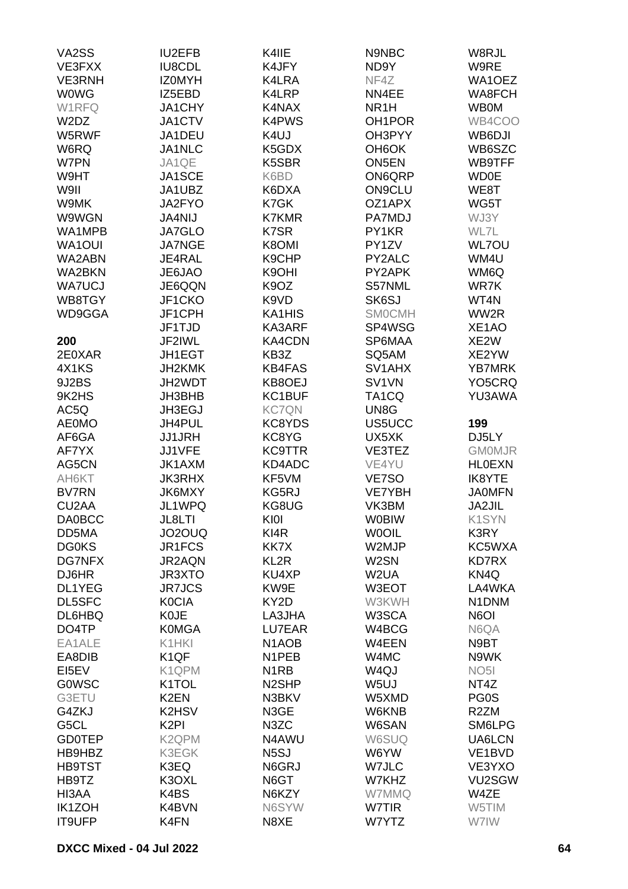VA2SS
VE3FXX
VE3RNH
W0WG
W1RFQ
W2DZ
W5RWF
W6RQ
W7PN
W9HT
W9II
W9MK
W9WGN
WA1MPB
WA1OUI
WA2ABN
WA2BKN
WA7UCJ
WB8TGY
WD9GGA

**200**

2E0XAR
4X1KS
9J2BS
9K2HS
AC5Q
AE0MO
AF6GA
AF7YX
AG5CN
AH6KT
BV7RN
CU2AA
DA0BCC
DD5MA
DG0KS
DG7NFX
DJ6HR
DL1YEG
DL5SFC
DL6HBQ
DO4TP
EA1ALE
EA8DIB
EI5EV
G0WSC
G3ETU
G4ZKJ
G5CL
GD0TEP
HB9HBZ
HB9TST
HB9TZ
HI3AA
IK1ZOH
IT9UFP
IU2EFB
IU8CDL
IZ0MYH
IZ5EBD
JA1CHY
JA1CTV
JA1DEU
JA1NLC
JA1QE
JA1SCE
JA1UBZ
JA2FYO
JA4NIJ
JA7GLO
JA7NGE
JE4RAL
JE6JAO
JE6QQN
JF1CKO
JF1CPH
JF1TJD
JF2IWL
JH1EGT
JH2KMK
JH2WDT
JH3BHB
JH3EGJ
JH4PUL
JJ1JRH
JJ1VFE
JK1AXM
JK3RHX
JK6MXY
JL1WPQ
JL8LTI
JO2OUQ
JR1FCS
JR2AQN
JR3XTO
JR7JCS
K0CIA
K0JE
K0MGA
K1HKI
K1QF
K1QPM
K1TOL
K2EN
K2HSV
K2PI
K2QPM
K3EGK
K3EQ
K3OXL
K4BS
K4BVN
K4FN
K4IIE
K4JFY
K4LRA
K4LRP
K4NAX
K4PWS
K4UJ
K5GDX
K5SBR
K6BD
K6DXA
K7GK
K7KMR
K7SR
K8OMI
K9CHP
K9OHI
K9OZ
K9VD
KA1HIS
KA3ARF
KA4CDN
KB3Z
KB4FAS
KB8OEJ
KC1BUF
KC7QN
KC8YDS
KC8YG
KC9TTR
KD4ADC
KF5VM
KG5RJ
KG8UG
KI0I
KI4R
KK7X
KL2R
KU4XP
KW9E
KY2D
LA3JHA
LU7EAR
N1AOB
N1PEB
N1RB
N2SHP
N3BKV
N3GE
N3ZC
N4AWU
N5SJ
N6GRJ
N6GT
N6KZY
N6SYW
N8XE
N9NBC
ND9Y
NF4Z
NN4EE
NR1H
OH1POR
OH3PYY
OH6OK
ON5EN
ON6QRP
ON9CLU
OZ1APX
PA7MDJ
PY1KR
PY1ZV
PY2ALC
PY2APK
S57NML
SK6SJ
SM0CMH
SP4WSG
SP6MAA
SQ5AM
SV1AHX
SV1VN
TA1CQ
UN8G
US5UCC
UX5XK
VE3TEZ
VE4YU
VE7SO
VE7YBH
VK3BM
W0BIW
W0OIL
W2MJP
W2SN
W2UA
W3EOT
W3KWH
W3SCA
W4BCG
W4EEN
W4MC
W4QJ
W5UJ
W5XMD
W6KNB
W6SAN
W6SUQ
W6YW
W7JLC
W7KHZ
W7MMQ
W7TIR
W7YTZ
W8RJL
W9RE
WA1OEZ
WA8FCH
WB0M
WB4COO
WB6DJI
WB6SZC
WB9TFF
WD0E
WE8T
WG5T
WJ3Y
WL7L
WL7OU
WM4U
WM6Q
WR7K
WT4N
WW2R
XE1AO
XE2W
XE2YW
YB7MRK
YO5CRQ
YU3AWA

**199**

DJ5LY
GM0MJR
HL0EXN
IK8YTE
JA0MFN
JA2JIL
K1SYN
K3RY
KC5WXA
KD7RX
KN4Q
LA4WKA
N1DNM
N6OI
N6QA
N9BT
N9WK
NO5I
NT4Z
PG0S
R2ZM
SM6LPG
UA6LCN
VE1BVD
VE3YXO
VU2SGW
W4ZE
W5TIM
W7IW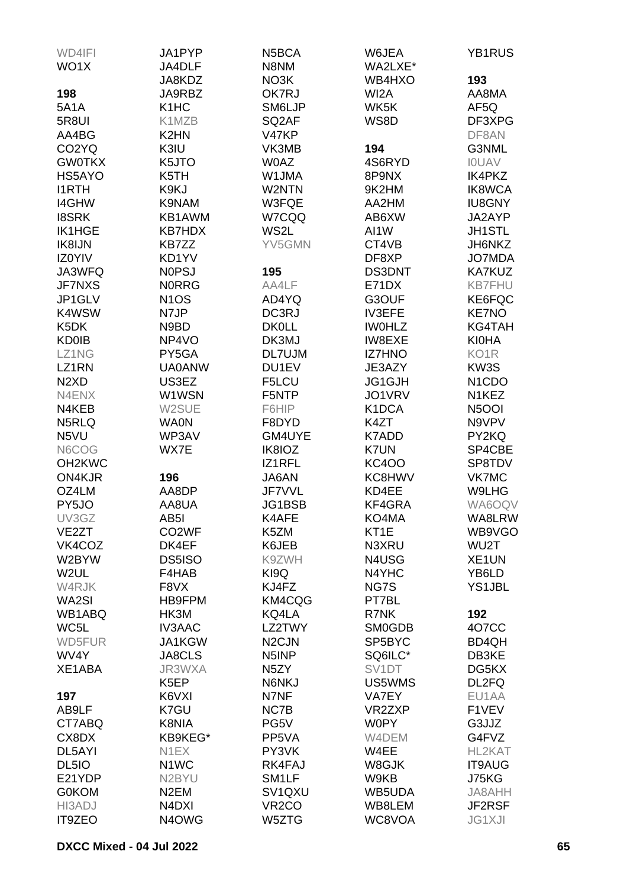WD4IFI
WO1X

**198**
5A1A
5R8UI
AA4BG
CO2YQ
GW0TKX
HS5AYO
I1RTH
I4GHW
I8SRK
IK1HGE
IK8IJN
IZ0YIV
JA3WFQ
JF7NXS
JP1GLV
K4WSW
K5DK
KD0IB
LZ1NG
LZ1RN
N2XD
N4ENX
N4KEB
N5RLQ
N5VU
N6COG
OH2KWC
ON4KJR
OZ4LM
PY5JO
UV3GZ
VE2ZT
VK4COZ
W2BYW
W2UL
W4RJK
WA2SI
WB1ABQ
WC5L
WD5FUR
WV4Y
XE1ABA

**197**
AB9LF
CT7ABQ
CX8DX
DL5AYI
DL5IO
E21YDP
G0KOM
HI3ADJ
IT9ZEO

JA1PYP
JA4DLF
JA8KDZ
JA9RBZ
K1HC
K1MZB
K2HN
K3IU
K5JTO
K5TH
K9KJ
K9NAM
KB1AWM
KB7HDX
KB7ZZ
KD1YV
N0PSJ
N0RRG
N1OS
N7JP
N9BD
NP4VO
PY5GA
UA0ANW
US3EZ
W1WSN
W2SUE
WA0N
WP3AV
WX7E

**196**
AA8DP
AA8UA
AB5I
CO2WF
DK4EF
DS5ISO
F4HAB
F8VX
HB9FPM
HK3M
IV3AAC
JA1KGW
JA8CLS
JR3WXA
K5EP
K6VXI
K7GU
K8NIA
KB9KEG*
N1EX
N1WC
N2BYU
N2EM
N4DXI
N4OWG

N5BCA
N8NM
NO3K
OK7RJ
SM6LJP
SQ2AF
V47KP
VK3MB
W0AZ
W1JMA
W2NTN
W3FQE
W7CQQ
WS2L
YV5GMN

**195**
AA4LF
AD4YQ
DC3RJ
DK0LL
DK3MJ
DL7UJM
DU1EV
F5LCU
F5NTP
F6HIP
F8DYD
GM4UYE
IK8IOZ
IZ1RFL
JA6AN
JF7VVL
JG1BSB
K4AFE
K5ZM
K6JEB
K9ZWH
KI9Q
KJ4FZ
KM4CQG
KQ4LA
LZ2TWY
N2CJN
N5INP
N5ZY
N6NKJ
N7NF
NC7B
PG5V
PP5VA
PY3VK
RK4FAJ
SM1LF
SV1QXU
VR2CO
W5ZTG

W6JEA
WA2LXE*
WB4HXO
WI2A
WK5K
WS8D

**194**
4S6RYD
8P9NX
9K2HM
AA2HM
AB6XW
AI1W
CT4VB
DF8XP
DS3DNT
E71DX
G3OUF
IV3EFE
IW0HLZ
IW8EXE
IZ7HNO
JE3AZY
JG1GJH
JO1VRV
K1DCA
K4ZT
K7ADD
K7UN
KC4OO
KC8HWV
KD4EE
KF4GRA
KO4MA
KT1E
N3XRU
N4USG
N4YHC
NG7S
PT7BL
R7NK
SM0GDB
SP5BYC
SQ6ILC*
SV1DT
US5WMS
VA7EY
VR2ZXP
W0PY
W4DEM
W4EE
W8GJK
W9KB
WB5UDA
WB8LEM
WC8VOA

YB1RUS

**193**
AA8MA
AF5Q
DF3XPG
DF8AN
G3NML
I0UAV
IK4PKZ
IK8WCA
IU8GNY
JA2AYP
JH1STL
JH6NKZ
JO7MDA
KA7KUZ
KB7FHU
KE6FQC
KE7NO
KG4TAH
KI0HA
KO1R
KW3S
N1CDO
N1KEZ
N5OOI
N9VPV
PY2KQ
SP4CBE
SP8TDV
VK7MC
W9LHG
WA6OQV
WA8LRW
WB9VGO
WU2T
XE1UN
YB6LD
YS1JBL

**192**
4O7CC
BD4QH
DB3KE
DG5KX
DL2FQ
EU1AA
F1VEV
G3JJZ
G4FVZ
HL2KAT
IT9AUG
J75KG
JA8AHH
JF2RSF
JG1XJI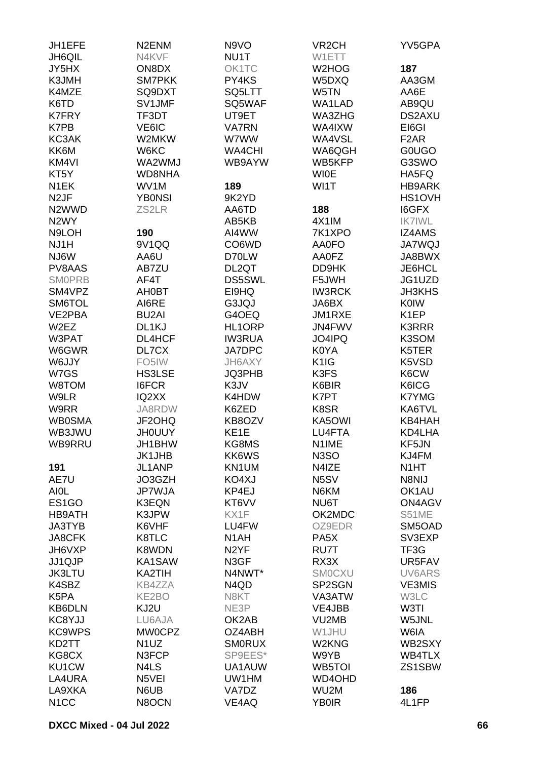JH1EFE
JH6QIL
JY5HX
K3JMH
K4MZE
K6TD
K7FRY
K7PB
KC3AK
KK6M
KM4VI
KT5Y
N1EK
N2JF
N2WWD
N2WY
N9LOH
NJ1H
NJ6W
PV8AAS
SM0PRB
SM4VPZ
SM6TOL
VE2PBA
W2EZ
W3PAT
W6GWR
W6JJY
W7GS
W8TOM
W9LR
W9RR
WB0SMA
WB3JWU
WB9RRU

**191**

AE7U
AI0L
ES1GO
HB9ATH
JA3TYB
JA8CFK
JH6VXP
JJ1QJP
JK3LTU
K4SBZ
K5PA
KB6DLN
KC8YJJ
KC9WPS
KD2TT
KG8CX
KU1CW
LA4URA
LA9XKA
N1CC

N2ENM
N4KVF
ON8DX
SM7PKK
SQ9DXT
SV1JMF
TF3DT
VE6IC
W2MKW
W6KC
WA2WMJ
WD8NHA
WV1M
YB0NSI
ZS2LR

**190**

9V1QQ
AA6U
AB7ZU
AF4T
AH0BT
AI6RE
BU2AI
DL1KJ
DL4HCF
DL7CX
FO5IW
HS3LSE
I6FCR
IQ2XX
JA8RDW
JF2OHQ
JH0UUY
JH1BHW
JK1JHB
JL1ANP
JO3GZH
JP7WJA
K3EQN
K3JPW
K6VHF
K8TLC
K8WDN
KA1SAW
KA2TIH
KB4ZZA
KE2BO
KJ2U
LU6AJA
MW0CPZ
N1UZ
N3FCP
N4LS
N5VEI
N6UB
N8OCN

N9VO
NU1T
OK1TC
PY4KS
SQ5LTT
SQ5WAF
UT9ET
VA7RN
W7WW
WA4CHI
WB9AYW

**189**

9K2YD
AA6TD
AB5KB
AI4WW
CO6WD
D70LW
DL2QT
DS5SWL
EI9HQ
G3JQJ
G4OEQ
HL1ORP
IW3RUA
JA7DPC
JH6AXY
JQ3PHB
K3JV
K4HDW
K6ZED
KB8OZV
KE1E
KG8MS
KK6WS
KN1UM
KO4XJ
KP4EJ
KT6VV
KX1F
LU4FW
N1AH
N2YF
N3GF
N4NWT*
N4QD
N8KT
NE3P
OK2AB
OZ4ABH
SM0RUX
SP9EES*
UA1AUW
UW1HM
VA7DZ
VE4AQ

VR2CH
W1ETT
W2HOG
W5DXQ
W5TN
WA1LAD
WA3ZHG
WA4IXW
WA4VSL
WA6QGH
WB5KFP
WI0E
WI1T

**188**

4X1IM
7K1XPO
AA0FO
AA0FZ
DD9HK
F5JWH
IW3RCK
JA6BX
JM1RXE
JN4FWV
JO4IPQ
K0YA
K1IG
K3FS
K6BIR
K7PT
K8SR
KA5OWI
LU4FTA
N1IME
N3SO
N4IZE
N5SV
N6KM
NU6T
OK2MDC
OZ9EDR
PA5X
RU7T
RX3X
SM0CXU
SP2SGN
VA3ATW
VE4JBB
VU2MB
W1JHU
W2KNG
W9YB
WB5TOI
WD4OHD
WU2M
YB0IR

YV5GPA

**187**

AA3GM
AA6E
AB9QU
DS2AXU
EI6GI
F2AR
G0UGO
G3SWO
HA5FQ
HB9ARK
HS1OVH
I6GFX
IK7IWL
IZ4AMS
JA7WQJ
JA8BWX
JE6HCL
JG1UZD
JH3KHS
K0IW
K1EP
K3RRR
K3SOM
K5TER
K5VSD
K6CW
K6ICG
K7YMG
KA6TVL
KB4HAH
KD4LHA
KF5JN
KJ4FM
N1HT
N8NIJ
OK1AU
ON4AGV
S51ME
SM5OAD
SV3EXP
TF3G
UR5FAV
UV6ARS
VE3MIS
W3LC
W3TI
W5JNL
W6IA
WB2SXY
WB4TLX
ZS1SBW

**186**

4L1FP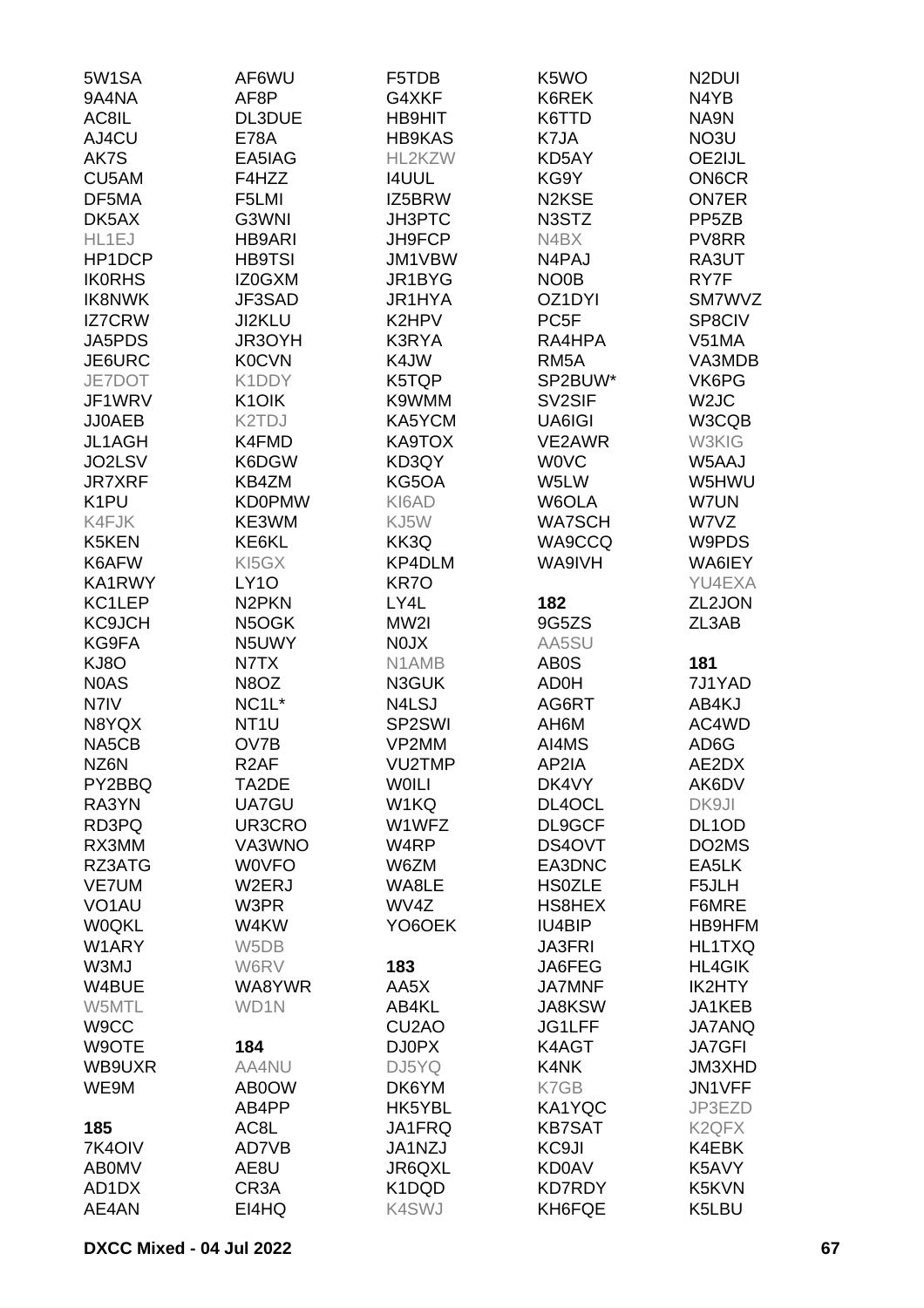5W1SA
9A4NA
AC8IL
AJ4CU
AK7S
CU5AM
DF5MA
DK5AX
HL1EJ
HP1DCP
IK0RHS
IK8NWK
IZ7CRW
JA5PDS
JE6URC
JE7DOT
JF1WRV
JJ0AEB
JL1AGH
JO2LSV
JR7XRF
K1PU
K4FJK
K5KEN
K6AFW
KA1RWY
KC1LEP
KC9JCH
KG9FA
KJ8O
N0AS
N7IV
N8YQX
NA5CB
NZ6N
PY2BBQ
RA3YN
RD3PQ
RX3MM
RZ3ATG
VE7UM
VO1AU
W0QKL
W1ARY
W3MJ
W4BUE
W5MTL
W9CC
W9OTE
WB9UXR
WE9M

**185**

7K4OIV
AB0MV
AD1DX
AE4AN
AF6WU
AF8P
DL3DUE
E78A
EA5IAG
F4HZZ
F5LMI
G3WNI
HB9ARI
HB9TSI
IZ0GXM
JF3SAD
JI2KLU
JR3OYH
K0CVN
K1DDY
K1OIK
K2TDJ
K4FMD
K6DGW
KB4ZM
KD0PMW
KE3WM
KE6KL
KI5GX
LY1O
N2PKN
N5OGK
N5UWY
N7TX
N8OZ
NC1L*
NT1U
OV7B
R2AF
TA2DE
UA7GU
UR3CRO
VA3WNO
W0VFO
W2ERJ
W3PR
W4KW
W5DB
W6RV
WA8YWR
WD1N

**184**

AA4NU
AB0OW
AB4PP
AC8L
AD7VB
AE8U
CR3A
EI4HQ
F5TDB
G4XKF
HB9HIT
HB9KAS
HL2KZW
I4UUL
IZ5BRW
JH3PTC
JH9FCP
JM1VBW
JR1BYG
JR1HYA
K2HPV
K3RYA
K4JW
K5TQP
K9WMM
KA5YCM
KA9TOX
KD3QY
KG5OA
KI6AD
KJ5W
KK3Q
KP4DLM
KR7O
LY4L
MW2I
N0JX
N1AMB
N3GUK
N4LSJ
SP2SWI
VP2MM
VU2TMP
W0ILI
W1KQ
W1WFZ
W4RP
W6ZM
WA8LE
WV4Z
YO6OEK

**183**

AA5X
AB4KL
CU2AO
DJ0PX
DJ5YQ
DK6YM
HK5YBL
JA1FRQ
JA1NZJ
JR6QXL
K1DQD
K4SWJ
K5WO
K6REK
K6TTD
K7JA
KD5AY
KG9Y
N2KSE
N3STZ
N4BX
N4PAJ
NO0B
OZ1DYI
PC5F
RA4HPA
RM5A
SP2BUW*
SV2SIF
UA6IGI
VE2AWR
W0VC
W5LW
W6OLA
WA7SCH
WA9CCQ
WA9IVH

**182**

9G5ZS
AA5SU
AB0S
AD0H
AG6RT
AH6M
AI4MS
AP2IA
DK4VY
DL4OCL
DL9GCF
DS4OVT
EA3DNC
HS0ZLE
HS8HEX
IU4BIP
JA3FRI
JA6FEG
JA7MNF
JA8KSW
JG1LFF
K4AGT
K4NK
K7GB
KA1YQC
KB7SAT
KC9JI
KD0AV
KD7RDY
KH6FQE
N2DUI
N4YB
NA9N
NO3U
OE2IJL
ON6CR
ON7ER
PP5ZB
PV8RR
RA3UT
RY7F
SM7WVZ
SP8CIV
V51MA
VA3MDB
VK6PG
W2JC
W3CQB
W3KIG
W5AAJ
W5HWU
W7UN
W7VZ
W9PDS
WA6IEY
YU4EXA
ZL2JON
ZL3AB

**181**

7J1YAD
AB4KJ
AC4WD
AD6G
AE2DX
AK6DV
DK9JI
DL1OD
DO2MS
EA5LK
F5JLH
F6MRE
HB9HFM
HL1TXQ
HL4GIK
IK2HTY
JA1KEB
JA7ANQ
JA7GFI
JM3XHD
JN1VFF
JP3EZD
K2QFX
K4EBK
K5AVY
K5KVN
K5LBU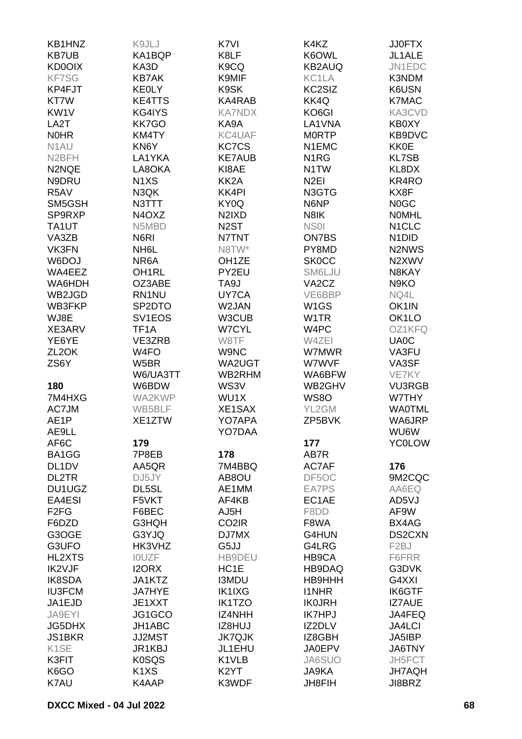KB1HNZ
KB7UB
KD0OIX
KF7SG
KP4FJT
KT7W
KW1V
LA2T
N0HR
N1AU
N2BFH
N2NQE
N9DRU
R5AV
SM5GSH
SP9RXP
TA1UT
VA3ZB
VK3FN
W6DOJ
WA4EEZ
WA6HDH
WB2JGD
WB3FKP
WJ8E
XE3ARV
YE6YE
ZL2OK
ZS6Y

**180**

7M4HXG
AC7JM
AE1P
AE9LL
AF6C
BA1GG
DL1DV
DL2TR
DU1UGZ
EA4ESI
F2FG
F6DZD
G3OGE
G3UFO
HL2XTS
IK2VJF
IK8SDA
IU3FCM
JA1EJD
JA9EYI
JG5DHX
JS1BKR
K1SE
K3FIT
K6GO
K7AU

K9JLJ
KA1BQP
KA3D
KB7AK
KE0LY
KE4TTS
KG4IYS
KK7GO
KM4TY
KN6Y
LA1YKA
LA8OKA
N1XS
N3QK
N3TTT
N4OXZ
N5MBD
N6RI
NH6L
NR6A
OH1RL
OZ3ABE
RN1NU
SP2DTO
SV1EOS
TF1A
VE3ZRB
W4FO
W5BR
W6/UA3TT
W6BDW
WA2KWP
WB5BLF
XE1ZTW

**179**

7P8EB
AA5QR
DJ5JY
DL5SL
F5VKT
F6BEC
G3HQH
G3YJQ
HK3VHZ
I0UZF
I2ORX
JA1KTZ
JA7HYE
JE1XXT
JG1GCO
JH1ABC
JJ2MST
JR1KBJ
K0SQS
K1XS
K4AAP

K7VI
K8LF
K9CQ
K9MIF
K9SK
KA4RAB
KA7NDX
KA9A
KC4UAF
KC7CS
KE7AUB
KI8AE
KK2A
KK4PI
KY0Q
N2IXD
N2ST
N7TNT
N8TW*
OH1ZE
PY2EU
TA9J
UY7CA
W2JAN
W3CUB
W7CYL
W8TF
W9NC
WA2UGT
WB2RHM
WS3V
WU1X
XE1SAX
YO7APA
YO7DAA

**178**

7M4BBQ
AB8OU
AE1MM
AF4KB
AJ5H
CO2IR
DJ7MX
G5JJ
HB9DEU
HC1E
I3MDU
IK1IXG
IK1TZO
IZ4NHH
IZ8HUJ
JK7QJK
JL1EHU
K1VLB
K2YT
K3WDF

K4KZ
K6OWL
KB2AUQ
KC1LA
KC2SIZ
KK4Q
KO6GI
LA1VNA
M0RTP
N1EMC
N1RG
N1TW
N2EI
N3GTG
N6NP
N8IK
NS0I
ON7BS
PY8MD
SK0CC
SM6LJU
VA2CZ
VE6BBP
W1GS
W1TR
W4PC
W4ZEI
W7MWR
W7WVF
WA6BFW
WB2GHV
WS8O
YL2GM
ZP5BVK

**177**

AB7R
AC7AF
DF5OC
EA7PS
EC1AE
F8DD
F8WA
G4HUN
G4LRG
HB9CA
HB9DAQ
HB9HHH
I1NHR
IK0JRH
IK7HPJ
IZ2DLV
IZ8GBH
JA0EPV
JA6SUO
JA9KA
JH8FIH

JJ0FTX
JL1ALE
JN1EDC
K3NDM
K6USN
K7MAC
KA3CVD
KB0XY
KB9DVC
KK0E
KL7SB
KL8DX
KR4RO
KX8F
N0GC
N0MHL
N1CLC
N1DID
N2NWS
N2XWV
N8KAY
N9KO
NQ4L
OK1IN
OK1LO
OZ1KFQ
UA0C
VA3FU
VA3SF
VE7KY
VU3RGB
W7THY
WA0TML
WA6JRP
WU6W
YC0LOW

**176**

9M2CQC
AA6EQ
AD5VJ
AF9W
BX4AG
DS2CXN
F2BJ
F6FRR
G3DVK
G4XXI
IK6GTF
IZ7AUE
JA4FEQ
JA4LCI
JA5IBP
JA6TNY
JH5FCT
JH7AQH
JI8BRZ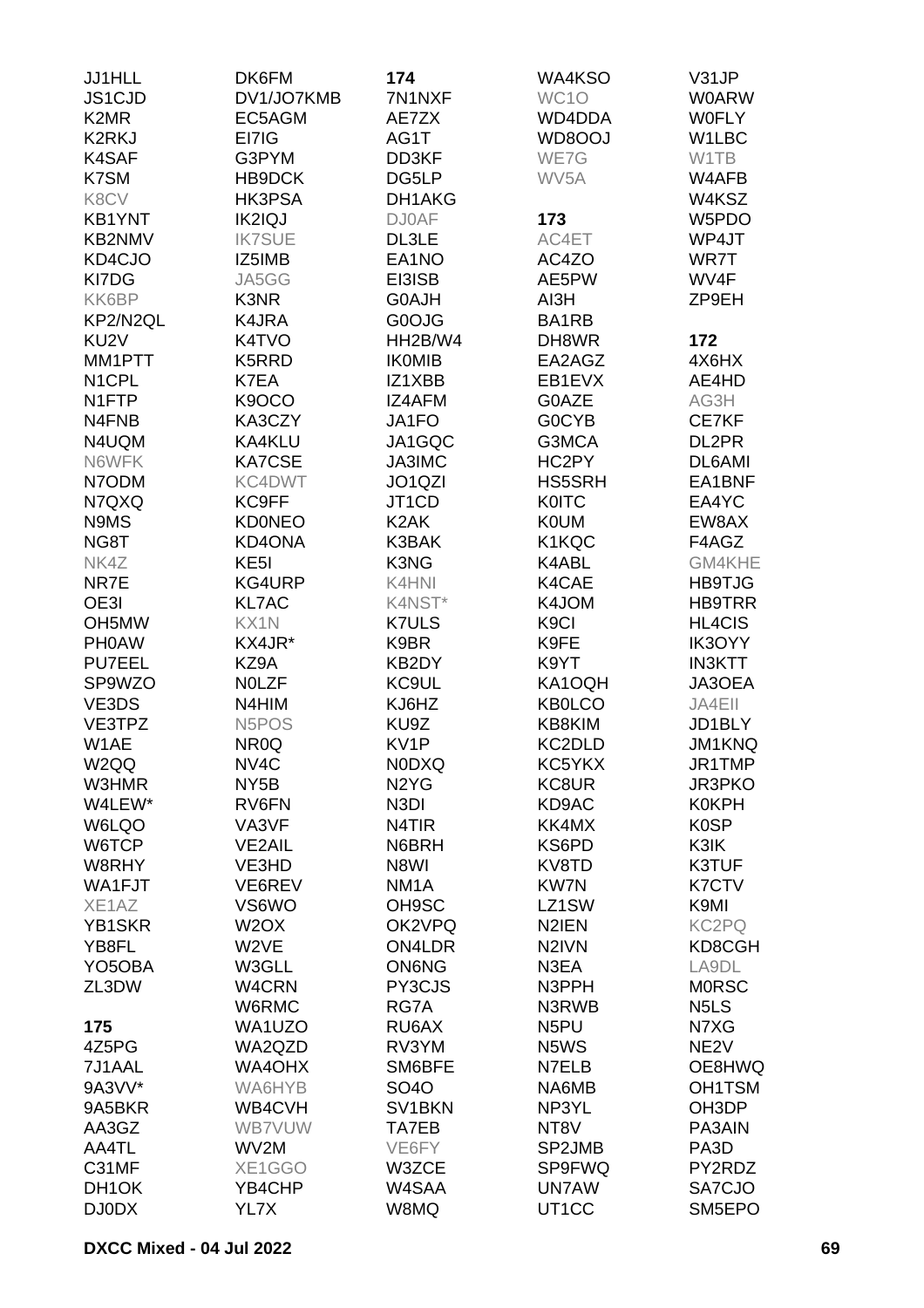JJ1HLL
JS1CJD
K2MR
K2RKJ
K4SAF
K7SM
K8CV
KB1YNT
KB2NMV
KD4CJO
KI7DG
KK6BP
KP2/N2QL
KU2V
MM1PTT
N1CPL
N1FTP
N4FNB
N4UQM
N6WFK
N7ODM
N7QXQ
N9MS
NG8T
NK4Z
NR7E
OE3I
OH5MW
PH0AW
PU7EEL
SP9WZO
VE3DS
VE3TPZ
W1AE
W2QQ
W3HMR
W4LEW*
W6LQO
W6TCP
W8RHY
WA1FJT
XE1AZ
YB1SKR
YB8FL
YO5OBA
ZL3DW

**175**

4Z5PG
7J1AAL
9A3VV*
9A5BKR
AA3GZ
AA4TL
C31MF
DH1OK
DJ0DX
DK6FM
DV1/JO7KMB
EC5AGM
EI7IG
G3PYM
HB9DCK
HK3PSA
IK2IQJ
IK7SUE
IZ5IMB
JA5GG
K3NR
K4JRA
K4TVO
K5RRD
K7EA
K9OCO
KA3CZY
KA4KLU
KA7CSE
KC4DWT
KC9FF
KD0NEO
KD4ONA
KE5I
KG4URP
KL7AC
KX1N
KX4JR*
KZ9A
N0LZF
N4HIM
N5POS
NR0Q
NV4C
NY5B
RV6FN
VA3VF
VE2AIL
VE3HD
VE6REV
VS6WO
W2OX
W2VE
W3GLL
W4CRN
W6RMC
WA1UZO
WA2QZD
WA4OHX
WA6HYB
WB4CVH
WB7VUW
WV2M
XE1GGO
YB4CHP
YL7X

**174**

7N1NXF
AE7ZX
AG1T
DD3KF
DG5LP
DH1AKG
DJ0AF
DL3LE
EA1NO
EI3ISB
G0AJH
G0OJG
HH2B/W4
IK0MIB
IZ1XBB
IZ4AFM
JA1FO
JA1GQC
JA3IMC
JO1QZI
JT1CD
K2AK
K3BAK
K3NG
K4HNI
K4NST*
K7ULS
K9BR
KB2DY
KC9UL
KJ6HZ
KU9Z
KV1P
N0DXQ
N2YG
N3DI
N4TIR
N6BRH
N8WI
NM1A
OH9SC
OK2VPQ
ON4LDR
ON6NG
PY3CJS
RG7A
RU6AX
RV3YM
SM6BFE
SO4O
SV1BKN
TA7EB
VE6FY
W3ZCE
W4SAA
W8MQ
WA4KSO
WC1O
WD4DDA
WD8OOJ
WE7G
WV5A

**173**

AC4ET
AC4ZO
AE5PW
AI3H
BA1RB
DH8WR
EA2AGZ
EB1EVX
G0AZE
G0CYB
G3MCA
HC2PY
HS5SRH
K0ITC
K0UM
K1KQC
K4ABL
K4CAE
K4JOM
K9CI
K9FE
K9YT
KA1OQH
KB0LCO
KB8KIM
KC2DLD
KC5YKX
KC8UR
KD9AC
KK4MX
KS6PD
KV8TD
KW7N
LZ1SW
N2IEN
N2IVN
N3EA
N3PPH
N3RWB
N5PU
N5WS
N7ELB
NA6MB
NP3YL
NT8V
SP2JMB
SP9FWQ
UN7AW
UT1CC
V31JP
W0ARW
W0FLY
W1LBC
W1TB
W4AFB
W4KSZ
W5PDO
WP4JT
WR7T
WV4F
ZP9EH

**172**

4X6HX
AE4HD
AG3H
CE7KF
DL2PR
DL6AMI
EA1BNF
EA4YC
EW8AX
F4AGZ
GM4KHE
HB9TJG
HB9TRR
HL4CIS
IK3OYY
IN3KTT
JA3OEA
JA4EII
JD1BLY
JM1KNQ
JR1TMP
JR3PKO
K0KPH
K0SP
K3IK
K3TUF
K7CTV
K9MI
KC2PQ
KD8CGH
LA9DL
M0RSC
N5LS
N7XG
NE2V
OE8HWQ
OH1TSM
OH3DP
PA3AIN
PA3D
PY2RDZ
SA7CJO
SM5EPO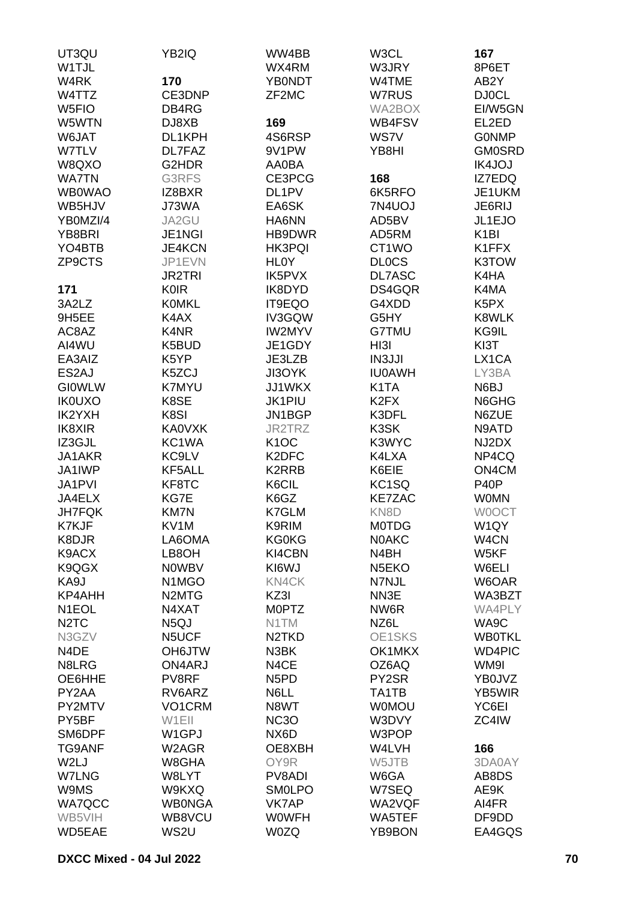UT3QU
W1TJL
W4RK
W4TTZ
W5FIO
W5WTN
W6JAT
W7TLV
W8QXO
WA7TN
WB0WAO
WB5HJV
YB0MZI/4
YB8BRI
YO4BTB
ZP9CTS

**171**

3A2LZ
9H5EE
AC8AZ
AI4WU
EA3AIZ
ES2AJ
GI0WLW
IK0UXO
IK2YXH
IK8XIR
IZ3GJL
JA1AKR
JA1IWP
JA1PVI
JA4ELX
JH7FQK
K7KJF
K8DJR
K9ACX
K9QGX
KA9J
KP4AHH
N1EOL
N2TC
N3GZV
N4DE
N8LRG
OE6HHE
PY2AA
PY2MTV
PY5BF
SM6DPF
TG9ANF
W2LJ
W7LNG
W9MS
WA7QCC
WB5VIH
WD5EAE

YB2IQ

**170**

CE3DNP
DB4RG
DJ8XB
DL1KPH
DL7FAZ
G2HDR
G3RFS
IZ8BXR
J73WA
JA2GU
JE1NGI
JE4KCN
JP1EVN
JR2TRI
K0IR
K0MKL
K4AX
K4NR
K5BUD
K5YP
K5ZCJ
K7MYU
K8SE
K8SI
KA0VXK
KC1WA
KC9LV
KF5ALL
KF8TC
KG7E
KM7N
KV1M
LA6OMA
LB8OH
N0WBV
N1MGO
N2MTG
N4XAT
N5QJ
N5UCF
OH6JTW
ON4ARJ
PV8RF
RV6ARZ
VO1CRM
W1EII
W1GPJ
W2AGR
W8GHA
W8LYT
W9KXQ
WB0NGA
WB8VCU
WS2U

WW4BB
WX4RM
YB0NDT
ZF2MC

**169**

4S6RSP
9V1PW
AA0BA
CE3PCG
DL1PV
EA6SK
HA6NN
HB9DWR
HK3PQI
HL0Y
IK5PVX
IK8DYD
IT9EQO
IV3GQW
IW2MYV
JE1GDY
JE3LZB
JI3OYK
JJ1WKX
JK1PIU
JN1BGP
JR2TRZ
K1OC
K2DFC
K2RRB
K6CIL
K6GZ
K7GLM
K9RIM
KG0KG
KI4CBN
KI6WJ
KN4CK
KZ3I
M0PTZ
N1TM
N2TKD
N3BK
N4CE
N5PD
N6LL
N8WT
NC3O
NX6D
OE8XBH
OY9R
PV8ADI
SM0LPO
VK7AP
W0WFH
W0ZQ

W3CL
W3JRY
W4TME
W7RUS
WA2BOX
WB4FSV
WS7V
YB8HI

**168**

6K5RFO
7N4UOJ
AD5BV
AD5RM
CT1WO
DL0CS
DL7ASC
DS4GQR
G4XDD
G5HY
G7TMU
HI3I
IN3JJI
IU0AWH
K1TA
K2FX
K3DFL
K3SK
K3WYC
K4LXA
K6EIE
KC1SQ
KE7ZAC
KN8D
M0TDG
N0AKC
N4BH
N5EKO
N7NJL
NN3E
NW6R
NZ6L
OE1SKS
OK1MKX
OZ6AQ
PY2SR
TA1TB
W0MOU
W3DVY
W3POP
W4LVH
W5JTB
W6GA
W7SEQ
WA2VQF
WA5TEF
YB9BON

**167**

8P6ET
AB2Y
DJ0CL
EI/W5GN
EL2ED
G0NMP
GM0SRD
IK4JOJ
IZ7EDQ
JE1UKM
JE6RIJ
JL1EJO
K1BI
K1FFX
K3TOW
K4HA
K4MA
K5PX
K8WLK
KG9IL
KI3T
LX1CA
LY3BA
N6BJ
N6GHG
N6ZUE
N9ATD
NJ2DX
NP4CQ
ON4CM
P40P
W0MN
W0OCT
W1QY
W4CN
W5KF
W6ELI
W6OAR
WA3BZT
WA4PLY
WA9C
WB0TKL
WD4PIC
WM9I
YB0JVZ
YB5WIR
YC6EI
ZC4IW

**166**

3DA0AY
AB8DS
AE9K
AI4FR
DF9DD
EA4GQS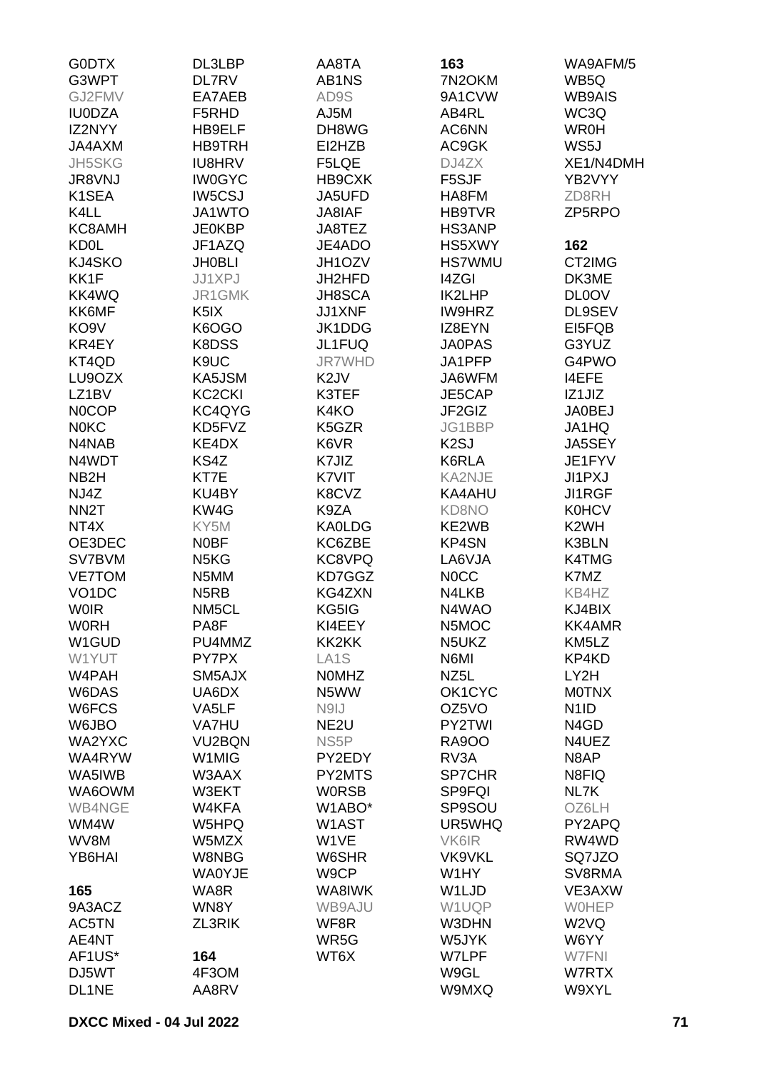G0DTX
G3WPT
GJ2FMV
IU0DZA
IZ2NYY
JA4AXM
JH5SKG
JR8VNJ
K1SEA
K4LL
KC8AMH
KD0L
KJ4SKO
KK1F
KK4WQ
KK6MF
KO9V
KR4EY
KT4QD
LU9OZX
LZ1BV
N0COP
N0KC
N4NAB
N4WDT
NB2H
NJ4Z
NN2T
NT4X
OE3DEC
SV7BVM
VE7TOM
VO1DC
W0IR
W0RH
W1GUD
W1YUT
W4PAH
W6DAS
W6FCS
W6JBO
WA2YXC
WA4RYW
WA5IWB
WA6OWM
WB4NGE
WM4W
WV8M
YB6HAI

**165**

9A3ACZ
AC5TN
AE4NT
AF1US*
DJ5WT
DL1NE
DL3LBP
DL7RV
EA7AEB
F5RHD
HB9ELF
HB9TRH
IU8HRV
IW0GYC
IW5CSJ
JA1WTO
JE0KBP
JF1AZQ
JH0BLI
JJ1XPJ
JR1GMK
K5IX
K6OGO
K8DSS
K9UC
KA5JSM
KC2CKI
KC4QYG
KD5FVZ
KE4DX
KS4Z
KT7E
KU4BY
KW4G
KY5M
N0BF
N5KG
N5MM
N5RB
NM5CL
PA8F
PU4MMZ
PY7PX
SM5AJX
UA6DX
VA5LF
VA7HU
VU2BQN
W1MIG
W3AAX
W3EKT
W4KFA
W5HPQ
W5MZX
W8NBG
WA0YJE
WA8R
WN8Y
ZL3RIK

**164**

4F3OM
AA8RV
AA8TA
AB1NS
AD9S
AJ5M
DH8WG
EI2HZB
F5LQE
HB9CXK
JA5UFD
JA8IAF
JA8TEZ
JE4ADO
JH1OZV
JH2HFD
JH8SCA
JJ1XNF
JK1DDG
JL1FUQ
JR7WHD
K2JV
K3TEF
K4KO
K5GZR
K6VR
K7JIZ
K7VIT
K8CVZ
K9ZA
KA0LDG
KC6ZBE
KC8VPQ
KD7GGZ
KG4ZXN
KG5IG
KI4EEY
KK2KK
LA1S
N0MHZ
N5WW
N9IJ
NE2U
NS5P
PY2EDY
PY2MTS
W0RSB
W1ABO*
W1AST
W1VE
W6SHR
W9CP
WA8IWK
WB9AJU
WF8R
WR5G
WT6X

**163**

7N2OKM
9A1CVW
AB4RL
AC6NN
AC9GK
DJ4ZX
F5SJF
HA8FM
HB9TVR
HS3ANP
HS5XWY
HS7WMU
I4ZGI
IK2LHP
IW9HRZ
IZ8EYN
JA0PAS
JA1PFP
JA6WFM
JE5CAP
JF2GIZ
JG1BBP
K2SJ
K6RLA
KA2NJE
KA4AHU
KD8NO
KE2WB
KP4SN
LA6VJA
N0CC
N4LKB
N4WAO
N5MOC
N5UKZ
N6MI
NZ5L
OK1CYC
OZ5VO
PY2TWI
RA9OO
RV3A
SP7CHR
SP9FQI
SP9SOU
UR5WHQ
VK6IR
VK9VKL
W1HY
W1LJD
W1UQP
W3DHN
W5JYK
W7LPF
W9GL
W9MXQ
WA9AFM/5
WB5Q
WB9AIS
WC3Q
WR0H
WS5J
XE1/N4DMH
YB2VYY
ZD8RH
ZP5RPO

**162**

CT2IMG
DK3ME
DL0OV
DL9SEV
EI5FQB
G3YUZ
G4PWO
I4EFE
IZ1JIZ
JA0BEJ
JA1HQ
JA5SEY
JE1FYV
JI1PXJ
JI1RGF
K0HCV
K2WH
K3BLN
K4TMG
K7MZ
KB4HZ
KJ4BIX
KK4AMR
KM5LZ
KP4KD
LY2H
M0TNX
N1ID
N4GD
N4UEZ
N8AP
N8FIQ
NL7K
OZ6LH
PY2APQ
RW4WD
SQ7JZO
SV8RMA
VE3AXW
W0HEP
W2VQ
W6YY
W7FNI
W7RTX
W9XYL

**DXCC Mixed - 04 Jul 2022**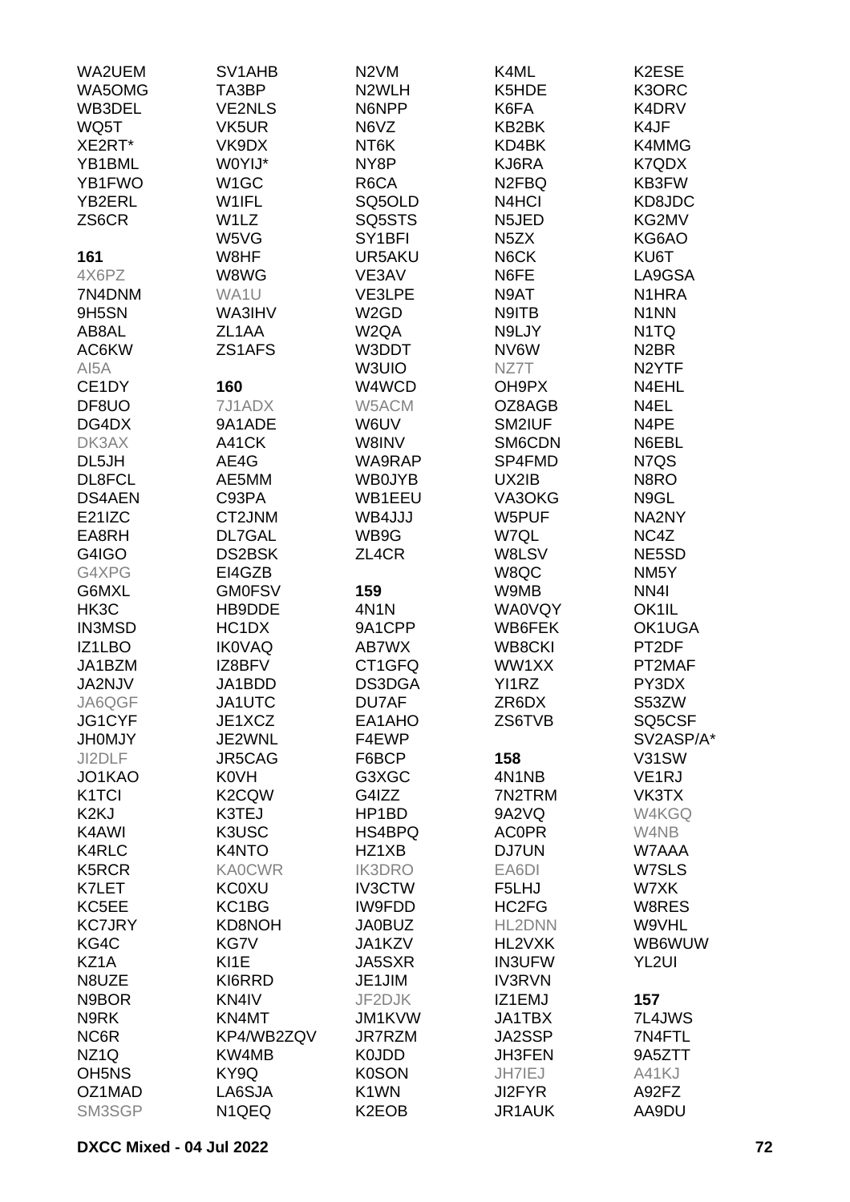WA2UEM
WA5OMG
WB3DEL
WQ5T
XE2RT*
YB1BML
YB1FWO
YB2ERL
ZS6CR

**161**

4X6PZ
7N4DNM
9H5SN
AB8AL
AC6KW
AI5A
CE1DY
DF8UO
DG4DX
DK3AX
DL5JH
DL8FCL
DS4AEN
E21IZC
EA8RH
G4IGO
G4XPG
G6MXL
HK3C
IN3MSD
IZ1LBO
JA1BZM
JA2NJV
JA6QGF
JG1CYF
JH0MJY
JI2DLF
JO1KAO
K1TCI
K2KJ
K4AWI
K4RLC
K5RCR
K7LET
KC5EE
KC7JRY
KG4C
KZ1A
N8UZE
N9BOR
N9RK
NC6R
NZ1Q
OH5NS
OZ1MAD
SM3SGP
SV1AHB
TA3BP
VE2NLS
VK5UR
VK9DX
W0YIJ*
W1GC
W1IFL
W1LZ
W5VG
W8HF
W8WG
WA1U
WA3IHV
ZL1AA
ZS1AFS

**160**

7J1ADX
9A1ADE
A41CK
AE4G
AE5MM
C93PA
CT2JNM
DL7GAL
DS2BSK
EI4GZB
GM0FSV
HB9DDE
HC1DX
IK0VAQ
IZ8BFV
JA1BDD
JA1UTC
JE1XCZ
JE2WNL
JR5CAG
K0VH
K2CQW
K3TEJ
K3USC
K4NTO
KA0CWR
KC0XU
KC1BG
KD8NOH
KG7V
KI1E
KI6RRD
KN4IV
KN4MT
KP4/WB2ZQV
KW4MB
KY9Q
LA6SJA
N1QEQ
N2VM
N2WLH
N6NPP
N6VZ
NT6K
NY8P
R6CA
SQ5OLD
SQ5STS
SY1BFI
UR5AKU
VE3AV
VE3LPE
W2GD
W2QA
W3DDT
W3UIO
W4WCD
W5ACM
W6UV
W8INV
WA9RAP
WB0JYB
WB1EEU
WB4JJJ
WB9G
ZL4CR

**159**

4N1N
9A1CPP
AB7WX
CT1GFQ
DS3DGA
DU7AF
EA1AHO
F4EWP
F6BCP
G3XGC
G4IZZ
HP1BD
HS4BPQ
HZ1XB
IK3DRO
IV3CTW
IW9FDD
JA0BUZ
JA1KZV
JA5SXR
JE1JIM
JF2DJK
JM1KVW
JR7RZM
K0JDD
K0SON
K1WN
K2EOB
K4ML
K5HDE
K6FA
KB2BK
KD4BK
KJ6RA
N2FBQ
N4HCI
N5JED
N5ZX
N6CK
N6FE
N9AT
N9ITB
N9LJY
NV6W
NZ7T
OH9PX
OZ8AGB
SM2IUF
SM6CDN
SP4FMD
UX2IB
VA3OKG
W5PUF
W7QL
W8LSV
W8QC
W9MB
WA0VQY
WB6FEK
WB8CKI
WW1XX
YI1RZ
ZR6DX
ZS6TVB

**158**

4N1NB
7N2TRM
9A2VQ
AC0PR
DJ7UN
EA6DI
F5LHJ
HC2FG
HL2DNN
HL2VXK
IN3UFW
IV3RVN
IZ1EMJ
JA1TBX
JA2SSP
JH3FEN
JH7IEJ
JI2FYR
JR1AUK
K2ESE
K3ORC
K4DRV
K4JF
K4MMG
K7QDX
KB3FW
KD8JDC
KG2MV
KG6AO
KU6T
LA9GSA
N1HRA
N1NN
N1TQ
N2BR
N2YTF
N4EHL
N4EL
N4PE
N6EBL
N7QS
N8RO
N9GL
NA2NY
NC4Z
NE5SD
NM5Y
NN4I
OK1IL
OK1UGA
PT2DF
PT2MAF
PY3DX
S53ZW
SQ5CSF
SV2ASP/A*
V31SW
VE1RJ
VK3TX
W4KGQ
W4NB
W7AAA
W7SLS
W7XK
W8RES
W9VHL
WB6WUW
YL2UI

**157**

7L4JWS
7N4FTL
9A5ZTT
A41KJ
A92FZ
AA9DU

DXCC Mixed - 04 Jul 2022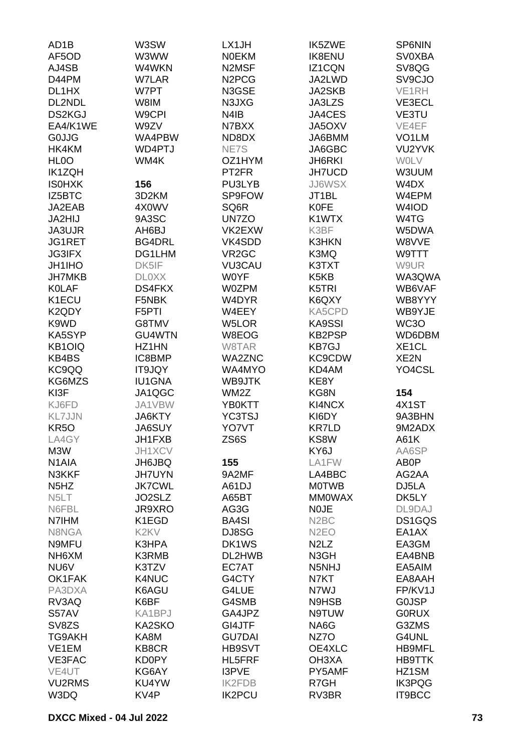AD1B
AF5OD
AJ4SB
D44PM
DL1HX
DL2NDL
DS2KGJ
EA4/K1WE
G0JJG
HK4KM
HL0O
IK1ZQH
IS0HXK
IZ5BTC
JA2EAB
JA2HIJ
JA3UJR
JG1RET
JG3IFX
JH1IHO
JH7MKB
K0LAF
K1ECU
K2QDY
K9WD
KA5SYP
KB1OIQ
KB4BS
KC9QQ
KG6MZS
KI3F
KJ6FD
KL7JJN
KR5O
LA4GY
M3W
N1AIA
N3KKF
N5HZ
N5LT
N6FBL
N7IHM
N8NGA
N9MFU
NH6XM
NU6V
OK1FAK
PA3DXA
RV3AQ
S57AV
SV8ZS
TG9AKH
VE1EM
VE3FAC
VE4UT
VU2RMS
W3DQ
W3SW
W3WW
W4WKN
W7LAR
W7PT
W8IM
W9CPI
W9ZV
WA4PBW
WD4PTJ
WM4K

**156**

3D2KM
4X0WV
9A3SC
AH6BJ
BG4DRL
DG1LHM
DK5IF
DL0XX
DS4FKX
F5NBK
F5PTI
G8TMV
GU4WTN
HZ1HN
IC8BMP
IT9JQY
IU1GNA
JA1QGC
JA1VBW
JA6KTY
JA6SUY
JH1FXB
JH1XCV
JH6JBQ
JH7UYN
JK7CWL
JO2SLZ
JR9XRO
K1EGD
K2KV
K3HPA
K3RMB
K3TZV
K4NUC
K6AGU
K6BF
KA1BPJ
KA2SKO
KA8M
KB8CR
KD0PY
KG6AY
KU4YW
KV4P
LX1JH
N0EKM
N2MSF
N2PCG
N3GSE
N3JXG
N4IB
N7BXX
ND8DX
NE7S
OZ1HYM
PT2FR
PU3LYB
SP9FOW
SQ6R
UN7ZO
VK2EXW
VK4SDD
VR2GC
VU3CAU
W0YF
W0ZPM
W4DYR
W4EEY
W5LOR
W8EOG
W8TAR
WA2ZNC
WA4MYO
WB9JTK
WM2Z
YB0KTT
YC3TSJ
YO7VT
ZS6S

**155**

9A2MF
A61DJ
A65BT
AG3G
BA4SI
DJ8SG
DK1WS
DL2HWB
EC7AT
G4CTY
G4LUE
G4SMB
GA4JPZ
GI4JTF
GU7DAI
HB9SVT
HL5FRF
I3PVE
IK2FDB
IK2PCU
IK5ZWE
IK8ENU
IZ1CQN
JA2LWD
JA2SKB
JA3LZS
JA4CES
JA5OXV
JA6BMM
JA6GBC
JH6RKI
JH7UCD
JJ6WSX
JT1BL
K0FE
K1WTX
K3BF
K3HKN
K3MQ
K3TXT
K5KB
K5TRI
K6QXY
KA5CPD
KA9SSI
KB2PSP
KB7GJ
KC9CDW
KD4AM
KE8Y
KG8N
KI4NCX
KI6DY
KR7LD
KS8W
KY6J
LA1FW
LA4BBC
M0TWB
MM0WAX
N0JE
N2BC
N2EO
N2LZ
N3GH
N5NHJ
N7KT
N7WJ
N9HSB
N9TUW
NA6G
NZ7O
OE4XLC
OH3XA
PY5AMF
R7GH
RV3BR
SP6NIN
SV0XBA
SV8QG
SV9CJO
VE1RH
VE3ECL
VE3TU
VE4EF
VO1LM
VU2YVK
W0LV
W3UUM
W4DX
W4EPM
W4IOD
W4TG
W5DWA
W8VVE
W9TTT
W9UR
WA3QWA
WB6VAF
WB8YYY
WB9YJE
WC3O
WD6DBM
XE1CL
XE2N
YO4CSL

**154**

4X1ST
9A3BHN
9M2ADX
A61K
AA6SP
AB0P
AG2AA
DJ5LA
DK5LY
DL9DAJ
DS1GQS
EA1AX
EA3GM
EA4BNB
EA5AIM
EA8AAH
FP/KV1J
G0JSP
G0RUX
G3ZMS
G4UNL
HB9MFL
HB9TTK
HZ1SM
IK3PQG
IT9BCC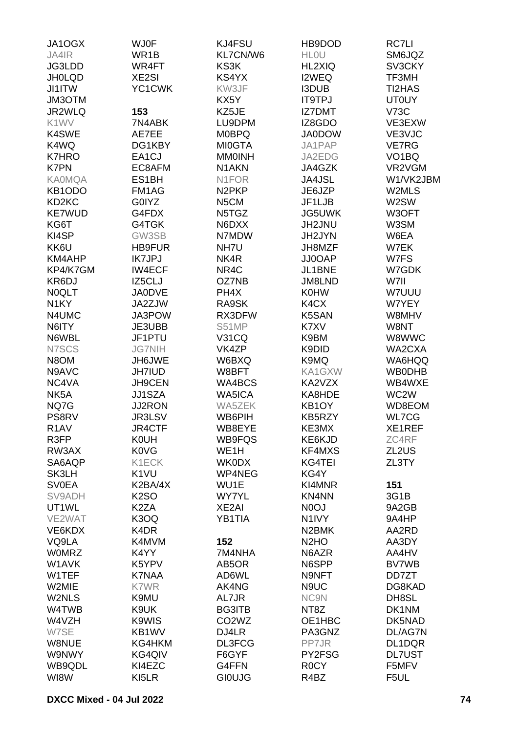JA1OGX
JA4IR
JG3LDD
JH0LQD
JI1ITW
JM3OTM
JR2WLQ
K1WV
K4SWE
K4WQ
K7HRO
K7PN
KA0MQA
KB1ODO
KD2KC
KE7WUD
KG6T
KI4SP
KK6U
KM4AHP
KP4/K7GM
KR6DJ
N0QLT
N1KY
N4UMC
N6ITY
N6WBL
N7SCS
N8OM
N9AVC
NC4VA
NK5A
NQ7G
PS8RV
R1AV
R3FP
RW3AX
SA6AQP
SK3LH
SV0EA
SV9ADH
UT1WL
VE2WAT
VE6KDX
VQ9LA
W0MRZ
W1AVK
W1TEF
W2MIE
W2NLS
W4TWB
W4VZH
W7SE
W8NUE
W9NWY
WB9QDL
WI8W

WJ0F
WR1B
WR4FT
XE2SI
YC1CWK

**153**

7N4ABK
AE7EE
DG1KBY
EA1CJ
EC8AFM
ES1BH
FM1AG
G0IYZ
G4FDX
G4TGK
GW3SB
HB9FUR
IK7JPJ
IW4ECF
IZ5CLJ
JA0DVE
JA2ZJW
JA3POW
JE3UBB
JF1PTU
JG7NIH
JH6JWE
JH7IUD
JH9CEN
JJ1SZA
JJ2RON
JR3LSV
JR4CTF
K0UH
K0VG
K1ECK
K1VU
K2BA/4X
K2SO
K2ZA
K3OQ
K4DR
K4MVM
K4YY
K5YPV
K7NAA
K7WR
K9MU
K9UK
K9WIS
KB1WV
KG4HKM
KG4QIV
KI4EZC
KI5LR

KJ4FSU
KL7CN/W6
KS3K
KS4YX
KW3JF
KX5Y
KZ5JE
LU9DPM
M0BPQ
MI0GTA
MM0INH
N1AKN
N1FOR
N2PKP
N5CM
N5TGZ
N6DXX
N7MDW
NH7U
NK4R
NR4C
OZ7NB
PH4X
RA9SK
RX3DFW
S51MP
V31CQ
VK4ZP
W6BXQ
W8BFT
WA4BCS
WA5ICA
WA5ZEK
WB6PIH
WB8EYE
WB9FQS
WE1H
WK0DX
WP4NEG
WU1E
WY7YL
XE2AI
YB1TIA

**152**

7M4NHA
AB5OR
AD6WL
AK4NG
AL7JR
BG3ITB
CO2WZ
DJ4LR
DL3FCG
F6GYF
G4FFN
GI0UJG

HB9DOD
HL0U
HL2XIQ
I2WEQ
I3DUB
IT9TPJ
IZ7DMT
IZ8GDO
JA0DOW
JA1PAP
JA2EDG
JA4GZK
JA4JSL
JE6JZP
JF1LJB
JG5UWK
JH2JNU
JH2JYN
JH8MZF
JJ0OAP
JL1BNE
JM8LND
K0HW
K4CX
K5SAN
K7XV
K9BM
K9DID
K9MQ
KA1GXW
KA2VZX
KA8HDE
KB1OY
KB5RZY
KE3MX
KE6KJD
KF4MXS
KG4TEI
KG4Y
KI4MNR
KN4NN
N0OJ
N1IVY
N2BMK
N2HO
N6AZR
N6SPP
N9NFT
N9UC
NC9N
NT8Z
OE1HBC
PA3GNZ
PP7JR
PY2FSG
R0CY
R4BZ

RC7LI
SM6JQZ
SV3CKY
TF3MH
TI2HAS
UT0UY
V73C
VE3EXW
VE3VJC
VE7RG
VO1BQ
VR2VGM
W1/VK2JBM
W2MLS
W2SW
W3OFT
W3SM
W6EA
W7EK
W7FS
W7GDK
W7II
W7UUU
W7YEY
W8MHV
W8NT
W8WWC
WA2CXA
WA6HQQ
WB0DHB
WB4WXE
WC2W
WD8EOM
WL7CG
XE1REF
ZC4RF
ZL2US
ZL3TY

**151**

3G1B
9A2GB
9A4HP
AA2RD
AA3DY
AA4HV
BV7WB
DD7ZT
DG8KAD
DH8SL
DK1NM
DK5NAD
DL/AG7N
DL1DQR
DL7UST
F5MFV
F5UL

DXCC Mixed - 04 Jul 2022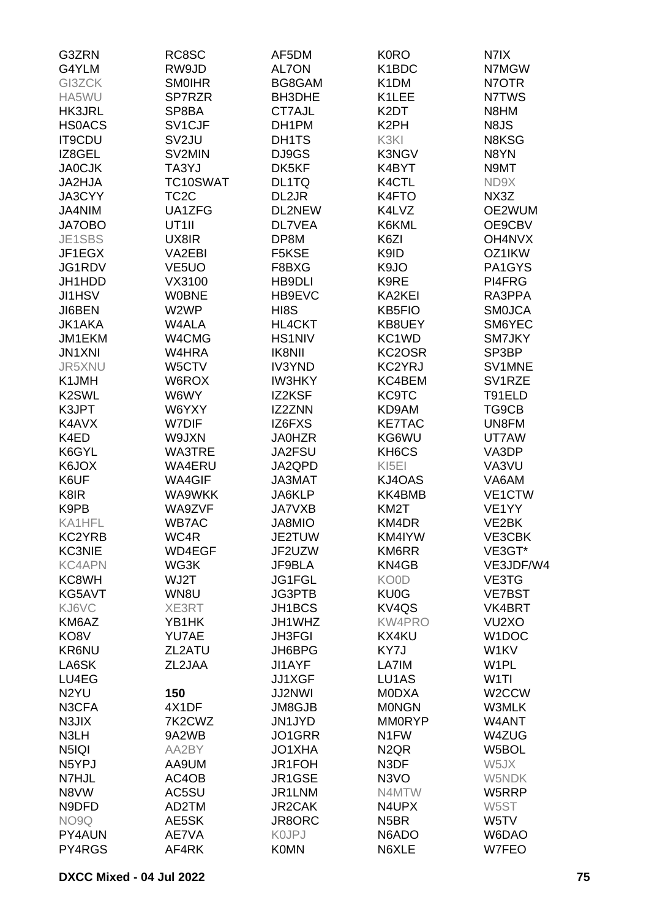G3ZRN
G4YLM
GI3ZCK
HA5WU
HK3JRL
HS0ACS
IT9CDU
IZ8GEL
JA0CJK
JA2HJA
JA3CYY
JA4NIM
JA7OBO
JE1SBS
JF1EGX
JG1RDV
JH1HDD
JI1HSV
JI6BEN
JK1AKA
JM1EKM
JN1XNI
JR5XNU
K1JMH
K2SWL
K3JPT
K4AVX
K4ED
K6GYL
K6JOX
K6UF
K8IR
K9PB
KA1HFL
KC2YRB
KC3NIE
KC4APN
KC8WH
KG5AVT
KJ6VC
KM6AZ
KO8V
KR6NU
LA6SK
LU4EG
N2YU
N3CFA
N3JIX
N3LH
N5IQI
N5YPJ
N7HJL
N8VW
N9DFD
NO9Q
PY4AUN
PY4RGS

RC8SC
RW9JD
SM0IHR
SP7RZR
SP8BA
SV1CJF
SV2JU
SV2MIN
TA3YJ
TC10SWAT
TC2C
UA1ZFG
UT1II
UX8IR
VA2EBI
VE5UO
VX3100
W0BNE
W2WP
W4ALA
W4CMG
W4HRA
W5CTV
W6ROX
W6WY
W6YXY
W7DIF
W9JXN
WA3TRE
WA4ERU
WA4GIF
WA9WKK
WA9ZVF
WB7AC
WC4R
WD4EGF
WG3K
WJ2T
WN8U
XE3RT
YB1HK
YU7AE
ZL2ATU
ZL2JAA

**150**

4X1DF
7K2CWZ
9A2WB
AA2BY
AA9UM
AC4OB
AC5SU
AD2TM
AE5SK
AE7VA
AF4RK

AF5DM
AL7ON
BG8GAM
BH3DHE
CT7AJL
DH1PM
DH1TS
DJ9GS
DK5KF
DL1TQ
DL2JR
DL2NEW
DL7VEA
DP8M
F5KSE
F8BXG
HB9DLI
HB9EVC
HI8S
HL4CKT
HS1NIV
IK8NII
IV3YND
IW3HKY
IZ2KSF
IZ2ZNN
IZ6FXS
JA0HZR
JA2FSU
JA2QPD
JA3MAT
JA6KLP
JA7VXB
JA8MIO
JE2TUW
JF2UZW
JF9BLA
JG1FGL
JG3PTB
JH1BCS
JH1WHZ
JH3FGI
JH6BPG
JI1AYF
JJ1XGF
JJ2NWI
JM8GJB
JN1JYD
JO1GRR
JO1XHA
JR1FOH
JR1GSE
JR1LNM
JR2CAK
JR8ORC
K0JPJ
K0MN

K0RO
K1BDC
K1DM
K1LEE
K2DT
K2PH
K3KI
K3NGV
K4BYT
K4CTL
K4FTO
K4LVZ
K6KML
K6ZI
K9ID
K9JO
K9RE
KA2KEI
KB5FIO
KB8UEY
KC1WD
KC2OSR
KC2YRJ
KC4BEM
KC9TC
KD9AM
KE7TAC
KG6WU
KH6CS
KI5EI
KJ4OAS
KK4BMB
KM2T
KM4DR
KM4IYW
KM6RR
KN4GB
KO0D
KU0G
KV4QS
KW4PRO
KX4KU
KY7J
LA7IM
LU1AS
M0DXA
M0NGN
MM0RYP
N1FW
N2QR
N3DF
N3VO
N4MTW
N4UPX
N5BR
N6ADO
N6XLE

N7IX
N7MGW
N7OTR
N7TWS
N8HM
N8JS
N8KSG
N8YN
N9MT
ND9X
NX3Z
OE2WUM
OE9CBV
OH4NVX
OZ1IKW
PA1GYS
PI4FRG
RA3PPA
SM0JCA
SM6YEC
SM7JKY
SP3BP
SV1MNE
SV1RZE
T91ELD
TG9CB
UN8FM
UT7AW
VA3DP
VA3VU
VA6AM
VE1CTW
VE1YY
VE2BK
VE3CBK
VE3GT*
VE3JDF/W4
VE3TG
VE7BST
VK4BRT
VU2XO
W1DOC
W1KV
W1PL
W1TI
W2CCW
W3MLK
W4ANT
W4ZUG
W5BOL
W5JX
W5NDK
W5RRP
W5ST
W5TV
W6DAO
W7FEO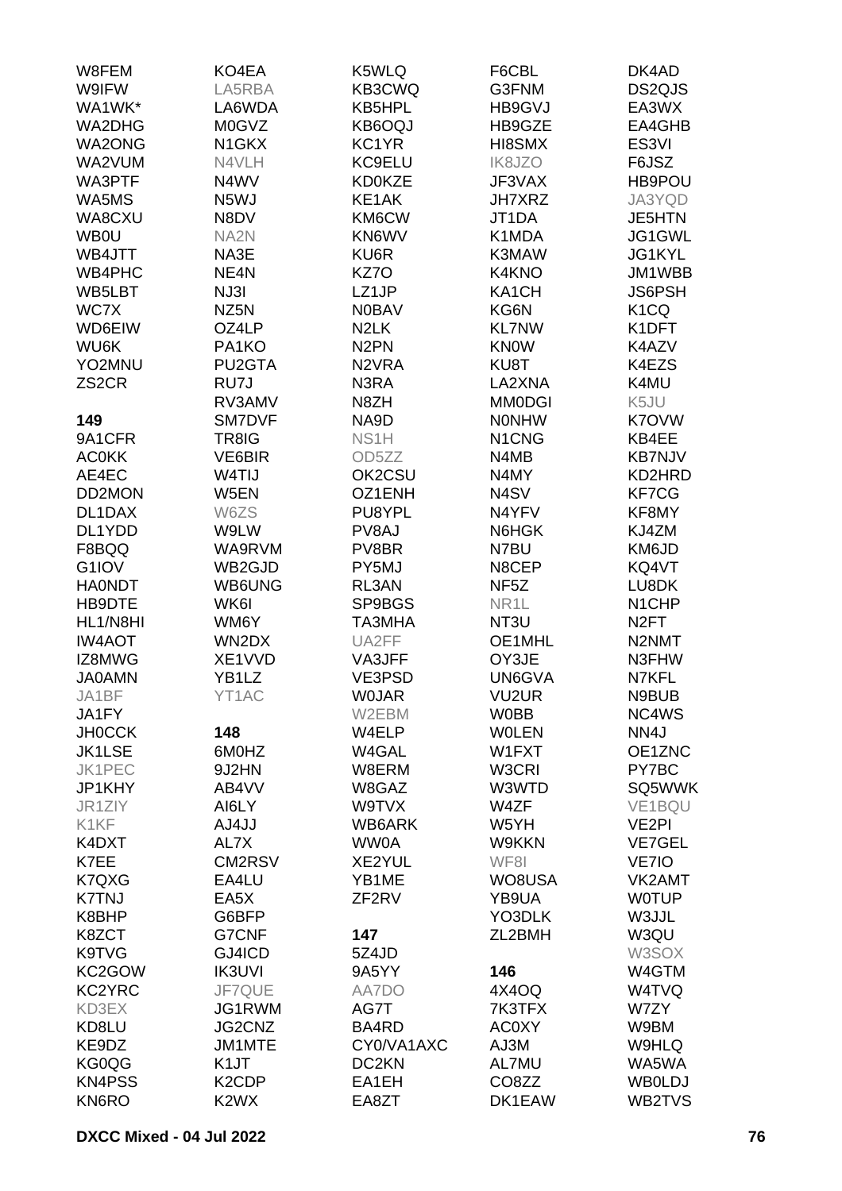W8FEM
W9IFW
WA1WK*
WA2DHG
WA2ONG
WA2VUM
WA3PTF
WA5MS
WA8CXU
WB0U
WB4JTT
WB4PHC
WB5LBT
WC7X
WD6EIW
WU6K
YO2MNU
ZS2CR

**149**
9A1CFR
AC0KK
AE4EC
DD2MON
DL1DAX
DL1YDD
F8BQQ
G1IOV
HA0NDT
HB9DTE
HL1/N8HI
IW4AOT
IZ8MWG
JA0AMN
JA1BF
JA1FY
JH0CCK
JK1LSE
JK1PEC
JP1KHY
JR1ZIY
K1KF
K4DXT
K7EE
K7QXG
K7TNJ
K8BHP
K8ZCT
K9TVG
KC2GOW
KC2YRC
KD3EX
KD8LU
KE9DZ
KG0QG
KN4PSS
KN6RO

KO4EA
LA5RBA
LA6WDA
M0GVZ
N1GKX
N4VLH
N4WV
N5WJ
N8DV
NA2N
NA3E
NE4N
NJ3I
NZ5N
OZ4LP
PA1KO
PU2GTA
RU7J
RV3AMV
SM7DVF
TR8IG
VE6BIR
W4TIJ
W5EN
W6ZS
W9LW
WA9RVM
WB2GJD
WB6UNG
WK6I
WM6Y
WN2DX
XE1VVD
YB1LZ
YT1AC

**148**
6M0HZ
9J2HN
AB4VV
AI6LY
AJ4JJ
AL7X
CM2RSV
EA4LU
EA5X
G6BFP
G7CNF
GJ4ICD
IK3UVI
JF7QUE
JG1RWM
JG2CNZ
JM1MTE
K1JT
K2CDP
K2WX

K5WLQ
KB3CWQ
KB5HPL
KB6OQJ
KC1YR
KC9ELU
KD0KZE
KE1AK
KM6CW
KN6WV
KU6R
KZ7O
LZ1JP
N0BAV
N2LK
N2PN
N2VRA
N3RA
N8ZH
NA9D
NS1H
OD5ZZ
OK2CSU
OZ1ENH
PU8YPL
PV8AJ
PV8BR
PY5MJ
RL3AN
SP9BGS
TA3MHA
UA2FF
VA3JFF
VE3PSD
W0JAR
W2EBM
W4ELP
W4GAL
W8ERM
W8GAZ
W9TVX
WB6ARK
WW0A
XE2YUL
YB1ME
ZF2RV

**147**
5Z4JD
9A5YY
AA7DO
AG7T
BA4RD
CY0/VA1AXC
DC2KN
EA1EH
EA8ZT

F6CBL
G3FNM
HB9GVJ
HB9GZE
HI8SMX
IK8JZO
JF3VAX
JH7XRZ
JT1DA
K1MDA
K3MAW
K4KNO
KA1CH
KG6N
KL7NW
KN0W
KU8T
LA2XNA
MM0DGI
N0NHW
N1CNG
N4MB
N4MY
N4SV
N4YFV
N6HGK
N7BU
N8CEP
NF5Z
NR1L
NT3U
OE1MHL
OY3JE
UN6GVA
VU2UR
W0BB
W0LEN
W1FXT
W3CRI
W3WTD
W4ZF
W5YH
W9KKN
WF8I
WO8USA
YB9UA
YO3DLK
ZL2BMH

**146**
4X4OQ
7K3TFX
AC0XY
AJ3M
AL7MU
CO8ZZ
DK1EAW

DK4AD
DS2QJS
EA3WX
EA4GHB
ES3VI
F6JSZ
HB9POU
JA3YQD
JE5HTN
JG1GWL
JG1KYL
JM1WBB
JS6PSH
K1CQ
K1DFT
K4AZV
K4EZS
K4MU
K5JU
K7OVW
KB4EE
KB7NJV
KD2HRD
KF7CG
KF8MY
KJ4ZM
KM6JD
KQ4VT
LU8DK
N1CHP
N2FT
N2NMT
N3FHW
N7KFL
N9BUB
NC4WS
NN4J
OE1ZNC
PY7BC
SQ5WWK
VE1BQU
VE2PI
VE7GEL
VE7IO
VK2AMT
W0TUP
W3JJL
W3QU
W3SOX
W4GTM
W4TVQ
W7ZY
W9BM
W9HLQ
WA5WA
WB0LDJ
WB2TVS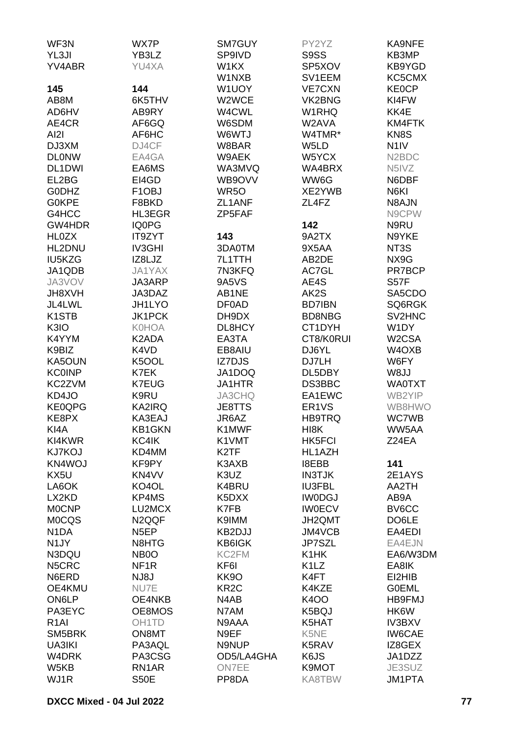WF3N
YL3JI
YV4ABR

**145**

AB8M
AD6HV
AE4CR
AI2I
DJ3XM
DL0NW
DL1DWI
EL2BG
G0DHZ
G0KPE
G4HCC
GW4HDR
HL0ZX
HL2DNU
IU5KZG
JA1QDB
JA3VOV
JH8XVH
JL4LWL
K1STB
K3IO
K4YYM
K9BIZ
KA5OUN
KC0INP
KC2ZVM
KD4JO
KE0QPG
KE8PX
KI4A
KI4KWR
KJ7KOJ
KN4WOJ
KX5U
LA6OK
LX2KD
M0CNP
M0CQS
N1DA
N1JY
N3DQU
N5CRC
N6ERD
OE4KMU
ON6LP
PA3EYC
R1AI
SM5BRK
UA3IKI
W4DRK
W5KB
WJ1R

WX7P
YB3LZ
YU4XA

**144**

6K5THV
AB9RY
AF6GQ
AF6HC
DJ4CF
EA4GA
EA6MS
EI4GD
F1OBJ
F8BKD
HL3EGR
IQ0PG
IT9ZYT
IV3GHI
IZ8LJZ
JA1YAX
JA3ARP
JA3DAZ
JH1LYO
JK1PCK
K0HOA
K2ADA
K4VD
K5OOL
K7EK
K7EUG
K9RU
KA2IRQ
KA3EAJ
KB1GKN
KC4IK
KD4MM
KF9PY
KN4VV
KO4OL
KP4MS
LU2MCX
N2QQF
N5EP
N8HTG
NB0O
NF1R
NJ8J
NU7E
OE4NKB
OE8MOS
OH1TD
ON8MT
PA3AQL
PA3CSG
RN1AR
S50E

SM7GUY
SP9IVD
W1KX
W1NXB
W1UOY
W2WCE
W4CWL
W6SDM
W6WTJ
W8BAR
W9AEK
WA3MVQ
WB9OVV
WR5O
ZL1ANF
ZP5FAF

**143**

3DA0TM
7L1TTH
7N3KFQ
9A5VS
AB1NE
DF0AD
DH9DX
DL8HCY
EA3TA
EB8AIU
IZ7DJS
JA1DOQ
JA1HTR
JA3CHQ
JE8TTS
JR6AZ
K1MWF
K1VMT
K2TF
K3AXB
K3UZ
K4BRU
K5DXX
K7FB
K9IMM
KB2DJJ
KB6IGK
KC2FM
KF6I
KK9O
KR2C
N4AB
N7AM
N9AAA
N9EF
N9NUP
OD5/LA4GHA
ON7EE
PP8DA

PY2YZ
S9SS
SP5XOV
SV1EEM
VE7CXN
VK2BNG
W1RHQ
W2AVA
W4TMR*
W5LD
W5YCX
WA4BRX
WW6G
XE2YWB
ZL4FZ

**142**

9A2TX
9X5AA
AB2DE
AC7GL
AE4S
AK2S
BD7IBN
BD8NBG
CT1DYH
CT8/K0RUI
DJ6YL
DJ7LH
DL5DBY
DS3BBC
EA1EWC
ER1VS
HB9TRQ
HI8K
HK5FCI
HL1AZH
I8EBB
IN3TJK
IU3FBL
IW0DGJ
IW0ECV
JH2QMT
JM4VCB
JP7SZL
K1HK
K1LZ
K4FT
K4KZE
K4OO
K5BQJ
K5HAT
K5NE
K5RAV
K6JS
K9MOT
KA8TBW

KA9NFE
KB3MP
KB9YGD
KC5CMX
KE0CP
KI4FW
KK4E
KM4FTK
KN8S
N1IV
N2BDC
N5IVZ
N6DBF
N6KI
N8AJN
N9CPW
N9RU
N9YKE
NT3S
NX9G
PR7BCP
S57F
SA5CDO
SQ6RGK
SV2HNC
W1DY
W2CSA
W4OXB
W6FY
W8JJ
WA0TXT
WB2YIP
WB8HWO
WC7WB
WW5AA
Z24EA

**141**

2E1AYS
AA2TH
AB9A
BV6CC
DO6LE
EA4EDI
EA4EJN
EA6/W3DM
EA8IK
EI2HIB
G0EML
HB9FMJ
HK6W
IV3BXV
IW6CAE
IZ8GEX
JA1DZZ
JE3SUZ
JM1PTA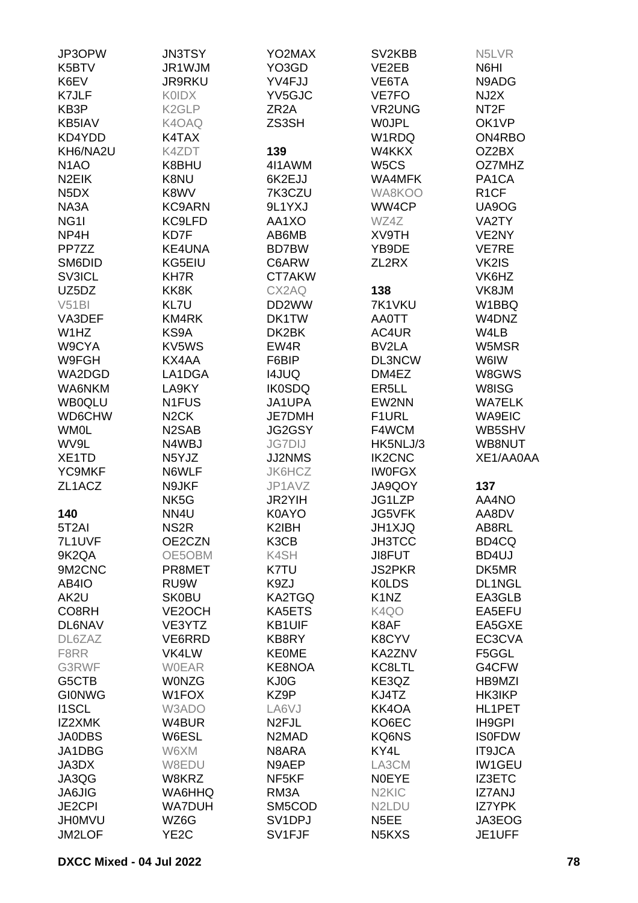JP3OPW
K5BTV
K6EV
K7JLF
KB3P
KB5IAV
KD4YDD
KH6/NA2U
N1AO
N2EIK
N5DX
NA3A
NG1I
NP4H
PP7ZZ
SM6DID
SV3ICL
UZ5DZ
V51BI
VA3DEF
W1HZ
W9CYA
W9FGH
WA2DGD
WA6NKM
WB0QLU
WD6CHW
WM0L
WV9L
XE1TD
YC9MKF
ZL1ACZ

**140**

5T2AI
7L1UVF
9K2QA
9M2CNC
AB4IO
AK2U
CO8RH
DL6NAV
DL6ZAZ
F8RR
G3RWF
G5CTB
GI0NWG
I1SCL
IZ2XMK
JA0DBS
JA1DBG
JA3DX
JA3QG
JA6JIG
JE2CPI
JH0MVU
JM2LOF
JN3TSY
JR1WJM
JR9RKU
K0IDX
K2GLP
K4OAQ
K4TAX
K4ZDT
K8BHU
K8NU
K8WV
KC9ARN
KC9LFD
KD7F
KE4UNA
KG5EIU
KH7R
KK8K
KL7U
KM4RK
KS9A
KV5WS
KX4AA
LA1DGA
LA9KY
N1FUS
N2CK
N2SAB
N4WBJ
N5YJZ
N6WLF
N9JKF
NK5G
NN4U
NS2R
OE2CZN
OE5OBM
PR8MET
RU9W
SK0BU
VE2OCH
VE3YTZ
VE6RRD
VK4LW
W0EAR
W0NZG
W1FOX
W3ADO
W4BUR
W6ESL
W6XM
W8EDU
W8KRZ
WA6HHQ
WA7DUH
WZ6G
YE2C
YO2MAX
YO3GD
YV4FJJ
YV5GJC
ZR2A
ZS3SH

**139**

4I1AWM
6K2EJJ
7K3CZU
9L1YXJ
AA1XO
AB6MB
BD7BW
C6ARW
CT7AKW
CX2AQ
DD2WW
DK1TW
DK2BK
EW4R
F6BIP
I4JUQ
IK0SDQ
JA1UPA
JE7DMH
JG2GSY
JG7DIJ
JJ2NMS
JK6HCZ
JP1AVZ
JR2YIH
K0AYO
K2IBH
K3CB
K4SH
K7TU
K9ZJ
KA2TGQ
KA5ETS
KB1UIF
KB8RY
KE0ME
KE8NOA
KJ0G
KZ9P
N2FJL
N2MAD
N8ARA
N9AEP
NF5KF
RM3A
SM5COD
SV1DPJ
SV1FJF
SV2KBB
VE2EB
VE6TA
VE7FO
VR2UNG
W0JPL
W1RDQ
W4KKX
W5CS
WA4MFK
WA8KOO
WW4CP
WZ4Z
XV9TH
YB9DE
ZL2RX

**138**

7K1VKU
AA0TT
AC4UR
BV2LA
DL3NCW
DM4EZ
ER5LL
EW2NN
F1URL
F4WCM
HK5NLJ/3
IK2CNC
IW0FGX
JA9QOY
JG1LZP
JG5VFK
JH1XJQ
JH3TCC
JI8FUT
JS2PKR
K0LDS
K1NZ
K4QO
K8AF
K8CYV
KA2ZNV
KC8LTL
KE3QZ
KJ4TZ
KK4OA
KO6EC
KQ6NS
KY4L
LA3CM
N0EYE
N2KIC
N2LDU
N5EE
N5KXS
N5LVR
N6HI
N9ADG
NJ2X
NT2F
OK1VP
ON4RBO
OZ2BX
OZ7MHZ
PA1CA
R1CF
UA9OG
VA2TY
VE2NY
VE7RE
VK2IS
VK6HZ
VK8JM
W1BBQ
W4DNZ
W4LB
W5MSR
W6IW
W8GWS
W8ISG
WA7ELK
WA9EIC
WB5SHV
WB8NUT
XE1/AA0AA

**137**

AA4NO
AA8DV
AB8RL
BD4CQ
BD4UJ
DK5MR
DL1NGL
EA3GLB
EA5EFU
EA5GXE
EC3CVA
F5GGL
G4CFW
HB9MZI
HK3IKP
HL1PET
IH9GPI
IS0FDW
IT9JCA
IW1GEU
IZ3ETC
IZ7ANJ
IZ7YPK
JA3EOG
JE1UFF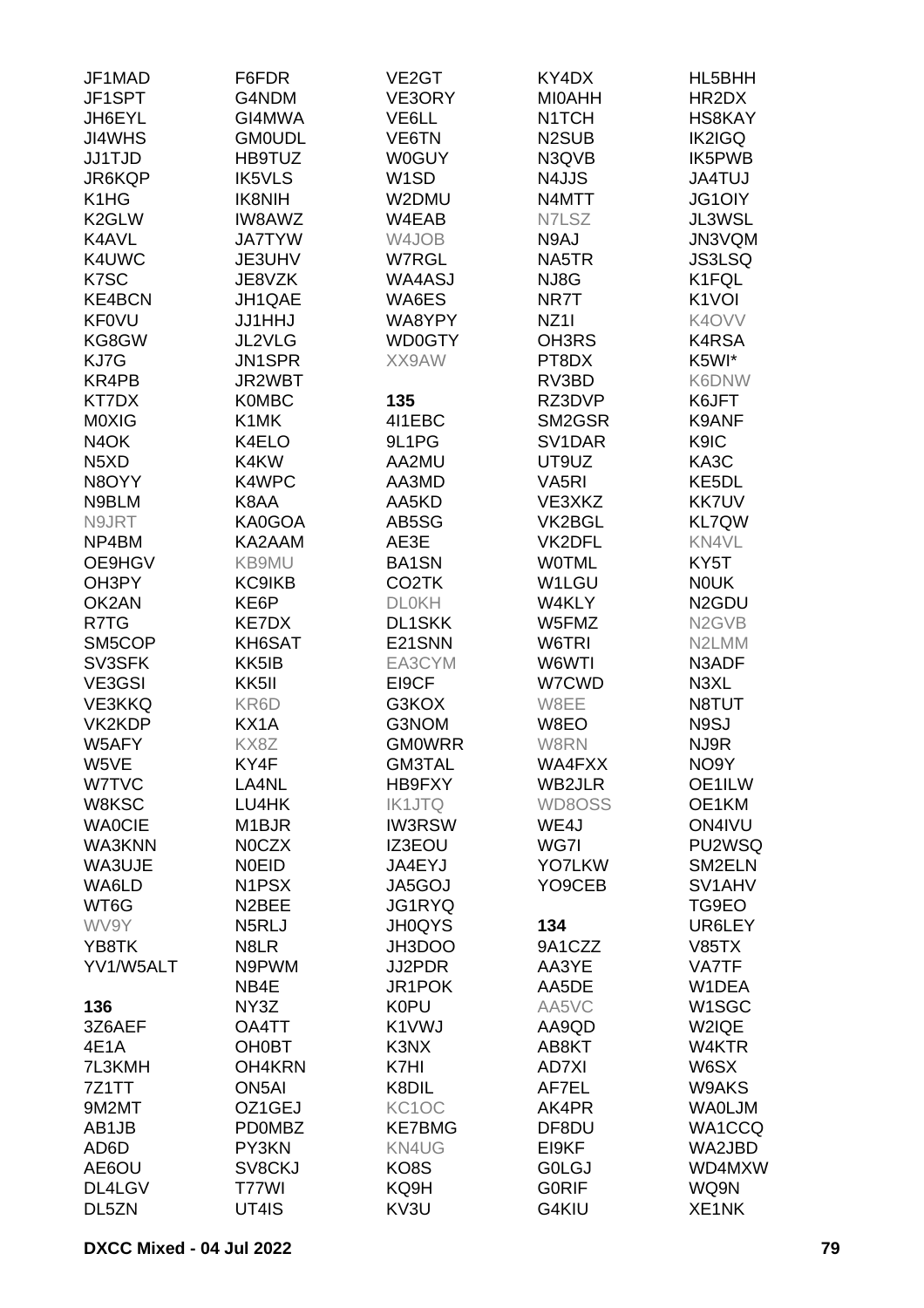JF1MAD
JF1SPT
JH6EYL
JI4WHS
JJ1TJD
JR6KQP
K1HG
K2GLW
K4AVL
K4UWC
K7SC
KE4BCN
KF0VU
KG8GW
KJ7G
KR4PB
KT7DX
M0XIG
N4OK
N5XD
N8OYY
N9BLM
N9JRT
NP4BM
OE9HGV
OH3PY
OK2AN
R7TG
SM5COP
SV3SFK
VE3GSI
VE3KKQ
VK2KDP
W5AFY
W5VE
W7TVC
W8KSC
WA0CIE
WA3KNN
WA3UJE
WA6LD
WT6G
WV9Y
YB8TK
YV1/W5ALT

**136**

3Z6AEF
4E1A
7L3KMH
7Z1TT
9M2MT
AB1JB
AD6D
AE6OU
DL4LGV
DL5ZN
F6FDR
G4NDM
GI4MWA
GM0UDL
HB9TUZ
IK5VLS
IK8NIH
IW8AWZ
JA7TYW
JE3UHV
JE8VZK
JH1QAE
JJ1HHJ
JL2VLG
JN1SPR
JR2WBT
K0MBC
K1MK
K4ELO
K4KW
K4WPC
K8AA
KA0GOA
KA2AAM
KB9MU
KC9IKB
KE6P
KE7DX
KH6SAT
KK5IB
KK5II
KR6D
KX1A
KX8Z
KY4F
LA4NL
LU4HK
M1BJR
N0CZX
N0EID
N1PSX
N2BEE
N5RLJ
N8LR
N9PWM
NB4E
NY3Z
OA4TT
OH0BT
OH4KRN
ON5AI
OZ1GEJ
PD0MBZ
PY3KN
SV8CKJ
T77WI
UT4IS
VE2GT
VE3ORY
VE6LL
VE6TN
W0GUY
W1SD
W2DMU
W4EAB
W4JOB
W7RGL
WA4ASJ
WA6ES
WA8YPY
WD0GTY
XX9AW

**135**

4I1EBC
9L1PG
AA2MU
AA3MD
AA5KD
AB5SG
AE3E
BA1SN
CO2TK
DL0KH
DL1SKK
E21SNN
EA3CYM
EI9CF
G3KOX
G3NOM
GM0WRR
GM3TAL
HB9FXY
IK1JTQ
IW3RSW
IZ3EOU
JA4EYJ
JA5GOJ
JG1RYQ
JH0QYS
JH3DOO
JJ2PDR
JR1POK
K0PU
K1VWJ
K3NX
K7HI
K8DIL
KC1OC
KE7BMG
KN4UG
KO8S
KQ9H
KV3U
KY4DX
MI0AHH
N1TCH
N2SUB
N3QVB
N4JJS
N4MTT
N7LSZ
N9AJ
NA5TR
NJ8G
NR7T
NZ1I
OH3RS
PT8DX
RV3BD
RZ3DVP
SM2GSR
SV1DAR
UT9UZ
VA5RI
VE3XKZ
VK2BGL
VK2DFL
W0TML
W1LGU
W4KLY
W5FMZ
W6TRI
W6WTI
W7CWD
W8EE
W8EO
W8RN
WA4FXX
WB2JLR
WD8OSS
WE4J
WG7I
YO7LKW
YO9CEB

**134**

9A1CZZ
AA3YE
AA5DE
AA5VC
AA9QD
AB8KT
AD7XI
AF7EL
AK4PR
DF8DU
EI9KF
G0LGJ
G0RIF
G4KIU
HL5BHH
HR2DX
HS8KAY
IK2IGQ
IK5PWB
JA4TUJ
JG1OIY
JL3WSL
JN3VQM
JS3LSQ
K1FQL
K1VOI
K4OVV
K4RSA
K5WI*
K6DNW
K6JFT
K9ANF
K9IC
KA3C
KE5DL
KK7UV
KL7QW
KN4VL
KY5T
N0UK
N2GDU
N2GVB
N2LMM
N3ADF
N3XL
N8TUT
N9SJ
NJ9R
NO9Y
OE1ILW
OE1KM
ON4IVU
PU2WSQ
SM2ELN
SV1AHV
TG9EO
UR6LEY
V85TX
VA7TF
W1DEA
W1SGC
W2IQE
W4KTR
W6SX
W9AKS
WA0LJM
WA1CCQ
WA2JBD
WD4MXW
WQ9N
XE1NK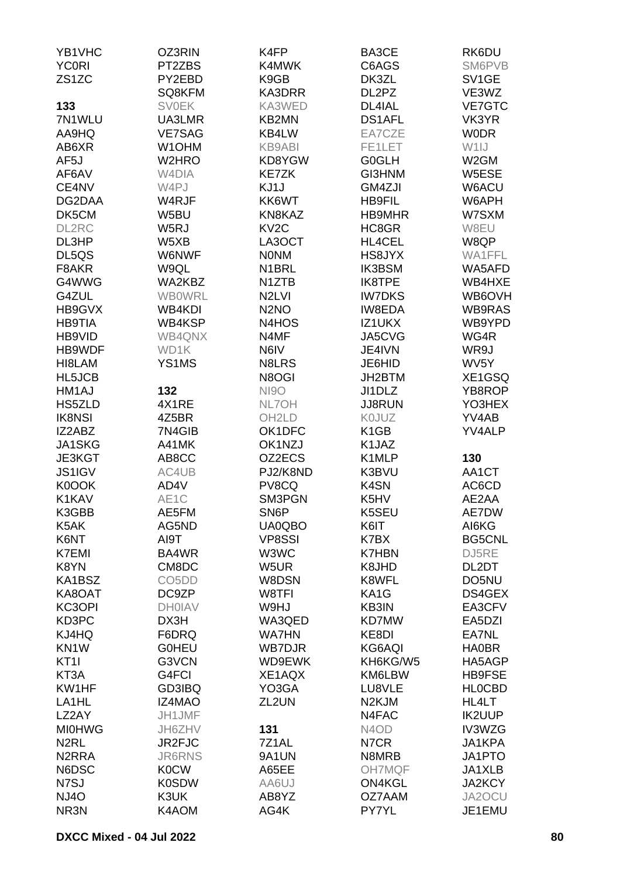YB1VHC
YC0RI
ZS1ZC

**133**

7N1WLU
AA9HQ
AB6XR
AF5J
AF6AV
CE4NV
DG2DAA
DK5CM
DL2RC
DL3HP
DL5QS
F8AKR
G4WWG
G4ZUL
HB9GVX
HB9TIA
HB9VID
HB9WDF
HI8LAM
HL5JCB
HM1AJ
HS5ZLD
IK8NSI
IZ2ABZ
JA1SKG
JE3KGT
JS1IGV
K0OOK
K1KAV
K3GBB
K5AK
K6NT
K7EMI
K8YN
KA1BSZ
KA8OAT
KC3OPI
KD3PC
KJ4HQ
KN1W
KT1I
KT3A
KW1HF
LA1HL
LZ2AY
MI0HWG
N2RL
N2RRA
N6DSC
N7SJ
NJ4O
NR3N

OZ3RIN
PT2ZBS
PY2EBD
SQ8KFM
SV0EK
UA3LMR
VE7SAG
W1OHM
W2HRO
W4DIA
W4PJ
W4RJF
W5BU
W5RJ
W5XB
W6NWF
W9QL
WA2KBZ
WB0WRL
WB4KDI
WB4KSP
WB4QNX
WD1K
YS1MS

**132**

4X1RE
4Z5BR
7N4GIB
A41MK
AB8CC
AC4UB
AD4V
AE1C
AE5FM
AG5ND
AI9T
BA4WR
CM8DC
CO5DD
DC9ZP
DH0IAV
DX3H
F6DRQ
G0HEU
G3VCN
G4FCI
GD3IBQ
IZ4MAO
JH1JMF
JH6ZHV
JR2FJC
JR6RNS
K0CW
K0SDW
K3UK
K4AOM

K4FP
K4MWK
K9GB
KA3DRR
KA3WED
KB2MN
KB4LW
KB9ABI
KD8YGW
KE7ZK
KJ1J
KK6WT
KN8KAZ
KV2C
LA3OCT
N0NM
N1BRL
N1ZTB
N2LVI
N2NO
N4HOS
N4MF
N6IV
N8LRS
N8OGI
NI9O
NL7OH
OH2LD
OK1DFC
OK1NZJ
OZ2ECS
PJ2/K8ND
PV8CQ
SM3PGN
SN6P
UA0QBO
VP8SSI
W3WC
W5UR
W8DSN
W8TFI
W9HJ
WA3QED
WA7HN
WB7DJR
WD9EWK
XE1AQX
YO3GA
ZL2UN

**131**

7Z1AL
9A1UN
A65EE
AA6UJ
AB8YZ
AG4K

BA3CE
C6AGS
DK3ZL
DL2PZ
DL4IAL
DS1AFL
EA7CZE
FE1LET
G0GLH
GI3HNM
GM4ZJI
HB9FIL
HB9MHR
HC8GR
HL4CEL
HS8JYX
IK3BSM
IK8TPE
IW7DKS
IW8EDA
IZ1UKX
JA5CVG
JE4IVN
JE6HID
JH2BTM
JI1DLZ
JJ8RUN
K0JUZ
K1GB
K1JAZ
K1MLP
K3BVU
K4SN
K5HV
K5SEU
K6IT
K7BX
K7HBN
K8JHD
K8WFL
KA1G
KB3IN
KD7MW
KE8DI
KG6AQI
KH6KG/W5
KM6LBW
LU8VLE
N2KJM
N4FAC
N4OD
N7CR
N8MRB
OH7MQF
ON4KGL
OZ7AAM
PY7YL

RK6DU
SM6PVB
SV1GE
VE3WZ
VE7GTC
VK3YR
W0DR
W1IJ
W2GM
W5ESE
W6ACU
W6APH
W7SXM
W8EU
W8QP
WA1FFL
WA5AFD
WB4HXE
WB6OVH
WB9RAS
WB9YPD
WG4R
WR9J
WV5Y
XE1GSQ
YB8ROP
YO3HEX
YV4AB
YV4ALP

**130**

AA1CT
AC6CD
AE2AA
AE7DW
AI6KG
BG5CNL
DJ5RE
DL2DT
DO5NU
DS4GEX
EA3CFV
EA5DZI
EA7NL
HA0BR
HA5AGP
HB9FSE
HL0CBD
HL4LT
IK2UUP
IV3WZG
JA1KPA
JA1PTO
JA1XLB
JA2KCY
JA2OCU
JE1EMU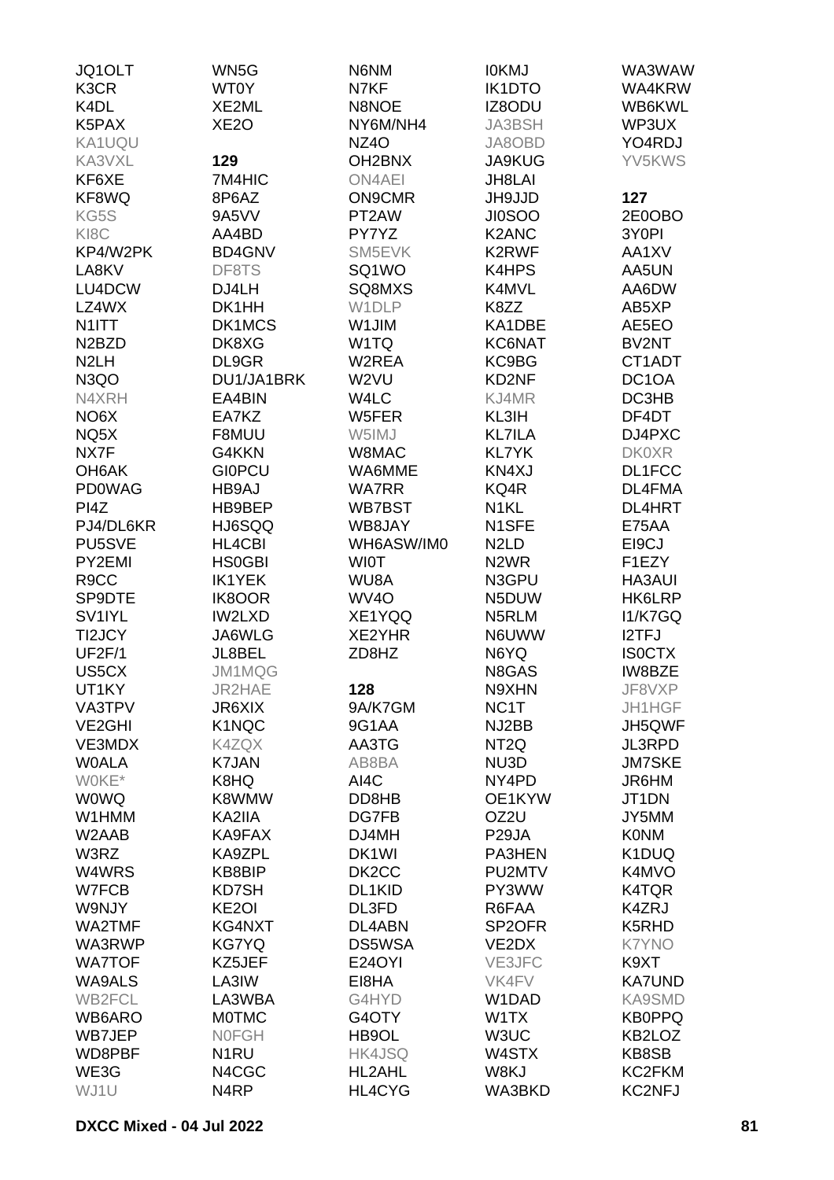JQ1OLT
K3CR
K4DL
K5PAX
KA1UQU
KA3VXL
KF6XE
KF8WQ
KG5S
KI8C
KP4/W2PK
LA8KV
LU4DCW
LZ4WX
N1ITT
N2BZD
N2LH
N3QO
N4XRH
NO6X
NQ5X
NX7F
OH6AK
PD0WAG
PI4Z
PJ4/DL6KR
PU5SVE
PY2EMI
R9CC
SP9DTE
SV1IYL
TI2JCY
UF2F/1
US5CX
UT1KY
VA3TPV
VE2GHI
VE3MDX
W0ALA
W0KE*
W0WQ
W1HMM
W2AAB
W3RZ
W4WRS
W7FCB
W9NJY
WA2TMF
WA3RWP
WA7TOF
WA9ALS
WB2FCL
WB6ARO
WB7JEP
WD8PBF
WE3G
WJ1U
WN5G
WT0Y
XE2ML
XE2O

**129**

7M4HIC
8P6AZ
9A5VV
AA4BD
BD4GNV
DF8TS
DJ4LH
DK1HH
DK1MCS
DK8XG
DL9GR
DU1/JA1BRK
EA4BIN
EA7KZ
F8MUU
G4KKN
GI0PCU
HB9AJ
HB9BEP
HJ6SQQ
HL4CBI
HS0GBI
IK1YEK
IK8OOR
IW2LXD
JA6WLG
JL8BEL
JM1MQG
JR2HAE
JR6XIX
K1NQC
K4ZQX
K7JAN
K8HQ
K8WMW
KA2IIA
KA9FAX
KA9ZPL
KB8BIP
KD7SH
KE2OI
KG4NXT
KG7YQ
KZ5JEF
LA3IW
LA3WBA
M0TMC
N0FGH
N1RU
N4CGC
N4RP
N6NM
N7KF
N8NOE
NY6M/NH4
NZ4O
OH2BNX
ON4AEI
ON9CMR
PT2AW
PY7YZ
SM5EVK
SQ1WO
SQ8MXS
W1DLP
W1JIM
W1TQ
W2REA
W2VU
W4LC
W5FER
W5IMJ
W8MAC
WA6MME
WA7RR
WB7BST
WB8JAY
WH6ASW/IM0
WI0T
WU8A
WV4O
XE1YQQ
XE2YHR
ZD8HZ

**128**

9A/K7GM
9G1AA
AA3TG
AB8BA
AI4C
DD8HB
DG7FB
DJ4MH
DK1WI
DK2CC
DL1KID
DL3FD
DL4ABN
DS5WSA
E24OYI
EI8HA
G4HYD
G4OTY
HB9OL
HK4JSQ
HL2AHL
HL4CYG
I0KMJ
IK1DTO
IZ8ODU
JA3BSH
JA8OBD
JA9KUG
JH8LAI
JH9JJD
JI0SOO
K2ANC
K2RWF
K4HPS
K4MVL
K8ZZ
KA1DBE
KC6NAT
KC9BG
KD2NF
KJ4MR
KL3IH
KL7ILA
KL7YK
KN4XJ
KQ4R
N1KL
N1SFE
N2LD
N2WR
N3GPU
N5DUW
N5RLM
N6UWW
N6YQ
N8GAS
N9XHN
NC1T
NJ2BB
NT2Q
NU3D
NY4PD
OE1KYW
OZ2U
P29JA
PA3HEN
PU2MTV
PY3WW
R6FAA
SP2OFR
VE2DX
VE3JFC
VK4FV
W1DAD
W1TX
W3UC
W4STX
W8KJ
WA3BKD
WA3WAW
WA4KRW
WB6KWL
WP3UX
YO4RDJ
YV5KWS

**127**

2E0OBO
3Y0PI
AA1XV
AA5UN
AA6DW
AB5XP
AE5EO
BV2NT
CT1ADT
DC1OA
DC3HB
DF4DT
DJ4PXC
DK0XR
DL1FCC
DL4FMA
DL4HRT
E75AA
EI9CJ
F1EZY
HA3AUI
HK6LRP
I1/K7GQ
I2TFJ
IS0CTX
IW8BZE
JF8VXP
JH1HGF
JH5QWF
JL3RPD
JM7SKE
JR6HM
JT1DN
JY5MM
K0NM
K1DUQ
K4MVO
K4TQR
K4ZRJ
K5RHD
K7YNO
K9XT
KA7UND
KA9SMD
KB0PPQ
KB2LOZ
KB8SB
KC2FKM
KC2NFJ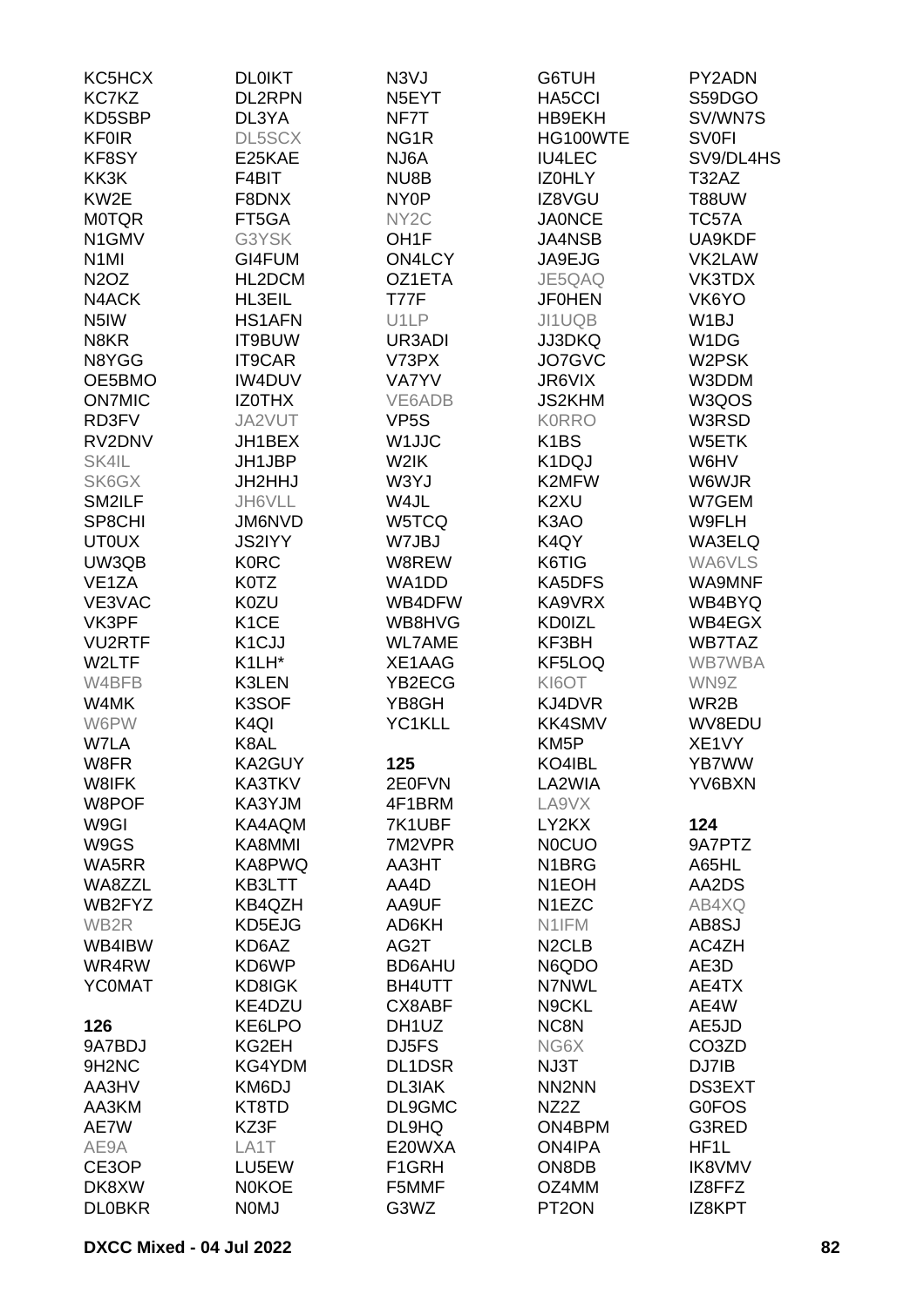KC5HCX
KC7KZ
KD5SBP
KF0IR
KF8SY
KK3K
KW2E
M0TQR
N1GMV
N1MI
N2OZ
N4ACK
N5IW
N8KR
N8YGG
OE5BMO
ON7MIC
RD3FV
RV2DNV
SK4IL
SK6GX
SM2ILF
SP8CHI
UT0UX
UW3QB
VE1ZA
VE3VAC
VK3PF
VU2RTF
W2LTF
W4BFB
W4MK
W6PW
W7LA
W8FR
W8IFK
W8POF
W9GI
W9GS
WA5RR
WA8ZZL
WB2FYZ
WB2R
WB4IBW
WR4RW
YC0MAT

**126**
9A7BDJ
9H2NC
AA3HV
AA3KM
AE7W
AE9A
CE3OP
DK8XW
DL0BKR
DL0IKT
DL2RPN
DL3YA
DL5SCX
E25KAE
F4BIT
F8DNX
FT5GA
G3YSK
GI4FUM
HL2DCM
HL3EIL
HS1AFN
IT9BUW
IT9CAR
IW4DUV
IZ0THX
JA2VUT
JH1BEX
JH1JBP
JH2HHJ
JH6VLL
JM6NVD
JS2IYY
K0RC
K0TZ
K0ZU
K1CE
K1CJJ
K1LH*
K3LEN
K3SOF
K4QI
K8AL
KA2GUY
KA3TKV
KA3YJM
KA4AQM
KA8MMI
KA8PWQ
KB3LTT
KB4QZH
KD5EJG
KD6AZ
KD6WP
KD8IGK
KE4DZU
KE6LPO
KG2EH
KG4YDM
KM6DJ
KT8TD
KZ3F
LA1T
LU5EW
N0KOE
N0MJ
N3VJ
N5EYT
NF7T
NG1R
NJ6A
NU8B
NY0P
NY2C
OH1F
ON4LCY
OZ1ETA
T77F
U1LP
UR3ADI
V73PX
VA7YV
VE6ADB
VP5S
W1JJC
W2IK
W3YJ
W4JL
W5TCQ
W7JBJ
W8REW
WA1DD
WB4DFW
WB8HVG
WL7AME
XE1AAG
YB2ECG
YB8GH
YC1KLL

**125**
2E0FVN
4F1BRM
7K1UBF
7M2VPR
AA3HT
AA4D
AA9UF
AD6KH
AG2T
BD6AHU
BH4UTT
CX8ABF
DH1UZ
DJ5FS
DL1DSR
DL3IAK
DL9GMC
DL9HQ
E20WXA
F1GRH
F5MMF
G3WZ
G6TUH
HA5CCI
HB9EKH
HG100WTE
IU4LEC
IZ0HLY
IZ8VGU
JA0NCE
JA4NSB
JA9EJG
JE5QAQ
JF0HEN
JI1UQB
JJ3DKQ
JO7GVC
JR6VIX
JS2KHM
K0RRO
K1BS
K1DQJ
K2MFW
K2XU
K3AO
K4QY
K6TIG
KA5DFS
KA9VRX
KD0IZL
KF3BH
KF5LOQ
KI6OT
KJ4DVR
KK4SMV
KM5P
KO4IBL
LA2WIA
LA9VX
LY2KX
N0CUO
N1BRG
N1EOH
N1EZC
N1IFM
N2CLB
N6QDO
N7NWL
N9CKL
NC8N
NG6X
NJ3T
NN2NN
NZ2Z
ON4BPM
ON4IPA
ON8DB
OZ4MM
PT2ON
PY2ADN
S59DGO
SV/WN7S
SV0FI
SV9/DL4HS
T32AZ
T88UW
TC57A
UA9KDF
VK2LAW
VK3TDX
VK6YO
W1BJ
W1DG
W2PSK
W3DDM
W3QOS
W3RSD
W5ETK
W6HV
W6WJR
W7GEM
W9FLH
WA3ELQ
WA6VLS
WA9MNF
WB4BYQ
WB4EGX
WB7TAZ
WB7WBA
WN9Z
WR2B
WV8EDU
XE1VY
YB7WW
YV6BXN

**124**
9A7PTZ
A65HL
AA2DS
AB4XQ
AB8SJ
AC4ZH
AE3D
AE4TX
AE4W
AE5JD
CO3ZD
DJ7IB
DS3EXT
G0FOS
G3RED
HF1L
IK8VMV
IZ8FFZ
IZ8KPT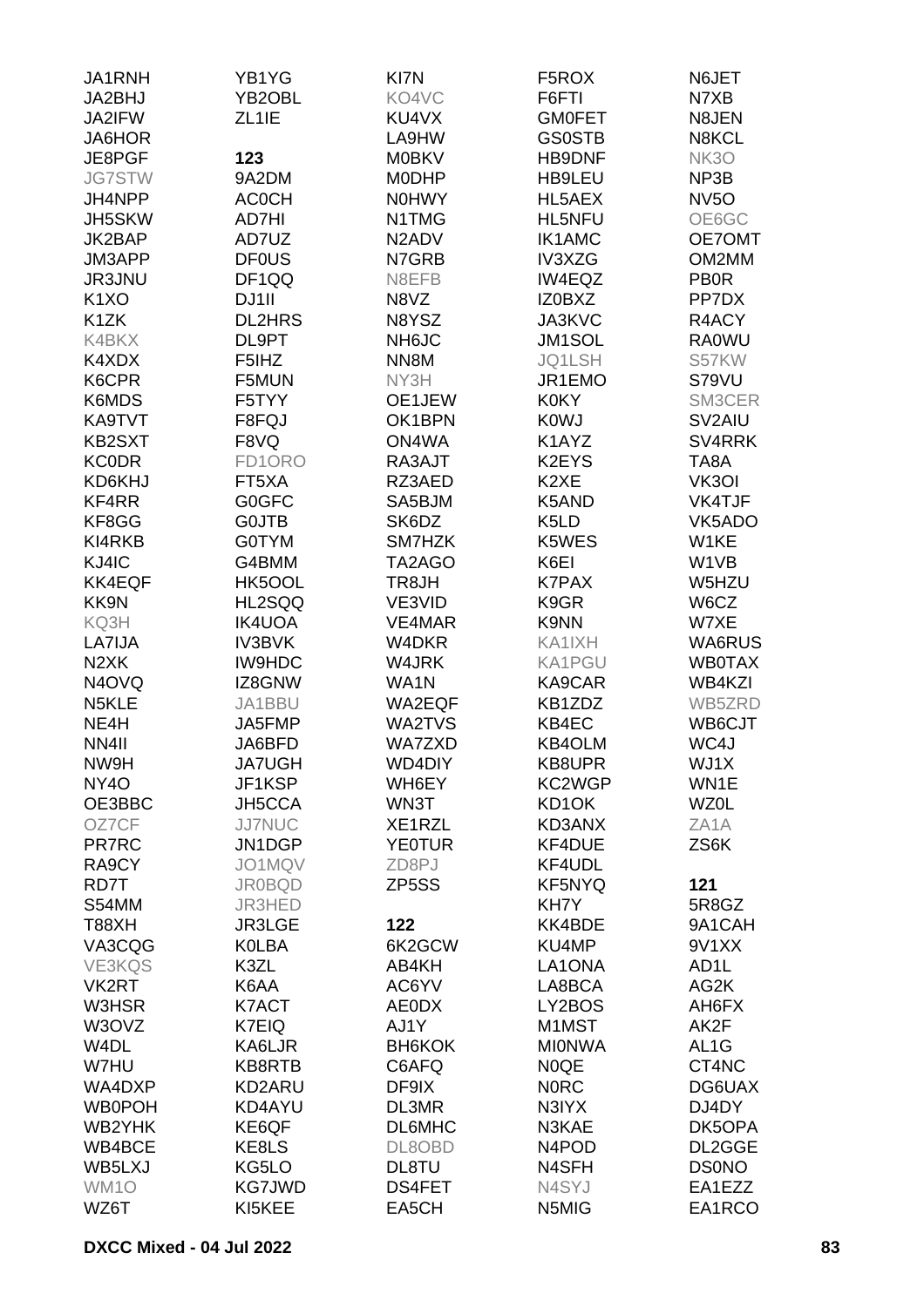JA1RNH
JA2BHJ
JA2IFW
JA6HOR
JE8PGF
JG7STW
JH4NPP
JH5SKW
JK2BAP
JM3APP
JR3JNU
K1XO
K1ZK
K4BKX
K4XDX
K6CPR
K6MDS
KA9TVT
KB2SXT
KC0DR
KD6KHJ
KF4RR
KF8GG
KI4RKB
KJ4IC
KK4EQF
KK9N
KQ3H
LA7IJA
N2XK
N4OVQ
N5KLE
NE4H
NN4II
NW9H
NY4O
OE3BBC
OZ7CF
PR7RC
RA9CY
RD7T
S54MM
T88XH
VA3CQG
VE3KQS
VK2RT
W3HSR
W3OVZ
W4DL
W7HU
WA4DXP
WB0POH
WB2YHK
WB4BCE
WB5LXJ
WM1O
WZ6T

YB1YG
YB2OBL
ZL1IE

**123**
9A2DM
AC0CH
AD7HI
AD7UZ
DF0US
DF1QQ
DJ1II
DL2HRS
DL9PT
F5IHZ
F5MUN
F5TYY
F8FQJ
F8VQ
FD1ORO
FT5XA
G0GFC
G0JTB
G0TYM
G4BMM
HK5OOL
HL2SQQ
IK4UOA
IV3BVK
IW9HDC
IZ8GNW
JA1BBU
JA5FMP
JA6BFD
JA7UGH
JF1KSP
JH5CCA
JJ7NUC
JN1DGP
JO1MQV
JR0BQD
JR3HED
JR3LGE
K0LBA
K3ZL
K6AA
K7ACT
K7EIQ
KA6LJR
KB8RTB
KD2ARU
KD4AYU
KE6QF
KE8LS
KG5LO
KG7JWD
KI5KEE

KI7N
KO4VC
KU4VX
LA9HW
M0BKV
M0DHP
N0HWY
N1TMG
N2ADV
N7GRB
N8EFB
N8VZ
N8YSZ
NH6JC
NN8M
NY3H
OE1JEW
OK1BPN
ON4WA
RA3AJT
RZ3AED
SA5BJM
SK6DZ
SM7HZK
TA2AGO
TR8JH
VE3VID
VE4MAR
W4DKR
W4JRK
WA1N
WA2EQF
WA2TVS
WA7ZXD
WD4DIY
WH6EY
WN3T
XE1RZL
YE0TUR
ZD8PJ
ZP5SS

**122**
6K2GCW
AB4KH
AC6YV
AE0DX
AJ1Y
BH6KOK
C6AFQ
DF9IX
DL3MR
DL6MHC
DL8OBD
DL8TU
DS4FET
EA5CH

F5ROX
F6FTI
GM0FET
GS0STB
HB9DNF
HB9LEU
HL5AEX
HL5NFU
IK1AMC
IV3XZG
IW4EQZ
IZ0BXZ
JA3KVC
JM1SOL
JQ1LSH
JR1EMO
K0KY
K0WJ
K1AYZ
K2EYS
K2XE
K5AND
K5LD
K5WES
K6EI
K7PAX
K9GR
K9NN
KA1IXH
KA1PGU
KA9CAR
KB1ZDZ
KB4EC
KB4OLM
KB8UPR
KC2WGP
KD1OK
KD3ANX
KF4DUE
KF4UDL
KF5NYQ
KH7Y
KK4BDE
KU4MP
LA1ONA
LA8BCA
LY2BOS
M1MST
MI0NWA
N0QE
N0RC
N3IYX
N3KAE
N4POD
N4SFH
N4SYJ
N5MIG

N6JET
N7XB
N8JEN
N8KCL
NK3O
NP3B
NV5O
OE6GC
OE7OMT
OM2MM
PB0R
PP7DX
R4ACY
RA0WU
S57KW
S79VU
SM3CER
SV2AIU
SV4RRK
TA8A
VK3OI
VK4TJF
VK5ADO
W1KE
W1VB
W5HZU
W6CZ
W7XE
WA6RUS
WB0TAX
WB4KZI
WB5ZRD
WB6CJT
WC4J
WJ1X
WN1E
WZ0L
ZA1A
ZS6K

**121**
5R8GZ
9A1CAH
9V1XX
AD1L
AG2K
AH6FX
AK2F
AL1G
CT4NC
DG6UAX
DJ4DY
DK5OPA
DL2GGE
DS0NO
EA1EZZ
EA1RCO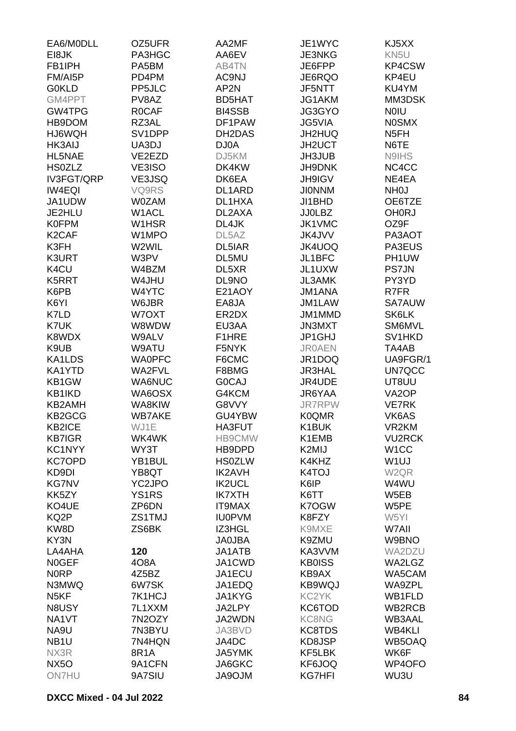EA6/M0DLL
EI8JK
FB1IPH
FM/AI5P
G0KLD
GM4PPT
GW4TPG
HB9DOM
HJ6WQH
HK3AIJ
HL5NAE
HS0ZLZ
IV3FGT/QRP
IW4EQI
JA1UDW
JE2HLU
K0FPM
K2CAF
K3FH
K3URT
K4CU
K5RRT
K6PB
K6YI
K7LD
K7UK
K8WDX
K9UB
KA1LDS
KA1YTD
KB1GW
KB1IKD
KB2AMH
KB2GCG
KB2ICE
KB7IGR
KC1NYY
KC7OPD
KD9DI
KG7NV
KK5ZY
KO4UE
KQ2P
KW8D
KY3N
LA4AHA
N0GEF
N0RP
N3MWQ
N5KF
N8USY
NA1VT
NA9U
NB1U
NX3R
NX5O
ON7HU
OZ5UFR
PA3HGC
PA5BM
PD4PM
PP5JLC
PV8AZ
R0CAF
RZ3AL
SV1DPP
UA3DJ
VE2EZD
VE3ISO
VE3JSQ
VQ9RS
W0ZAM
W1ACL
W1HSR
W1MPO
W2WIL
W3PV
W4BZM
W4JHU
W4YTC
W6JBR
W7OXT
W8WDW
W9ALV
W9ATU
WA0PFC
WA2FVL
WA6NUC
WA6OSX
WA8KIW
WB7AKE
WJ1E
WK4WK
WY3T
YB1BUL
YB8QT
YC2JPO
YS1RS
ZP6DN
ZS1TMJ
ZS6BK

**120**

4O8A
4Z5BZ
6W7SK
7K1HCJ
7L1XXM
7N2OZY
7N3BYU
7N4HQN
8R1A
9A1CFN
9A7SIU
AA2MF
AA6EV
AB4TN
AC9NJ
AP2N
BD5HAT
BI4SSB
DF1PAW
DH2DAS
DJ0A
DJ5KM
DK4KW
DK6EA
DL1ARD
DL1HXA
DL2AXA
DL4JK
DL5AZ
DL5IAR
DL5MU
DL5XR
DL9NO
E21AOY
EA8JA
ER2DX
EU3AA
F1HRE
F5NYK
F6CMC
F8BMG
G0CAJ
G4KCM
G8VVY
GU4YBW
HA3FUT
HB9CMW
HB9DPD
HS0ZLW
IK2AVH
IK2UCL
IK7XTH
IT9MAX
IU0PVM
IZ3HGL
JA0JBA
JA1ATB
JA1CWD
JA1ECU
JA1EDQ
JA1KYG
JA2LPY
JA2WDN
JA3BVD
JA4DC
JA5YMK
JA6GKC
JA9OJM
JE1WYC
JE3NKG
JE6FPP
JE6RQO
JF5NTT
JG1AKM
JG3GYO
JG5VIA
JH2HUQ
JH2UCT
JH3JUB
JH9DNK
JH9IGV
JI0NNM
JI1BHD
JJ0LBZ
JK1VMC
JK4JVV
JK4UOQ
JL1BFC
JL1UXW
JL3AMK
JM1ANA
JM1LAW
JM1MMD
JN3MXT
JP1GHJ
JR0AEN
JR1DOQ
JR3HAL
JR4UDE
JR6YAA
JR7RPW
K0QMR
K1BUK
K1EMB
K2MIJ
K4KHZ
K4TOJ
K6IP
K6TT
K7OGW
K8FZY
K9MXE
K9ZMU
KA3VVM
KB0ISS
KB9AX
KB9WQJ
KC2YK
KC6TOD
KC8NG
KC8TDS
KD8JSP
KF5LBK
KF6JOQ
KG7HFI
KJ5XX
KN5U
KP4CSW
KP4EU
KU4YM
MM3DSK
N0IU
N0SMX
N5FH
N6TE
N9IHS
NC4CC
NE4EA
NH0J
OE6TZE
OH0RJ
OZ9F
PA3AOT
PA3EUS
PH1UW
PS7JN
PY3YD
R7FR
SA7AUW
SK6LK
SM6MVL
SV1HKD
TA4AB
UA9FGR/1
UN7QCC
UT8UU
VA2OP
VE7RK
VK6AS
VR2KM
VU2RCK
W1CC
W1UJ
W2QR
W4WU
W5EB
W5PE
W5YI
W7AII
W9BNO
WA2DZU
WA2LGZ
WA5CAM
WA9ZPL
WB1FLD
WB2RCB
WB3AAL
WB4KLI
WB5OAQ
WK6F
WP4OFO
WU3U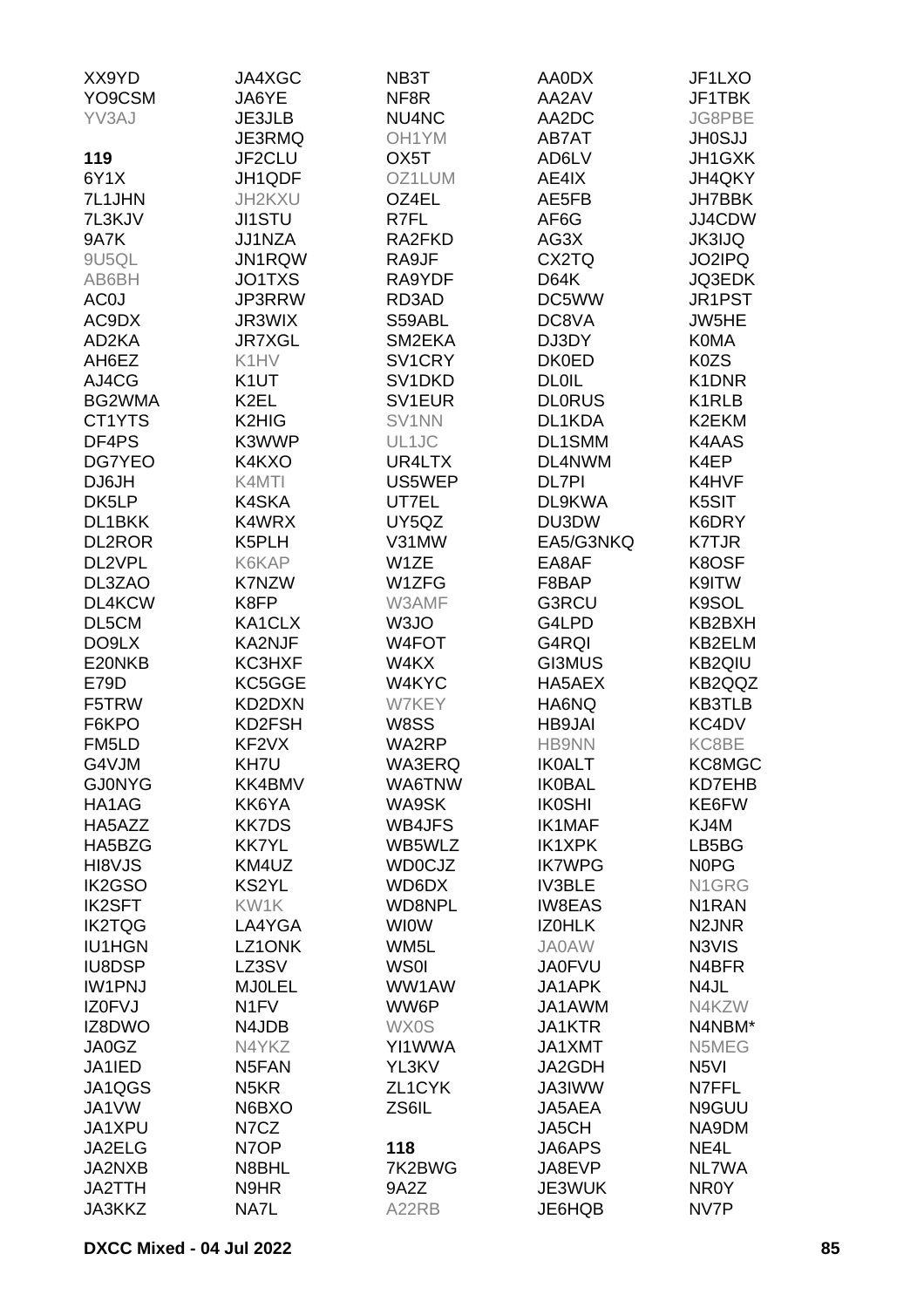XX9YD
YO9CSM
YV3AJ

**119**

6Y1X
7L1JHN
7L3KJV
9A7K
9U5QL
AB6BH
AC0J
AC9DX
AD2KA
AH6EZ
AJ4CG
BG2WMA
CT1YTS
DF4PS
DG7YEO
DJ6JH
DK5LP
DL1BKK
DL2ROR
DL2VPL
DL3ZAO
DL4KCW
DL5CM
DO9LX
E20NKB
E79D
F5TRW
F6KPO
FM5LD
G4VJM
GJ0NYG
HA1AG
HA5AZZ
HA5BZG
HI8VJS
IK2GSO
IK2SFT
IK2TQG
IU1HGN
IU8DSP
IW1PNJ
IZ0FVJ
IZ8DWO
JA0GZ
JA1IED
JA1QGS
JA1VW
JA1XPU
JA2ELG
JA2NXB
JA2TTH
JA3KKZ
JA4XGC
JA6YE
JE3JLB
JE3RMQ
JF2CLU
JH1QDF
JH2KXU
JI1STU
JJ1NZA
JN1RQW
JO1TXS
JP3RRW
JR3WIX
JR7XGL
K1HV
K1UT
K2EL
K2HIG
K3WWP
K4KXO
K4MTI
K4SKA
K4WRX
K5PLH
K6KAP
K7NZW
K8FP
KA1CLX
KA2NJF
KC3HXF
KC5GGE
KD2DXN
KD2FSH
KF2VX
KH7U
KK4BMV
KK6YA
KK7DS
KK7YL
KM4UZ
KS2YL
KW1K
LA4YGA
LZ1ONK
LZ3SV
MJ0LEL
N1FV
N4JDB
N4YKZ
N5FAN
N5KR
N6BXO
N7CZ
N7OP
N8BHL
N9HR
NA7L
NB3T
NF8R
NU4NC
OH1YM
OX5T
OZ1LUM
OZ4EL
R7FL
RA2FKD
RA9JF
RA9YDF
RD3AD
S59ABL
SM2EKA
SV1CRY
SV1DKD
SV1EUR
SV1NN
UL1JC
UR4LTX
US5WEP
UT7EL
UY5QZ
V31MW
W1ZE
W1ZFG
W3AMF
W3JO
W4FOT
W4KX
W4KYC
W7KEY
W8SS
WA2RP
WA3ERQ
WA6TNW
WA9SK
WB4JFS
WB5WLZ
WD0CJZ
WD6DX
WD8NPL
WI0W
WM5L
WS0I
WW1AW
WW6P
WX0S
YI1WWA
YL3KV
ZL1CYK
ZS6IL

**118**

7K2BWG
9A2Z
A22RB
AA0DX
AA2AV
AA2DC
AB7AT
AD6LV
AE4IX
AE5FB
AF6G
AG3X
CX2TQ
D64K
DC5WW
DC8VA
DJ3DY
DK0ED
DL0IL
DL0RUS
DL1KDA
DL1SMM
DL4NWM
DL7PI
DL9KWA
DU3DW
EA5/G3NKQ
EA8AF
F8BAP
G3RCU
G4LPD
G4RQI
GI3MUS
HA5AEX
HA6NQ
HB9JAI
HB9NN
IK0ALT
IK0BAL
IK0SHI
IK1MAF
IK1XPK
IK7WPG
IV3BLE
IW8EAS
IZ0HLK
JA0AW
JA0FVU
JA1APK
JA1AWM
JA1KTR
JA1XMT
JA2GDH
JA3IWW
JA5AEA
JA5CH
JA6APS
JA8EVP
JE3WUK
JE6HQB
JF1LXO
JF1TBK
JG8PBE
JH0SJJ
JH1GXK
JH4QKY
JH7BBK
JJ4CDW
JK3IJQ
JO2IPQ
JQ3EDK
JR1PST
JW5HE
K0MA
K0ZS
K1DNR
K1RLB
K2EKM
K4AAS
K4EP
K4HVF
K5SIT
K6DRY
K7TJR
K8OSF
K9ITW
K9SOL
KB2BXH
KB2ELM
KB2QIU
KB2QQZ
KB3TLB
KC4DV
KC8BE
KC8MGC
KD7EHB
KE6FW
KJ4M
LB5BG
N0PG
N1GRG
N1RAN
N2JNR
N3VIS
N4BFR
N4JL
N4KZW
N4NBM*
N5MEG
N5VI
N7FFL
N9GUU
NA9DM
NE4L
NL7WA
NR0Y
NV7P

**DXCC Mixed - 04 Jul 2022**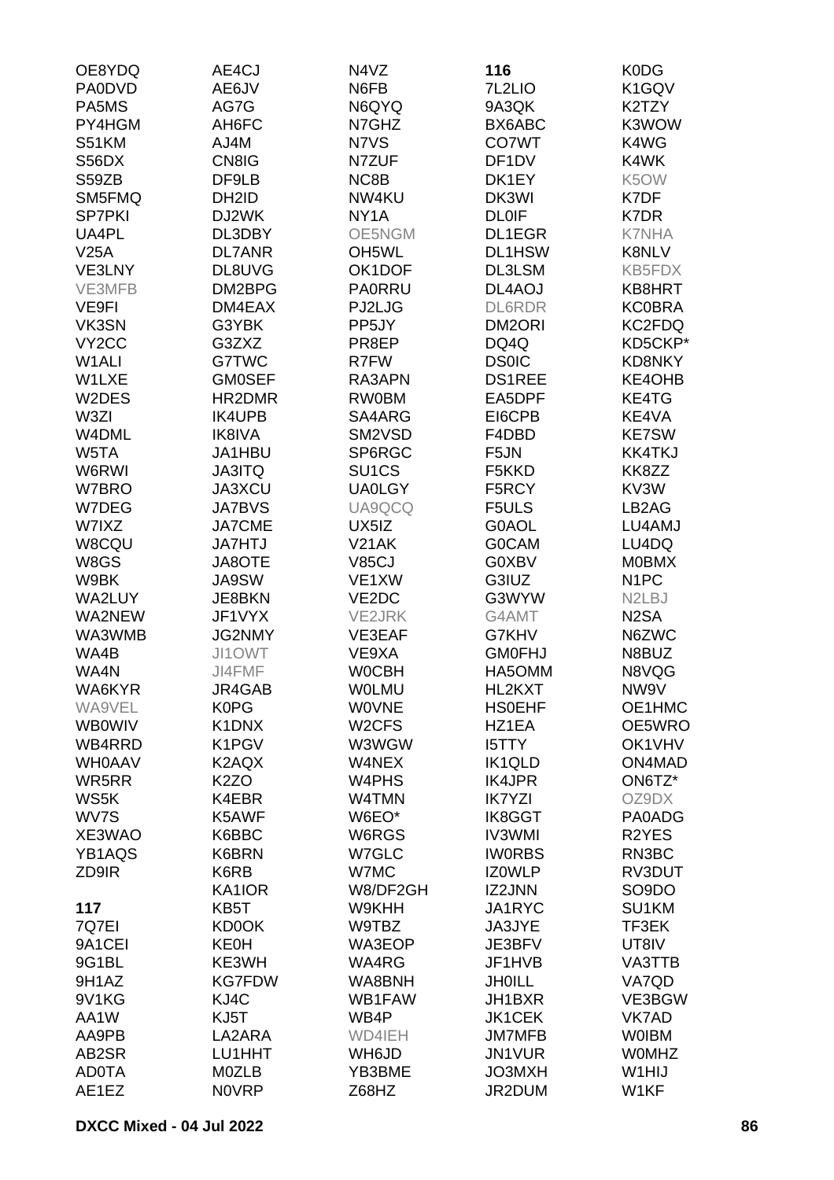OE8YDQ
PA0DVD
PA5MS
PY4HGM
S51KM
S56DX
S59ZB
SM5FMQ
SP7PKI
UA4PL
V25A
VE3LNY
VE3MFB
VE9FI
VK3SN
VY2CC
W1ALI
W1LXE
W2DES
W3ZI
W4DML
W5TA
W6RWI
W7BRO
W7DEG
W7IXZ
W8CQU
W8GS
W9BK
WA2LUY
WA2NEW
WA3WMB
WA4B
WA4N
WA6KYR
WA9VEL
WB0WIV
WB4RRD
WH0AAV
WR5RR
WS5K
WV7S
XE3WAO
YB1AQS
ZD9IR

**117**

7Q7EI
9A1CEI
9G1BL
9H1AZ
9V1KG
AA1W
AA9PB
AB2SR
AD0TA
AE1EZ
AE4CJ
AE6JV
AG7G
AH6FC
AJ4M
CN8IG
DF9LB
DH2ID
DJ2WK
DL3DBY
DL7ANR
DL8UVG
DM2BPG
DM4EAX
G3YBK
G3ZXZ
G7TWC
GM0SEF
HR2DMR
IK4UPB
IK8IVA
JA1HBU
JA3ITQ
JA3XCU
JA7BVS
JA7CME
JA7HTJ
JA8OTE
JA9SW
JE8BKN
JF1VYX
JG2NMY
JI1OWT
JI4FMF
JR4GAB
K0PG
K1DNX
K1PGV
K2AQX
K2ZO
K4EBR
K5AWF
K6BBC
K6BRN
K6RB
KA1IOR
KB5T
KD0OK
KE0H
KE3WH
KG7FDW
KJ4C
KJ5T
LA2ARA
LU1HHT
M0ZLB
N0VRP
N4VZ
N6FB
N6QYQ
N7GHZ
N7VS
N7ZUF
NC8B
NW4KU
NY1A
OE5NGM
OH5WL
OK1DOF
PA0RRU
PJ2LJG
PP5JY
PR8EP
R7FW
RA3APN
RW0BM
SA4ARG
SM2VSD
SP6RGC
SU1CS
UA0LGY
UA9QCQ
UX5IZ
V21AK
V85CJ
VE1XW
VE2DC
VE2JRK
VE3EAF
VE9XA
W0CBH
W0LMU
W0VNE
W2CFS
W3WGW
W4NEX
W4PHS
W4TMN
W6EO*
W6RGS
W7GLC
W7MC
W8/DF2GH
W9KHH
W9TBZ
WA3EOP
WA4RG
WA8BNH
WB1FAW
WB4P
WD4IEH
WH6JD
YB3BME
Z68HZ

**116**

7L2LIO
9A3QK
BX6ABC
CO7WT
DF1DV
DK1EY
DK3WI
DL0IF
DL1EGR
DL1HSW
DL3LSM
DL4AOJ
DL6RDR
DM2ORI
DQ4Q
DS0IC
DS1REE
EA5DPF
EI6CPB
F4DBD
F5JN
F5KKD
F5RCY
F5ULS
G0AOL
G0CAM
G0XBV
G3IUZ
G3WYW
G4AMT
G7KHV
GM0FHJ
HA5OMM
HL2KXT
HS0EHF
HZ1EA
I5TTY
IK1QLD
IK4JPR
IK7YZI
IK8GGT
IV3WMI
IW0RBS
IZ0WLP
IZ2JNN
JA1RYC
JA3JYE
JE3BFV
JF1HVB
JH0ILL
JH1BXR
JK1CEK
JM7MFB
JN1VUR
JO3MXH
JR2DUM
K0DG
K1GQV
K2TZY
K3WOW
K4WG
K4WK
K5OW
K7DF
K7DR
K7NHA
K8NLV
KB5FDX
KB8HRT
KC0BRA
KC2FDQ
KD5CKP*
KD8NKY
KE4OHB
KE4TG
KE4VA
KE7SW
KK4TKJ
KK8ZZ
KV3W
LB2AG
LU4AMJ
LU4DQ
M0BMX
N1PC
N2LBJ
N2SA
N6ZWC
N8BUZ
N8VQG
NW9V
OE1HMC
OE5WRO
OK1VHV
ON4MAD
ON6TZ*
OZ9DX
PA0ADG
R2YES
RN3BC
RV3DUT
SO9DO
SU1KM
TF3EK
UT8IV
VA3TTB
VA7QD
VE3BGW
VK7AD
W0IBM
W0MHZ
W1HIJ
W1KF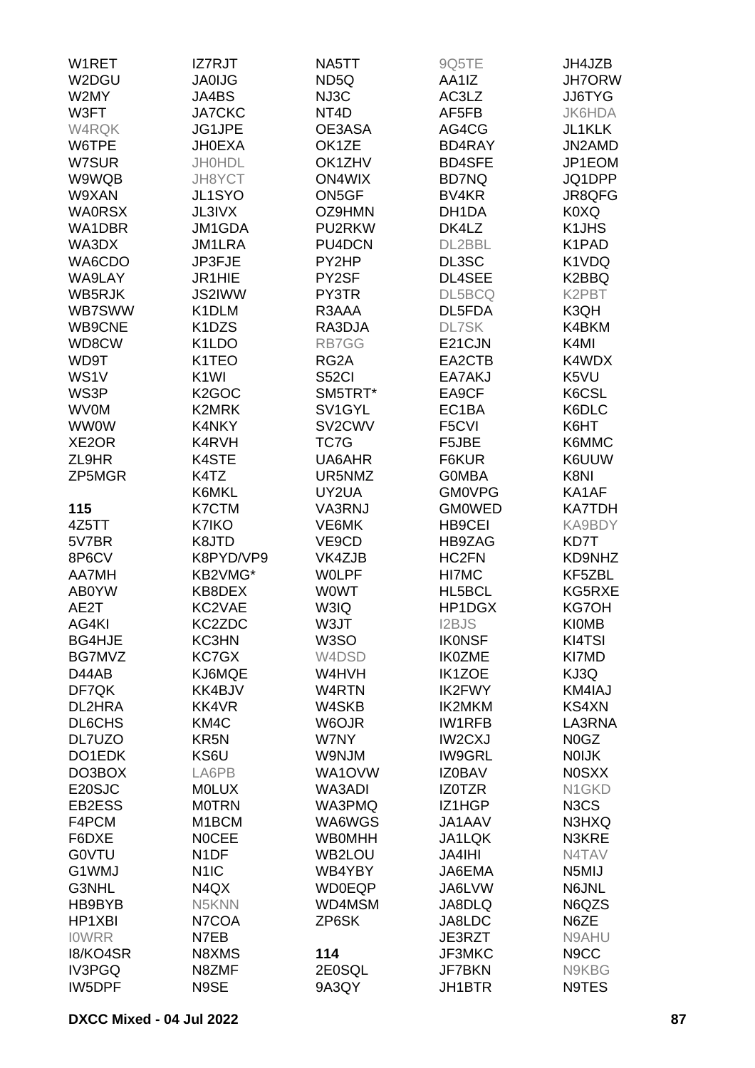W1RET
W2DGU
W2MY
W3FT
W4RQK
W6TPE
W7SUR
W9WQB
W9XAN
WA0RSX
WA1DBR
WA3DX
WA6CDO
WA9LAY
WB5RJK
WB7SWW
WB9CNE
WD8CW
WD9T
WS1V
WS3P
WV0M
WW0W
XE2OR
ZL9HR
ZP5MGR

**115**

4Z5TT
5V7BR
8P6CV
AA7MH
AB0YW
AE2T
AG4KI
BG4HJE
BG7MVZ
D44AB
DF7QK
DL2HRA
DL6CHS
DL7UZO
DO1EDK
DO3BOX
E20SJC
EB2ESS
F4PCM
F6DXE
G0VTU
G1WMJ
G3NHL
HB9BYB
HP1XBI
I0WRR
I8/KO4SR
IV3PGQ
IW5DPF
IZ7RJT
JA0IJG
JA4BS
JA7CKC
JG1JPE
JH0EXA
JH0HDL
JH8YCT
JL1SYO
JL3IVX
JM1GDA
JM1LRA
JP3FJE
JR1HIE
JS2IWW
K1DLM
K1DZS
K1LDO
K1TEO
K1WI
K2GOC
K2MRK
K4NKY
K4RVH
K4STE
K4TZ
K6MKL
K7CTM
K7IKO
K8JTD
K8PYD/VP9
KB2VMG*
KB8DEX
KC2VAE
KC2ZDC
KC3HN
KC7GX
KJ6MQE
KK4BJV
KK4VR
KM4C
KR5N
KS6U
LA6PB
M0LUX
M0TRN
M1BCM
N0CEE
N1DF
N1IC
N4QX
N5KNN
N7COA
N7EB
N8XMS
N8ZMF
N9SE
NA5TT
ND5Q
NJ3C
NT4D
OE3ASA
OK1ZE
OK1ZHV
ON4WIX
ON5GF
OZ9HMN
PU2RKW
PU4DCN
PY2HP
PY2SF
PY3TR
R3AAA
RA3DJA
RB7GG
RG2A
S52CI
SM5TRT*
SV1GYL
SV2CWV
TC7G
UA6AHR
UR5NMZ
UY2UA
VA3RNJ
VE6MK
VE9CD
VK4ZJB
W0LPF
W0WT
W3IQ
W3JT
W3SO
W4DSD
W4HVH
W4RTN
W4SKB
W6OJR
W7NY
W9NJM
WA1OVW
WA3ADI
WA3PMQ
WA6WGS
WB0MHH
WB2LOU
WB4YBY
WD0EQP
WD4MSM
ZP6SK

**114**

2E0SQL
9A3QY
9Q5TE
AA1IZ
AC3LZ
AF5FB
AG4CG
BD4RAY
BD4SFE
BD7NQ
BV4KR
DH1DA
DK4LZ
DL2BBL
DL3SC
DL4SEE
DL5BCQ
DL5FDA
DL7SK
E21CJN
EA2CTB
EA7AKJ
EA9CF
EC1BA
F5CVI
F5JBE
F6KUR
G0MBA
GM0VPG
GM0WED
HB9CEI
HB9ZAG
HC2FN
HI7MC
HL5BCL
HP1DGX
I2BJS
IK0NSF
IK0ZME
IK1ZOE
IK2FWY
IK2MKM
IW1RFB
IW2CXJ
IW9GRL
IZ0BAV
IZ0TZR
IZ1HGP
JA1AAV
JA1LQK
JA4IHI
JA6EMA
JA6LVW
JA8DLQ
JA8LDC
JE3RZT
JF3MKC
JF7BKN
JH1BTR
JH4JZB
JH7ORW
JJ6TYG
JK6HDA
JL1KLK
JN2AMD
JP1EOM
JQ1DPP
JR8QFG
K0XQ
K1JHS
K1PAD
K1VDQ
K2BBQ
K2PBT
K3QH
K4BKM
K4MI
K4WDX
K5VU
K6CSL
K6DLC
K6HT
K6MMC
K6UUW
K8NI
KA1AF
KA7TDH
KA9BDY
KD7T
KD9NHZ
KF5ZBL
KG5RXE
KG7OH
KI0MB
KI4TSI
KI7MD
KJ3Q
KM4IAJ
KS4XN
LA3RNA
N0GZ
N0IJK
N0SXX
N1GKD
N3CS
N3HXQ
N3KRE
N4TAV
N5MIJ
N6JNL
N6QZS
N6ZE
N9AHU
N9CC
N9KBG
N9TES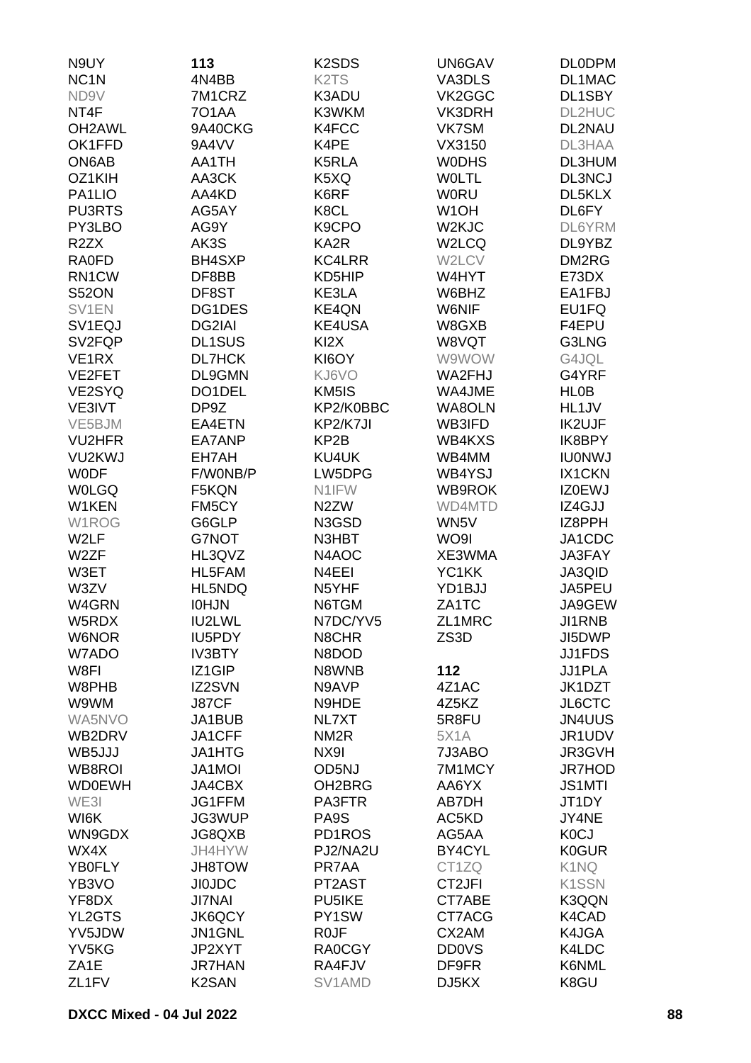N9UY
NC1N
ND9V
NT4F
OH2AWL
OK1FFD
ON6AB
OZ1KIH
PA1LIO
PU3RTS
PY3LBO
R2ZX
RA0FD
RN1CW
S52ON
SV1EN
SV1EQJ
SV2FQP
VE1RX
VE2FET
VE2SYQ
VE3IVT
VE5BJM
VU2HFR
VU2KWJ
W0DF
W0LGQ
W1KEN
W1ROG
W2LF
W2ZF
W3ET
W3ZV
W4GRN
W5RDX
W6NOR
W7ADO
W8FI
W8PHB
W9WM
WA5NVO
WB2DRV
WB5JJJ
WB8ROI
WD0EWH
WE3I
WI6K
WN9GDX
WX4X
YB0FLY
YB3VO
YF8DX
YL2GTS
YV5JDW
YV5KG
ZA1E
ZL1FV

**113**

4N4BB
7M1CRZ
7O1AA
9A40CKG
9A4VV
AA1TH
AA3CK
AA4KD
AG5AY
AG9Y
AK3S
BH4SXP
DF8BB
DF8ST
DG1DES
DG2IAI
DL1SUS
DL7HCK
DL9GMN
DO1DEL
DP9Z
EA4ETN
EA7ANP
EH7AH
F/W0NB/P
F5KQN
FM5CY
G6GLP
G7NOT
HL3QVZ
HL5FAM
HL5NDQ
I0HJN
IU2LWL
IU5PDY
IV3BTY
IZ1GIP
IZ2SVN
J87CF
JA1BUB
JA1CFF
JA1HTG
JA1MOI
JA4CBX
JG1FFM
JG3WUP
JG8QXB
JH4HYW
JH8TOW
JI0JDC
JI7NAI
JK6QCY
JN1GNL
JP2XYT
JR7HAN
K2SAN
K2SDS
K2TS
K3ADU
K3WKM
K4FCC
K4PE
K5RLA
K5XQ
K6RF
K8CL
K9CPO
KA2R
KC4LRR
KD5HIP
KE3LA
KE4QN
KE4USA
KI2X
KI6OY
KJ6VO
KM5IS
KP2/K0BBC
KP2/K7JI
KP2B
KU4UK
LW5DPG
N1IFW
N2ZW
N3GSD
N3HBT
N4AOC
N4EEI
N5YHF
N6TGM
N7DC/YV5
N8CHR
N8DOD
N8WNB
N9AVP
N9HDE
NL7XT
NM2R
NX9I
OD5NJ
OH2BRG
PA3FTR
PA9S
PD1ROS
PJ2/NA2U
PR7AA
PT2AST
PU5IKE
PY1SW
R0JF
RA0CGY
RA4FJV
SV1AMD
UN6GAV
VA3DLS
VK2GGC
VK3DRH
VK7SM
VX3150
W0DHS
W0LTL
W0RU
W1OH
W2KJC
W2LCQ
W2LCV
W4HYT
W6BHZ
W6NIF
W8GXB
W8VQT
W9WOW
WA2FHJ
WA4JME
WA8OLN
WB3IFD
WB4KXS
WB4MM
WB4YSJ
WB9ROK
WD4MTD
WN5V
WO9I
XE3WMA
YC1KK
YD1BJJ
ZA1TC
ZL1MRC
ZS3D

**112**

4Z1AC
4Z5KZ
5R8FU
5X1A
7J3ABO
7M1MCY
AA6YX
AB7DH
AC5KD
AG5AA
BY4CYL
CT1ZQ
CT2JFI
CT7ABE
CT7ACG
CX2AM
DD0VS
DF9FR
DJ5KX
DL0DPM
DL1MAC
DL1SBY
DL2HUC
DL2NAU
DL3HAA
DL3HUM
DL3NCJ
DL5KLX
DL6FY
DL6YRM
DL9YBZ
DM2RG
E73DX
EA1FBJ
EU1FQ
F4EPU
G3LNG
G4JQL
G4YRF
HL0B
HL1JV
IK2UJF
IK8BPY
IU0NWJ
IX1CKN
IZ0EWJ
IZ4GJJ
IZ8PPH
JA1CDC
JA3FAY
JA3QID
JA5PEU
JA9GEW
JI1RNB
JI5DWP
JJ1FDS
JJ1PLA
JK1DZT
JL6CTC
JN4UUS
JR1UDV
JR3GVH
JR7HOD
JS1MTI
JT1DY
JY4NE
K0CJ
K0GUR
K1NQ
K1SSN
K3QQN
K4CAD
K4JGA
K4LDC
K6NML
K8GU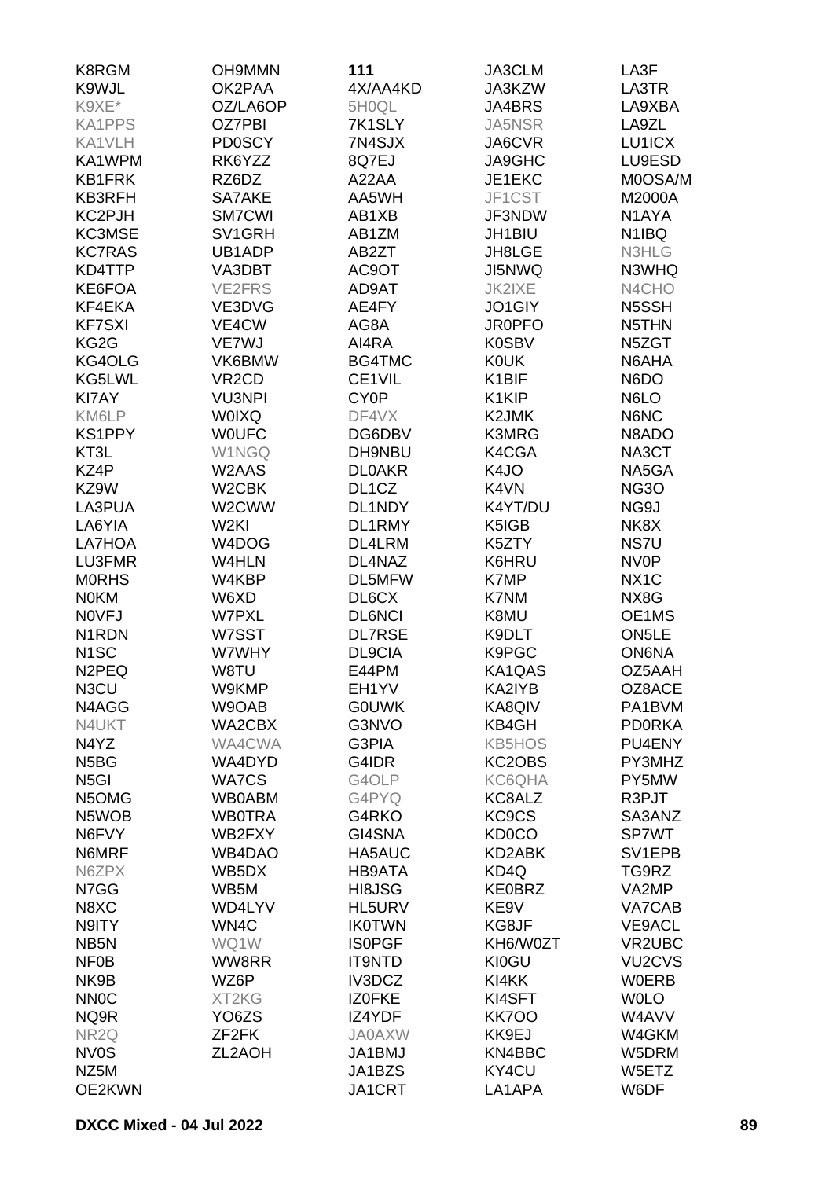K8RGM
K9WJL
K9XE*
KA1PPS
KA1VLH
KA1WPM
KB1FRK
KB3RFH
KC2PJH
KC3MSE
KC7RAS
KD4TTP
KE6FOA
KF4EKA
KF7SXI
KG2G
KG4OLG
KG5LWL
KI7AY
KM6LP
KS1PPY
KT3L
KZ4P
KZ9W
LA3PUA
LA6YIA
LA7HOA
LU3FMR
M0RHS
N0KM
N0VFJ
N1RDN
N1SC
N2PEQ
N3CU
N4AGG
N4UKT
N4YZ
N5BG
N5GI
N5OMG
N5WOB
N6FVY
N6MRF
N6ZPX
N7GG
N8XC
N9ITY
NB5N
NF0B
NK9B
NN0C
NQ9R
NR2Q
NV0S
NZ5M
OE2KWN

OH9MMN
OK2PAA
OZ/LA6OP
OZ7PBI
PD0SCY
RK6YZZ
RZ6DZ
SA7AKE
SM7CWI
SV1GRH
UB1ADP
VA3DBT
VE2FRS
VE3DVG
VE4CW
VE7WJ
VK6BMW
VR2CD
VU3NPI
W0IXQ
W0UFC
W1NGQ
W2AAS
W2CBK
W2CWW
W2KI
W4DOG
W4HLN
W4KBP
W6XD
W7PXL
W7SST
W7WHY
W8TU
W9KMP
W9OAB
WA2CBX
WA4CWA
WA4DYD
WA7CS
WB0ABM
WB0TRA
WB2FXY
WB4DAO
WB5DX
WB5M
WD4LYV
WN4C
WQ1W
WW8RR
WZ6P
XT2KG
YO6ZS
ZF2FK
ZL2AOH

**111**
4X/AA4KD
5H0QL
7K1SLY
7N4SJX
8Q7EJ
A22AA
AA5WH
AB1XB
AB1ZM
AB2ZT
AC9OT
AD9AT
AE4FY
AG8A
AI4RA
BG4TMC
CE1VIL
CY0P
DF4VX
DG6DBV
DH9NBU
DL0AKR
DL1CZ
DL1NDY
DL1RMY
DL4LRM
DL4NAZ
DL5MFW
DL6CX
DL6NCI
DL7RSE
DL9CIA
E44PM
EH1YV
G0UWK
G3NVO
G3PIA
G4IDR
G4OLP
G4PYQ
G4RKO
GI4SNA
HA5AUC
HB9ATA
HI8JSG
HL5URV
IK0TWN
IS0PGF
IT9NTD
IV3DCZ
IZ0FKE
IZ4YDF
JA0AXW
JA1BMJ
JA1BZS
JA1CRT

JA3CLM
JA3KZW
JA4BRS
JA5NSR
JA6CVR
JA9GHC
JE1EKC
JF1CST
JF3NDW
JH1BIU
JH8LGE
JI5NWQ
JK2IXE
JO1GIY
JR0PFO
K0SBV
K0UK
K1BIF
K1KIP
K2JMK
K3MRG
K4CGA
K4JO
K4VN
K4YT/DU
K5IGB
K5ZTY
K6HRU
K7MP
K7NM
K8MU
K9DLT
K9PGC
KA1QAS
KA2IYB
KA8QIV
KB4GH
KB5HOS
KC2OBS
KC6QHA
KC8ALZ
KC9CS
KD0CO
KD2ABK
KD4Q
KE0BRZ
KE9V
KG8JF
KH6/W0ZT
KI0GU
KI4KK
KI4SFT
KK7OO
KK9EJ
KN4BBC
KY4CU
LA1APA

LA3F
LA3TR
LA9XBA
LA9ZL
LU1ICX
LU9ESD
M0OSA/M
M2000A
N1AYA
N1IBQ
N3HLG
N3WHQ
N4CHO
N5SSH
N5THN
N5ZGT
N6AHA
N6DO
N6LO
N6NC
N8ADO
NA3CT
NA5GA
NG3O
NG9J
NK8X
NS7U
NV0P
NX1C
NX8G
OE1MS
ON5LE
ON6NA
OZ5AAH
OZ8ACE
PA1BVM
PD0RKA
PU4ENY
PY3MHZ
PY5MW
R3PJT
SA3ANZ
SP7WT
SV1EPB
TG9RZ
VA2MP
VA7CAB
VE9ACL
VR2UBC
VU2CVS
W0ERB
W0LO
W4AVV
W4GKM
W5DRM
W5ETZ
W6DF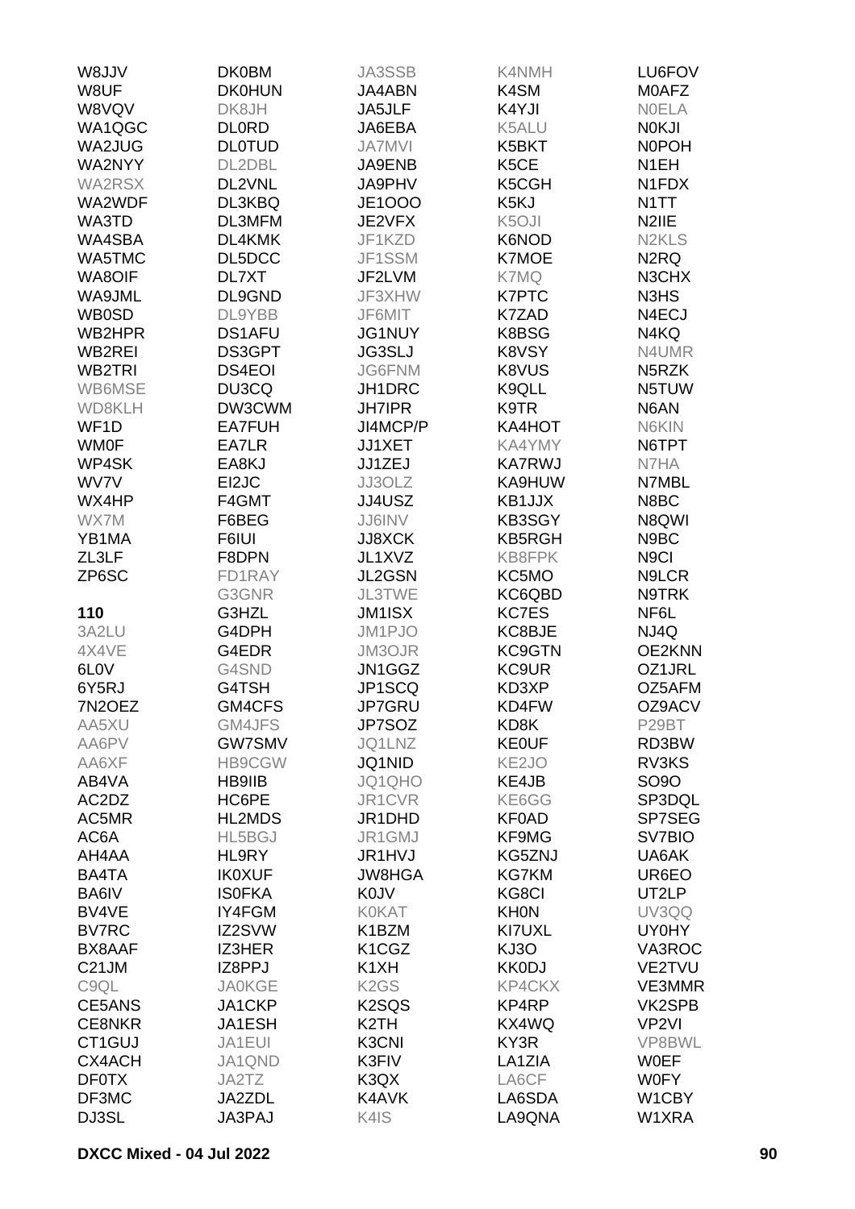W8JJV
W8UF
W8VQV
WA1QGC
WA2JUG
WA2NYY
WA2RSX
WA2WDF
WA3TD
WA4SBA
WA5TMC
WA8OIF
WA9JML
WB0SD
WB2HPR
WB2REI
WB2TRI
WB6MSE
WD8KLH
WF1D
WM0F
WP4SK
WV7V
WX4HP
WX7M
YB1MA
ZL3LF
ZP6SC

**110**

3A2LU
4X4VE
6L0V
6Y5RJ
7N2OEZ
AA5XU
AA6PV
AA6XF
AB4VA
AC2DZ
AC5MR
AC6A
AH4AA
BA4TA
BA6IV
BV4VE
BV7RC
BX8AAF
C21JM
C9QL
CE5ANS
CE8NKR
CT1GUJ
CX4ACH
DF0TX
DF3MC
DJ3SL
DK0BM
DK0HUN
DK8JH
DL0RD
DL0TUD
DL2DBL
DL2VNL
DL3KBQ
DL3MFM
DL4KMK
DL5DCC
DL7XT
DL9GND
DL9YBB
DS1AFU
DS3GPT
DS4EOI
DU3CQ
DW3CWM
EA7FUH
EA7LR
EA8KJ
EI2JC
F4GMT
F6BEG
F6IUI
F8DPN
FD1RAY
G3GNR
G3HZL
G4DPH
G4EDR
G4SND
G4TSH
GM4CFS
GM4JFS
GW7SMV
HB9CGW
HB9IIB
HC6PE
HL2MDS
HL5BGJ
HL9RY
IK0XUF
IS0FKA
IY4FGM
IZ2SVW
IZ3HER
IZ8PPJ
JA0KGE
JA1CKP
JA1ESH
JA1EUI
JA1QND
JA2TZ
JA2ZDL
JA3PAJ
JA3SSB
JA4ABN
JA5JLF
JA6EBA
JA7MVI
JA9ENB
JA9PHV
JE1OOO
JE2VFX
JF1KZD
JF1SSM
JF2LVM
JF3XHW
JF6MIT
JG1NUY
JG3SLJ
JG6FNM
JH1DRC
JH7IPR
JI4MCP/P
JJ1XET
JJ1ZEJ
JJ3OLZ
JJ4USZ
JJ6INV
JJ8XCK
JL1XVZ
JL2GSN
JL3TWE
JM1ISX
JM1PJO
JM3OJR
JN1GGZ
JP1SCQ
JP7GRU
JP7SOZ
JQ1LNZ
JQ1NID
JQ1QHO
JR1CVR
JR1DHD
JR1GMJ
JR1HVJ
JW8HGA
K0JV
K0KAT
K1BZM
K1CGZ
K1XH
K2GS
K2SQS
K2TH
K3CNI
K3FIV
K3QX
K4AVK
K4IS
K4NMH
K4SM
K4YJI
K5ALU
K5BKT
K5CE
K5CGH
K5KJ
K5OJI
K6NOD
K7MOE
K7MQ
K7PTC
K7ZAD
K8BSG
K8VSY
K8VUS
K9QLL
K9TR
KA4HOT
KA4YMY
KA7RWJ
KA9HUW
KB1JJX
KB3SGY
KB5RGH
KB8FPK
KC5MO
KC6QBD
KC7ES
KC8BJE
KC9GTN
KC9UR
KD3XP
KD4FW
KD8K
KE0UF
KE2JO
KE4JB
KE6GG
KF0AD
KF9MG
KG5ZNJ
KG7KM
KG8CI
KH0N
KI7UXL
KJ3O
KK0DJ
KP4CKX
KP4RP
KX4WQ
KY3R
LA1ZIA
LA6CF
LA6SDA
LA9QNA
LU6FOV
M0AFZ
N0ELA
N0KJI
N0POH
N1EH
N1FDX
N1TT
N2IIE
N2KLS
N2RQ
N3CHX
N3HS
N4ECJ
N4KQ
N4UMR
N5RZK
N5TUW
N6AN
N6KIN
N6TPT
N7HA
N7MBL
N8BC
N8QWI
N9BC
N9CI
N9LCR
N9TRK
NF6L
NJ4Q
OE2KNN
OZ1JRL
OZ5AFM
OZ9ACV
P29BT
RD3BW
RV3KS
SO9O
SP3DQL
SP7SEG
SV7BIO
UA6AK
UR6EO
UT2LP
UV3QQ
UY0HY
VA3ROC
VE2TVU
VE3MMR
VK2SPB
VP2VI
VP8BWL
W0EF
W0FY
W1CBY
W1XRA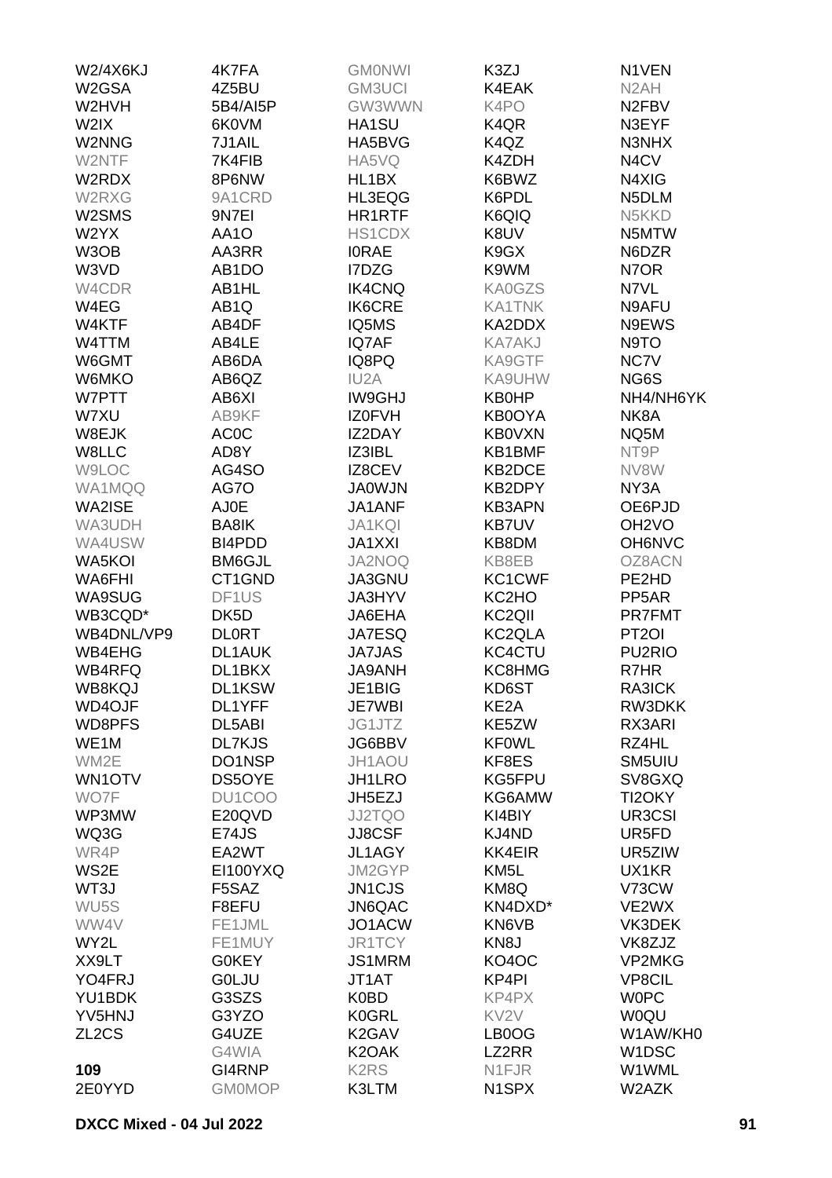W2/4X6KJ
W2GSA
W2HVH
W2IX
W2NNG
W2NTF
W2RDX
W2RXG
W2SMS
W2YX
W3OB
W3VD
W4CDR
W4EG
W4KTF
W4TTM
W6GMT
W6MKO
W7PTT
W7XU
W8EJK
W8LLC
W9LOC
WA1MQQ
WA2ISE
WA3UDH
WA4USW
WA5KOI
WA6FHI
WA9SUG
WB3CQD*
WB4DNL/VP9
WB4EHG
WB4RFQ
WB8KQJ
WD4OJF
WD8PFS
WE1M
WM2E
WN1OTV
WO7F
WP3MW
WQ3G
WR4P
WS2E
WT3J
WU5S
WW4V
WY2L
XX9LT
YO4FRJ
YU1BDK
YV5HNJ
ZL2CS

**109**

2E0YYD
4K7FA
4Z5BU
5B4/AI5P
6K0VM
7J1AIL
7K4FIB
8P6NW
9A1CRD
9N7EI
AA1O
AA3RR
AB1DO
AB1HL
AB1Q
AB4DF
AB4LE
AB6DA
AB6QZ
AB6XI
AB9KF
AC0C
AD8Y
AG4SO
AG7O
AJ0E
BA8IK
BI4PDD
BM6GJL
CT1GND
DF1US
DK5D
DL0RT
DL1AUK
DL1BKX
DL1KSW
DL1YFF
DL5ABI
DL7KJS
DO1NSP
DS5OYE
DU1COO
E20QVD
E74JS
EA2WT
EI100YXQ
F5SAZ
F8EFU
FE1JML
FE1MUY
G0KEY
G0LJU
G3SZS
G3YZO
G4UZE
G4WIA
GI4RNP
GM0MOP
GM0NWI
GM3UCI
GW3WWN
HA1SU
HA5BVG
HA5VQ
HL1BX
HL3EQG
HR1RTF
HS1CDX
I0RAE
I7DZG
IK4CNQ
IK6CRE
IQ5MS
IQ7AF
IQ8PQ
IU2A
IW9GHJ
IZ0FVH
IZ2DAY
IZ3IBL
IZ8CEV
JA0WJN
JA1ANF
JA1KQI
JA1XXI
JA2NOQ
JA3GNU
JA3HYV
JA6EHA
JA7ESQ
JA7JAS
JA9ANH
JE1BIG
JE7WBI
JG1JTZ
JG6BBV
JH1AOU
JH1LRO
JH5EZJ
JJ2TQO
JJ8CSF
JL1AGY
JM2GYP
JN1CJS
JN6QAC
JO1ACW
JR1TCY
JS1MRM
JT1AT
K0BD
K0GRL
K2GAV
K2OAK
K2RS
K3LTM
K3ZJ
K4EAK
K4PO
K4QR
K4QZ
K4ZDH
K6BWZ
K6PDL
K6QIQ
K8UV
K9GX
K9WM
KA0GZS
KA1TNK
KA2DDX
KA7AKJ
KA9GTF
KA9UHW
KB0HP
KB0OYA
KB0VXN
KB1BMF
KB2DCE
KB2DPY
KB3APN
KB7UV
KB8DM
KB8EB
KC1CWF
KC2HO
KC2QII
KC2QLA
KC4CTU
KC8HMG
KD6ST
KE2A
KE5ZW
KF0WL
KF8ES
KG5FPU
KG6AMW
KI4BIY
KJ4ND
KK4EIR
KM5L
KM8Q
KN4DXD*
KN6VB
KN8J
KO4OC
KP4PI
KP4PX
KV2V
LB0OG
LZ2RR
N1FJR
N1SPX
N1VEN
N2AH
N2FBV
N3EYF
N3NHX
N4CV
N4XIG
N5DLM
N5KKD
N5MTW
N6DZR
N7OR
N7VL
N9AFU
N9EWS
N9TO
NC7V
NG6S
NH4/NH6YK
NK8A
NQ5M
NT9P
NV8W
NY3A
OE6PJD
OH2VO
OH6NVC
OZ8ACN
PE2HD
PP5AR
PR7FMT
PT2OI
PU2RIO
R7HR
RA3ICK
RW3DKK
RX3ARI
RZ4HL
SM5UIU
SV8GXQ
TI2OKY
UR3CSI
UR5FD
UR5ZIW
UX1KR
V73CW
VE2WX
VK3DEK
VK8ZJZ
VP2MKG
VP8CIL
W0PC
W0QU
W1AW/KH0
W1DSC
W1WML
W2AZK

**DXCC Mixed - 04 Jul 2022**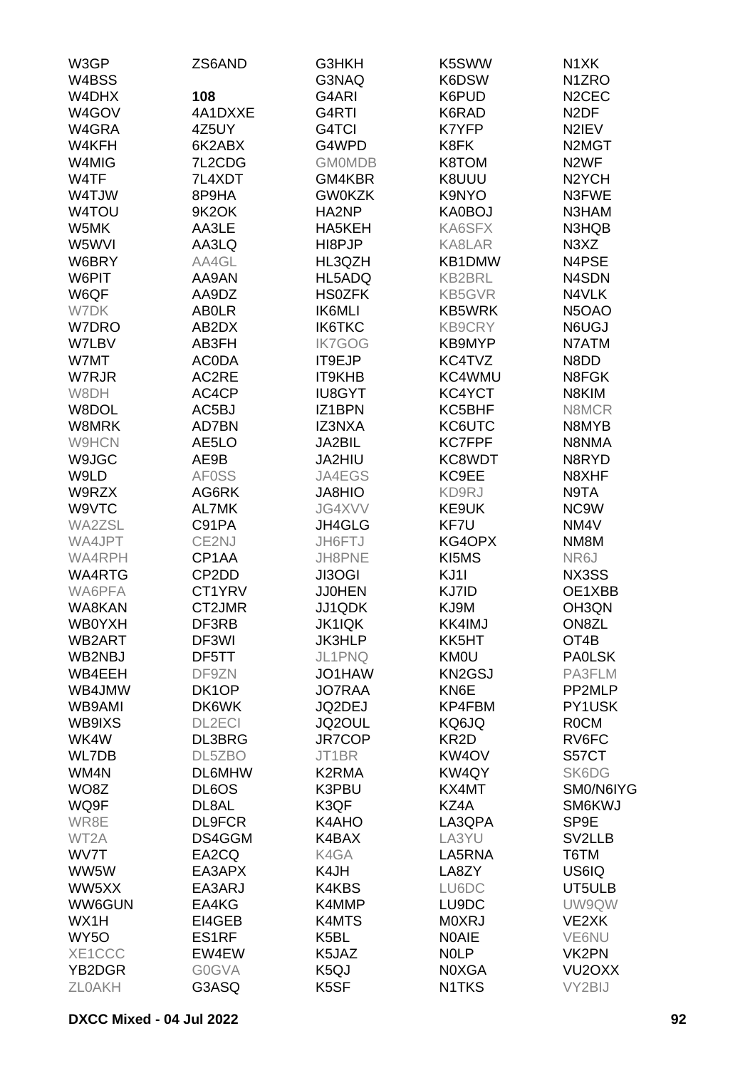W3GP
W4BSS
W4DHX
W4GOV
W4GRA
W4KFH
W4MIG
W4TF
W4TJW
W4TOU
W5MK
W5WVI
W6BRY
W6PIT
W6QF
W7DK
W7DRO
W7LBV
W7MT
W7RJR
W8DH
W8DOL
W8MRK
W9HCN
W9JGC
W9LD
W9RZX
W9VTC
WA2ZSL
WA4JPT
WA4RPH
WA4RTG
WA6PFA
WA8KAN
WB0YXH
WB2ART
WB2NBJ
WB4EEH
WB4JMW
WB9AMI
WB9IXS
WK4W
WL7DB
WM4N
WO8Z
WQ9F
WR8E
WT2A
WV7T
WW5W
WW5XX
WW6GUN
WX1H
WY5O
XE1CCC
YB2DGR
ZL0AKH

ZS6AND

**108**

4A1DXXE
4Z5UY
6K2ABX
7L2CDG
7L4XDT
8P9HA
9K2OK
AA3LE
AA3LQ
AA4GL
AA9AN
AA9DZ
AB0LR
AB2DX
AB3FH
AC0DA
AC2RE
AC4CP
AC5BJ
AD7BN
AE5LO
AE9B
AF0SS
AG6RK
AL7MK
C91PA
CE2NJ
CP1AA
CP2DD
CT1YRV
CT2JMR
DF3RB
DF3WI
DF5TT
DF9ZN
DK1OP
DK6WK
DL2ECI
DL3BRG
DL5ZBO
DL6MHW
DL6OS
DL8AL
DL9FCR
DS4GGM
EA2CQ
EA3APX
EA3ARJ
EA4KG
EI4GEB
ES1RF
EW4EW
G0GVA
G3ASQ

G3HKH
G3NAQ
G4ARI
G4RTI
G4TCI
G4WPD
GM0MDB
GM4KBR
GW0KZK
HA2NP
HA5KEH
HI8PJP
HL3QZH
HL5ADQ
HS0ZFK
IK6MLI
IK6TKC
IK7GOG
IT9EJP
IT9KHB
IU8GYT
IZ1BPN
IZ3NXA
JA2BIL
JA2HIU
JA4EGS
JA8HIO
JG4XVV
JH4GLG
JH6FTJ
JH8PNE
JI3OGI
JJ0HEN
JJ1QDK
JK1IQK
JK3HLP
JL1PNQ
JO1HAW
JO7RAA
JQ2DEJ
JQ2OUL
JR7COP
JT1BR
K2RMA
K3PBU
K3QF
K4AHO
K4BAX
K4GA
K4JH
K4KBS
K4MMP
K4MTS
K5BL
K5JAZ
K5QJ
K5SF

K5SWW
K6DSW
K6PUD
K6RAD
K7YFP
K8FK
K8TOM
K8UUU
K9NYO
KA0BOJ
KA6SFX
KA8LAR
KB1DMW
KB2BRL
KB5GVR
KB5WRK
KB9CRY
KB9MYP
KC4TVZ
KC4WMU
KC4YCT
KC5BHF
KC6UTC
KC7FPF
KC8WDT
KC9EE
KD9RJ
KE9UK
KF7U
KG4OPX
KI5MS
KJ1I
KJ7ID
KJ9M
KK4IMJ
KK5HT
KM0U
KN2GSJ
KN6E
KP4FBM
KQ6JQ
KR2D
KW4OV
KW4QY
KX4MT
KZ4A
LA3QPA
LA3YU
LA5RNA
LA8ZY
LU6DC
LU9DC
M0XRJ
N0AIE
N0LP
N0XGA
N1TKS

N1XK
N1ZRO
N2CEC
N2DF
N2IEV
N2MGT
N2WF
N2YCH
N3FWE
N3HAM
N3HQB
N3XZ
N4PSE
N4SDN
N4VLK
N5OAO
N6UGJ
N7ATM
N8DD
N8FGK
N8KIM
N8MCR
N8MYB
N8NMA
N8RYD
N8XHF
N9TA
NC9W
NM4V
NM8M
NR6J
NX3SS
OE1XBB
OH3QN
ON8ZL
OT4B
PA0LSK
PA3FLM
PP2MLP
PY1USK
R0CM
RV6FC
S57CT
SK6DG
SM0/N6IYG
SM6KWJ
SP9E
SV2LLB
T6TM
US6IQ
UT5ULB
UW9QW
VE2XK
VE6NU
VK2PN
VU2OXX
VY2BIJ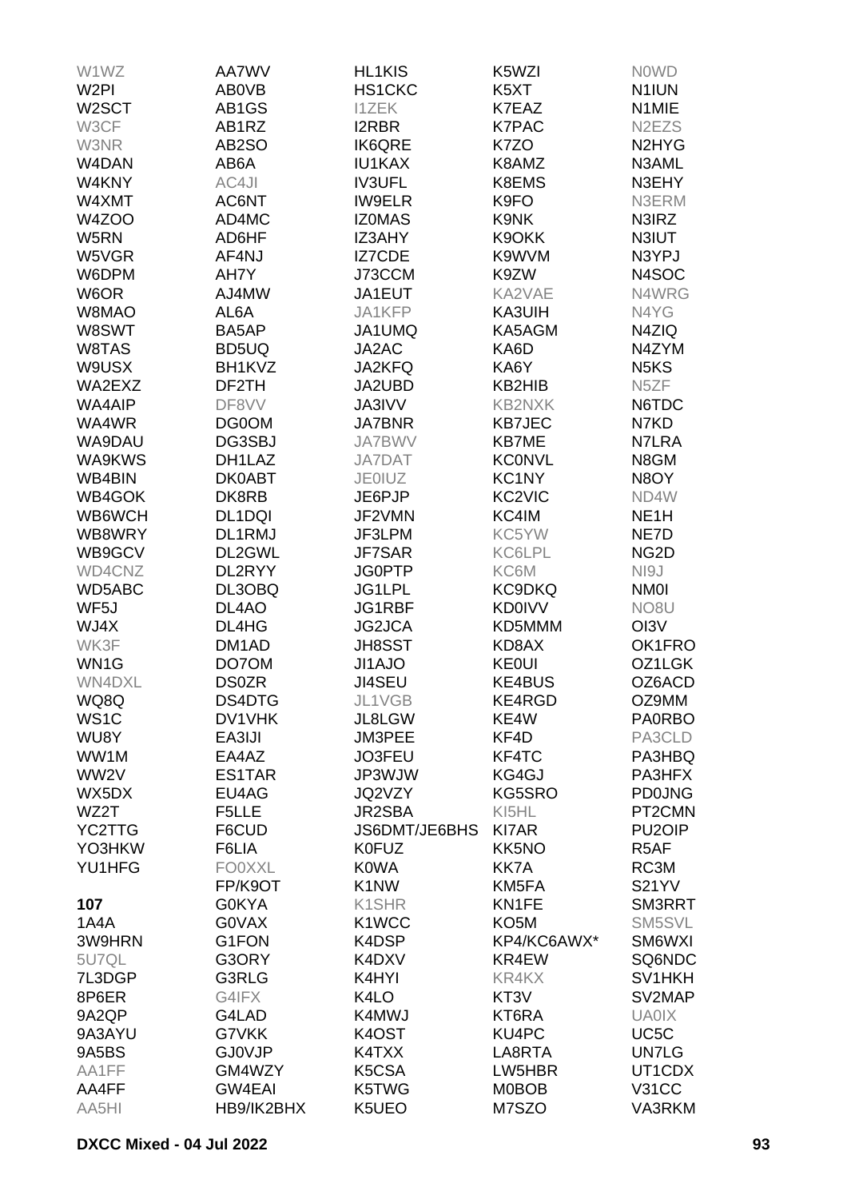W1WZ
W2PI
W2SCT
W3CF
W3NR
W4DAN
W4KNY
W4XMT
W4ZOO
W5RN
W5VGR
W6DPM
W6OR
W8MAO
W8SWT
W8TAS
W9USX
WA2EXZ
WA4AIP
WA4WR
WA9DAU
WA9KWS
WB4BIN
WB4GOK
WB6WCH
WB8WRY
WB9GCV
WD4CNZ
WD5ABC
WF5J
WJ4X
WK3F
WN1G
WN4DXL
WQ8Q
WS1C
WU8Y
WW1M
WW2V
WX5DX
WZ2T
YC2TTG
YO3HKW
YU1HFG

**107**
1A4A
3W9HRN
5U7QL
7L3DGP
8P6ER
9A2QP
9A3AYU
9A5BS
AA1FF
AA4FF
AA5HI
AA7WV
AB0VB
AB1GS
AB1RZ
AB2SO
AB6A
AC4JI
AC6NT
AD4MC
AD6HF
AF4NJ
AH7Y
AJ4MW
AL6A
BA5AP
BD5UQ
BH1KVZ
DF2TH
DF8VV
DG0OM
DG3SBJ
DH1LAZ
DK0ABT
DK8RB
DL1DQI
DL1RMJ
DL2GWL
DL2RYY
DL3OBQ
DL4AO
DL4HG
DM1AD
DO7OM
DS0ZR
DS4DTG
DV1VHK
EA3IJI
EA4AZ
ES1TAR
EU4AG
F5LLE
F6CUD
F6LIA
FO0XXL
FP/K9OT
G0KYA
G0VAX
G1FON
G3ORY
G3RLG
G4IFX
G4LAD
G7VKK
GJ0VJP
GM4WZY
GW4EAI
HB9/IK2BHX
HL1KIS
HS1CKC
I1ZEK
I2RBR
IK6QRE
IU1KAX
IV3UFL
IW9ELR
IZ0MAS
IZ3AHY
IZ7CDE
J73CCM
JA1EUT
JA1KFP
JA1UMQ
JA2AC
JA2KFQ
JA2UBD
JA3IVV
JA7BNR
JA7BWV
JA7DAT
JE0IUZ
JE6PJP
JF2VMN
JF3LPM
JF7SAR
JG0PTP
JG1LPL
JG1RBF
JG2JCA
JH8SST
JI1AJO
JI4SEU
JL1VGB
JL8LGW
JM3PEE
JO3FEU
JP3WJW
JQ2VZY
JR2SBA
JS6DMT/JE6BHS
K0FUZ
K0WA
K1NW
K1SHR
K1WCC
K4DSP
K4DXV
K4HYI
K4LO
K4MWJ
K4OST
K4TXX
K5CSA
K5TWG
K5UEO
K5WZI
K5XT
K7EAZ
K7PAC
K7ZO
K8AMZ
K8EMS
K9FO
K9NK
K9OKK
K9WVM
K9ZW
KA2VAE
KA3UIH
KA5AGM
KA6D
KA6Y
KB2HIB
KB2NXK
KB7JEC
KB7ME
KC0NVL
KC1NY
KC2VIC
KC4IM
KC5YW
KC6LPL
KC6M
KC9DKQ
KD0IVV
KD5MMM
KD8AX
KE0UI
KE4BUS
KE4RGD
KE4W
KF4D
KF4TC
KG4GJ
KG5SRO
KI5HL
KI7AR
KK5NO
KK7A
KM5FA
KN1FE
KO5M
KP4/KC6AWX*
KR4EW
KR4KX
KT3V
KT6RA
KU4PC
LA8RTA
LW5HBR
M0BOB
M7SZO
N0WD
N1IUN
N1MIE
N2EZS
N2HYG
N3AML
N3EHY
N3ERM
N3IRZ
N3IUT
N3YPJ
N4SOC
N4WRG
N4YG
N4ZIQ
N4ZYM
N5KS
N5ZF
N6TDC
N7KD
N7LRA
N8GM
N8OY
ND4W
NE1H
NE7D
NG2D
NI9J
NM0I
NO8U
OI3V
OK1FRO
OZ1LGK
OZ6ACD
OZ9MM
PA0RBO
PA3CLD
PA3HBQ
PA3HFX
PD0JNG
PT2CMN
PU2OIP
R5AF
RC3M
S21YV
SM3RRT
SM5SVL
SM6WXI
SQ6NDC
SV1HKH
SV2MAP
UA0IX
UC5C
UN7LG
UT1CDX
V31CC
VA3RKM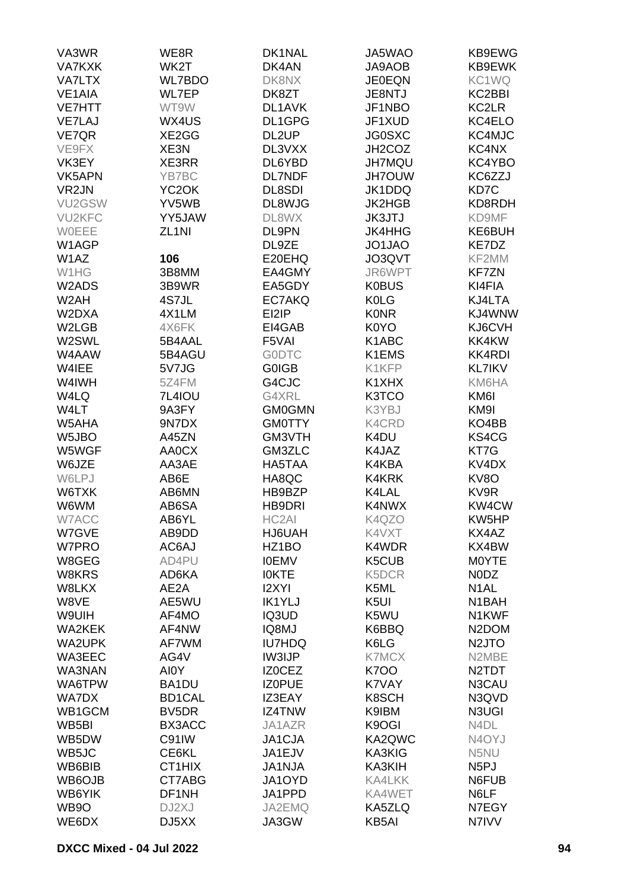| | | | | |
|---|---|---|---|---|
| VA3WR | WE8R | DK1NAL | JA5WAO | KB9EWG |
| VA7KXK | WK2T | DK4AN | JA9AOB | KB9EWK |
| VA7LTX | WL7BDO | DK8NX | JE0EQN | KC1WQ |
| VE1AIA | WL7EP | DK8ZT | JE8NTJ | KC2BBI |
| VE7HTT | WT9W | DL1AVK | JF1NBO | KC2LR |
| VE7LAJ | WX4US | DL1GPG | JF1XUD | KC4ELO |
| VE7QR | XE2GG | DL2UP | JG0SXC | KC4MJC |
| VE9FX | XE3N | DL3VXX | JH2COZ | KC4NX |
| VK3EY | XE3RR | DL6YBD | JH7MQU | KC4YBO |
| VK5APN | YB7BC | DL7NDF | JH7OUW | KC6ZZJ |
| VR2JN | YC2OK | DL8SDI | JK1DDQ | KD7C |
| VU2GSW | YV5WB | DL8WJG | JK2HGB | KD8RDH |
| VU2KFC | YY5JAW | DL8WX | JK3JTJ | KD9MF |
| W0EEE | ZL1NI | DL9PN | JK4HHG | KE6BUH |
| W1AGP | | DL9ZE | JO1JAO | KE7DZ |
| W1AZ | **106** | E20EHQ | JO3QVT | KF2MM |
| W1HG | 3B8MM | EA4GMY | JR6WPT | KF7ZN |
| W2ADS | 3B9WR | EA5GDY | K0BUS | KI4FIA |
| W2AH | 4S7JL | EC7AKQ | K0LG | KJ4LTA |
| W2DXA | 4X1LM | EI2IP | K0NR | KJ4WNW |
| W2LGB | 4X6FK | EI4GAB | K0YO | KJ6CVH |
| W2SWL | 5B4AAL | F5VAI | K1ABC | KK4KW |
| W4AAW | 5B4AGU | G0DTC | K1EMS | KK4RDI |
| W4IEE | 5V7JG | G0IGB | K1KFP | KL7IKV |
| W4IWH | 5Z4FM | G4CJC | K1XHX | KM6HA |
| W4LQ | 7L4IOU | G4XRL | K3TCO | KM6I |
| W4LT | 9A3FY | GM0GMN | K3YBJ | KM9I |
| W5AHA | 9N7DX | GM0TTY | K4CRD | KO4BB |
| W5JBO | A45ZN | GM3VTH | K4DU | KS4CG |
| W5WGF | AA0CX | GM3ZLC | K4JAZ | KT7G |
| W6JZE | AA3AE | HA5TAA | K4KBA | KV4DX |
| W6LPJ | AB6E | HA8QC | K4KRK | KV8O |
| W6TXK | AB6MN | HB9BZP | K4LAL | KV9R |
| W6WM | AB6SA | HB9DRI | K4NWX | KW4CW |
| W7ACC | AB6YL | HC2AI | K4QZO | KW5HP |
| W7GVE | AB9DD | HJ6UAH | K4VXT | KX4AZ |
| W7PRO | AC6AJ | HZ1BO | K4WDR | KX4BW |
| W8GEG | AD4PU | I0EMV | K5CUB | M0YTE |
| W8KRS | AD6KA | I0KTE | K5DCR | N0DZ |
| W8LKX | AE2A | I2XYI | K5ML | N1AL |
| W8VE | AE5WU | IK1YLJ | K5UI | N1BAH |
| W9UIH | AF4MO | IQ3UD | K5WU | N1KWF |
| WA2KEK | AF4NW | IQ8MJ | K6BBQ | N2DOM |
| WA2UPK | AF7WM | IU7HDQ | K6LG | N2JTO |
| WA3EEC | AG4V | IW3IJP | K7MCX | N2MBE |
| WA3NAN | AI0Y | IZ0CEZ | K7OO | N2TDT |
| WA6TPW | BA1DU | IZ0PUE | K7VAY | N3CAU |
| WA7DX | BD1CAL | IZ3EAY | K8SCH | N3QVD |
| WB1GCM | BV5DR | IZ4TNW | K9IBM | N3UGI |
| WB5BI | BX3ACC | JA1AZR | K9OGI | N4DL |
| WB5DW | C91IW | JA1CJA | KA2QWC | N4OYJ |
| WB5JC | CE6KL | JA1EJV | KA3KIG | N5NU |
| WB6BIB | CT1HIX | JA1NJA | KA3KIH | N5PJ |
| WB6OJB | CT7ABG | JA1OYD | KA4LKK | N6FUB |
| WB6YIK | DF1NH | JA1PPD | KA4WET | N6LF |
| WB9O | DJ2XJ | JA2EMQ | KA5ZLQ | N7EGY |
| WE6DX | DJ5XX | JA3GW | KB5AI | N7IVV |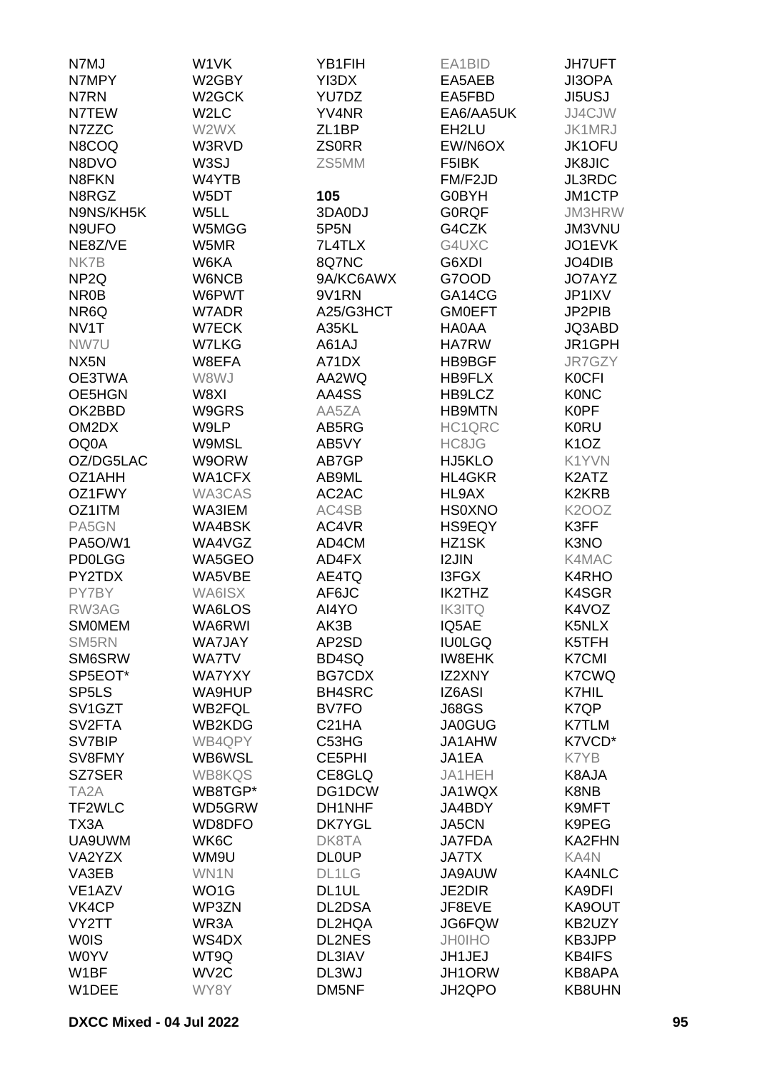N7MJ
N7MPY
N7RN
N7TEW
N7ZZC
N8COQ
N8DVO
N8FKN
N8RGZ
N9NS/KH5K
N9UFO
NE8Z/VE
NK7B
NP2Q
NR0B
NR6Q
NV1T
NW7U
NX5N
OE3TWA
OE5HGN
OK2BBD
OM2DX
OQ0A
OZ/DG5LAC
OZ1AHH
OZ1FWY
OZ1ITM
PA5GN
PA5O/W1
PD0LGG
PY2TDX
PY7BY
RW3AG
SM0MEM
SM5RN
SM6SRW
SP5EOT*
SP5LS
SV1GZT
SV2FTA
SV7BIP
SV8FMY
SZ7SER
TA2A
TF2WLC
TX3A
UA9UWM
VA2YZX
VA3EB
VE1AZV
VK4CP
VY2TT
W0IS
W0YV
W1BF
W1DEE

W1VK
W2GBY
W2GCK
W2LC
W2WX
W3RVD
W3SJ
W4YTB
W5DT
W5LL
W5MGG
W5MR
W6KA
W6NCB
W6PWT
W7ADR
W7ECK
W7LKG
W8EFA
W8WJ
W8XI
W9GRS
W9LP
W9MSL
W9ORW
WA1CFX
WA3CAS
WA3IEM
WA4BSK
WA4VGZ
WA5GEO
WA5VBE
WA6ISX
WA6LOS
WA6RWI
WA7JAY
WA7TV
WA7YXY
WA9HUP
WB2FQL
WB2KDG
WB4QPY
WB6WSL
WB8KQS
WB8TGP*
WD5GRW
WD8DFO
WK6C
WM9U
WN1N
WO1G
WP3ZN
WR3A
WS4DX
WT9Q
WV2C
WY8Y

YB1FIH
YI3DX
YU7DZ
YV4NR
ZL1BP
ZS0RR
ZS5MM

**105**

3DA0DJ
5P5N
7L4TLX
8Q7NC
9A/KC6AWX
9V1RN
A25/G3HCT
A35KL
A61AJ
A71DX
AA2WQ
AA4SS
AA5ZA
AB5RG
AB5VY
AB7GP
AB9ML
AC2AC
AC4SB
AC4VR
AD4CM
AD4FX
AE4TQ
AF6JC
AI4YO
AK3B
AP2SD
BD4SQ
BG7CDX
BH4SRC
BV7FO
C21HA
C53HG
CE5PHI
CE8GLQ
DG1DCW
DH1NHF
DK7YGL
DK8TA
DL0UP
DL1LG
DL1UL
DL2DSA
DL2HQA
DL2NES
DL3IAV
DL3WJ
DM5NF

EA1BID
EA5AEB
EA5FBD
EA6/AA5UK
EH2LU
EW/N6OX
F5IBK
FM/F2JD
G0BYH
G0RQF
G4CZK
G4UXC
G6XDI
G7OOD
GA14CG
GM0EFT
HA0AA
HA7RW
HB9BGF
HB9FLX
HB9LCZ
HB9MTN
HC1QRC
HC8JG
HJ5KLO
HL4GKR
HL9AX
HS0XNO
HS9EQY
HZ1SK
I2JIN
I3FGX
IK2THZ
IK3ITQ
IQ5AE
IU0LGQ
IW8EHK
IZ2XNY
IZ6ASI
J68GS
JA0GUG
JA1AHW
JA1EA
JA1HEH
JA1WQX
JA4BDY
JA5CN
JA7FDA
JA7TX
JA9AUW
JE2DIR
JF8EVE
JG6FQW
JH0IHO
JH1JEJ
JH1ORW
JH2QPO

JH7UFT
JI3OPA
JI5USJ
JJ4CJW
JK1MRJ
JK1OFU
JK8JIC
JL3RDC
JM1CTP
JM3HRW
JM3VNU
JO1EVK
JO4DIB
JO7AYZ
JP1IXV
JP2PIB
JQ3ABD
JR1GPH
JR7GZY
K0CFI
K0NC
K0PF
K0RU
K1OZ
K1YVN
K2ATZ
K2KRB
K2OOZ
K3FF
K3NO
K4MAC
K4RHO
K4SGR
K4VOZ
K5NLX
K5TFH
K7CMI
K7CWQ
K7HIL
K7QP
K7TLM
K7VCD*
K7YB
K8AJA
K8NB
K9MFT
K9PEG
KA2FHN
KA4N
KA4NLC
KA9DFI
KA9OUT
KB2UZY
KB3JPP
KB4IFS
KB8APA
KB8UHN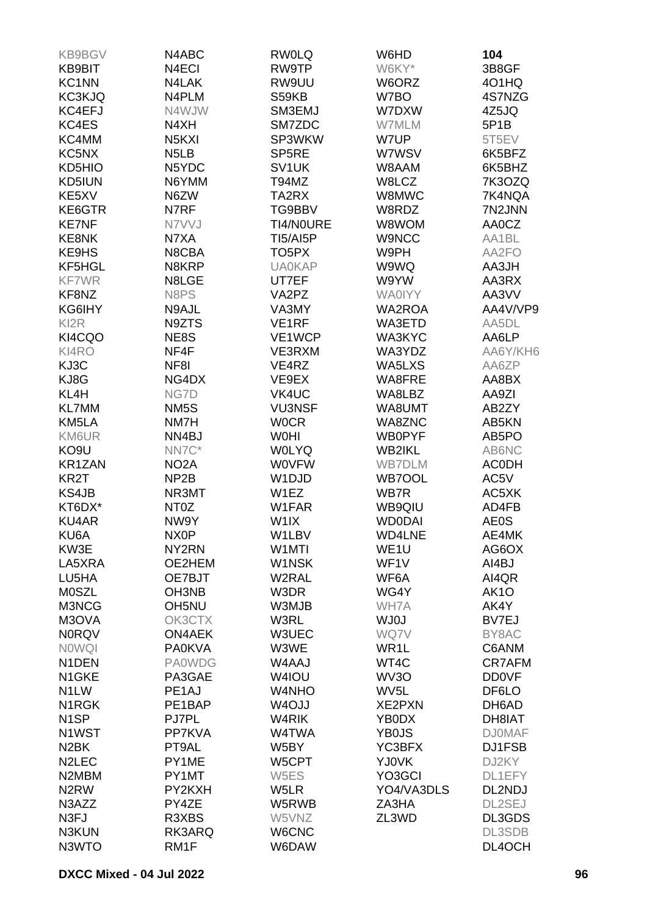KB9BGV
KB9BIT
KC1NN
KC3KJQ
KC4EFJ
KC4ES
KC4MM
KC5NX
KD5HIO
KD5IUN
KE5XV
KE6GTR
KE7NF
KE8NK
KE9HS
KF5HGL
KF7WR
KF8NZ
KG6IHY
KI2R
KI4CQO
KI4RO
KJ3C
KJ8G
KL4H
KL7MM
KM5LA
KM6UR
KO9U
KR1ZAN
KR2T
KS4JB
KT6DX*
KU4AR
KU6A
KW3E
LA5XRA
LU5HA
M0SZL
M3NCG
M3OVA
N0RQV
N0WQI
N1DEN
N1GKE
N1LW
N1RGK
N1SP
N1WST
N2BK
N2LEC
N2MBM
N2RW
N3AZZ
N3FJ
N3KUN
N3WTO

N4ABC
N4ECI
N4LAK
N4PLM
N4WJW
N4XH
N5KXI
N5LB
N5YDC
N6YMM
N6ZW
N7RF
N7VVJ
N7XA
N8CBA
N8KRP
N8LGE
N8PS
N9AJL
N9ZTS
NE8S
NF4F
NF8I
NG4DX
NG7D
NM5S
NM7H
NN4BJ
NN7C*
NO2A
NP2B
NR3MT
NT0Z
NW9Y
NX0P
NY2RN
OE2HEM
OE7BJT
OH3NB
OH5NU
OK3CTX
ON4AEK
PA0KVA
PA0WDG
PA3GAE
PE1AJ
PE1BAP
PJ7PL
PP7KVA
PT9AL
PY1ME
PY1MT
PY2KXH
PY4ZE
R3XBS
RK3ARQ
RM1F

RW0LQ
RW9TP
RW9UU
S59KB
SM3EMJ
SM7ZDC
SP3WKW
SP5RE
SV1UK
T94MZ
TA2RX
TG9BBV
TI4/N0URE
TI5/AI5P
TO5PX
UA0KAP
UT7EF
VA2PZ
VA3MY
VE1RF
VE1WCP
VE3RXM
VE4RZ
VE9EX
VK4UC
VU3NSF
W0CR
W0HI
W0LYQ
W0VFW
W1DJD
W1EZ
W1FAR
W1IX
W1LBV
W1MTI
W1NSK
W2RAL
W3DR
W3MJB
W3RL
W3UEC
W3WE
W4AAJ
W4IOU
W4NHO
W4OJJ
W4RIK
W4TWA
W5BY
W5CPT
W5ES
W5LR
W5RWB
W5VNZ
W6CNC
W6DAW

W6HD
W6KY*
W6ORZ
W7BO
W7DXW
W7MLM
W7UP
W7WSV
W8AAM
W8LCZ
W8MWC
W8RDZ
W8WOM
W9NCC
W9PH
W9WQ
W9YW
WA0IYY
WA2ROA
WA3ETD
WA3KYC
WA3YDZ
WA5LXS
WA8FRE
WA8LBZ
WA8UMT
WA8ZNC
WB0PYF
WB2IKL
WB7DLM
WB7OOL
WB7R
WB9QIU
WD0DAI
WD4LNE
WE1U
WF1V
WF6A
WG4Y
WH7A
WJ0J
WQ7V
WR1L
WT4C
WV3O
WV5L
XE2PXN
YB0DX
YB0JS
YC3BFX
YJ0VK
YO3GCI
YO4/VA3DLS
ZA3HA
ZL3WD

**104**
3B8GF
4O1HQ
4S7NZG
4Z5JQ
5P1B
5T5EV
6K5BFZ
6K5BHZ
7K3OZQ
7K4NQA
7N2JNN
AA0CZ
AA1BL
AA2FO
AA3JH
AA3RX
AA3VV
AA4V/VP9
AA5DL
AA6LP
AA6Y/KH6
AA6ZP
AA8BX
AA9ZI
AB2ZY
AB5KN
AB5PO
AB6NC
AC0DH
AC5V
AC5XK
AD4FB
AE0S
AE4MK
AG6OX
AI4BJ
AI4QR
AK1O
AK4Y
BV7EJ
BY8AC
C6ANM
CR7AFM
DD0VF
DF6LO
DH6AD
DH8IAT
DJ0MAF
DJ1FSB
DJ2KY
DL1EFY
DL2NDJ
DL2SEJ
DL3GDS
DL3SDB
DL4OCH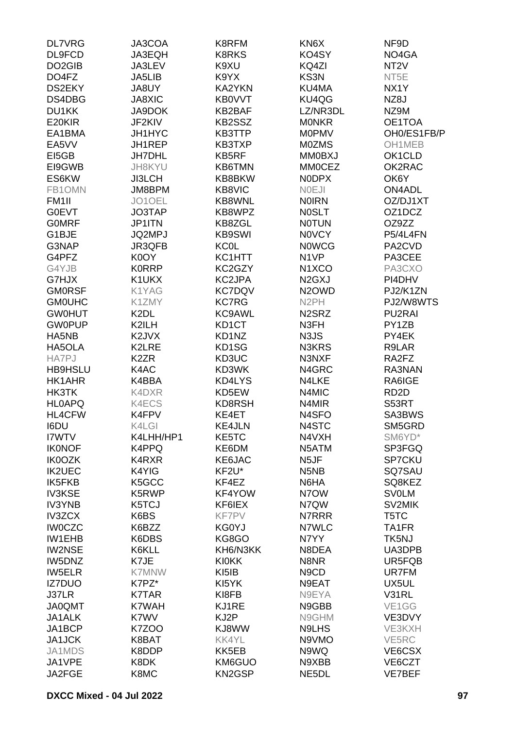| | | | | |
|---|---|---|---|---|
| DL7VRG | JA3COA | K8RFM | KN6X | NF9D |
| DL9FCD | JA3EQH | K8RKS | KO4SY | NO4GA |
| DO2GIB | JA3LEV | K9XU | KQ4ZI | NT2V |
| DO4FZ | JA5LIB | K9YX | KS3N | NT5E |
| DS2EKY | JA8UY | KA2YKN | KU4MA | NX1Y |
| DS4DBG | JA8XIC | KB0VVT | KU4QG | NZ8J |
| DU1KK | JA9DOK | KB2BAF | LZ/NR3DL | NZ9M |
| E20KIR | JF2KIV | KB2SSZ | M0NKR | OE1TOA |
| EA1BMA | JH1HYC | KB3TTP | M0PMV | OH0/ES1FB/P |
| EA5VV | JH1REP | KB3TXP | M0ZMS | OH1MEB |
| EI5GB | JH7DHL | KB5RF | MM0BXJ | OK1CLD |
| EI9GWB | JH8KYU | KB6TMN | MM0CEZ | OK2RAC |
| ES6KW | JI3LCH | KB8BKW | N0DPX | OK6Y |
| FB1OMN | JM8BPM | KB8VIC | N0EJI | ON4ADL |
| FM1II | JO1OEL | KB8WNL | N0IRN | OZ/DJ1XT |
| G0EVT | JO3TAP | KB8WPZ | N0SLT | OZ1DCZ |
| G0MRF | JP1ITN | KB8ZGL | N0TUN | OZ9ZZ |
| G1BJE | JQ2MPJ | KB9SWI | N0VCY | P5/4L4FN |
| G3NAP | JR3QFB | KC0L | N0WCG | PA2CVD |
| G4PFZ | K0OY | KC1HTT | N1VP | PA3CEE |
| G4YJB | K0RRP | KC2GZY | N1XCO | PA3CXO |
| G7HJX | K1UKX | KC2JPA | N2GXJ | PI4DHV |
| GM0RSF | K1YAG | KC7DQV | N2OWD | PJ2/K1ZN |
| GM0UHC | K1ZMY | KC7RG | N2PH | PJ2/W8WTS |
| GW0HUT | K2DL | KC9AWL | N2SRZ | PU2RAI |
| GW0PUP | K2ILH | KD1CT | N3FH | PY1ZB |
| HA5NB | K2JVX | KD1NZ | N3JS | PY4EK |
| HA5OLA | K2LRE | KD1SG | N3KRS | R9LAR |
| HA7PJ | K2ZR | KD3UC | N3NXF | RA2FZ |
| HB9HSLU | K4AC | KD3WK | N4GRC | RA3NAN |
| HK1AHR | K4BBA | KD4LYS | N4LKE | RA6IGE |
| HK3TK | K4DXR | KD5EW | N4MIC | RD2D |
| HL0APQ | K4ECS | KD8RSH | N4MIR | S53RT |
| HL4CFW | K4FPV | KE4ET | N4SFO | SA3BWS |
| I6DU | K4LGI | KE4JLN | N4STC | SM5GRD |
| I7WTV | K4LHH/HP1 | KE5TC | N4VXH | SM6YD* |
| IK0NOF | K4PPQ | KE6DM | N5ATM | SP3FGQ |
| IK0OZK | K4RXR | KE6JAC | N5JF | SP7CKU |
| IK2UEC | K4YIG | KF2U* | N5NB | SQ7SAU |
| IK5FKB | K5GCC | KF4EZ | N6HA | SQ8KEZ |
| IV3KSE | K5RWP | KF4YOW | N7OW | SV0LM |
| IV3YNB | K5TCJ | KF6IEX | N7QW | SV2MIK |
| IV3ZCX | K6BS | KF7PV | N7RRR | T5TC |
| IW0CZC | K6BZZ | KG0YJ | N7WLC | TA1FR |
| IW1EHB | K6DBS | KG8GO | N7YY | TK5NJ |
| IW2NSE | K6KLL | KH6/N3KK | N8DEA | UA3DPB |
| IW5DNZ | K7JE | KI0KK | N8NR | UR5FQB |
| IW5ELR | K7MNW | KI5IB | N9CD | UR7FM |
| IZ7DUO | K7PZ* | KI5YK | N9EAT | UX5UL |
| J37LR | K7TAR | KI8FB | N9EYA | V31RL |
| JA0QMT | K7WAH | KJ1RE | N9GBB | VE1GG |
| JA1ALK | K7WV | KJ2P | N9GHM | VE3DVY |
| JA1BCP | K7ZOO | KJ8WW | N9LHS | VE3KXH |
| JA1JCK | K8BAT | KK4YL | N9VMO | VE5RC |
| JA1MDS | K8DDP | KK5EB | N9WQ | VE6CSX |
| JA1VPE | K8DK | KM6GUO | N9XBB | VE6CZT |
| JA2FGE | K8MC | KN2GSP | NE5DL | VE7BEF |

**DXCC Mixed - 04 Jul 2022**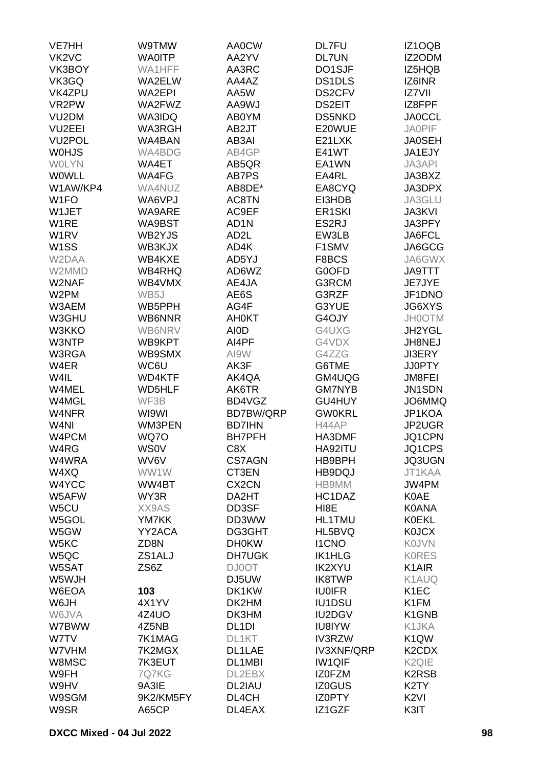VE7HH
VK2VC
VK3BOY
VK3GQ
VK4ZPU
VR2PW
VU2DM
VU2EEI
VU2POL
W0HJS
W0LYN
W0WLL
W1AW/KP4
W1FO
W1JET
W1RE
W1RV
W1SS
W2DAA
W2MMD
W2NAF
W2PM
W3AEM
W3GHU
W3KKO
W3NTP
W3RGA
W4ER
W4IL
W4MEL
W4MGL
W4NFR
W4NI
W4PCM
W4RG
W4WRA
W4XQ
W4YCC
W5AFW
W5CU
W5GOL
W5GW
W5KC
W5QC
W5SAT
W5WJH
W6EOA
W6JH
W6JVA
W7BWW
W7TV
W7VHM
W8MSC
W9FH
W9HV
W9SGM
W9SR

W9TMW
WA0ITP
WA1HFF
WA2ELW
WA2EPI
WA2FWZ
WA3IDQ
WA3RGH
WA4BAN
WA4BDG
WA4ET
WA4FG
WA4NUZ
WA6VPJ
WA9ARE
WA9BST
WB2YJS
WB3KJX
WB4KXE
WB4RHQ
WB4VMX
WB5J
WB5PPH
WB6NNR
WB6NRV
WB9KPT
WB9SMX
WC6U
WD4KTF
WD5HLF
WF3B
WI9WI
WM3PEN
WQ7O
WS0V
WV6V
WW1W
WW4BT
WY3R
XX9AS
YM7KK
YY2ACA
ZD8N
ZS1ALJ
ZS6Z

**103**
4X1YV
4Z4UO
4Z5NB
7K1MAG
7K2MGX
7K3EUT
7Q7KG
9A3IE
9K2/KM5FY
A65CP

AA0CW
AA2YV
AA3RC
AA4AZ
AA5W
AA9WJ
AB0YM
AB2JT
AB3AI
AB4GP
AB5QR
AB7PS
AB8DE*
AC8TN
AC9EF
AD1N
AD2L
AD4K
AD5YJ
AD6WZ
AE4JA
AE6S
AG4F
AH0KT
AI0D
AI4PF
AI9W
AK3F
AK4QA
AK6TR
BD4VGZ
BD7BW/QRP
BD7IHN
BH7PFH
C8X
CS7AGN
CT3EN
CX2CN
DA2HT
DD3SF
DD3WW
DG3GHT
DH0KW
DH7UGK
DJ0OT
DJ5UW
DK1KW
DK2HM
DK3HM
DL1DI
DL1KT
DL1LAE
DL1MBI
DL2EBX
DL2IAU
DL4CH
DL4EAX

DL7FU
DL7UN
DO1SJF
DS1DLS
DS2CFV
DS2EIT
DS5NKD
E20WUE
E21LXK
E41WT
EA1WN
EA4RL
EA8CYQ
EI3HDB
ER1SKI
ES2RJ
EW3LB
F1SMV
F8BCS
G0OFD
G3RCM
G3RZF
G3YUE
G4OJY
G4UXG
G4VDX
G4ZZG
G6TME
GM4UQG
GM7NYB
GU4HUY
GW0KRL
H44AP
HA3DMF
HA92ITU
HB9BPH
HB9DQJ
HB9MM
HC1DAZ
HI8E
HL1TMU
HL5BVQ
I1CNO
IK1HLG
IK2XYU
IK8TWP
IU0IFR
IU1DSU
IU2DGV
IU8IYW
IV3RZW
IV3XNF/QRP
IW1QIF
IZ0FZM
IZ0GUS
IZ0PTY
IZ1GZF

IZ1OQB
IZ2ODM
IZ5HQB
IZ6INR
IZ7VII
IZ8FPF
JA0CCL
JA0PIF
JA0SEH
JA1EJY
JA3API
JA3BXZ
JA3DPX
JA3GLU
JA3KVI
JA3PFY
JA6FCL
JA6GCG
JA6GWX
JA9TTT
JE7JYE
JF1DNO
JG6XYS
JH0OTM
JH2YGL
JH8NEJ
JI3ERY
JJ0PTY
JM8FEI
JN1SDN
JO6MMQ
JP1KOA
JP2UGR
JQ1CPN
JQ1CPS
JQ3UGN
JT1KAA
JW4PM
K0AE
K0ANA
K0EKL
K0JCX
K0JVN
K0RES
K1AIR
K1AUQ
K1EC
K1FM
K1GNB
K1JKA
K1QW
K2CDX
K2QIE
K2RSB
K2TY
K2VI
K3IT

**DXCC Mixed - 04 Jul 2022**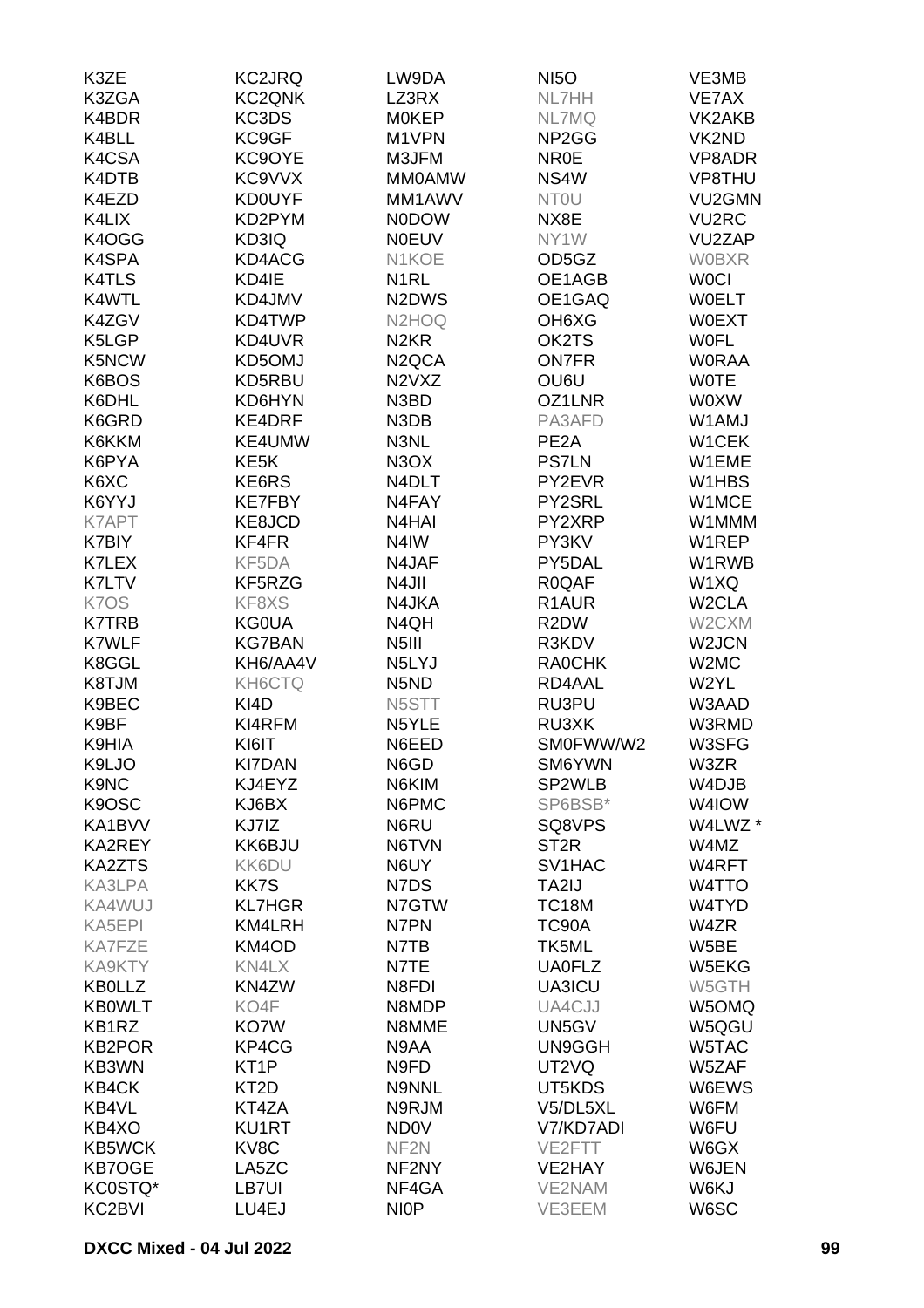K3ZE
K3ZGA
K4BDR
K4BLL
K4CSA
K4DTB
K4EZD
K4LIX
K4OGG
K4SPA
K4TLS
K4WTL
K4ZGV
K5LGP
K5NCW
K6BOS
K6DHL
K6GRD
K6KKM
K6PYA
K6XC
K6YYJ
K7APT
K7BIY
K7LEX
K7LTV
K7OS
K7TRB
K7WLF
K8GGL
K8TJM
K9BEC
K9BF
K9HIA
K9LJO
K9NC
K9OSC
KA1BVV
KA2REY
KA2ZTS
KA3LPA
KA4WUJ
KA5EPI
KA7FZE
KA9KTY
KB0LLZ
KB0WLT
KB1RZ
KB2POR
KB3WN
KB4CK
KB4VL
KB4XO
KB5WCK
KB7OGE
KC0STQ*
KC2BVI

KC2JRQ
KC2QNK
KC3DS
KC9GF
KC9OYE
KC9VVX
KD0UYF
KD2PYM
KD3IQ
KD4ACG
KD4IE
KD4JMV
KD4TWP
KD4UVR
KD5OMJ
KD5RBU
KD6HYN
KE4DRF
KE4UMW
KE5K
KE6RS
KE7FBY
KE8JCD
KF4FR
KF5DA
KF5RZG
KF8XS
KG0UA
KG7BAN
KH6/AA4V
KH6CTQ
KI4D
KI4RFM
KI6IT
KI7DAN
KJ4EYZ
KJ6BX
KJ7IZ
KK6BJU
KK6DU
KK7S
KL7HGR
KM4LRH
KM4OD
KN4LX
KN4ZW
KO4F
KO7W
KP4CG
KT1P
KT2D
KT4ZA
KU1RT
KV8C
LA5ZC
LB7UI
LU4EJ

LW9DA
LZ3RX
M0KEP
M1VPN
M3JFM
MM0AMW
MM1AWV
N0DOW
N0EUV
N1KOE
N1RL
N2DWS
N2HOQ
N2KR
N2QCA
N2VXZ
N3BD
N3DB
N3NL
N3OX
N4DLT
N4FAY
N4HAI
N4IW
N4JAF
N4JII
N4JKA
N4QH
N5III
N5LYJ
N5ND
N5STT
N5YLE
N6EED
N6GD
N6KIM
N6PMC
N6RU
N6TVN
N6UY
N7DS
N7GTW
N7PN
N7TB
N7TE
N8FDI
N8MDP
N8MME
N9AA
N9FD
N9NNL
N9RJM
ND0V
NF2N
NF2NY
NF4GA
NI0P

NI5O
NL7HH
NL7MQ
NP2GG
NR0E
NS4W
NT0U
NX8E
NY1W
OD5GZ
OE1AGB
OE1GAQ
OH6XG
OK2TS
ON7FR
OU6U
OZ1LNR
PA3AFD
PE2A
PS7LN
PY2EVR
PY2SRL
PY2XRP
PY3KV
PY5DAL
R0QAF
R1AUR
R2DW
R3KDV
RA0CHK
RD4AAL
RU3PU
RU3XK
SM0FWW/W2
SM6YWN
SP2WLB
SP6BSB*
SQ8VPS
ST2R
SV1HAC
TA2IJ
TC18M
TC90A
TK5ML
UA0FLZ
UA3ICU
UA4CJJ
UN5GV
UN9GGH
UT2VQ
UT5KDS
V5/DL5XL
V7/KD7ADI
VE2FTT
VE2HAY
VE2NAM
VE3EEM

VE3MB
VE7AX
VK2AKB
VK2ND
VP8ADR
VP8THU
VU2GMN
VU2RC
VU2ZAP
W0BXR
W0CI
W0ELT
W0EXT
W0FL
W0RAA
W0TE
W0XW
W1AMJ
W1CEK
W1EME
W1HBS
W1MCE
W1MMM
W1REP
W1RWB
W1XQ
W2CLA
W2CXM
W2JCN
W2MC
W2YL
W3AAD
W3RMD
W3SFG
W3ZR
W4DJB
W4IOW
W4LWZ *
W4MZ
W4RFT
W4TTO
W4TYD
W4ZR
W5BE
W5EKG
W5GTH
W5OMQ
W5QGU
W5TAC
W5ZAF
W6EWS
W6FM
W6FU
W6GX
W6JEN
W6KJ
W6SC

DXCC Mixed - 04 Jul 2022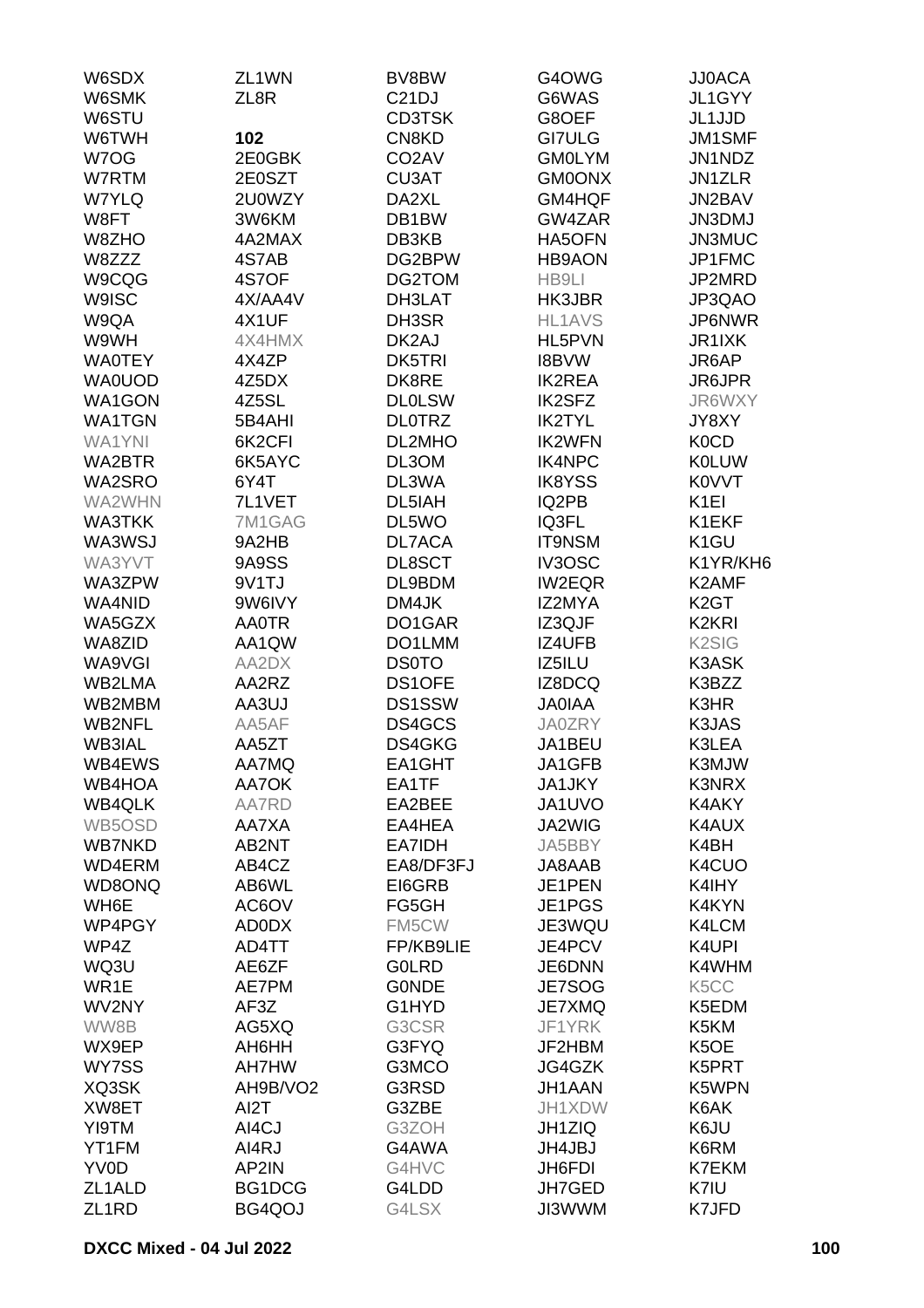W6SDX
W6SMK
W6STU
W6TWH
W7OG
W7RTM
W7YLQ
W8FT
W8ZHO
W8ZZZ
W9CQG
W9ISC
W9QA
W9WH
WA0TEY
WA0UOD
WA1GON
WA1TGN
WA1YNI
WA2BTR
WA2SRO
WA2WHN
WA3TKK
WA3WSJ
WA3YVT
WA3ZPW
WA4NID
WA5GZX
WA8ZID
WA9VGI
WB2LMA
WB2MBM
WB2NFL
WB3IAL
WB4EWS
WB4HOA
WB4QLK
WB5OSD
WB7NKD
WD4ERM
WD8ONQ
WH6E
WP4PGY
WP4Z
WQ3U
WR1E
WV2NY
WW8B
WX9EP
WY7SS
XQ3SK
XW8ET
YI9TM
YT1FM
YV0D
ZL1ALD
ZL1RD
ZL1WN
ZL8R

**102**

2E0GBK
2E0SZT
2U0WZY
3W6KM
4A2MAX
4S7AB
4S7OF
4X/AA4V
4X1UF
4X4HMX
4X4ZP
4Z5DX
4Z5SL
5B4AHI
6K2CFI
6K5AYC
6Y4T
7L1VET
7M1GAG
9A2HB
9A9SS
9V1TJ
9W6IVY
AA0TR
AA1QW
AA2DX
AA2RZ
AA3UJ
AA5AF
AA5ZT
AA7MQ
AA7OK
AA7RD
AA7XA
AB2NT
AB4CZ
AB6WL
AC6OV
AD0DX
AD4TT
AE6ZF
AE7PM
AF3Z
AG5XQ
AH6HH
AH7HW
AH9B/VO2
AI2T
AI4CJ
AI4RJ
AP2IN
BG1DCG
BG4QOJ
BV8BW
C21DJ
CD3TSK
CN8KD
CO2AV
CU3AT
DA2XL
DB1BW
DB3KB
DG2BPW
DG2TOM
DH3LAT
DH3SR
DK2AJ
DK5TRI
DK8RE
DL0LSW
DL0TRZ
DL2MHO
DL3OM
DL3WA
DL5IAH
DL5WO
DL7ACA
DL8SCT
DL9BDM
DM4JK
DO1GAR
DO1LMM
DS0TO
DS1OFE
DS1SSW
DS4GCS
DS4GKG
EA1GHT
EA1TF
EA2BEE
EA4HEA
EA7IDH
EA8/DF3FJ
EI6GRB
FG5GH
FM5CW
FP/KB9LIE
G0LRD
G0NDE
G1HYD
G3CSR
G3FYQ
G3MCO
G3RSD
G3ZBE
G3ZOH
G4AWA
G4HVC
G4LDD
G4LSX
G4OWG
G6WAS
G8OEF
GI7ULG
GM0LYM
GM0ONX
GM4HQF
GW4ZAR
HA5OFN
HB9AON
HB9LI
HK3JBR
HL1AVS
HL5PVN
I8BVW
IK2REA
IK2SFZ
IK2TYL
IK2WFN
IK4NPC
IK8YSS
IQ2PB
IQ3FL
IT9NSM
IV3OSC
IW2EQR
IZ2MYA
IZ3QJF
IZ4UFB
IZ5ILU
IZ8DCQ
JA0IAA
JA0ZRY
JA1BEU
JA1GFB
JA1JKY
JA1UVO
JA2WIG
JA5BBY
JA8AAB
JE1PEN
JE1PGS
JE3WQU
JE4PCV
JE6DNN
JE7SOG
JE7XMQ
JF1YRK
JF2HBM
JG4GZK
JH1AAN
JH1XDW
JH1ZIQ
JH4JBJ
JH6FDI
JH7GED
JI3WWM
JJ0ACA
JL1GYY
JL1JJD
JM1SMF
JN1NDZ
JN1ZLR
JN2BAV
JN3DMJ
JN3MUC
JP1FMC
JP2MRD
JP3QAO
JP6NWR
JR1IXK
JR6AP
JR6JPR
JR6WXY
JY8XY
K0CD
K0LUW
K0VVT
K1EI
K1EKF
K1GU
K1YR/KH6
K2AMF
K2GT
K2KRI
K2SIG
K3ASK
K3BZZ
K3HR
K3JAS
K3LEA
K3MJW
K3NRX
K4AKY
K4AUX
K4BH
K4CUO
K4IHY
K4KYN
K4LCM
K4UPI
K4WHM
K5CC
K5EDM
K5KM
K5OE
K5PRT
K5WPN
K6AK
K6JU
K6RM
K7EKM
K7IU
K7JFD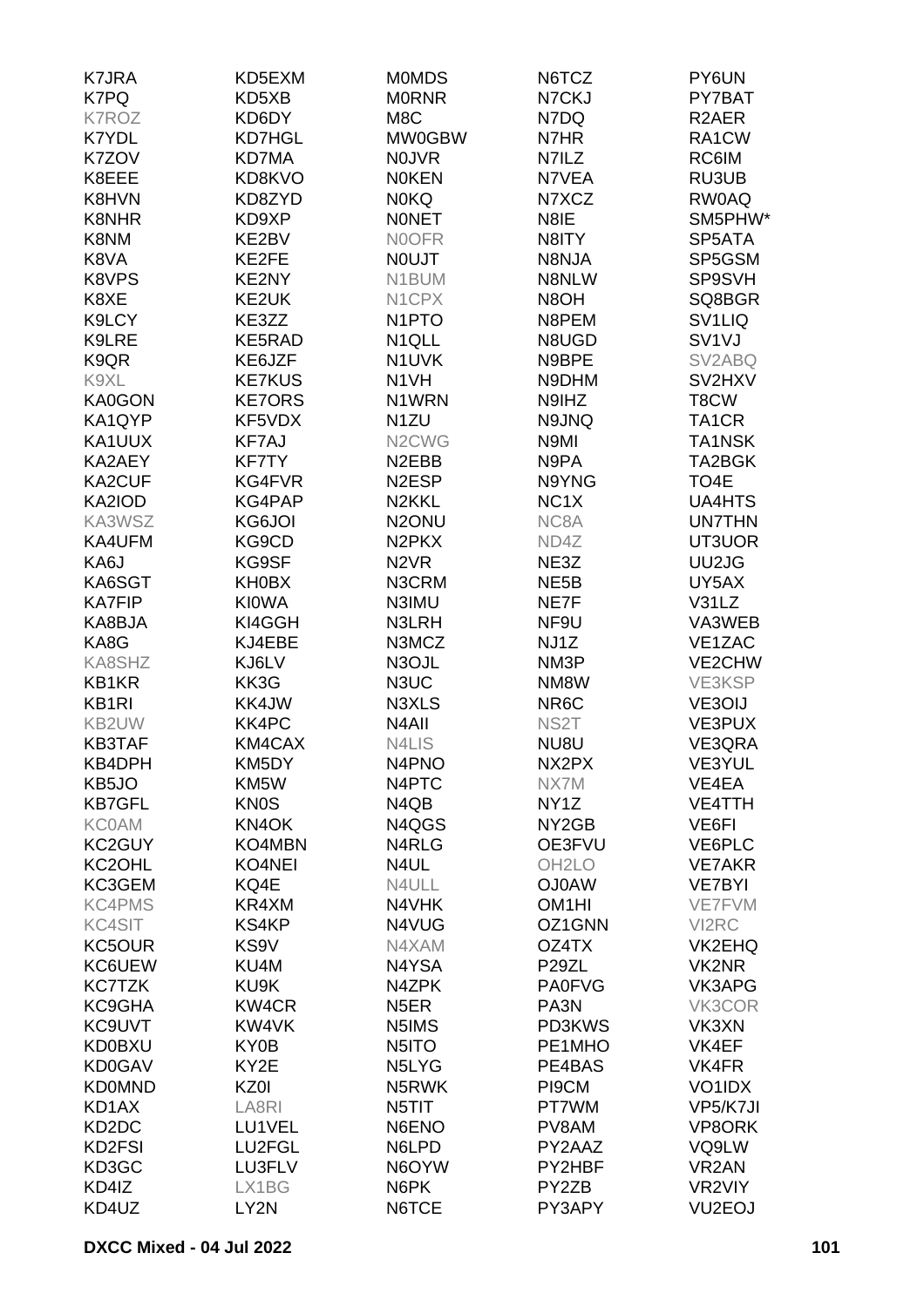K7JRA
K7PQ
K7ROZ
K7YDL
K7ZOV
K8EEE
K8HVN
K8NHR
K8NM
K8VA
K8VPS
K8XE
K9LCY
K9LRE
K9QR
K9XL
KA0GON
KA1QYP
KA1UUX
KA2AEY
KA2CUF
KA2IOD
KA3WSZ
KA4UFM
KA6J
KA6SGT
KA7FIP
KA8BJA
KA8G
KA8SHZ
KB1KR
KB1RI
KB2UW
KB3TAF
KB4DPH
KB5JO
KB7GFL
KC0AM
KC2GUY
KC2OHL
KC3GEM
KC4PMS
KC4SIT
KC5OUR
KC6UEW
KC7TZK
KC9GHA
KC9UVT
KD0BXU
KD0GAV
KD0MND
KD1AX
KD2DC
KD2FSI
KD3GC
KD4IZ
KD4UZ
KD5EXM
KD5XB
KD6DY
KD7HGL
KD7MA
KD8KVO
KD8ZYD
KD9XP
KE2BV
KE2FE
KE2NY
KE2UK
KE3ZZ
KE5RAD
KE6JZF
KE7KUS
KE7ORS
KF5VDX
KF7AJ
KF7TY
KG4FVR
KG4PAP
KG6JOI
KG9CD
KG9SF
KH0BX
KI0WA
KI4GGH
KJ4EBE
KJ6LV
KK3G
KK4JW
KK4PC
KM4CAX
KM5DY
KM5W
KN0S
KN4OK
KO4MBN
KO4NEI
KQ4E
KR4XM
KS4KP
KS9V
KU4M
KU9K
KW4CR
KW4VK
KY0B
KY2E
KZ0I
LA8RI
LU1VEL
LU2FGL
LU3FLV
LX1BG
LY2N
M0MDS
M0RNR
M8C
MW0GBW
N0JVR
N0KEN
N0KQ
N0NET
N0OFR
N0UJT
N1BUM
N1CPX
N1PTO
N1QLL
N1UVK
N1VH
N1WRN
N1ZU
N2CWG
N2EBB
N2ESP
N2KKL
N2ONU
N2PKX
N2VR
N3CRM
N3IMU
N3LRH
N3MCZ
N3OJL
N3UC
N3XLS
N4AII
N4LIS
N4PNO
N4PTC
N4QB
N4QGS
N4RLG
N4UL
N4ULL
N4VHK
N4VUG
N4XAM
N4YSA
N4ZPK
N5ER
N5IMS
N5ITO
N5LYG
N5RWK
N5TIT
N6ENO
N6LPD
N6OYW
N6PK
N6TCE
N6TCZ
N7CKJ
N7DQ
N7HR
N7ILZ
N7VEA
N7XCZ
N8IE
N8ITY
N8NJA
N8NLW
N8OH
N8PEM
N8UGD
N9BPE
N9DHM
N9IHZ
N9JNQ
N9MI
N9PA
N9YNG
NC1X
NC8A
ND4Z
NE3Z
NE5B
NE7F
NF9U
NJ1Z
NM3P
NM8W
NR6C
NS2T
NU8U
NX2PX
NX7M
NY1Z
NY2GB
OE3FVU
OH2LO
OJ0AW
OM1HI
OZ1GNN
OZ4TX
P29ZL
PA0FVG
PA3N
PD3KWS
PE1MHO
PE4BAS
PI9CM
PT7WM
PV8AM
PY2AAZ
PY2HBF
PY2ZB
PY3APY
PY6UN
PY7BAT
R2AER
RA1CW
RC6IM
RU3UB
RW0AQ
SM5PHW*
SP5ATA
SP5GSM
SP9SVH
SQ8BGR
SV1LIQ
SV1VJ
SV2ABQ
SV2HXV
T8CW
TA1CR
TA1NSK
TA2BGK
TO4E
UA4HTS
UN7THN
UT3UOR
UU2JG
UY5AX
V31LZ
VA3WEB
VE1ZAC
VE2CHW
VE3KSP
VE3OIJ
VE3PUX
VE3QRA
VE3YUL
VE4EA
VE4TTH
VE6FI
VE6PLC
VE7AKR
VE7BYI
VE7FVM
VI2RC
VK2EHQ
VK2NR
VK3APG
VK3COR
VK3XN
VK4EF
VK4FR
VO1IDX
VP5/K7JI
VP8ORK
VQ9LW
VR2AN
VR2VIY
VU2EOJ

DXCC Mixed - 04 Jul 2022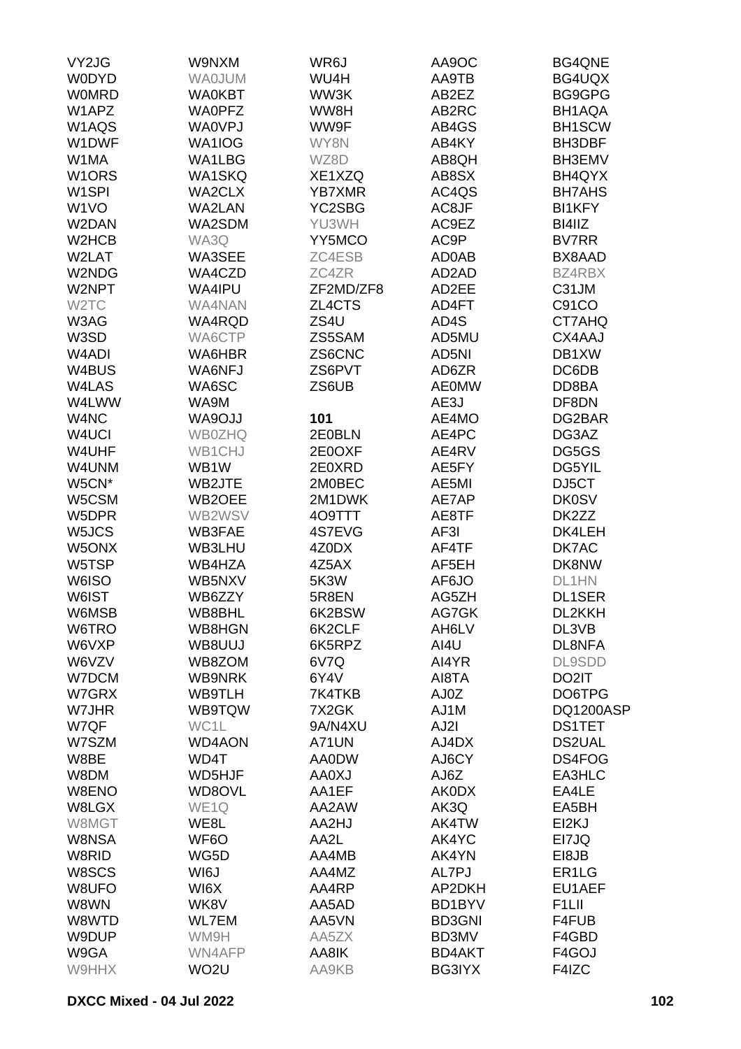VY2JG
W0DYD
W0MRD
W1APZ
W1AQS
W1DWF
W1MA
W1ORS
W1SPI
W1VO
W2DAN
W2HCB
W2LAT
W2NDG
W2NPT
W2TC
W3AG
W3SD
W4ADI
W4BUS
W4LAS
W4LWW
W4NC
W4UCI
W4UHF
W4UNM
W5CN*
W5CSM
W5DPR
W5JCS
W5ONX
W5TSP
W6ISO
W6IST
W6MSB
W6TRO
W6VXP
W6VZV
W7DCM
W7GRX
W7JHR
W7QF
W7SZM
W8BE
W8DM
W8ENO
W8LGX
W8MGT
W8NSA
W8RID
W8SCS
W8UFO
W8WN
W8WTD
W9DUP
W9GA
W9HHX

W9NXM
WA0JUM
WA0KBT
WA0PFZ
WA0VPJ
WA1IOG
WA1LBG
WA1SKQ
WA2CLX
WA2LAN
WA2SDM
WA3Q
WA3SEE
WA4CZD
WA4IPU
WA4NAN
WA4RQD
WA6CTP
WA6HBR
WA6NFJ
WA6SC
WA9M
WA9OJJ
WB0ZHQ
WB1CHJ
WB1W
WB2JTE
WB2OEE
WB2WSV
WB3FAE
WB3LHU
WB4HZA
WB5NXV
WB6ZZY
WB8BHL
WB8HGN
WB8UUJ
WB8ZOM
WB9NRK
WB9TLH
WB9TQW
WC1L
WD4AON
WD4T
WD5HJF
WD8OVL
WE1Q
WE8L
WF6O
WG5D
WI6J
WI6X
WK8V
WL7EM
WM9H
WN4AFP
WO2U

WR6J
WU4H
WW3K
WW8H
WW9F
WY8N
WZ8D
XE1XZQ
YB7XMR
YC2SBG
YU3WH
YY5MCO
ZC4ESB
ZC4ZR
ZF2MD/ZF8
ZL4CTS
ZS4U
ZS5SAM
ZS6CNC
ZS6PVT
ZS6UB

**101**

2E0BLN
2E0OXF
2E0XRD
2M0BEC
2M1DWK
4O9TTT
4S7EVG
4Z0DX
4Z5AX
5K3W
5R8EN
6K2BSW
6K2CLF
6K5RPZ
6V7Q
6Y4V
7K4TKB
7X2GK
9A/N4XU
A71UN
AA0DW
AA0XJ
AA1EF
AA2AW
AA2HJ
AA2L
AA4MB
AA4MZ
AA4RP
AA5AD
AA5VN
AA5ZX
AA8IK
AA9KB

AA9OC
AA9TB
AB2EZ
AB2RC
AB4GS
AB4KY
AB8QH
AB8SX
AC4QS
AC8JF
AC9EZ
AC9P
AD0AB
AD2AD
AD2EE
AD4FT
AD4S
AD5MU
AD5NI
AD6ZR
AE0MW
AE3J
AE4MO
AE4PC
AE4RV
AE5FY
AE5MI
AE7AP
AE8TF
AF3I
AF4TF
AF5EH
AF6JO
AG5ZH
AG7GK
AH6LV
AI4U
AI4YR
AI8TA
AJ0Z
AJ1M
AJ2I
AJ4DX
AJ6CY
AJ6Z
AK0DX
AK3Q
AK4TW
AK4YC
AK4YN
AL7PJ
AP2DKH
BD1BYV
BD3GNI
BD3MV
BD4AKT
BG3IYX

BG4QNE
BG4UQX
BG9GPG
BH1AQA
BH1SCW
BH3DBF
BH3EMV
BH4QYX
BH7AHS
BI1KFY
BI4IIZ
BV7RR
BX8AAD
BZ4RBX
C31JM
C91CO
CT7AHQ
CX4AAJ
DB1XW
DC6DB
DD8BA
DF8DN
DG2BAR
DG3AZ
DG5GS
DG5YIL
DJ5CT
DK0SV
DK2ZZ
DK4LEH
DK7AC
DK8NW
DL1HN
DL1SER
DL2KKH
DL3VB
DL8NFA
DL9SDD
DO2IT
DO6TPG
DQ1200ASP
DS1TET
DS2UAL
DS4FOG
EA3HLC
EA4LE
EA5BH
EI2KJ
EI7JQ
EI8JB
ER1LG
EU1AEF
F1LII
F4FUB
F4GBD
F4GOJ
F4IZC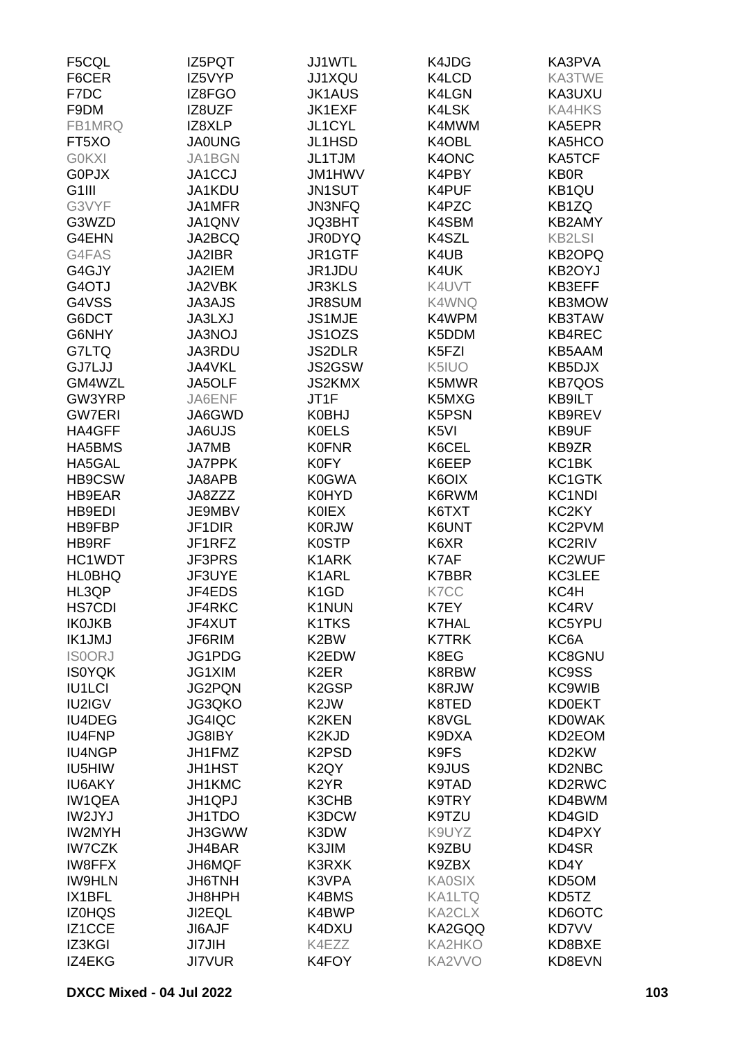| | | | | |
|---|---|---|---|---|
| F5CQL | IZ5PQT | JJ1WTL | K4JDG | KA3PVA |
| F6CER | IZ5VYP | JJ1XQU | K4LCD | KA3TWE |
| F7DC | IZ8FGO | JK1AUS | K4LGN | KA3UXU |
| F9DM | IZ8UZF | JK1EXF | K4LSK | KA4HKS |
| FB1MRQ | IZ8XLP | JL1CYL | K4MWM | KA5EPR |
| FT5XO | JA0UNG | JL1HSD | K4OBL | KA5HCO |
| G0KXI | JA1BGN | JL1TJM | K4ONC | KA5TCF |
| G0PJX | JA1CCJ | JM1HWV | K4PBY | KB0R |
| G1III | JA1KDU | JN1SUT | K4PUF | KB1QU |
| G3VYF | JA1MFR | JN3NFQ | K4PZC | KB1ZQ |
| G3WZD | JA1QNV | JQ3BHT | K4SBM | KB2AMY |
| G4EHN | JA2BCQ | JR0DYQ | K4SZL | KB2LSI |
| G4FAS | JA2IBR | JR1GTF | K4UB | KB2OPQ |
| G4GJY | JA2IEM | JR1JDU | K4UK | KB2OYJ |
| G4OTJ | JA2VBK | JR3KLS | K4UVT | KB3EFF |
| G4VSS | JA3AJS | JR8SUM | K4WNQ | KB3MOW |
| G6DCT | JA3LXJ | JS1MJE | K4WPM | KB3TAW |
| G6NHY | JA3NOJ | JS1OZS | K5DDM | KB4REC |
| G7LTQ | JA3RDU | JS2DLR | K5FZI | KB5AAM |
| GJ7LJJ | JA4VKL | JS2GSW | K5IUO | KB5DJX |
| GM4WZL | JA5OLF | JS2KMX | K5MWR | KB7QOS |
| GW3YRP | JA6ENF | JT1F | K5MXG | KB9ILT |
| GW7ERI | JA6GWD | K0BHJ | K5PSN | KB9REV |
| HA4GFF | JA6UJS | K0ELS | K5VI | KB9UF |
| HA5BMS | JA7MB | K0FNR | K6CEL | KB9ZR |
| HA5GAL | JA7PPK | K0FY | K6EEP | KC1BK |
| HB9CSW | JA8APB | K0GWA | K6OIX | KC1GTK |
| HB9EAR | JA8ZZZ | K0HYD | K6RWM | KC1NDI |
| HB9EDI | JE9MBV | K0IEX | K6TXT | KC2KY |
| HB9FBP | JF1DIR | K0RJW | K6UNT | KC2PVM |
| HB9RF | JF1RFZ | K0STP | K6XR | KC2RIV |
| HC1WDT | JF3PRS | K1ARK | K7AF | KC2WUF |
| HL0BHQ | JF3UYE | K1ARL | K7BBR | KC3LEE |
| HL3QP | JF4EDS | K1GD | K7CC | KC4H |
| HS7CDI | JF4RKC | K1NUN | K7EY | KC4RV |
| IK0JKB | JF4XUT | K1TKS | K7HAL | KC5YPU |
| IK1JMJ | JF6RIM | K2BW | K7TRK | KC6A |
| IS0ORJ | JG1PDG | K2EDW | K8EG | KC8GNU |
| IS0YQK | JG1XIM | K2ER | K8RBW | KC9SS |
| IU1LCI | JG2PQN | K2GSP | K8RJW | KC9WIB |
| IU2IGV | JG3QKO | K2JW | K8TED | KD0EKT |
| IU4DEG | JG4IQC | K2KEN | K8VGL | KD0WAK |
| IU4FNP | JG8IBY | K2KJD | K9DXA | KD2EOM |
| IU4NGP | JH1FMZ | K2PSD | K9FS | KD2KW |
| IU5HIW | JH1HST | K2QY | K9JUS | KD2NBC |
| IU6AKY | JH1KMC | K2YR | K9TAD | KD2RWC |
| IW1QEA | JH1QPJ | K3CHB | K9TRY | KD4BWM |
| IW2JYJ | JH1TDO | K3DCW | K9TZU | KD4GID |
| IW2MYH | JH3GWW | K3DW | K9UYZ | KD4PXY |
| IW7CZK | JH4BAR | K3JIM | K9ZBU | KD4SR |
| IW8FFX | JH6MQF | K3RXK | K9ZBX | KD4Y |
| IW9HLN | JH6TNH | K3VPA | KA0SIX | KD5OM |
| IX1BFL | JH8HPH | K4BMS | KA1LTQ | KD5TZ |
| IZ0HQS | JI2EQL | K4BWP | KA2CLX | KD6OTC |
| IZ1CCE | JI6AJF | K4DXU | KA2GQQ | KD7VV |
| IZ3KGI | JI7JIH | K4EZZ | KA2HKO | KD8BXE |
| IZ4EKG | JI7VUR | K4FOY | KA2VVO | KD8EVN |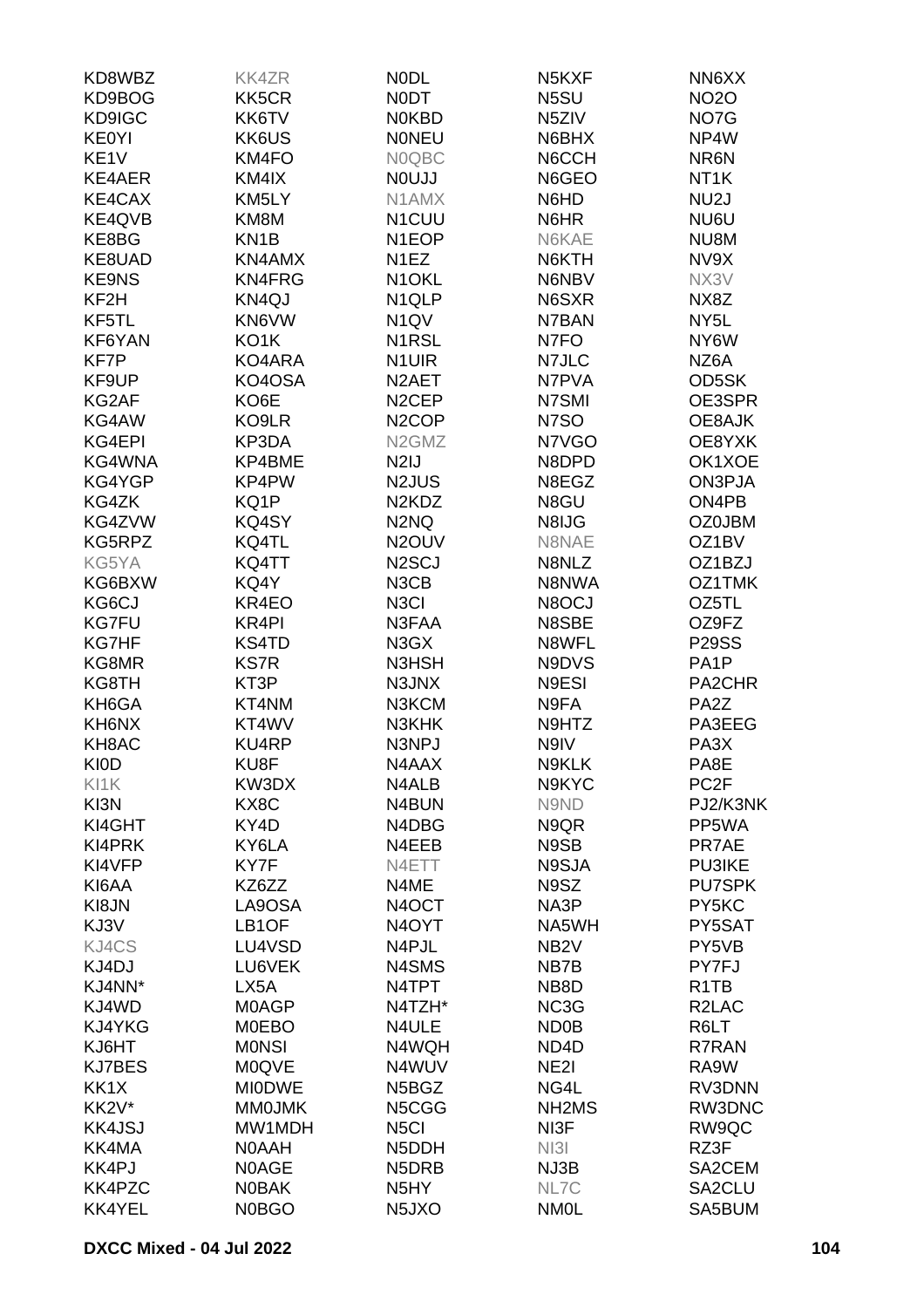| | | | | |
|---|---|---|---|---|
| KD8WBZ | KK4ZR | N0DL | N5KXF | NN6XX |
| KD9BOG | KK5CR | N0DT | N5SU | NO2O |
| KD9IGC | KK6TV | N0KBD | N5ZIV | NO7G |
| KE0YI | KK6US | N0NEU | N6BHX | NP4W |
| KE1V | KM4FO | N0QBC | N6CCH | NR6N |
| KE4AER | KM4IX | N0UJJ | N6GEO | NT1K |
| KE4CAX | KM5LY | N1AMX | N6HD | NU2J |
| KE4QVB | KM8M | N1CUU | N6HR | NU6U |
| KE8BG | KN1B | N1EOP | N6KAE | NU8M |
| KE8UAD | KN4AMX | N1EZ | N6KTH | NV9X |
| KE9NS | KN4FRG | N1OKL | N6NBV | NX3V |
| KF2H | KN4QJ | N1QLP | N6SXR | NX8Z |
| KF5TL | KN6VW | N1QV | N7BAN | NY5L |
| KF6YAN | KO1K | N1RSL | N7FO | NY6W |
| KF7P | KO4ARA | N1UIR | N7JLC | NZ6A |
| KF9UP | KO4OSA | N2AET | N7PVA | OD5SK |
| KG2AF | KO6E | N2CEP | N7SMI | OE3SPR |
| KG4AW | KO9LR | N2COP | N7SO | OE8AJK |
| KG4EPI | KP3DA | N2GMZ | N7VGO | OE8YXK |
| KG4WNA | KP4BME | N2IJ | N8DPD | OK1XOE |
| KG4YGP | KP4PW | N2JUS | N8EGZ | ON3PJA |
| KG4ZK | KQ1P | N2KDZ | N8GU | ON4PB |
| KG4ZVW | KQ4SY | N2NQ | N8IJG | OZ0JBM |
| KG5RPZ | KQ4TL | N2OUV | N8NAE | OZ1BV |
| KG5YA | KQ4TT | N2SCJ | N8NLZ | OZ1BZJ |
| KG6BXW | KQ4Y | N3CB | N8NWA | OZ1TMK |
| KG6CJ | KR4EO | N3CI | N8OCJ | OZ5TL |
| KG7FU | KR4PI | N3FAA | N8SBE | OZ9FZ |
| KG7HF | KS4TD | N3GX | N8WFL | P29SS |
| KG8MR | KS7R | N3HSH | N9DVS | PA1P |
| KG8TH | KT3P | N3JNX | N9ESI | PA2CHR |
| KH6GA | KT4NM | N3KCM | N9FA | PA2Z |
| KH6NX | KT4WV | N3KHK | N9HTZ | PA3EEG |
| KH8AC | KU4RP | N3NPJ | N9IV | PA3X |
| KI0D | KU8F | N4AAX | N9KLK | PA8E |
| KI1K | KW3DX | N4ALB | N9KYC | PC2F |
| KI3N | KX8C | N4BUN | N9ND | PJ2/K3NK |
| KI4GHT | KY4D | N4DBG | N9QR | PP5WA |
| KI4PRK | KY6LA | N4EEB | N9SB | PR7AE |
| KI4VFP | KY7F | N4ETT | N9SJA | PU3IKE |
| KI6AA | KZ6ZZ | N4ME | N9SZ | PU7SPK |
| KI8JN | LA9OSA | N4OCT | NA3P | PY5KC |
| KJ3V | LB1OF | N4OYT | NA5WH | PY5SAT |
| KJ4CS | LU4VSD | N4PJL | NB2V | PY5VB |
| KJ4DJ | LU6VEK | N4SMS | NB7B | PY7FJ |
| KJ4NN* | LX5A | N4TPT | NB8D | R1TB |
| KJ4WD | M0AGP | N4TZH* | NC3G | R2LAC |
| KJ4YKG | M0EBO | N4ULE | ND0B | R6LT |
| KJ6HT | M0NSI | N4WQH | ND4D | R7RAN |
| KJ7BES | M0QVE | N4WUV | NE2I | RA9W |
| KK1X | MI0DWE | N5BGZ | NG4L | RV3DNN |
| KK2V* | MM0JMK | N5CGG | NH2MS | RW3DNC |
| KK4JSJ | MW1MDH | N5CI | NI3F | RW9QC |
| KK4MA | N0AAH | N5DDH | NI3I | RZ3F |
| KK4PJ | N0AGE | N5DRB | NJ3B | SA2CEM |
| KK4PZC | N0BAK | N5HY | NL7C | SA2CLU |
| KK4YEL | N0BGO | N5JXO | NM0L | SA5BUM |

**DXCC Mixed - 04 Jul 2022**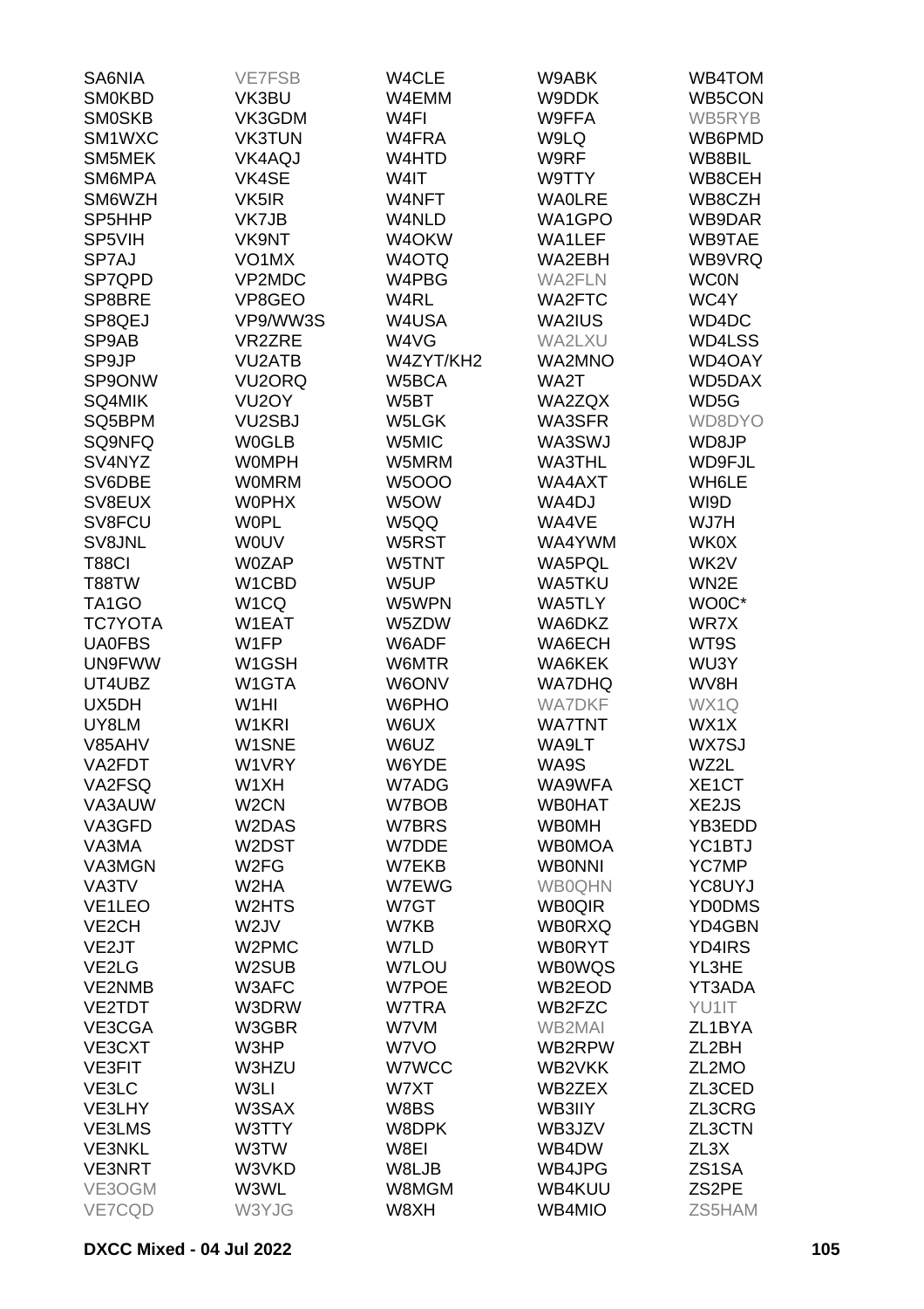| | | | | |
|---|---|---|---|---|
| SA6NIA | VE7FSB | W4CLE | W9ABK | WB4TOM |
| SM0KBD | VK3BU | W4EMM | W9DDK | WB5CON |
| SM0SKB | VK3GDM | W4FI | W9FFA | WB5RYB |
| SM1WXC | VK3TUN | W4FRA | W9LQ | WB6PMD |
| SM5MEK | VK4AQJ | W4HTD | W9RF | WB8BIL |
| SM6MPA | VK4SE | W4IT | W9TTY | WB8CEH |
| SM6WZH | VK5IR | W4NFT | WA0LRE | WB8CZH |
| SP5HHP | VK7JB | W4NLD | WA1GPO | WB9DAR |
| SP5VIH | VK9NT | W4OKW | WA1LEF | WB9TAE |
| SP7AJ | VO1MX | W4OTQ | WA2EBH | WB9VRQ |
| SP7QPD | VP2MDC | W4PBG | WA2FLN | WC0N |
| SP8BRE | VP8GEO | W4RL | WA2FTC | WC4Y |
| SP8QEJ | VP9/WW3S | W4USA | WA2IUS | WD4DC |
| SP9AB | VR2ZRE | W4VG | WA2LXU | WD4LSS |
| SP9JP | VU2ATB | W4ZYT/KH2 | WA2MNO | WD4OAY |
| SP9ONW | VU2ORQ | W5BCA | WA2T | WD5DAX |
| SQ4MIK | VU2OY | W5BT | WA2ZQX | WD5G |
| SQ5BPM | VU2SBJ | W5LGK | WA3SFR | WD8DYO |
| SQ9NFQ | W0GLB | W5MIC | WA3SWJ | WD8JP |
| SV4NYZ | W0MPH | W5MRM | WA3THL | WD9FJL |
| SV6DBE | W0MRM | W5OOO | WA4AXT | WH6LE |
| SV8EUX | W0PHX | W5OW | WA4DJ | WI9D |
| SV8FCU | W0PL | W5QQ | WA4VE | WJ7H |
| SV8JNL | W0UV | W5RST | WA4YWM | WK0X |
| T88CI | W0ZAP | W5TNT | WA5PQL | WK2V |
| T88TW | W1CBD | W5UP | WA5TKU | WN2E |
| TA1GO | W1CQ | W5WPN | WA5TLY | WO0C* |
| TC7YOTA | W1EAT | W5ZDW | WA6DKZ | WR7X |
| UA0FBS | W1FP | W6ADF | WA6ECH | WT9S |
| UN9FWW | W1GSH | W6MTR | WA6KEK | WU3Y |
| UT4UBZ | W1GTA | W6ONV | WA7DHQ | WV8H |
| UX5DH | W1HI | W6PHO | WA7DKF | WX1Q |
| UY8LM | W1KRI | W6UX | WA7TNT | WX1X |
| V85AHV | W1SNE | W6UZ | WA9LT | WX7SJ |
| VA2FDT | W1VRY | W6YDE | WA9S | WZ2L |
| VA2FSQ | W1XH | W7ADG | WA9WFA | XE1CT |
| VA3AUW | W2CN | W7BOB | WB0HAT | XE2JS |
| VA3GFD | W2DAS | W7BRS | WB0MH | YB3EDD |
| VA3MA | W2DST | W7DDE | WB0MOA | YC1BTJ |
| VA3MGN | W2FG | W7EKB | WB0NNI | YC7MP |
| VA3TV | W2HA | W7EWG | WB0QHN | YC8UYJ |
| VE1LEO | W2HTS | W7GT | WB0QIR | YD0DMS |
| VE2CH | W2JV | W7KB | WB0RXQ | YD4GBN |
| VE2JT | W2PMC | W7LD | WB0RYT | YD4IRS |
| VE2LG | W2SUB | W7LOU | WB0WQS | YL3HE |
| VE2NMB | W3AFC | W7POE | WB2EOD | YT3ADA |
| VE2TDT | W3DRW | W7TRA | WB2FZC | YU1IT |
| VE3CGA | W3GBR | W7VM | WB2MAI | ZL1BYA |
| VE3CXT | W3HP | W7VO | WB2RPW | ZL2BH |
| VE3FIT | W3HZU | W7WCC | WB2VKK | ZL2MO |
| VE3LC | W3LI | W7XT | WB2ZEX | ZL3CED |
| VE3LHY | W3SAX | W8BS | WB3IIY | ZL3CRG |
| VE3LMS | W3TTY | W8DPK | WB3JZV | ZL3CTN |
| VE3NKL | W3TW | W8EI | WB4DW | ZL3X |
| VE3NRT | W3VKD | W8LJB | WB4JPG | ZS1SA |
| VE3OGM | W3WL | W8MGM | WB4KUU | ZS2PE |
| VE7CQD | W3YJG | W8XH | WB4MIO | ZS5HAM |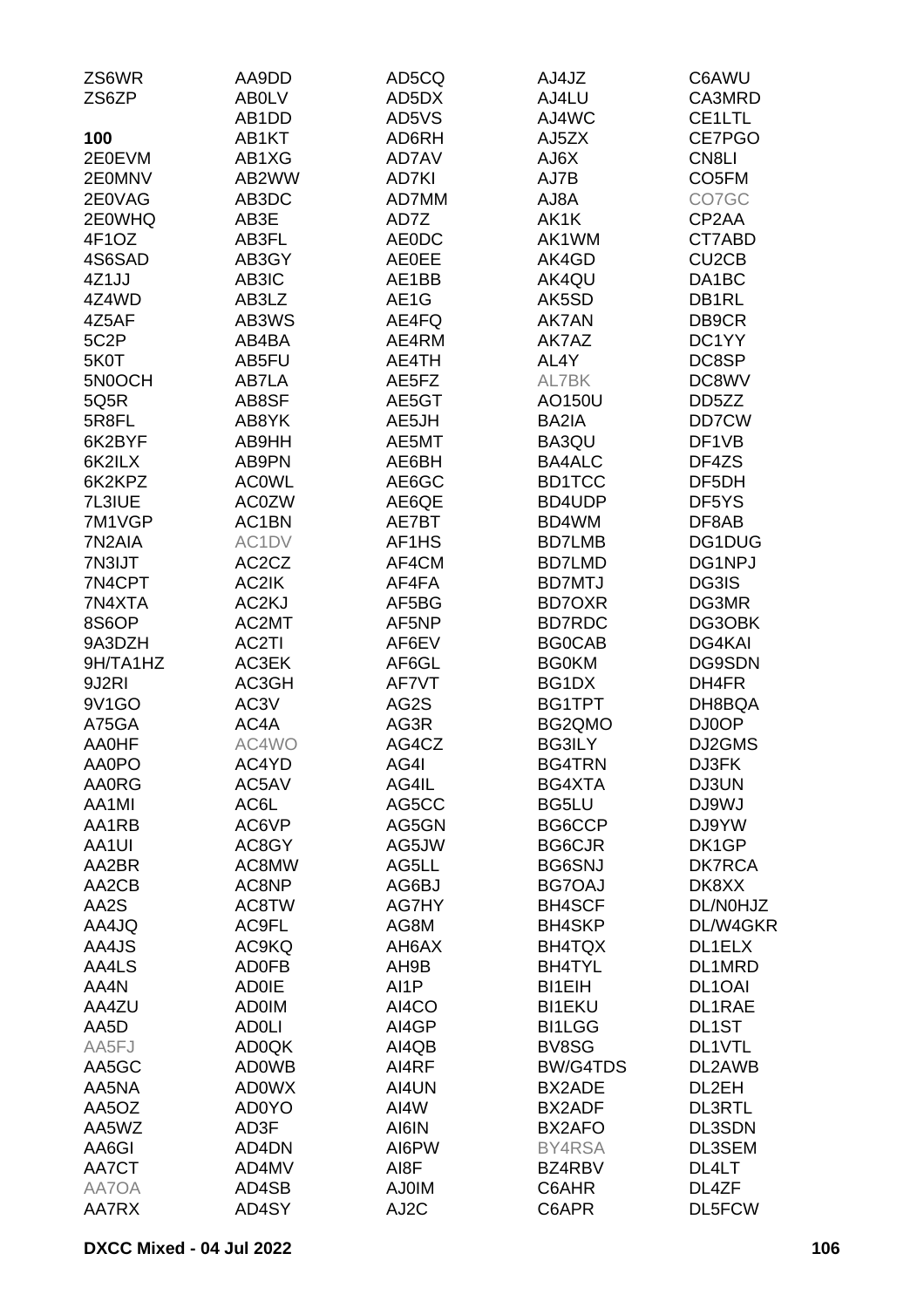ZS6WR
ZS6ZP

**100**
2E0EVM
2E0MNV
2E0VAG
2E0WHQ
4F1OZ
4S6SAD
4Z1JJ
4Z4WD
4Z5AF
5C2P
5K0T
5N0OCH
5Q5R
5R8FL
6K2BYF
6K2ILX
6K2KPZ
7L3IUE
7M1VGP
7N2AIA
7N3IJT
7N4CPT
7N4XTA
8S6OP
9A3DZH
9H/TA1HZ
9J2RI
9V1GO
A75GA
AA0HF
AA0PO
AA0RG
AA1MI
AA1RB
AA1UI
AA2BR
AA2CB
AA2S
AA4JQ
AA4JS
AA4LS
AA4N
AA4ZU
AA5D
AA5FJ
AA5GC
AA5NA
AA5OZ
AA5WZ
AA6GI
AA7CT
AA7OA
AA7RX
AA9DD
AB0LV
AB1DD
AB1KT
AB1XG
AB2WW
AB3DC
AB3E
AB3FL
AB3GY
AB3IC
AB3LZ
AB3WS
AB4BA
AB5FU
AB7LA
AB8SF
AB8YK
AB9HH
AB9PN
AC0WL
AC0ZW
AC1BN
AC1DV
AC2CZ
AC2IK
AC2KJ
AC2MT
AC2TI
AC3EK
AC3GH
AC3V
AC4A
AC4WO
AC4YD
AC5AV
AC6L
AC6VP
AC8GY
AC8MW
AC8NP
AC8TW
AC9FL
AC9KQ
AD0FB
AD0IE
AD0IM
AD0LI
AD0QK
AD0WB
AD0WX
AD0YO
AD3F
AD4DN
AD4MV
AD4SB
AD4SY
AD5CQ
AD5DX
AD5VS
AD6RH
AD7AV
AD7KI
AD7MM
AD7Z
AE0DC
AE0EE
AE1BB
AE1G
AE4FQ
AE4RM
AE4TH
AE5FZ
AE5GT
AE5JH
AE5MT
AE6BH
AE6GC
AE6QE
AE7BT
AF1HS
AF4CM
AF4FA
AF5BG
AF5NP
AF6EV
AF6GL
AF7VT
AG2S
AG3R
AG4CZ
AG4I
AG4IL
AG5CC
AG5GN
AG5JW
AG5LL
AG6BJ
AG7HY
AG8M
AH6AX
AH9B
AI1P
AI4CO
AI4GP
AI4QB
AI4RF
AI4UN
AI4W
AI6IN
AI6PW
AI8F
AJ0IM
AJ2C
AJ4JZ
AJ4LU
AJ4WC
AJ5ZX
AJ6X
AJ7B
AJ8A
AK1K
AK1WM
AK4GD
AK4QU
AK5SD
AK7AN
AK7AZ
AL4Y
AL7BK
AO150U
BA2IA
BA3QU
BA4ALC
BD1TCC
BD4UDP
BD4WM
BD7LMB
BD7LMD
BD7MTJ
BD7OXR
BD7RDC
BG0CAB
BG0KM
BG1DX
BG1TPT
BG2QMO
BG3ILY
BG4TRN
BG4XTA
BG5LU
BG6CCP
BG6CJR
BG6SNJ
BG7OAJ
BH4SCF
BH4SKP
BH4TQX
BH4TYL
BI1EIH
BI1EKU
BI1LGG
BV8SG
BW/G4TDS
BX2ADE
BX2ADF
BX2AFO
BY4RSA
BZ4RBV
C6AHR
C6APR
C6AWU
CA3MRD
CE1LTL
CE7PGO
CN8LI
CO5FM
CO7GC
CP2AA
CT7ABD
CU2CB
DA1BC
DB1RL
DB9CR
DC1YY
DC8SP
DC8WV
DD5ZZ
DD7CW
DF1VB
DF4ZS
DF5DH
DF5YS
DF8AB
DG1DUG
DG1NPJ
DG3IS
DG3MR
DG3OBK
DG4KAI
DG9SDN
DH4FR
DH8BQA
DJ0OP
DJ2GMS
DJ3FK
DJ3UN
DJ9WJ
DJ9YW
DK1GP
DK7RCA
DK8XX
DL/N0HJZ
DL/W4GKR
DL1ELX
DL1MRD
DL1OAI
DL1RAE
DL1ST
DL1VTL
DL2AWB
DL2EH
DL3RTL
DL3SDN
DL3SEM
DL4LT
DL4ZF
DL5FCW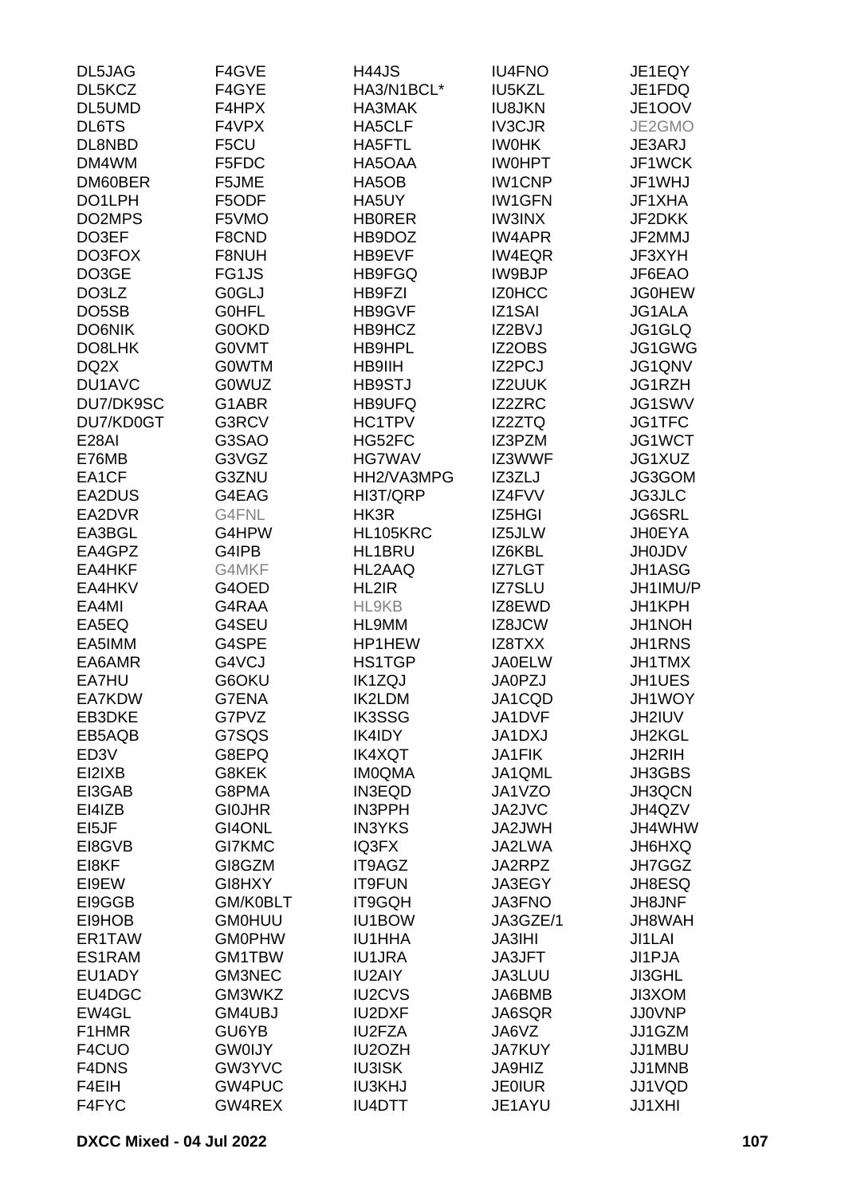| | | | | |
|---|---|---|---|---|
| DL5JAG | F4GVE | H44JS | IU4FNO | JE1EQY |
| DL5KCZ | F4GYE | HA3/N1BCL* | IU5KZL | JE1FDQ |
| DL5UMD | F4HPX | HA3MAK | IU8JKN | JE1OOV |
| DL6TS | F4VPX | HA5CLF | IV3CJR | JE2GMO |
| DL8NBD | F5CU | HA5FTL | IW0HK | JE3ARJ |
| DM4WM | F5FDC | HA5OAA | IW0HPT | JF1WCK |
| DM60BER | F5JME | HA5OB | IW1CNP | JF1WHJ |
| DO1LPH | F5ODF | HA5UY | IW1GFN | JF1XHA |
| DO2MPS | F5VMO | HB0RER | IW3INX | JF2DKK |
| DO3EF | F8CND | HB9DOZ | IW4APR | JF2MMJ |
| DO3FOX | F8NUH | HB9EVF | IW4EQR | JF3XYH |
| DO3GE | FG1JS | HB9FGQ | IW9BJP | JF6EAO |
| DO3LZ | G0GLJ | HB9FZI | IZ0HCC | JG0HEW |
| DO5SB | G0HFL | HB9GVF | IZ1SAI | JG1ALA |
| DO6NIK | G0OKD | HB9HCZ | IZ2BVJ | JG1GLQ |
| DO8LHK | G0VMT | HB9HPL | IZ2OBS | JG1GWG |
| DQ2X | G0WTM | HB9IIH | IZ2PCJ | JG1QNV |
| DU1AVC | G0WUZ | HB9STJ | IZ2UUK | JG1RZH |
| DU7/DK9SC | G1ABR | HB9UFQ | IZ2ZRC | JG1SWV |
| DU7/KD0GT | G3RCV | HC1TPV | IZ2ZTQ | JG1TFC |
| E28AI | G3SAO | HG52FC | IZ3PZM | JG1WCT |
| E76MB | G3VGZ | HG7WAV | IZ3WWF | JG1XUZ |
| EA1CF | G3ZNU | HH2/VA3MPG | IZ3ZLJ | JG3GOM |
| EA2DUS | G4EAG | HI3T/QRP | IZ4FVV | JG3JLC |
| EA2DVR | G4FNL | HK3R | IZ5HGI | JG6SRL |
| EA3BGL | G4HPW | HL105KRC | IZ5JLW | JH0EYA |
| EA4GPZ | G4IPB | HL1BRU | IZ6KBL | JH0JDV |
| EA4HKF | G4MKF | HL2AAQ | IZ7LGT | JH1ASG |
| EA4HKV | G4OED | HL2IR | IZ7SLU | JH1IMU/P |
| EA4MI | G4RAA | HL9KB | IZ8EWD | JH1KPH |
| EA5EQ | G4SEU | HL9MM | IZ8JCW | JH1NOH |
| EA5IMM | G4SPE | HP1HEW | IZ8TXX | JH1RNS |
| EA6AMR | G4VCJ | HS1TGP | JA0ELW | JH1TMX |
| EA7HU | G6OKU | IK1ZQJ | JA0PZJ | JH1UES |
| EA7KDW | G7ENA | IK2LDM | JA1CQD | JH1WOY |
| EB3DKE | G7PVZ | IK3SSG | JA1DVF | JH2IUV |
| EB5AQB | G7SQS | IK4IDY | JA1DXJ | JH2KGL |
| ED3V | G8EPQ | IK4XQT | JA1FIK | JH2RIH |
| EI2IXB | G8KEK | IM0QMA | JA1QML | JH3GBS |
| EI3GAB | G8PMA | IN3EQD | JA1VZO | JH3QCN |
| EI4IZB | GI0JHR | IN3PPH | JA2JVC | JH4QZV |
| EI5JF | GI4ONL | IN3YKS | JA2JWH | JH4WHW |
| EI8GVB | GI7KMC | IQ3FX | JA2LWA | JH6HXQ |
| EI8KF | GI8GZM | IT9AGZ | JA2RPZ | JH7GGZ |
| EI9EW | GI8HXY | IT9FUN | JA3EGY | JH8ESQ |
| EI9GGB | GM/K0BLT | IT9GQH | JA3FNO | JH8JNF |
| EI9HOB | GM0HUU | IU1BOW | JA3GZE/1 | JH8WAH |
| ER1TAW | GM0PHW | IU1HHA | JA3IHI | JI1LAI |
| ES1RAM | GM1TBW | IU1JRA | JA3JFT | JI1PJA |
| EU1ADY | GM3NEC | IU2AIY | JA3LUU | JI3GHL |
| EU4DGC | GM3WKZ | IU2CVS | JA6BMB | JI3XOM |
| EW4GL | GM4UBJ | IU2DXF | JA6SQR | JJ0VNP |
| F1HMR | GU6YB | IU2FZA | JA6VZ | JJ1GZM |
| F4CUO | GW0IJY | IU2OZH | JA7KUY | JJ1MBU |
| F4DNS | GW3YVC | IU3ISK | JA9HIZ | JJ1MNB |
| F4EIH | GW4PUC | IU3KHJ | JE0IUR | JJ1VQD |
| F4FYC | GW4REX | IU4DTT | JE1AYU | JJ1XHI |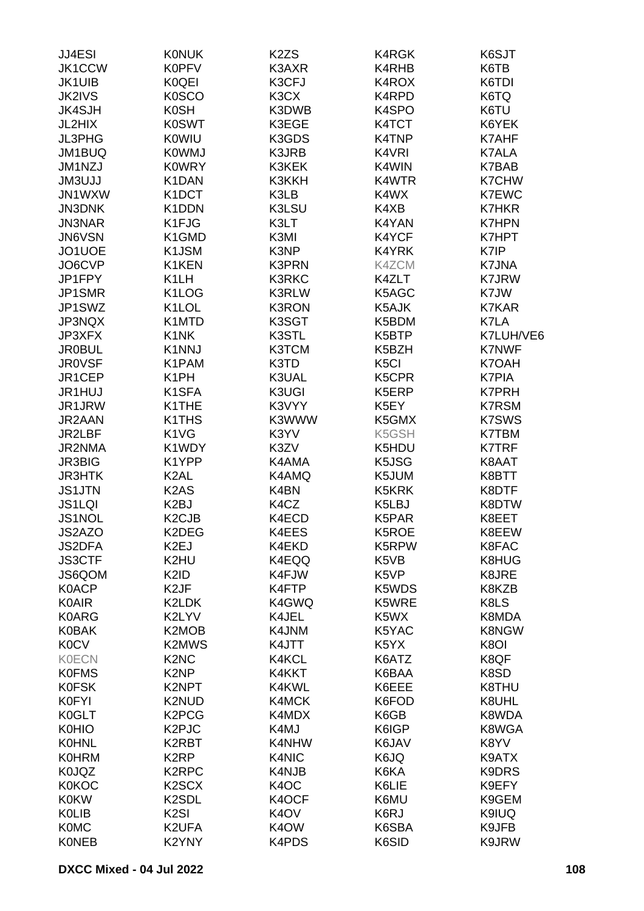| | | | | |
|---|---|---|---|---|
| JJ4ESI | K0NUK | K2ZS | K4RGK | K6SJT |
| JK1CCW | K0PFV | K3AXR | K4RHB | K6TB |
| JK1UIB | K0QEI | K3CFJ | K4ROX | K6TDI |
| JK2IVS | K0SCO | K3CX | K4RPD | K6TQ |
| JK4SJH | K0SH | K3DWB | K4SPO | K6TU |
| JL2HIX | K0SWT | K3EGE | K4TCT | K6YEK |
| JL3PHG | K0WIU | K3GDS | K4TNP | K7AHF |
| JM1BUQ | K0WMJ | K3JRB | K4VRI | K7ALA |
| JM1NZJ | K0WRY | K3KEK | K4WIN | K7BAB |
| JM3UJJ | K1DAN | K3KKH | K4WTR | K7CHW |
| JN1WXW | K1DCT | K3LB | K4WX | K7EWC |
| JN3DNK | K1DDN | K3LSU | K4XB | K7HKR |
| JN3NAR | K1FJG | K3LT | K4YAN | K7HPN |
| JN6VSN | K1GMD | K3MI | K4YCF | K7HPT |
| JO1UOE | K1JSM | K3NP | K4YRK | K7IP |
| JO6CVP | K1KEN | K3PRN | K4ZCM | K7JNA |
| JP1FPY | K1LH | K3RKC | K4ZLT | K7JRW |
| JP1SMR | K1LOG | K3RLW | K5AGC | K7JW |
| JP1SWZ | K1LOL | K3RON | K5AJK | K7KAR |
| JP3NQX | K1MTD | K3SGT | K5BDM | K7LA |
| JP3XFX | K1NK | K3STL | K5BTP | K7LUH/VE6 |
| JR0BUL | K1NNJ | K3TCM | K5BZH | K7NWF |
| JR0VSF | K1PAM | K3TD | K5CI | K7OAH |
| JR1CEP | K1PH | K3UAL | K5CPR | K7PIA |
| JR1HUJ | K1SFA | K3UGI | K5ERP | K7PRH |
| JR1JRW | K1THE | K3VYY | K5EY | K7RSM |
| JR2AAN | K1THS | K3WWW | K5GMX | K7SWS |
| JR2LBF | K1VG | K3YV | K5GSH | K7TBM |
| JR2NMA | K1WDY | K3ZV | K5HDU | K7TRF |
| JR3BIG | K1YPP | K4AMA | K5JSG | K8AAT |
| JR3HTK | K2AL | K4AMQ | K5JUM | K8BTT |
| JS1JTN | K2AS | K4BN | K5KRK | K8DTF |
| JS1LQI | K2BJ | K4CZ | K5LBJ | K8DTW |
| JS1NOL | K2CJB | K4ECD | K5PAR | K8EET |
| JS2AZO | K2DEG | K4EES | K5ROE | K8EEW |
| JS2DFA | K2EJ | K4EKD | K5RPW | K8FAC |
| JS3CTF | K2HU | K4EQQ | K5VB | K8HUG |
| JS6QOM | K2ID | K4FJW | K5VP | K8JRE |
| K0ACP | K2JF | K4FTP | K5WDS | K8KZB |
| K0AIR | K2LDK | K4GWQ | K5WRE | K8LS |
| K0ARG | K2LYV | K4JEL | K5WX | K8MDA |
| K0BAK | K2MOB | K4JNM | K5YAC | K8NGW |
| K0CV | K2MWS | K4JTT | K5YX | K8OI |
| K0ECN | K2NC | K4KCL | K6ATZ | K8QF |
| K0FMS | K2NP | K4KKT | K6BAA | K8SD |
| K0FSK | K2NPT | K4KWL | K6EEE | K8THU |
| K0FYI | K2NUD | K4MCK | K6FOD | K8UHL |
| K0GLT | K2PCG | K4MDX | K6GB | K8WDA |
| K0HIO | K2PJC | K4MJ | K6IGP | K8WGA |
| K0HNL | K2RBT | K4NHW | K6JAV | K8YV |
| K0HRM | K2RP | K4NIC | K6JQ | K9ATX |
| K0JQZ | K2RPC | K4NJB | K6KA | K9DRS |
| K0KOC | K2SCX | K4OC | K6LIE | K9EFY |
| K0KW | K2SDL | K4OCF | K6MU | K9GEM |
| K0LIB | K2SI | K4OV | K6RJ | K9IUQ |
| K0MC | K2UFA | K4OW | K6SBA | K9JFB |
| K0NEB | K2YNY | K4PDS | K6SID | K9JRW |

DXCC Mixed - 04 Jul 2022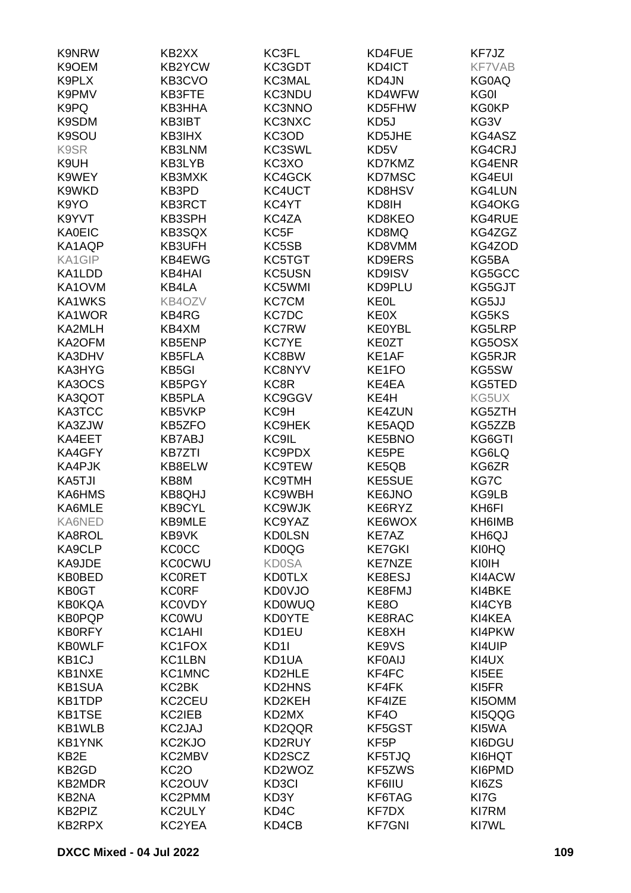| | | | | |
|---|---|---|---|---|
| K9NRW | KB2XX | KC3FL | KD4FUE | KF7JZ |
| K9OEM | KB2YCW | KC3GDT | KD4ICT | KF7VAB |
| K9PLX | KB3CVO | KC3MAL | KD4JN | KG0AQ |
| K9PMV | KB3FTE | KC3NDU | KD4WFW | KG0I |
| K9PQ | KB3HHA | KC3NNO | KD5FHW | KG0KP |
| K9SDM | KB3IBT | KC3NXC | KD5J | KG3V |
| K9SOU | KB3IHX | KC3OD | KD5JHE | KG4ASZ |
| K9SR | KB3LNM | KC3SWL | KD5V | KG4CRJ |
| K9UH | KB3LYB | KC3XO | KD7KMZ | KG4ENR |
| K9WEY | KB3MXK | KC4GCK | KD7MSC | KG4EUI |
| K9WKD | KB3PD | KC4UCT | KD8HSV | KG4LUN |
| K9YO | KB3RCT | KC4YT | KD8IH | KG4OKG |
| K9YVT | KB3SPH | KC4ZA | KD8KEO | KG4RUE |
| KA0EIC | KB3SQX | KC5F | KD8MQ | KG4ZGZ |
| KA1AQP | KB3UFH | KC5SB | KD8VMM | KG4ZOD |
| KA1GIP | KB4EWG | KC5TGT | KD9ERS | KG5BA |
| KA1LDD | KB4HAI | KC5USN | KD9ISV | KG5GCC |
| KA1OVM | KB4LA | KC5WMI | KD9PLU | KG5GJT |
| KA1WKS | KB4OZV | KC7CM | KE0L | KG5JJ |
| KA1WOR | KB4RG | KC7DC | KE0X | KG5KS |
| KA2MLH | KB4XM | KC7RW | KE0YBL | KG5LRP |
| KA2OFM | KB5ENP | KC7YE | KE0ZT | KG5OSX |
| KA3DHV | KB5FLA | KC8BW | KE1AF | KG5RJR |
| KA3HYG | KB5GI | KC8NYV | KE1FO | KG5SW |
| KA3OCS | KB5PGY | KC8R | KE4EA | KG5TED |
| KA3QOT | KB5PLA | KC9GGV | KE4H | KG5UX |
| KA3TCC | KB5VKP | KC9H | KE4ZUN | KG5ZTH |
| KA3ZJW | KB5ZFO | KC9HEK | KE5AQD | KG5ZZB |
| KA4EET | KB7ABJ | KC9IL | KE5BNO | KG6GTI |
| KA4GFY | KB7ZTI | KC9PDX | KE5PE | KG6LQ |
| KA4PJK | KB8ELW | KC9TEW | KE5QB | KG6ZR |
| KA5TJI | KB8M | KC9TMH | KE5SUE | KG7C |
| KA6HMS | KB8QHJ | KC9WBH | KE6JNO | KG9LB |
| KA6MLE | KB9CYL | KC9WJK | KE6RYZ | KH6FI |
| KA6NED | KB9MLE | KC9YAZ | KE6WOX | KH6IMB |
| KA8ROL | KB9VK | KD0LSN | KE7AZ | KH6QJ |
| KA9CLP | KC0CC | KD0QG | KE7GKI | KI0HQ |
| KA9JDE | KC0CWU | KD0SA | KE7NZE | KI0IH |
| KB0BED | KC0RET | KD0TLX | KE8ESJ | KI4ACW |
| KB0GT | KC0RF | KD0VJO | KE8FMJ | KI4BKE |
| KB0KQA | KC0VDY | KD0WUQ | KE8O | KI4CYB |
| KB0PQP | KC0WU | KD0YTE | KE8RAC | KI4KEA |
| KB0RFY | KC1AHI | KD1EU | KE8XH | KI4PKW |
| KB0WLF | KC1FOX | KD1I | KE9VS | KI4UIP |
| KB1CJ | KC1LBN | KD1UA | KF0AIJ | KI4UX |
| KB1NXE | KC1MNC | KD2HLE | KF4FC | KI5EE |
| KB1SUA | KC2BK | KD2HNS | KF4FK | KI5FR |
| KB1TDP | KC2CEU | KD2KEH | KF4IZE | KI5OMM |
| KB1TSE | KC2IEB | KD2MX | KF4O | KI5QQG |
| KB1WLB | KC2JAJ | KD2QQR | KF5GST | KI5WA |
| KB1YNK | KC2KJO | KD2RUY | KF5P | KI6DGU |
| KB2E | KC2MBV | KD2SCZ | KF5TJQ | KI6HQT |
| KB2GD | KC2O | KD2WOZ | KF5ZWS | KI6PMD |
| KB2MDR | KC2OUV | KD3CI | KF6IIU | KI6ZS |
| KB2NA | KC2PMM | KD3Y | KF6TAG | KI7G |
| KB2PIZ | KC2ULY | KD4C | KF7DX | KI7RM |
| KB2RPX | KC2YEA | KD4CB | KF7GNI | KI7WL |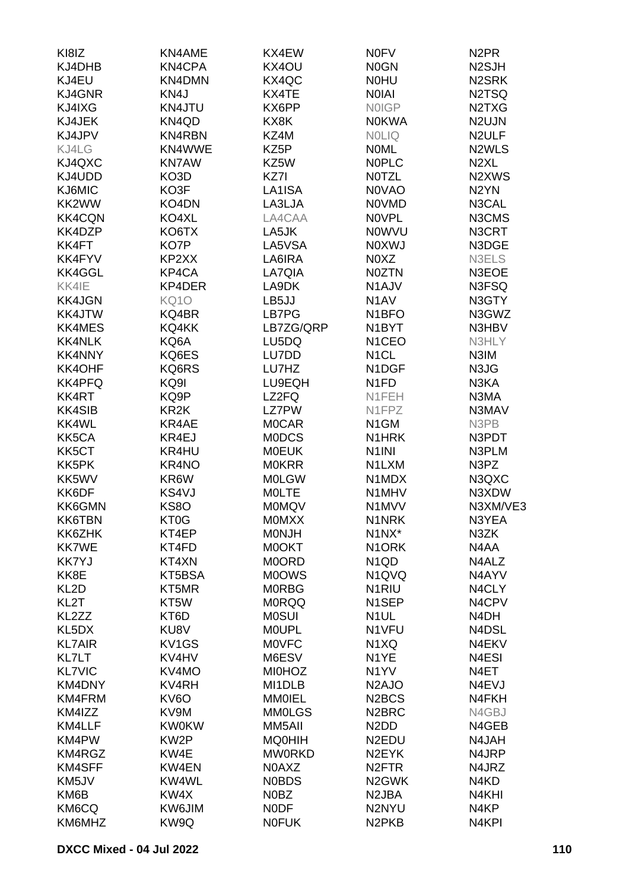| | | | | |
|---|---|---|---|---|
| KI8IZ | KN4AME | KX4EW | N0FV | N2PR |
| KJ4DHB | KN4CPA | KX4OU | N0GN | N2SJH |
| KJ4EU | KN4DMN | KX4QC | N0HU | N2SRK |
| KJ4GNR | KN4J | KX4TE | N0IAI | N2TSQ |
| KJ4IXG | KN4JTU | KX6PP | N0IGP | N2TXG |
| KJ4JEK | KN4QD | KX8K | N0KWA | N2UJN |
| KJ4JPV | KN4RBN | KZ4M | N0LIQ | N2ULF |
| KJ4LG | KN4WWE | KZ5P | N0ML | N2WLS |
| KJ4QXC | KN7AW | KZ5W | N0PLC | N2XL |
| KJ4UDD | KO3D | KZ7I | N0TZL | N2XWS |
| KJ6MIC | KO3F | LA1ISA | N0VAO | N2YN |
| KK2WW | KO4DN | LA3LJA | N0VMD | N3CAL |
| KK4CQN | KO4XL | LA4CAA | N0VPL | N3CMS |
| KK4DZP | KO6TX | LA5JK | N0WVU | N3CRT |
| KK4FT | KO7P | LA5VSA | N0XWJ | N3DGE |
| KK4FYV | KP2XX | LA6IRA | N0XZ | N3ELS |
| KK4GGL | KP4CA | LA7QIA | N0ZTN | N3EOE |
| KK4IE | KP4DER | LA9DK | N1AJV | N3FSQ |
| KK4JGN | KQ1O | LB5JJ | N1AV | N3GTY |
| KK4JTW | KQ4BR | LB7PG | N1BFO | N3GWZ |
| KK4MES | KQ4KK | LB7ZG/QRP | N1BYT | N3HBV |
| KK4NLK | KQ6A | LU5DQ | N1CEO | N3HLY |
| KK4NNY | KQ6ES | LU7DD | N1CL | N3IM |
| KK4OHF | KQ6RS | LU7HZ | N1DGF | N3JG |
| KK4PFQ | KQ9I | LU9EQH | N1FD | N3KA |
| KK4RT | KQ9P | LZ2FQ | N1FEH | N3MA |
| KK4SIB | KR2K | LZ7PW | N1FPZ | N3MAV |
| KK4WL | KR4AE | M0CAR | N1GM | N3PB |
| KK5CA | KR4EJ | M0DCS | N1HRK | N3PDT |
| KK5CT | KR4HU | M0EUK | N1INI | N3PLM |
| KK5PK | KR4NO | M0KRR | N1LXM | N3PZ |
| KK5WV | KR6W | M0LGW | N1MDX | N3QXC |
| KK6DF | KS4VJ | M0LTE | N1MHV | N3XDW |
| KK6GMN | KS8O | M0MQV | N1MVV | N3XM/VE3 |
| KK6TBN | KT0G | M0MXX | N1NRK | N3YEA |
| KK6ZHK | KT4EP | M0NJH | N1NX* | N3ZK |
| KK7WE | KT4FD | M0OKT | N1ORK | N4AA |
| KK7YJ | KT4XN | M0ORD | N1QD | N4ALZ |
| KK8E | KT5BSA | M0OWS | N1QVQ | N4AYV |
| KL2D | KT5MR | M0RBG | N1RIU | N4CLY |
| KL2T | KT5W | M0RQQ | N1SEP | N4CPV |
| KL2ZZ | KT6D | M0SUI | N1UL | N4DH |
| KL5DX | KU8V | M0UPL | N1VFU | N4DSL |
| KL7AIR | KV1GS | M0VFC | N1XQ | N4EKV |
| KL7LT | KV4HV | M6ESV | N1YE | N4ESI |
| KL7VIC | KV4MO | MI0HOZ | N1YV | N4ET |
| KM4DNY | KV4RH | MI1DLB | N2AJO | N4EVJ |
| KM4FRM | KV6O | MM0IEL | N2BCS | N4FKH |
| KM4IZZ | KV9M | MM0LGS | N2BRC | N4GBJ |
| KM4LLF | KW0KW | MM5AII | N2DD | N4GEB |
| KM4PW | KW2P | MQ0HIH | N2EDU | N4JAH |
| KM4RGZ | KW4E | MW0RKD | N2EYK | N4JRP |
| KM4SFF | KW4EN | N0AXZ | N2FTR | N4JRZ |
| KM5JV | KW4WL | N0BDS | N2GWK | N4KD |
| KM6B | KW4X | N0BZ | N2JBA | N4KHI |
| KM6CQ | KW6JIM | N0DF | N2NYU | N4KP |
| KM6MHZ | KW9Q | N0FUK | N2PKB | N4KPI |

DXCC Mixed - 04 Jul 2022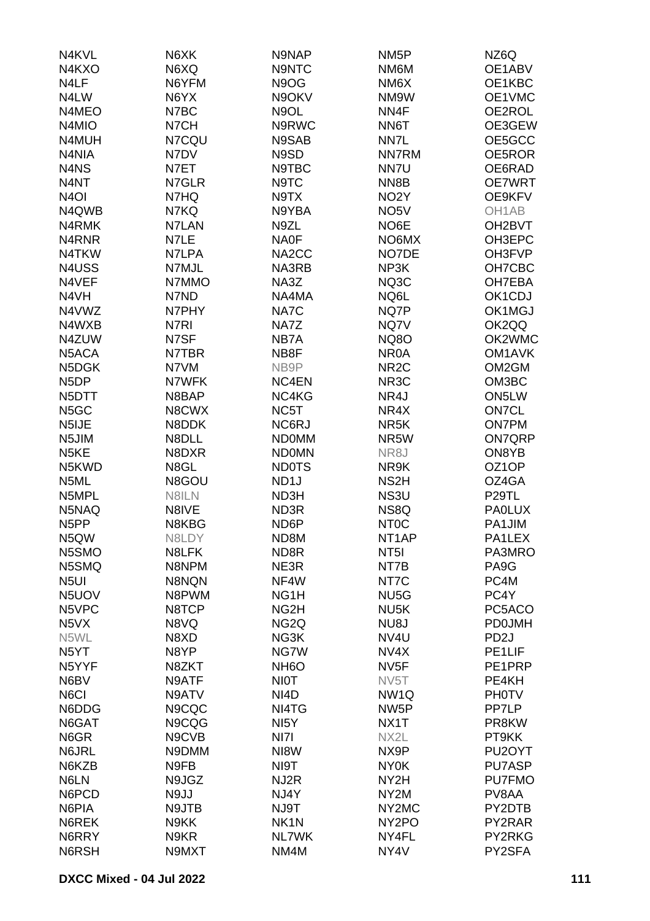| | | | | |
|---|---|---|---|---|
| N4KVL | N6XK | N9NAP | NM5P | NZ6Q |
| N4KXO | N6XQ | N9NTC | NM6M | OE1ABV |
| N4LF | N6YFM | N9OG | NM6X | OE1KBC |
| N4LW | N6YX | N9OKV | NM9W | OE1VMC |
| N4MEO | N7BC | N9OL | NN4F | OE2ROL |
| N4MIO | N7CH | N9RWC | NN6T | OE3GEW |
| N4MUH | N7CQU | N9SAB | NN7L | OE5GCC |
| N4NIA | N7DV | N9SD | NN7RM | OE5ROR |
| N4NS | N7ET | N9TBC | NN7U | OE6RAD |
| N4NT | N7GLR | N9TC | NN8B | OE7WRT |
| N4OI | N7HQ | N9TX | NO2Y | OE9KFV |
| N4QWB | N7KQ | N9YBA | NO5V | OH1AB |
| N4RMK | N7LAN | N9ZL | NO6E | OH2BVT |
| N4RNR | N7LE | NA0F | NO6MX | OH3EPC |
| N4TKW | N7LPA | NA2CC | NO7DE | OH3FVP |
| N4USS | N7MJL | NA3RB | NP3K | OH7CBC |
| N4VEF | N7MMO | NA3Z | NQ3C | OH7EBA |
| N4VH | N7ND | NA4MA | NQ6L | OK1CDJ |
| N4VWZ | N7PHY | NA7C | NQ7P | OK1MGJ |
| N4WXB | N7RI | NA7Z | NQ7V | OK2QQ |
| N4ZUW | N7SF | NB7A | NQ8O | OK2WMC |
| N5ACA | N7TBR | NB8F | NR0A | OM1AVK |
| N5DGK | N7VM | NB9P | NR2C | OM2GM |
| N5DP | N7WFK | NC4EN | NR3C | OM3BC |
| N5DTT | N8BAP | NC4KG | NR4J | ON5LW |
| N5GC | N8CWX | NC5T | NR4X | ON7CL |
| N5IJE | N8DDK | NC6RJ | NR5K | ON7PM |
| N5JIM | N8DLL | ND0MM | NR5W | ON7QRP |
| N5KE | N8DXR | ND0MN | NR8J | ON8YB |
| N5KWD | N8GL | ND0TS | NR9K | OZ1OP |
| N5ML | N8GOU | ND1J | NS2H | OZ4GA |
| N5MPL | N8ILN | ND3H | NS3U | P29TL |
| N5NAQ | N8IVE | ND3R | NS8Q | PA0LUX |
| N5PP | N8KBG | ND6P | NT0C | PA1JIM |
| N5QW | N8LDY | ND8M | NT1AP | PA1LEX |
| N5SMO | N8LFK | ND8R | NT5I | PA3MRO |
| N5SMQ | N8NPM | NE3R | NT7B | PA9G |
| N5UI | N8NQN | NF4W | NT7C | PC4M |
| N5UOV | N8PWM | NG1H | NU5G | PC4Y |
| N5VPC | N8TCP | NG2H | NU5K | PC5ACO |
| N5VX | N8VQ | NG2Q | NU8J | PD0JMH |
| N5WL | N8XD | NG3K | NV4U | PD2J |
| N5YT | N8YP | NG7W | NV4X | PE1LIF |
| N5YYF | N8ZKT | NH6O | NV5F | PE1PRP |
| N6BV | N9ATF | NI0T | NV5T | PE4KH |
| N6CI | N9ATV | NI4D | NW1Q | PH0TV |
| N6DDG | N9CQC | NI4TG | NW5P | PP7LP |
| N6GAT | N9CQG | NI5Y | NX1T | PR8KW |
| N6GR | N9CVB | NI7I | NX2L | PT9KK |
| N6JRL | N9DMM | NI8W | NX9P | PU2OYT |
| N6KZB | N9FB | NI9T | NY0K | PU7ASP |
| N6LN | N9JGZ | NJ2R | NY2H | PU7FMO |
| N6PCD | N9JJ | NJ4Y | NY2M | PV8AA |
| N6PIA | N9JTB | NJ9T | NY2MC | PY2DTB |
| N6REK | N9KK | NK1N | NY2PO | PY2RAR |
| N6RRY | N9KR | NL7WK | NY4FL | PY2RKG |
| N6RSH | N9MXT | NM4M | NY4V | PY2SFA |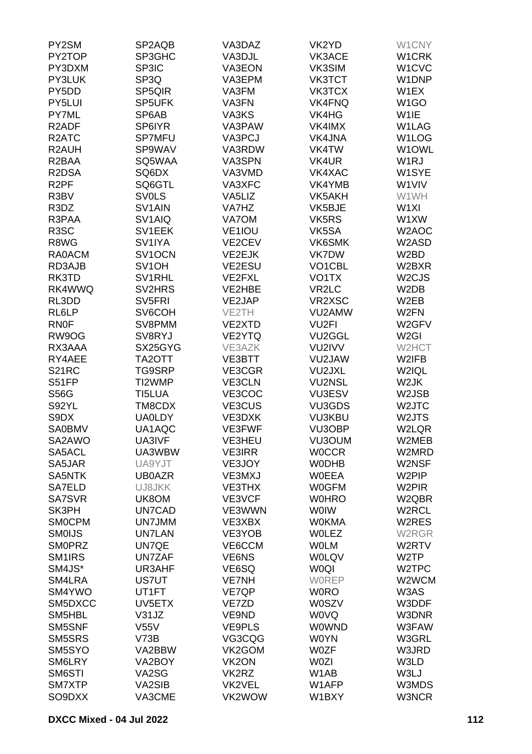| | | | | |
|---|---|---|---|---|
| PY2SM | SP2AQB | VA3DAZ | VK2YD | W1CNY |
| PY2TOP | SP3GHC | VA3DJL | VK3ACE | W1CRK |
| PY3DXM | SP3IC | VA3EON | VK3SIM | W1CVC |
| PY3LUK | SP3Q | VA3EPM | VK3TCT | W1DNP |
| PY5DD | SP5QIR | VA3FM | VK3TCX | W1EX |
| PY5LUI | SP5UFK | VA3FN | VK4FNQ | W1GO |
| PY7ML | SP6AB | VA3KS | VK4HG | W1IE |
| R2ADF | SP6IYR | VA3PAW | VK4IMX | W1LAG |
| R2ATC | SP7MFU | VA3PCJ | VK4JNA | W1LOG |
| R2AUH | SP9WAV | VA3RDW | VK4TW | W1OWL |
| R2BAA | SQ5WAA | VA3SPN | VK4UR | W1RJ |
| R2DSA | SQ6DX | VA3VMD | VK4XAC | W1SYE |
| R2PF | SQ6GTL | VA3XFC | VK4YMB | W1VIV |
| R3BV | SV0LS | VA5LIZ | VK5AKH | W1WH |
| R3DZ | SV1AIN | VA7HZ | VK5BJE | W1XI |
| R3PAA | SV1AIQ | VA7OM | VK5RS | W1XW |
| R3SC | SV1EEK | VE1IOU | VK5SA | W2AOC |
| R8WG | SV1IYA | VE2CEV | VK6SMK | W2ASD |
| RA0ACM | SV1OCN | VE2EJK | VK7DW | W2BD |
| RD3AJB | SV1OH | VE2ESU | VO1CBL | W2BXR |
| RK3TD | SV1RHL | VE2FXL | VO1TX | W2CJS |
| RK4WWQ | SV2HRS | VE2HBE | VR2LC | W2DB |
| RL3DD | SV5FRI | VE2JAP | VR2XSC | W2EB |
| RL6LP | SV6COH | VE2TH | VU2AMW | W2FN |
| RN0F | SV8PMM | VE2XTD | VU2FI | W2GFV |
| RW9OG | SV8RYJ | VE2YTQ | VU2GGL | W2GI |
| RX3AAA | SX25GYG | VE3AZK | VU2IVV | W2HCT |
| RY4AEE | TA2OTT | VE3BTT | VU2JAW | W2IFB |
| S21RC | TG9SRP | VE3CGR | VU2JXL | W2IQL |
| S51FP | TI2WMP | VE3CLN | VU2NSL | W2JK |
| S56G | TI5LUA | VE3COC | VU3ESV | W2JSB |
| S92YL | TM8CDX | VE3CUS | VU3GDS | W2JTC |
| S9DX | UA0LDY | VE3DXK | VU3KBU | W2JTS |
| SA0BMV | UA1AQC | VE3FWF | VU3OBP | W2LQR |
| SA2AWO | UA3IVF | VE3HEU | VU3OUM | W2MEB |
| SA5ACL | UA3WBW | VE3IRR | W0CCR | W2MRD |
| SA5JAR | UA9YJT | VE3JOY | W0DHB | W2NSF |
| SA5NTK | UB0AZR | VE3MXJ | W0EEA | W2PIP |
| SA7ELD | UJ8JKK | VE3THX | W0GFM | W2PIR |
| SA7SVR | UK8OM | VE3VCF | W0HRO | W2QBR |
| SK3PH | UN7CAD | VE3WWN | W0IW | W2RCL |
| SM0CPM | UN7JMM | VE3XBX | W0KMA | W2RES |
| SM0IJS | UN7LAN | VE3YOB | W0LEZ | W2RGR |
| SM0PRZ | UN7QE | VE6CCM | W0LM | W2RTV |
| SM1IRS | UN7ZAF | VE6NS | W0LQV | W2TP |
| SM4JS* | UR3AHF | VE6SQ | W0QI | W2TPC |
| SM4LRA | US7UT | VE7NH | W0REP | W2WCM |
| SM4YWO | UT1FT | VE7QP | W0RO | W3AS |
| SM5DXCC | UV5ETX | VE7ZD | W0SZV | W3DDF |
| SM5HBL | V31JZ | VE9ND | W0VQ | W3DNR |
| SM5SNF | V55V | VE9PLS | W0WND | W3FAW |
| SM5SRS | V73B | VG3CQG | W0YN | W3GRL |
| SM5SYO | VA2BBW | VK2GOM | W0ZF | W3JRD |
| SM6LRY | VA2BOY | VK2ON | W0ZI | W3LD |
| SM6STI | VA2SG | VK2RZ | W1AB | W3LJ |
| SM7XTP | VA2SIB | VK2VEL | W1AFP | W3MDS |
| SO9DXX | VA3CME | VK2WOW | W1BXY | W3NCR |

**DXCC Mixed - 04 Jul 2022**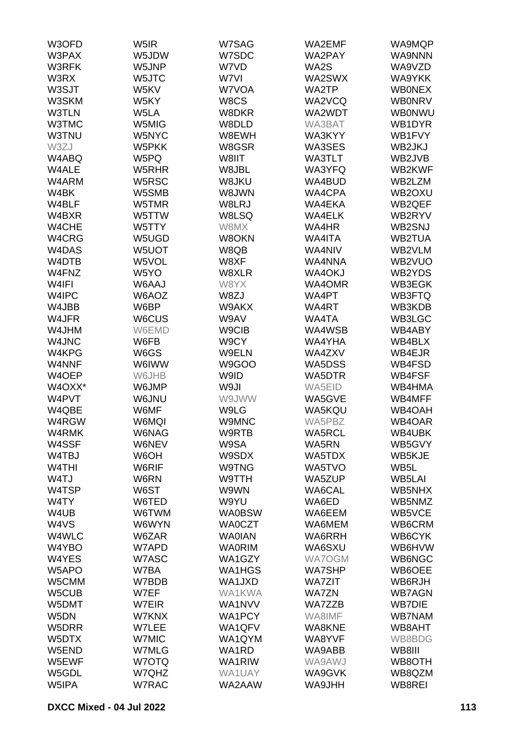W3OFD W5IR W7SAG WA2EMF WA9MQP
W3PAX W5JDW W7SDC WA2PAY WA9NNN
W3RFK W5JNP W7VD WA2S WA9VZD
W3RX W5JTC W7VI WA2SWX WA9YKK
W3SJT W5KV W7VOA WA2TP WB0NEX
W3SKM W5KY W8CS WA2VCQ WB0NRV
W3TLN W5LA W8DKR WA2WDT WB0NWU
W3TMC W5MIG W8DLD WA3BAT WB1DYR
W3TNU W5NYC W8EWH WA3KYY WB1FVY
W3ZJ W5PKK W8GSR WA3SES WB2JKJ
W4ABQ W5PQ W8IIT WA3TLT WB2JVB
W4ALE W5RHR W8JBL WA3YFQ WB2KWF
W4ARM W5RSC W8JKU WA4BUD WB2LZM
W4BK W5SMB W8JWN WA4CPA WB2OXU
W4BLF W5TMR W8LRJ WA4EKA WB2QEF
W4BXR W5TTW W8LSQ WA4ELK WB2RYV
W4CHE W5TTY W8MX WA4HR WB2SNJ
W4CRG W5UGD W8OKN WA4ITA WB2TUA
W4DAS W5UOT W8QB WA4NIV WB2VLM
W4DTB W5VOL W8XF WA4NNA WB2VUO
W4FNZ W5YO W8XLR WA4OKJ WB2YDS
W4IFI W6AAJ W8YX WA4OMR WB3EGK
W4IPC W6AOZ W8ZJ WA4PT WB3FTQ
W4JBB W6BP W9AKX WA4RT WB3KDB
W4JFR W6CUS W9AV WA4TA WB3LGC
W4JHM W6EMD W9CIB WA4WSB WB4ABY
W4JNC W6FB W9CY WA4YHA WB4BLX
W4KPG W6GS W9ELN WA4ZXV WB4EJR
W4NNF W6IWW W9GOO WA5DSS WB4FSD
W4OEP W6JHB W9ID WA5DTR WB4FSF
W4OXX* W6JMP W9JI WA5EID WB4HMA
W4PVT W6JNU W9JWW WA5GVE WB4MFF
W4QBE W6MF W9LG WA5KQU WB4OAH
W4RGW W6MQI W9MNC WA5PBZ WB4OAR
W4RMK W6NAG W9RTB WA5RCL WB4UBK
W4SSF W6NEV W9SA WA5RN WB5GVY
W4TBJ W6OH W9SDX WA5TDX WB5KJE
W4THI W6RIF W9TNG WA5TVO WB5L
W4TJ W6RN W9TTH WA5ZUP WB5LAI
W4TSP W6ST W9WN WA6CAL WB5NHX
W4TY W6TED W9YU WA6ED WB5NMZ
W4UB W6TWM WA0BSW WA6EEM WB5VCE
W4VS W6WYN WA0CZT WA6MEM WB6CRM
W4WLC W6ZAR WA0IAN WA6RRH WB6CYK
W4YBO W7APD WA0RIM WA6SXU WB6HVW
W4YES W7ASC WA1GZY WA7OGM WB6NGC
W5APO W7BA WA1HGS WA7SHP WB6OEE
W5CMM W7BDB WA1JXD WA7ZIT WB6RJH
W5CUB W7EF WA1KWA WA7ZN WB7AGN
W5DMT W7EIR WA1NVV WA7ZZB WB7DIE
W5DN W7KNX WA1PCY WA8IMF WB7NAM
W5DRR W7LEE WA1QFV WA8KNE WB8AHT
W5DTX W7MIC WA1QYM WA8YVF WB8BDG
W5END W7MLG WA1RD WA9ABB WB8III
W5EWF W7OTQ WA1RIW WA9AWJ WB8OTH
W5GDL W7QHZ WA1UAY WA9GVK WB8QZM
W5IPA W7RAC WA2AAW WA9JHH WB8REI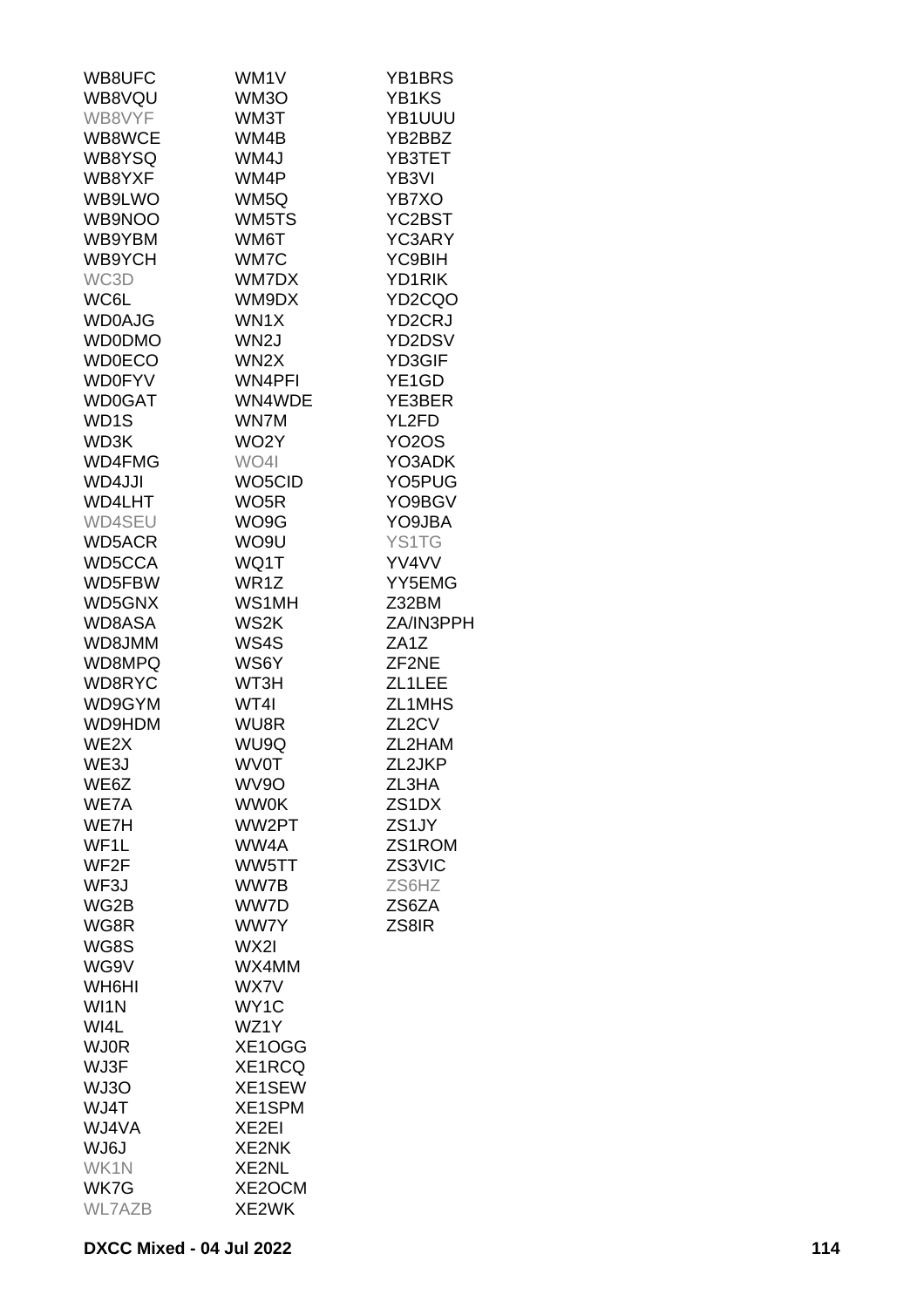WB8UFC
WB8VQU
WB8VYF
WB8WCE
WB8YSQ
WB8YXF
WB9LWO
WB9NOO
WB9YBM
WB9YCH
WC3D
WC6L
WD0AJG
WD0DMO
WD0ECO
WD0FYV
WD0GAT
WD1S
WD3K
WD4FMG
WD4JJI
WD4LHT
WD4SEU
WD5ACR
WD5CCA
WD5FBW
WD5GNX
WD8ASA
WD8JMM
WD8MPQ
WD8RYC
WD9GYM
WD9HDM
WE2X
WE3J
WE6Z
WE7A
WE7H
WF1L
WF2F
WF3J
WG2B
WG8R
WG8S
WG9V
WH6HI
WI1N
WI4L
WJ0R
WJ3F
WJ3O
WJ4T
WJ4VA
WJ6J
WK1N
WK7G
WL7AZB
WM1V
WM3O
WM3T
WM4B
WM4J
WM4P
WM5Q
WM5TS
WM6T
WM7C
WM7DX
WM9DX
WN1X
WN2J
WN2X
WN4PFI
WN4WDE
WN7M
WO2Y
WO4I
WO5CID
WO5R
WO9G
WO9U
WQ1T
WR1Z
WS1MH
WS2K
WS4S
WS6Y
WT3H
WT4I
WU8R
WU9Q
WV0T
WV9O
WW0K
WW2PT
WW4A
WW5TT
WW7B
WW7D
WW7Y
WX2I
WX4MM
WX7V
WY1C
WZ1Y
XE1OGG
XE1RCQ
XE1SEW
XE1SPM
XE2EI
XE2NK
XE2NL
XE2OCM
XE2WK
YB1BRS
YB1KS
YB1UUU
YB2BBZ
YB3TET
YB3VI
YB7XO
YC2BST
YC3ARY
YC9BIH
YD1RIK
YD2CQO
YD2CRJ
YD2DSV
YD3GIF
YE1GD
YE3BER
YL2FD
YO2OS
YO3ADK
YO5PUG
YO9BGV
YO9JBA
YS1TG
YV4VV
YY5EMG
Z32BM
ZA/IN3PPH
ZA1Z
ZF2NE
ZL1LEE
ZL1MHS
ZL2CV
ZL2HAM
ZL2JKP
ZL3HA
ZS1DX
ZS1JY
ZS1ROM
ZS3VIC
ZS6HZ
ZS6ZA
ZS8IR